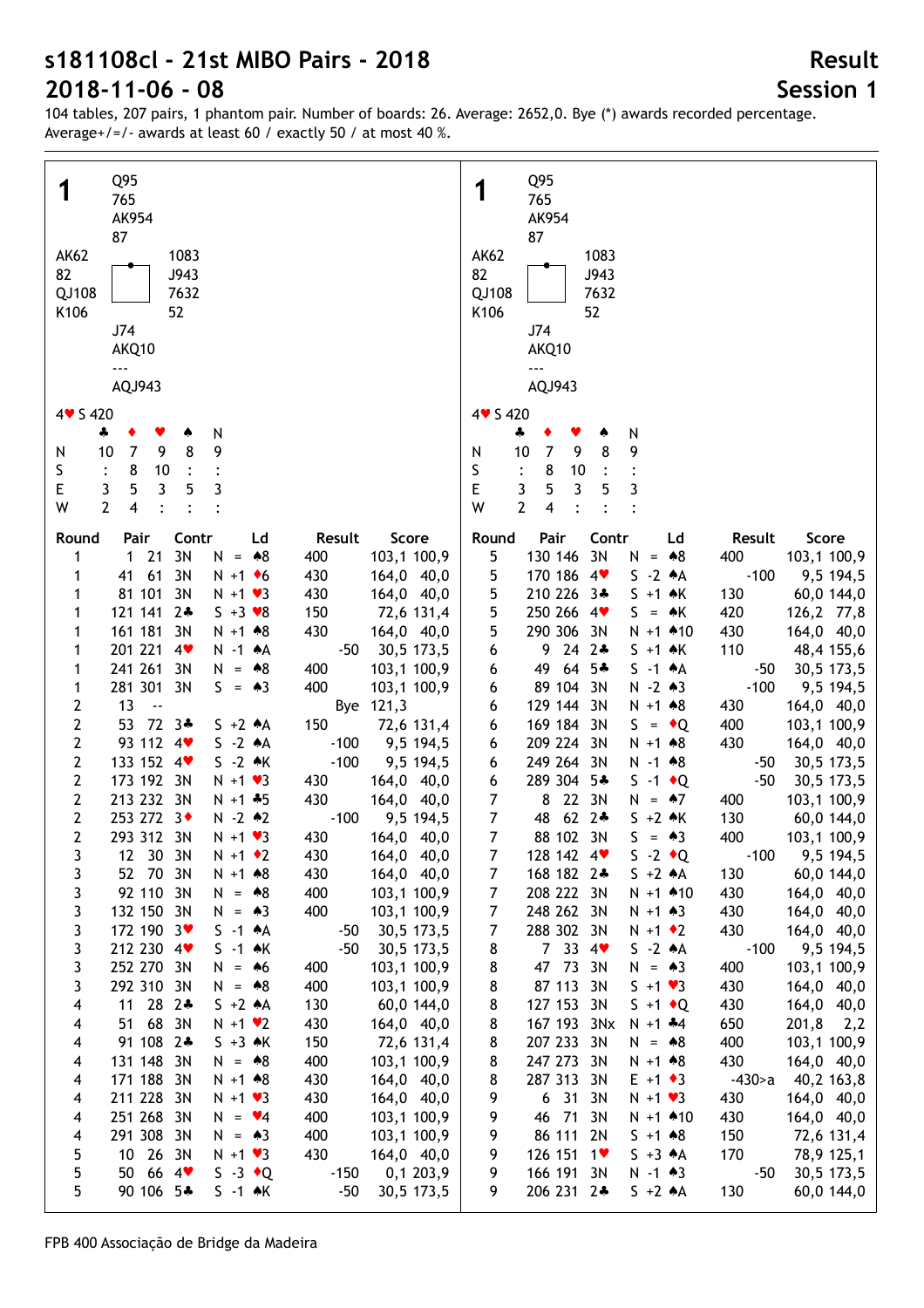# s181108cl - 21st MIBO Pairs - 2018

# 2018-11-06 - 08

## Result

## Session 1

104 tables, 207 pairs, 1 phantom pair. Number of boards: 26. Average: 2652,0. Bye (*) awards recorded percentage. Average+/=/- awards at least 60 / exactly 50 / at most 40 %.

### Board 1

North: ♠ Q95 ♥ 765 ♦ AK954 ♣ 87
West: ♠ AK62 ♥ 82 ♦ QJ108 ♣ K106
East: ♠ 1083 ♥ J943 ♦ 7632 ♣ 52
South: ♠ J74 ♥ AKQ10 ♦ --- ♣ AQJ943

4♥ S 420

| | ♣ | ♦ | ♥ | ♠ | N |
|---|---|---|---|---|---|
| N | 10 | 7 | 9 | 8 | 9 |
| S | : | 8 | 10 | : | : |
| E | 3 | 5 | 3 | 5 | 3 |
| W | 2 | 4 | : | : | : |

| Round | Pair | Contr | Ld | Result | Score |
|---|---|---|---|---|---|
| 1 | 1 21 | 3N | N = ♠8 | 400 | 103,1 100,9 |
| 1 | 41 61 | 3N | N +1 ♦6 | 430 | 164,0 40,0 |
| 1 | 81 101 | 3N | N +1 ♥3 | 430 | 164,0 40,0 |
| 1 | 121 141 | 2♣ | S +3 ♥8 | 150 | 72,6 131,4 |
| 1 | 161 181 | 3N | N +1 ♠8 | 430 | 164,0 40,0 |
| 1 | 201 221 | 4♥ | N -1 ♠A | -50 | 30,5 173,5 |
| 1 | 241 261 | 3N | N = ♠8 | 400 | 103,1 100,9 |
| 1 | 281 301 | 3N | S = ♠3 | 400 | 103,1 100,9 |
| 2 | 13 | -- | | Bye | 121,3 |
| 2 | 53 72 | 3♣ | S +2 ♠A | 150 | 72,6 131,4 |
| 2 | 93 112 | 4♥ | S -2 ♠A | -100 | 9,5 194,5 |
| 2 | 133 152 | 4♥ | S -2 ♠K | -100 | 9,5 194,5 |
| 2 | 173 192 | 3N | N +1 ♥3 | 430 | 164,0 40,0 |
| 2 | 213 232 | 3N | N +1 ♣5 | 430 | 164,0 40,0 |
| 2 | 253 272 | 3♦ | N -2 ♠2 | -100 | 9,5 194,5 |
| 2 | 293 312 | 3N | N +1 ♥3 | 430 | 164,0 40,0 |
| 3 | 12 30 | 3N | N +1 ♦2 | 430 | 164,0 40,0 |
| 3 | 52 70 | 3N | N +1 ♠8 | 430 | 164,0 40,0 |
| 3 | 92 110 | 3N | N = ♠8 | 400 | 103,1 100,9 |
| 3 | 132 150 | 3N | N = ♠3 | 400 | 103,1 100,9 |
| 3 | 172 190 | 3♥ | S -1 ♠A | -50 | 30,5 173,5 |
| 3 | 212 230 | 4♥ | S -1 ♠K | -50 | 30,5 173,5 |
| 3 | 252 270 | 3N | N = ♠6 | 400 | 103,1 100,9 |
| 3 | 292 310 | 3N | N = ♠8 | 400 | 103,1 100,9 |
| 4 | 11 28 | 2♣ | S +2 ♠A | 130 | 60,0 144,0 |
| 4 | 51 68 | 3N | N +1 ♥2 | 430 | 164,0 40,0 |
| 4 | 91 108 | 2♣ | S +3 ♠K | 150 | 72,6 131,4 |
| 4 | 131 148 | 3N | N = ♠8 | 400 | 103,1 100,9 |
| 4 | 171 188 | 3N | N +1 ♠8 | 430 | 164,0 40,0 |
| 4 | 211 228 | 3N | N +1 ♥3 | 430 | 164,0 40,0 |
| 4 | 251 268 | 3N | N = ♥4 | 400 | 103,1 100,9 |
| 4 | 291 308 | 3N | N = ♠3 | 400 | 103,1 100,9 |
| 5 | 10 26 | 3N | N +1 ♥3 | 430 | 164,0 40,0 |
| 5 | 50 66 | 4♥ | S -3 ♦Q | -150 | 0,1 203,9 |
| 5 | 90 106 | 5♣ | S -1 ♠K | -50 | 30,5 173,5 |
| 5 | 130 146 | 3N | N = ♠8 | 400 | 103,1 100,9 |
| 5 | 170 186 | 4♥ | S -2 ♠A | -100 | 9,5 194,5 |
| 5 | 210 226 | 3♣ | S +1 ♠K | 130 | 60,0 144,0 |
| 5 | 250 266 | 4♥ | S = ♠K | 420 | 126,2 77,8 |
| 5 | 290 306 | 3N | N +1 ♠10 | 430 | 164,0 40,0 |
| 6 | 9 24 | 2♣ | S +1 ♠K | 110 | 48,4 155,6 |
| 6 | 49 64 | 5♣ | S -1 ♠A | -50 | 30,5 173,5 |
| 6 | 89 104 | 3N | N -2 ♠3 | -100 | 9,5 194,5 |
| 6 | 129 144 | 3N | N +1 ♠8 | 430 | 164,0 40,0 |
| 6 | 169 184 | 3N | S = ♦Q | 400 | 103,1 100,9 |
| 6 | 209 224 | 3N | N +1 ♠8 | 430 | 164,0 40,0 |
| 6 | 249 264 | 3N | N -1 ♠8 | -50 | 30,5 173,5 |
| 6 | 289 304 | 5♣ | S -1 ♦Q | -50 | 30,5 173,5 |
| 7 | 8 22 | 3N | N = ♠7 | 400 | 103,1 100,9 |
| 7 | 48 62 | 2♣ | S +2 ♠K | 130 | 60,0 144,0 |
| 7 | 88 102 | 3N | S = ♠3 | 400 | 103,1 100,9 |
| 7 | 128 142 | 4♥ | S -2 ♦Q | -100 | 9,5 194,5 |
| 7 | 168 182 | 2♣ | S +2 ♠A | 130 | 60,0 144,0 |
| 7 | 208 222 | 3N | N +1 ♠10 | 430 | 164,0 40,0 |
| 7 | 248 262 | 3N | N +1 ♠3 | 430 | 164,0 40,0 |
| 7 | 288 302 | 3N | N +1 ♦2 | 430 | 164,0 40,0 |
| 8 | 7 33 | 4♥ | S -2 ♠A | -100 | 9,5 194,5 |
| 8 | 47 73 | 3N | N = ♠3 | 400 | 103,1 100,9 |
| 8 | 87 113 | 3N | S +1 ♥3 | 430 | 164,0 40,0 |
| 8 | 127 153 | 3N | S +1 ♦Q | 430 | 164,0 40,0 |
| 8 | 167 193 | 3Nx | N +1 ♣4 | 650 | 201,8 2,2 |
| 8 | 207 233 | 3N | N = ♠8 | 400 | 103,1 100,9 |
| 8 | 247 273 | 3N | N +1 ♠8 | 430 | 164,0 40,0 |
| 8 | 287 313 | 3N | E +1 ♦3 | -430>a | 40,2 163,8 |
| 9 | 6 31 | 3N | N +1 ♥3 | 430 | 164,0 40,0 |
| 9 | 46 71 | 3N | N +1 ♠10 | 430 | 164,0 40,0 |
| 9 | 86 111 | 2N | S +1 ♠8 | 150 | 72,6 131,4 |
| 9 | 126 151 | 1♥ | S +3 ♠A | 170 | 78,9 125,1 |
| 9 | 166 191 | 3N | N -1 ♠3 | -50 | 30,5 173,5 |
| 9 | 206 231 | 2♣ | S +2 ♠A | 130 | 60,0 144,0 |

FPB 400 Associação de Bridge da Madeira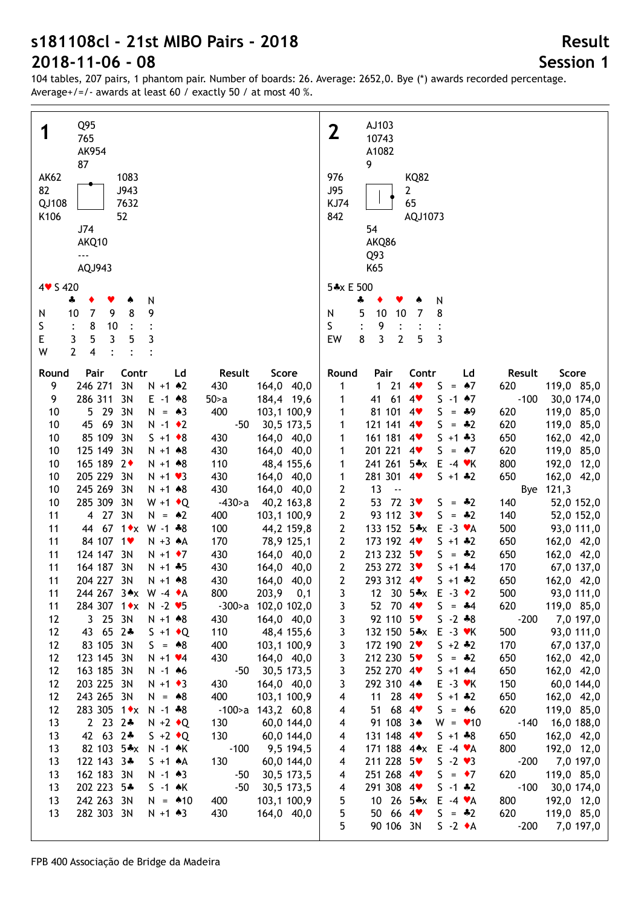# s181108cl - 21st MIBO Pairs - 2018

## 2018-11-06 - 08

**Result — Session 1**

104 tables, 207 pairs, 1 phantom pair. Number of boards: 26. Average: 2652,0. Bye (*) awards recorded percentage.
Average+/=/- awards at least 60 / exactly 50 / at most 40 %.

---

## Board 1

- North: ♠ Q95 ♥ 765 ♦ AK954 ♣ 87
- West: ♠ AK62 ♥ 82 ♦ QJ108 ♣ K106
- East: ♠ 1083 ♥ J943 ♦ 7632 ♣ 52
- South: ♠ J74 ♥ AKQ10 ♦ --- ♣ AQJ943

4♥ S 420

| | ♣ | ♦ | ♥ | ♠ | N |
|---|---|---|---|---|---|
| N | 10 | 7 | 9 | 8 | 9 |
| S | : | 8 | 10 | : | : |
| E | 3 | 5 | 3 | 5 | 3 |
| W | 2 | 4 | : | : | : |

| Round | Pair | Contr | Ld | Result | Score |
|---|---|---|---|---|---|
| 9 | 246 271 | 3N | N +1 ♠2 | 430 | 164,0 40,0 |
| 9 | 286 311 | 3N | E -1 ♠8 | 50>a | 184,4 19,6 |
| 10 | 5 29 | 3N | N = ♠3 | 400 | 103,1 100,9 |
| 10 | 45 69 | 3N | N -1 ♦2 | -50 | 30,5 173,5 |
| 10 | 85 109 | 3N | S +1 ♦8 | 430 | 164,0 40,0 |
| 10 | 125 149 | 3N | N +1 ♠8 | 430 | 164,0 40,0 |
| 10 | 165 189 | 2♦ | N +1 ♠8 | 110 | 48,4 155,6 |
| 10 | 205 229 | 3N | N +1 ♥3 | 430 | 164,0 40,0 |
| 10 | 245 269 | 3N | N +1 ♠8 | 430 | 164,0 40,0 |
| 10 | 285 309 | 3N | W +1 ♦Q | -430>a | 40,2 163,8 |
| 11 | 4 27 | 3N | N = ♠2 | 400 | 103,1 100,9 |
| 11 | 44 67 | 1♦x | W -1 ♣8 | 100 | 44,2 159,8 |
| 11 | 84 107 | 1♥ | N +3 ♠A | 170 | 78,9 125,1 |
| 11 | 124 147 | 3N | N +1 ♦7 | 430 | 164,0 40,0 |
| 11 | 164 187 | 3N | N +1 ♣5 | 430 | 164,0 40,0 |
| 11 | 204 227 | 3N | N +1 ♠8 | 430 | 164,0 40,0 |
| 11 | 244 267 | 3♠x | W -4 ♦A | 800 | 203,9 0,1 |
| 11 | 284 307 | 1♦x | N -2 ♥5 | -300>a | 102,0 102,0 |
| 12 | 3 25 | 3N | N +1 ♠8 | 430 | 164,0 40,0 |
| 12 | 43 65 | 2♣ | S +1 ♦Q | 110 | 48,4 155,6 |
| 12 | 83 105 | 3N | S = ♠8 | 400 | 103,1 100,9 |
| 12 | 123 145 | 3N | N +1 ♥4 | 430 | 164,0 40,0 |
| 12 | 163 185 | 3N | N -1 ♠6 | -50 | 30,5 173,5 |
| 12 | 203 225 | 3N | N +1 ♦3 | 430 | 164,0 40,0 |
| 12 | 243 265 | 3N | N = ♠8 | 400 | 103,1 100,9 |
| 12 | 283 305 | 1♦x | N -1 ♣8 | -100>a | 143,2 60,8 |
| 13 | 2 23 | 2♣ | N +2 ♦Q | 130 | 60,0 144,0 |
| 13 | 42 63 | 2♣ | S +2 ♦Q | 130 | 60,0 144,0 |
| 13 | 82 103 | 5♣x | N -1 ♠K | -100 | 9,5 194,5 |
| 13 | 122 143 | 3♣ | S +1 ♠A | 130 | 60,0 144,0 |
| 13 | 162 183 | 3N | N -1 ♠3 | -50 | 30,5 173,5 |
| 13 | 202 223 | 5♣ | S -1 ♠K | -50 | 30,5 173,5 |
| 13 | 242 263 | 3N | N = ♠10 | 400 | 103,1 100,9 |
| 13 | 282 303 | 3N | N +1 ♠3 | 430 | 164,0 40,0 |

---

## Board 2

- North: ♠ AJ103 ♥ 10743 ♦ A1082 ♣ 9
- West: ♠ 976 ♥ J95 ♦ KJ74 ♣ 842
- East: ♠ KQ82 ♥ 2 ♦ 65 ♣ AQJ1073
- South: ♠ 54 ♥ AKQ86 ♦ Q93 ♣ K65

5♣x E 500

| | ♣ | ♦ | ♥ | ♠ | N |
|---|---|---|---|---|---|
| N | 5 | 10 | 10 | 7 | 8 |
| S | : | 9 | : | : | : |
| EW | 8 | 3 | 2 | 5 | 3 |

| Round | Pair | Contr | Ld | Result | Score |
|---|---|---|---|---|---|
| 1 | 1 21 | 4♥ | S = ♠7 | 620 | 119,0 85,0 |
| 1 | 41 61 | 4♥ | S -1 ♠7 | -100 | 30,0 174,0 |
| 1 | 81 101 | 4♥ | S = ♣9 | 620 | 119,0 85,0 |
| 1 | 121 141 | 4♥ | S = ♣2 | 620 | 119,0 85,0 |
| 1 | 161 181 | 4♥ | S +1 ♣3 | 650 | 162,0 42,0 |
| 1 | 201 221 | 4♥ | S = ♠7 | 620 | 119,0 85,0 |
| 1 | 241 261 | 5♣x | E -4 ♥K | 800 | 192,0 12,0 |
| 1 | 281 301 | 4♥ | S +1 ♣2 | 650 | 162,0 42,0 |
| 2 | 13 | -- | | | Bye 121,3 |
| 2 | 53 72 | 3♥ | S = ♣2 | 140 | 52,0 152,0 |
| 2 | 93 112 | 3♥ | S = ♣2 | 140 | 52,0 152,0 |
| 2 | 133 152 | 5♣x | E -3 ♥A | 500 | 93,0 111,0 |
| 2 | 173 192 | 4♥ | S +1 ♣2 | 650 | 162,0 42,0 |
| 2 | 213 232 | 5♥ | S = ♣2 | 650 | 162,0 42,0 |
| 2 | 253 272 | 3♥ | S +1 ♣4 | 170 | 67,0 137,0 |
| 2 | 293 312 | 4♥ | S +1 ♣2 | 650 | 162,0 42,0 |
| 3 | 12 30 | 5♣x | E -3 ♦2 | 500 | 93,0 111,0 |
| 3 | 52 70 | 4♥ | S = ♣4 | 620 | 119,0 85,0 |
| 3 | 92 110 | 5♥ | S -2 ♣8 | -200 | 7,0 197,0 |
| 3 | 132 150 | 5♣x | E -3 ♥K | 500 | 93,0 111,0 |
| 3 | 172 190 | 2♥ | S +2 ♣2 | 170 | 67,0 137,0 |
| 3 | 212 230 | 5♥ | S = ♣2 | 650 | 162,0 42,0 |
| 3 | 252 270 | 4♥ | S +1 ♠4 | 650 | 162,0 42,0 |
| 3 | 292 310 | 4♠ | E -3 ♥K | 150 | 60,0 144,0 |
| 4 | 11 28 | 4♥ | S +1 ♣2 | 650 | 162,0 42,0 |
| 4 | 51 68 | 4♥ | S = ♠6 | 620 | 119,0 85,0 |
| 4 | 91 108 | 3♠ | W = ♥10 | -140 | 16,0 188,0 |
| 4 | 131 148 | 4♥ | S +1 ♣8 | 650 | 162,0 42,0 |
| 4 | 171 188 | 4♠x | E -4 ♥A | 800 | 192,0 12,0 |
| 4 | 211 228 | 5♥ | S -2 ♥3 | -200 | 7,0 197,0 |
| 4 | 251 268 | 4♥ | S = ♦7 | 620 | 119,0 85,0 |
| 4 | 291 308 | 4♥ | S -1 ♣2 | -100 | 30,0 174,0 |
| 5 | 10 26 | 5♣x | E -4 ♥A | 800 | 192,0 12,0 |
| 5 | 50 66 | 4♥ | S = ♣2 | 620 | 119,0 85,0 |
| 5 | 90 106 | 3N | S -2 ♦A | -200 | 7,0 197,0 |

FPB 400 Associação de Bridge da Madeira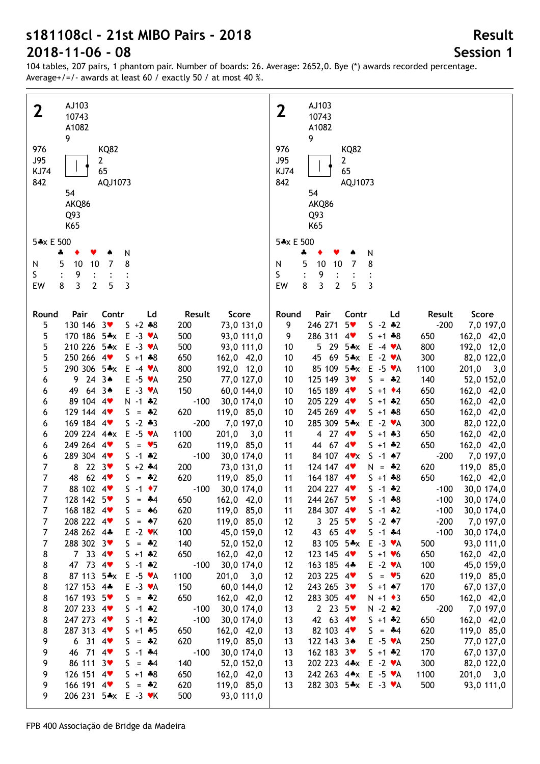# s181108cl - 21st MIBO Pairs - 2018

# 2018-11-06 - 08

## Result

## Session 1

104 tables, 207 pairs, 1 phantom pair. Number of boards: 26. Average: 2652,0. Bye (*) awards recorded percentage. Average+/=/- awards at least 60 / exactly 50 / at most 40 %.

**2**

North: ♠ AJ103 ♥ 10743 ♦ A1082 ♣ 9

West: ♠ 976 ♥ J95 ♦ KJ74 ♣ 842

East: ♠ KQ82 ♥ 2 ♦ 65 ♣ AQJ1073

South: ♠ 54 ♥ AKQ86 ♦ Q93 ♣ K65

5♣x E 500

| | ♣ | ♦ | ♥ | ♠ | N |
|---|---|---|---|---|---|
| N | 5 | 10 | 10 | 7 | 8 |
| S | : | 9 | : | : | : |
| EW | 8 | 3 | 2 | 5 | 3 |

| Round | Pair | | Contr | | Ld | Result | | Score | |
|---|---|---|---|---|---|---|---|---|---|
| 5 | 130 | 146 | 3♥ | S +2 | ♣8 | 200 | | 73,0 | 131,0 |
| 5 | 170 | 186 | 5♣x | E -3 | ♥A | 500 | | 93,0 | 111,0 |
| 5 | 210 | 226 | 5♣x | E -3 | ♥A | 500 | | 93,0 | 111,0 |
| 5 | 250 | 266 | 4♥ | S +1 | ♣8 | 650 | | 162,0 | 42,0 |
| 5 | 290 | 306 | 5♣x | E -4 | ♥A | 800 | | 192,0 | 12,0 |
| 6 | 9 | 24 | 3♠ | E -5 | ♥A | 250 | | 77,0 | 127,0 |
| 6 | 49 | 64 | 3♠ | E -3 | ♥A | 150 | | 60,0 | 144,0 |
| 6 | 89 | 104 | 4♥ | N -1 | ♣2 | | -100 | 30,0 | 174,0 |
| 6 | 129 | 144 | 4♥ | S = | ♣2 | 620 | | 119,0 | 85,0 |
| 6 | 169 | 184 | 4♥ | S -2 | ♣3 | | -200 | 7,0 | 197,0 |
| 6 | 209 | 224 | 4♠x | E -5 | ♥A | 1100 | | 201,0 | 3,0 |
| 6 | 249 | 264 | 4♥ | S = | ♥5 | 620 | | 119,0 | 85,0 |
| 6 | 289 | 304 | 4♥ | S -1 | ♣2 | | -100 | 30,0 | 174,0 |
| 7 | 8 | 22 | 3♥ | S +2 | ♣4 | 200 | | 73,0 | 131,0 |
| 7 | 48 | 62 | 4♥ | S = | ♣2 | 620 | | 119,0 | 85,0 |
| 7 | 88 | 102 | 4♥ | S -1 | ♦7 | | -100 | 30,0 | 174,0 |
| 7 | 128 | 142 | 5♥ | S = | ♣4 | 650 | | 162,0 | 42,0 |
| 7 | 168 | 182 | 4♥ | S = | ♠6 | 620 | | 119,0 | 85,0 |
| 7 | 208 | 222 | 4♥ | S = | ♠7 | 620 | | 119,0 | 85,0 |
| 7 | 248 | 262 | 4♣ | E -2 | ♥K | 100 | | 45,0 | 159,0 |
| 7 | 288 | 302 | 3♥ | S = | ♣2 | 140 | | 52,0 | 152,0 |
| 8 | 7 | 33 | 4♥ | S +1 | ♣2 | 650 | | 162,0 | 42,0 |
| 8 | 47 | 73 | 4♥ | S -1 | ♣2 | | -100 | 30,0 | 174,0 |
| 8 | 87 | 113 | 5♣x | E -5 | ♥A | 1100 | | 201,0 | 3,0 |
| 8 | 127 | 153 | 4♣ | E -3 | ♥A | 150 | | 60,0 | 144,0 |
| 8 | 167 | 193 | 5♥ | S = | ♣2 | 650 | | 162,0 | 42,0 |
| 8 | 207 | 233 | 4♥ | S -1 | ♣2 | | -100 | 30,0 | 174,0 |
| 8 | 247 | 273 | 4♥ | S -1 | ♣2 | | -100 | 30,0 | 174,0 |
| 8 | 287 | 313 | 4♥ | S +1 | ♣5 | 650 | | 162,0 | 42,0 |
| 9 | 6 | 31 | 4♥ | S = | ♣2 | 620 | | 119,0 | 85,0 |
| 9 | 46 | 71 | 4♥ | S -1 | ♣4 | | -100 | 30,0 | 174,0 |
| 9 | 86 | 111 | 3♥ | S = | ♣4 | 140 | | 52,0 | 152,0 |
| 9 | 126 | 151 | 4♥ | S +1 | ♣8 | 650 | | 162,0 | 42,0 |
| 9 | 166 | 191 | 4♥ | S = | ♣2 | 620 | | 119,0 | 85,0 |
| 9 | 206 | 231 | 5♣x | E -3 | ♥K | 500 | | 93,0 | 111,0 |
| 9 | 246 | 271 | 5♥ | S -2 | ♣2 | | -200 | 7,0 | 197,0 |
| 9 | 286 | 311 | 4♥ | S +1 | ♣8 | 650 | | 162,0 | 42,0 |
| 10 | 5 | 29 | 5♣x | E -4 | ♥A | 800 | | 192,0 | 12,0 |
| 10 | 45 | 69 | 5♣x | E -2 | ♥A | 300 | | 82,0 | 122,0 |
| 10 | 85 | 109 | 5♣x | E -5 | ♥A | 1100 | | 201,0 | 3,0 |
| 10 | 125 | 149 | 3♥ | S = | ♣2 | 140 | | 52,0 | 152,0 |
| 10 | 165 | 189 | 4♥ | S +1 | ♦4 | 650 | | 162,0 | 42,0 |
| 10 | 205 | 229 | 4♥ | S +1 | ♣2 | 650 | | 162,0 | 42,0 |
| 10 | 245 | 269 | 4♥ | S +1 | ♣8 | 650 | | 162,0 | 42,0 |
| 10 | 285 | 309 | 5♣x | E -2 | ♥A | 300 | | 82,0 | 122,0 |
| 11 | 4 | 27 | 4♥ | S +1 | ♣3 | 650 | | 162,0 | 42,0 |
| 11 | 44 | 67 | 4♥ | S +1 | ♣2 | 650 | | 162,0 | 42,0 |
| 11 | 84 | 107 | 4♥x | S -1 | ♣7 | | -200 | 7,0 | 197,0 |
| 11 | 124 | 147 | 4♥ | N = | ♣2 | 620 | | 119,0 | 85,0 |
| 11 | 164 | 187 | 4♥ | S +1 | ♣8 | 650 | | 162,0 | 42,0 |
| 11 | 204 | 227 | 4♥ | S -1 | ♣2 | | -100 | 30,0 | 174,0 |
| 11 | 244 | 267 | 5♥ | S -1 | ♣8 | | -100 | 30,0 | 174,0 |
| 11 | 284 | 307 | 4♥ | S -1 | ♣2 | | -100 | 30,0 | 174,0 |
| 12 | 3 | 25 | 5♥ | S -2 | ♠7 | | -200 | 7,0 | 197,0 |
| 12 | 43 | 65 | 4♥ | S -1 | ♣4 | | -100 | 30,0 | 174,0 |
| 12 | 83 | 105 | 5♣x | E -3 | ♥A | 500 | | 93,0 | 111,0 |
| 12 | 123 | 145 | 4♥ | S +1 | ♥6 | 650 | | 162,0 | 42,0 |
| 12 | 163 | 185 | 4♣ | E -2 | ♥A | 100 | | 45,0 | 159,0 |
| 12 | 203 | 225 | 4♥ | S = | ♥5 | 620 | | 119,0 | 85,0 |
| 12 | 243 | 265 | 3♥ | S +1 | ♠7 | 170 | | 67,0 | 137,0 |
| 12 | 283 | 305 | 4♥ | N +1 | ♦3 | 650 | | 162,0 | 42,0 |
| 13 | 2 | 23 | 5♥ | N -2 | ♣2 | | -200 | 7,0 | 197,0 |
| 13 | 42 | 63 | 4♥ | S +1 | ♣2 | 650 | | 162,0 | 42,0 |
| 13 | 82 | 103 | 4♥ | S = | ♣4 | 620 | | 119,0 | 85,0 |
| 13 | 122 | 143 | 3♠ | E -5 | ♥A | 250 | | 77,0 | 127,0 |
| 13 | 162 | 183 | 3♥ | S +1 | ♣2 | 170 | | 67,0 | 137,0 |
| 13 | 202 | 223 | 4♣x | E -2 | ♥A | 300 | | 82,0 | 122,0 |
| 13 | 242 | 263 | 4♠x | E -5 | ♥A | 1100 | | 201,0 | 3,0 |
| 13 | 282 | 303 | 5♣x | E -3 | ♥A | 500 | | 93,0 | 111,0 |

FPB 400 Associação de Bridge da Madeira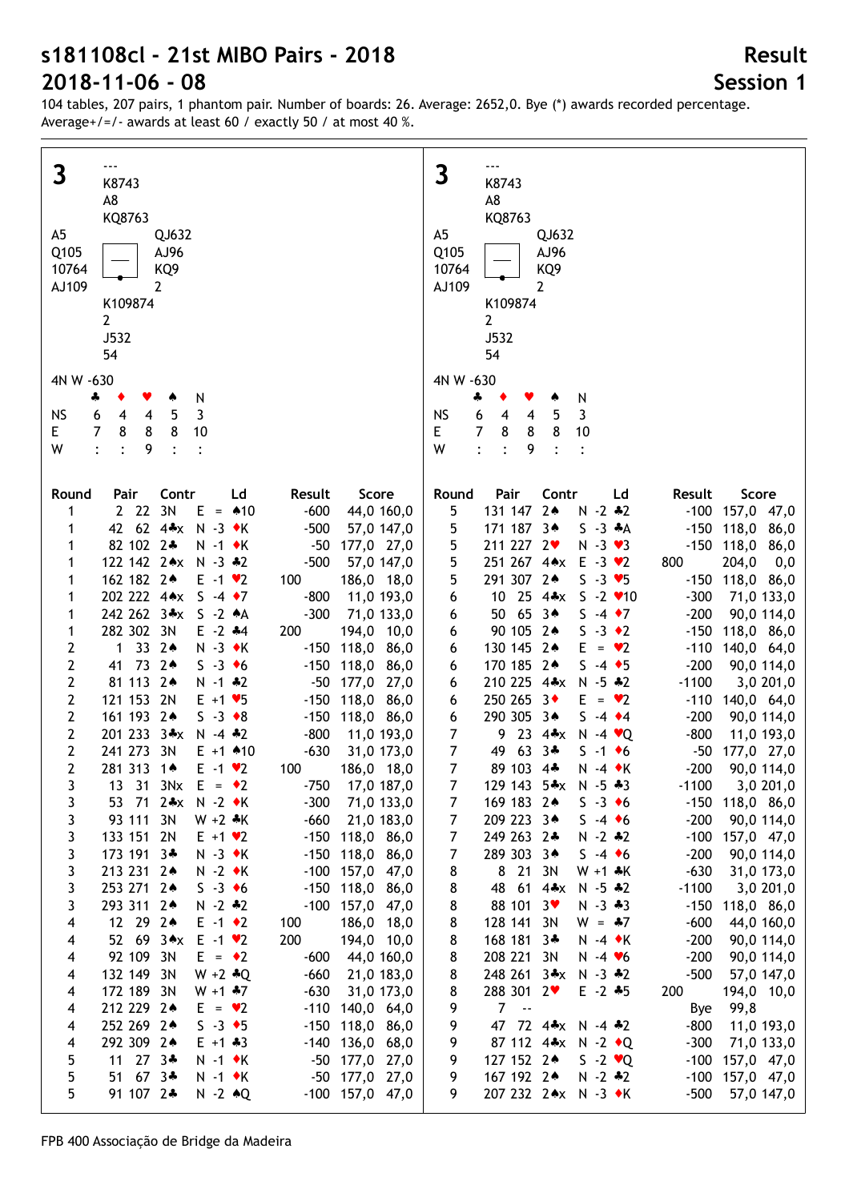# s181108cl - 21st MIBO Pairs - 2018

# 2018-11-06 - 08

**Result**

**Session 1**

104 tables, 207 pairs, 1 phantom pair. Number of boards: 26. Average: 2652,0. Bye (*) awards recorded percentage. Average+/=/- awards at least 60 / exactly 50 / at most 40 %.

## 3

North: ♠ --- ♥ K8743 ♦ A8 ♣ KQ8763

West: ♠ A5 ♥ Q105 ♦ 10764 ♣ AJ109

East: ♠ QJ632 ♥ AJ96 ♦ KQ9 ♣ 2

South: ♠ K109874 ♥ 2 ♦ J532 ♣ 54

4N W -630

| | ♣ | ♦ | ♥ | ♠ | N |
|---|---|---|---|---|---|
| NS | 6 | 4 | 4 | 5 | 3 |
| E | 7 | 8 | 8 | 8 | 10 |
| W | : | : | 9 | : | : |

| Round | Pair | | Contr | | Ld | Result | | Score | |
|---|---|---|---|---|---|---|---|---|---|
| 1 | 2 | 22 | 3N | E = | ♠10 | | -600 | 44,0 | 160,0 |
| 1 | 42 | 62 | 4♣x | N -3 | ♦K | | -500 | 57,0 | 147,0 |
| 1 | 82 | 102 | 2♣ | N -1 | ♦K | | -50 | 177,0 | 27,0 |
| 1 | 122 | 142 | 2♠x | N -3 | ♣2 | | -500 | 57,0 | 147,0 |
| 1 | 162 | 182 | 2♠ | E -1 | ♥2 | 100 | | 186,0 | 18,0 |
| 1 | 202 | 222 | 4♠x | S -4 | ♦7 | | -800 | 11,0 | 193,0 |
| 1 | 242 | 262 | 3♣x | S -2 | ♠A | | -300 | 71,0 | 133,0 |
| 1 | 282 | 302 | 3N | E -2 | ♣4 | 200 | | 194,0 | 10,0 |
| 2 | 1 | 33 | 2♠ | N -3 | ♦K | | -150 | 118,0 | 86,0 |
| 2 | 41 | 73 | 2♠ | S -3 | ♦6 | | -150 | 118,0 | 86,0 |
| 2 | 81 | 113 | 2♠ | N -1 | ♣2 | | -50 | 177,0 | 27,0 |
| 2 | 121 | 153 | 2N | E +1 | ♥5 | | -150 | 118,0 | 86,0 |
| 2 | 161 | 193 | 2♠ | S -3 | ♦8 | | -150 | 118,0 | 86,0 |
| 2 | 201 | 233 | 3♣x | N -4 | ♣2 | | -800 | 11,0 | 193,0 |
| 2 | 241 | 273 | 3N | E +1 | ♠10 | | -630 | 31,0 | 173,0 |
| 2 | 281 | 313 | 1♠ | E -1 | ♥2 | 100 | | 186,0 | 18,0 |
| 3 | 13 | 31 | 3Nx | E = | ♦2 | | -750 | 17,0 | 187,0 |
| 3 | 53 | 71 | 2♣x | N -2 | ♦K | | -300 | 71,0 | 133,0 |
| 3 | 93 | 111 | 3N | W +2 | ♣K | | -660 | 21,0 | 183,0 |
| 3 | 133 | 151 | 2N | E +1 | ♥2 | | -150 | 118,0 | 86,0 |
| 3 | 173 | 191 | 3♣ | N -3 | ♦K | | -150 | 118,0 | 86,0 |
| 3 | 213 | 231 | 2♠ | N -2 | ♦K | | -100 | 157,0 | 47,0 |
| 3 | 253 | 271 | 2♠ | S -3 | ♦6 | | -150 | 118,0 | 86,0 |
| 3 | 293 | 311 | 2♠ | N -2 | ♣2 | | -100 | 157,0 | 47,0 |
| 4 | 12 | 29 | 2♠ | E -1 | ♦2 | 100 | | 186,0 | 18,0 |
| 4 | 52 | 69 | 3♠x | E -1 | ♥2 | 200 | | 194,0 | 10,0 |
| 4 | 92 | 109 | 3N | E = | ♦2 | | -600 | 44,0 | 160,0 |
| 4 | 132 | 149 | 3N | W +2 | ♣Q | | -660 | 21,0 | 183,0 |
| 4 | 172 | 189 | 3N | W +1 | ♣7 | | -630 | 31,0 | 173,0 |
| 4 | 212 | 229 | 2♠ | E = | ♥2 | | -110 | 140,0 | 64,0 |
| 4 | 252 | 269 | 2♠ | S -3 | ♦5 | | -150 | 118,0 | 86,0 |
| 4 | 292 | 309 | 2♠ | E +1 | ♣3 | | -140 | 136,0 | 68,0 |
| 5 | 11 | 27 | 3♣ | N -1 | ♦K | | -50 | 177,0 | 27,0 |
| 5 | 51 | 67 | 3♣ | N -1 | ♦K | | -50 | 177,0 | 27,0 |
| 5 | 91 | 107 | 2♣ | N -2 | ♠Q | | -100 | 157,0 | 47,0 |
| 5 | 131 | 147 | 2♠ | N -2 | ♣2 | | -100 | 157,0 | 47,0 |
| 5 | 171 | 187 | 3♠ | S -3 | ♣A | | -150 | 118,0 | 86,0 |
| 5 | 211 | 227 | 2♥ | N -3 | ♥3 | | -150 | 118,0 | 86,0 |
| 5 | 251 | 267 | 4♠x | E -3 | ♥2 | 800 | | 204,0 | 0,0 |
| 5 | 291 | 307 | 2♠ | S -3 | ♥5 | | -150 | 118,0 | 86,0 |
| 6 | 10 | 25 | 4♣x | S -2 | ♥10 | | -300 | 71,0 | 133,0 |
| 6 | 50 | 65 | 3♠ | S -4 | ♦7 | | -200 | 90,0 | 114,0 |
| 6 | 90 | 105 | 2♠ | S -3 | ♦2 | | -150 | 118,0 | 86,0 |
| 6 | 130 | 145 | 2♠ | E = | ♥2 | | -110 | 140,0 | 64,0 |
| 6 | 170 | 185 | 2♠ | S -4 | ♦5 | | -200 | 90,0 | 114,0 |
| 6 | 210 | 225 | 4♣x | N -5 | ♣2 | | -1100 | 3,0 | 201,0 |
| 6 | 250 | 265 | 3♦ | E = | ♥2 | | -110 | 140,0 | 64,0 |
| 6 | 290 | 305 | 3♠ | S -4 | ♦4 | | -200 | 90,0 | 114,0 |
| 7 | 9 | 23 | 4♣x | N -4 | ♥Q | | -800 | 11,0 | 193,0 |
| 7 | 49 | 63 | 3♣ | S -1 | ♦6 | | -50 | 177,0 | 27,0 |
| 7 | 89 | 103 | 4♣ | N -4 | ♦K | | -200 | 90,0 | 114,0 |
| 7 | 129 | 143 | 5♣x | N -5 | ♣3 | | -1100 | 3,0 | 201,0 |
| 7 | 169 | 183 | 2♠ | S -3 | ♦6 | | -150 | 118,0 | 86,0 |
| 7 | 209 | 223 | 3♠ | S -4 | ♦6 | | -200 | 90,0 | 114,0 |
| 7 | 249 | 263 | 2♣ | N -2 | ♣2 | | -100 | 157,0 | 47,0 |
| 7 | 289 | 303 | 3♠ | S -4 | ♦6 | | -200 | 90,0 | 114,0 |
| 8 | 8 | 21 | 3N | W +1 | ♣K | | -630 | 31,0 | 173,0 |
| 8 | 48 | 61 | 4♣x | N -5 | ♣2 | | -1100 | 3,0 | 201,0 |
| 8 | 88 | 101 | 3♥ | N -3 | ♣3 | | -150 | 118,0 | 86,0 |
| 8 | 128 | 141 | 3N | W = | ♣7 | | -600 | 44,0 | 160,0 |
| 8 | 168 | 181 | 3♣ | N -4 | ♦K | | -200 | 90,0 | 114,0 |
| 8 | 208 | 221 | 3N | N -4 | ♥6 | | -200 | 90,0 | 114,0 |
| 8 | 248 | 261 | 3♣x | N -3 | ♣2 | | -500 | 57,0 | 147,0 |
| 8 | 288 | 301 | 2♥ | E -2 | ♣5 | 200 | | 194,0 | 10,0 |
| 9 | 7 | -- | | | | | Bye | 99,8 | |
| 9 | 47 | 72 | 4♣x | N -4 | ♣2 | | -800 | 11,0 | 193,0 |
| 9 | 87 | 112 | 4♣x | N -2 | ♦Q | | -300 | 71,0 | 133,0 |
| 9 | 127 | 152 | 2♠ | S -2 | ♥Q | | -100 | 157,0 | 47,0 |
| 9 | 167 | 192 | 2♠ | N -2 | ♣2 | | -100 | 157,0 | 47,0 |
| 9 | 207 | 232 | 2♠x | N -3 | ♦K | | -500 | 57,0 | 147,0 |

FPB 400 Associação de Bridge da Madeira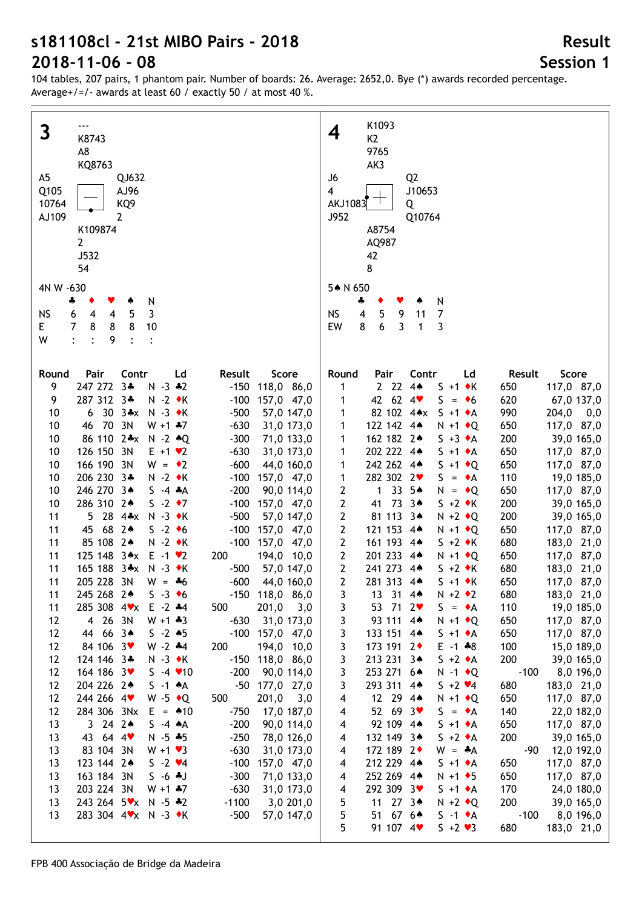# s181108cl - 21st MIBO Pairs - 2018

# 2018-11-06 - 08

**Result**

**Session 1**

104 tables, 207 pairs, 1 phantom pair. Number of boards: 26. Average: 2652,0. Bye (*) awards recorded percentage. Average+/=/- awards at least 60 / exactly 50 / at most 40 %.

## Board 3

North: ♠ --- ♥ K8743 ♦ A8 ♣ KQ8763

West: ♠ A5 ♥ Q105 ♦ 10764 ♣ AJ109

East: ♠ QJ632 ♥ AJ96 ♦ KQ9 ♣ 2

South: ♠ K109874 ♥ 2 ♦ J532 ♣ 54

4N W -630

| | ♣ | ♦ | ♥ | ♠ | N |
|---|---|---|---|---|---|
| NS | 6 | 4 | 4 | 5 | 3 |
| E | 7 | 8 | 8 | 8 | 10 |
| W | : | : | 9 | : | : |

| Round | Pair | Contr | Ld | Result | Score |
|---|---|---|---|---|---|
| 9 | 247 272 | 3♣ N -3 | ♣2 | -150 | 118,0 86,0 |
| 9 | 287 312 | 3♣ N -2 | ♦K | -100 | 157,0 47,0 |
| 10 | 6 30 | 3♣x N -3 | ♦K | -500 | 57,0 147,0 |
| 10 | 46 70 | 3N W +1 | ♣7 | -630 | 31,0 173,0 |
| 10 | 86 110 | 2♣x N -2 | ♠Q | -300 | 71,0 133,0 |
| 10 | 126 150 | 3N E +1 | ♥2 | -630 | 31,0 173,0 |
| 10 | 166 190 | 3N W = | ♦2 | -600 | 44,0 160,0 |
| 10 | 206 230 | 3♣ N -2 | ♦K | -100 | 157,0 47,0 |
| 10 | 246 270 | 3♠ S -4 | ♣A | -200 | 90,0 114,0 |
| 10 | 286 310 | 2♠ S -2 | ♦7 | -100 | 157,0 47,0 |
| 11 | 5 28 | 4♣x N -3 | ♦K | -500 | 57,0 147,0 |
| 11 | 45 68 | 2♠ S -2 | ♦6 | -100 | 157,0 47,0 |
| 11 | 85 108 | 2♠ N -2 | ♦K | -100 | 157,0 47,0 |
| 11 | 125 148 | 3♠x E -1 | ♥2 | 200 | 194,0 10,0 |
| 11 | 165 188 | 3♣x N -3 | ♦K | -500 | 57,0 147,0 |
| 11 | 205 228 | 3N W = | ♣6 | -600 | 44,0 160,0 |
| 11 | 245 268 | 2♠ S -3 | ♦6 | -150 | 118,0 86,0 |
| 11 | 285 308 | 4♥x E -2 | ♣4 | 500 | 201,0 3,0 |
| 12 | 4 26 | 3N W +1 | ♣3 | -630 | 31,0 173,0 |
| 12 | 44 66 | 3♠ S -2 | ♠5 | -100 | 157,0 47,0 |
| 12 | 84 106 | 3♥ W -2 | ♣4 | 200 | 194,0 10,0 |
| 12 | 124 146 | 3♣ N -3 | ♦K | -150 | 118,0 86,0 |
| 12 | 164 186 | 3♥ S -4 | ♥10 | -200 | 90,0 114,0 |
| 12 | 204 226 | 2♠ S -1 | ♠A | -50 | 177,0 27,0 |
| 12 | 244 266 | 4♥ W -5 | ♦Q | 500 | 201,0 3,0 |
| 12 | 284 306 | 3Nx E = | ♠10 | -750 | 17,0 187,0 |
| 13 | 3 24 | 2♠ S -4 | ♠A | -200 | 90,0 114,0 |
| 13 | 43 64 | 4♥ N -5 | ♣5 | -250 | 78,0 126,0 |
| 13 | 83 104 | 3N W +1 | ♣7 | -630 | 31,0 173,0 |
| 13 | 123 144 | 2♠ S -2 | ♥4 | -100 | 157,0 47,0 |
| 13 | 163 184 | 3N S -6 | ♣J | -300 | 71,0 133,0 |
| 13 | 203 224 | 3N W +1 | ♣7 | -630 | 31,0 173,0 |
| 13 | 243 264 | 5♥x N -5 | ♣2 | -1100 | 3,0 201,0 |
| 13 | 283 304 | 4♥x N -3 | ♦K | -500 | 57,0 147,0 |

## Board 4

North: ♠ K1093 ♥ K2 ♦ 9765 ♣ AK3

West: ♠ J6 ♥ 4 ♦ AKJ1083 ♣ J952

East: ♠ Q2 ♥ J10653 ♦ Q ♣ Q10764

South: ♠ A8754 ♥ AQ987 ♦ 42 ♣ 8

5♠ N 650

| | ♣ | ♦ | ♥ | ♠ | N |
|---|---|---|---|---|---|
| NS | 4 | 5 | 9 | 11 | 7 |
| EW | 8 | 6 | 3 | 1 | 3 |

| Round | Pair | Contr | Ld | Result | Score |
|---|---|---|---|---|---|
| 1 | 2 22 | 4♠ S +1 | ♦K | 650 | 117,0 87,0 |
| 1 | 42 62 | 4♥ S = | ♦6 | 620 | 67,0 137,0 |
| 1 | 82 102 | 4♠x S +1 | ♦A | 990 | 204,0 0,0 |
| 1 | 122 142 | 4♠ N +1 | ♦Q | 650 | 117,0 87,0 |
| 1 | 162 182 | 2♠ S +3 | ♦A | 200 | 39,0 165,0 |
| 1 | 202 222 | 4♠ S +1 | ♦A | 650 | 117,0 87,0 |
| 1 | 242 262 | 4♠ S +1 | ♦Q | 650 | 117,0 87,0 |
| 1 | 282 302 | 2♥ S = | ♦A | 110 | 19,0 185,0 |
| 2 | 1 33 | 5♠ N = | ♦Q | 650 | 117,0 87,0 |
| 2 | 41 73 | 3♠ S +2 | ♦K | 200 | 39,0 165,0 |
| 2 | 81 113 | 3♠ N +2 | ♦Q | 200 | 39,0 165,0 |
| 2 | 121 153 | 4♠ N +1 | ♦Q | 650 | 117,0 87,0 |
| 2 | 161 193 | 4♠ S +2 | ♦K | 680 | 183,0 21,0 |
| 2 | 201 233 | 4♠ N +1 | ♦Q | 650 | 117,0 87,0 |
| 2 | 241 273 | 4♠ S +2 | ♦K | 680 | 183,0 21,0 |
| 2 | 281 313 | 4♠ S +1 | ♦K | 650 | 117,0 87,0 |
| 3 | 13 31 | 4♠ N +2 | ♦2 | 680 | 183,0 21,0 |
| 3 | 53 71 | 2♥ S = | ♦A | 110 | 19,0 185,0 |
| 3 | 93 111 | 4♠ N +1 | ♦Q | 650 | 117,0 87,0 |
| 3 | 133 151 | 4♠ S +1 | ♦A | 650 | 117,0 87,0 |
| 3 | 173 191 | 2♦ E -1 | ♣8 | 100 | 15,0 189,0 |
| 3 | 213 231 | 3♠ S +2 | ♦A | 200 | 39,0 165,0 |
| 3 | 253 271 | 6♠ N -1 | ♦Q | -100 | 8,0 196,0 |
| 3 | 293 311 | 4♠ S +2 | ♥4 | 680 | 183,0 21,0 |
| 4 | 12 29 | 4♠ N +1 | ♦Q | 650 | 117,0 87,0 |
| 4 | 52 69 | 3♥ S = | ♦A | 140 | 22,0 182,0 |
| 4 | 92 109 | 4♠ S +1 | ♦A | 650 | 117,0 87,0 |
| 4 | 132 149 | 3♠ S +2 | ♦A | 200 | 39,0 165,0 |
| 4 | 172 189 | 2♦ W = | ♣A | -90 | 12,0 192,0 |
| 4 | 212 229 | 4♠ S +1 | ♦A | 650 | 117,0 87,0 |
| 4 | 252 269 | 4♠ N +1 | ♦5 | 650 | 117,0 87,0 |
| 4 | 292 309 | 3♥ S +1 | ♦A | 170 | 24,0 180,0 |
| 5 | 11 27 | 3♠ N +2 | ♦Q | 200 | 39,0 165,0 |
| 5 | 51 67 | 6♠ S -1 | ♦A | -100 | 8,0 196,0 |
| 5 | 91 107 | 4♥ S +2 | ♥3 | 680 | 183,0 21,0 |

FPB 400 Associação de Bridge da Madeira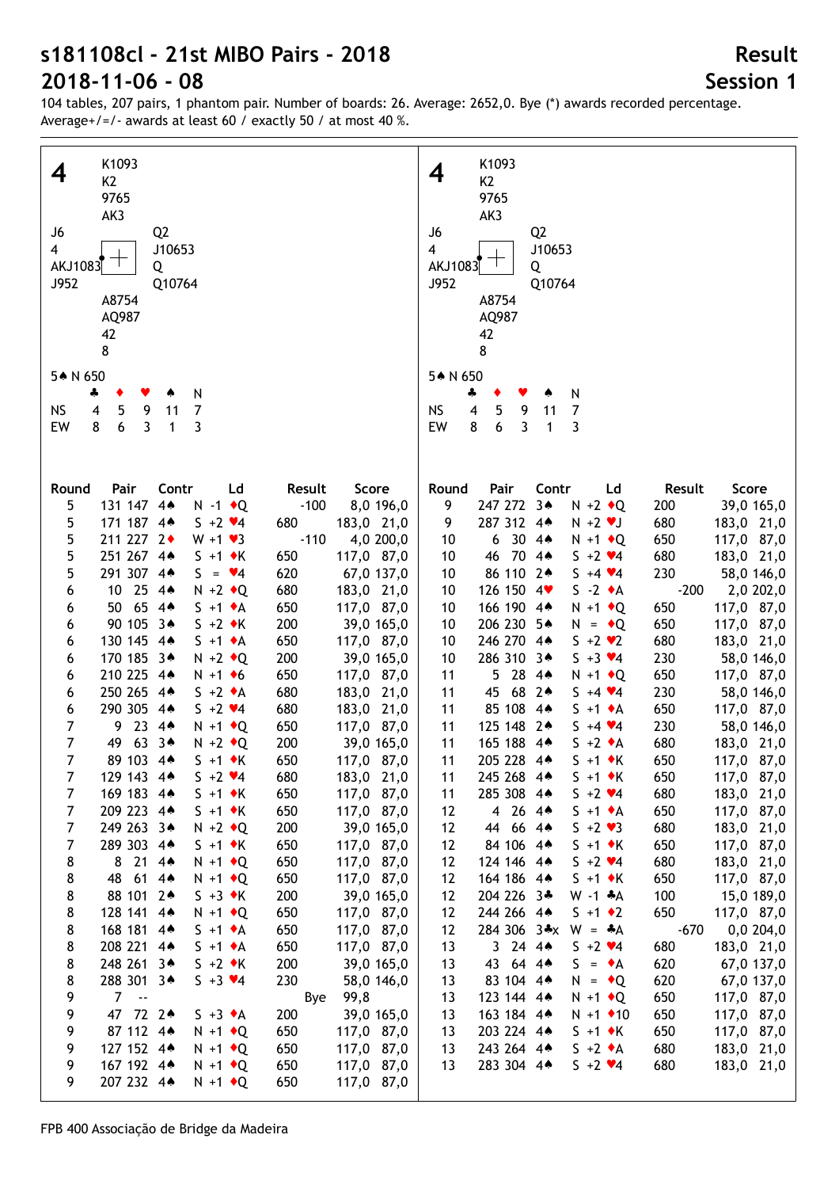# s181108cl - 21st MIBO Pairs - 2018

# 2018-11-06 - 08

## Result

## Session 1

104 tables, 207 pairs, 1 phantom pair. Number of boards: 26. Average: 2652,0. Bye (*) awards recorded percentage. Average+/=/- awards at least 60 / exactly 50 / at most 40 %.

### 4

| | North | |
|---|---|---|
| | ♠ K1093 | |
| | ♥ K2 | |
| | ♦ 9765 | |
| | ♣ AK3 | |
| **West** | | **East** |
| ♠ J6 | | ♠ Q2 |
| ♥ 4 | | ♥ J10653 |
| ♦ AKJ1083 | | ♦ Q |
| ♣ J952 | | ♣ Q10764 |
| | **South** | |
| | ♠ A8754 | |
| | ♥ AQ987 | |
| | ♦ 42 | |
| | ♣ 8 | |

5♠ N 650

| | ♣ | ♦ | ♥ | ♠ | N |
|---|---|---|---|---|---|
| NS | 4 | 5 | 9 | 11 | 7 |
| EW | 8 | 6 | 3 | 1 | 3 |

| Round | Pair | Contr | Ld | Result | Score |
|---|---|---|---|---|---|
| 5 | 131 147 | 4♠ N -1 | ♦Q | -100 | 8,0 196,0 |
| 5 | 171 187 | 4♠ S +2 | ♥4 | 680 | 183,0 21,0 |
| 5 | 211 227 | 2♦ W +1 | ♥3 | -110 | 4,0 200,0 |
| 5 | 251 267 | 4♠ S +1 | ♦K | 650 | 117,0 87,0 |
| 5 | 291 307 | 4♠ S = | ♥4 | 620 | 67,0 137,0 |
| 6 | 10 25 | 4♠ N +2 | ♦Q | 680 | 183,0 21,0 |
| 6 | 50 65 | 4♠ S +1 | ♦A | 650 | 117,0 87,0 |
| 6 | 90 105 | 3♠ S +2 | ♦K | 200 | 39,0 165,0 |
| 6 | 130 145 | 4♠ S +1 | ♦A | 650 | 117,0 87,0 |
| 6 | 170 185 | 3♠ N +2 | ♦Q | 200 | 39,0 165,0 |
| 6 | 210 225 | 4♠ N +1 | ♦6 | 650 | 117,0 87,0 |
| 6 | 250 265 | 4♠ S +2 | ♦A | 680 | 183,0 21,0 |
| 6 | 290 305 | 4♠ S +2 | ♥4 | 680 | 183,0 21,0 |
| 7 | 9 23 | 4♠ N +1 | ♦Q | 650 | 117,0 87,0 |
| 7 | 49 63 | 3♠ N +2 | ♦Q | 200 | 39,0 165,0 |
| 7 | 89 103 | 4♠ S +1 | ♦K | 650 | 117,0 87,0 |
| 7 | 129 143 | 4♠ S +2 | ♥4 | 680 | 183,0 21,0 |
| 7 | 169 183 | 4♠ S +1 | ♦K | 650 | 117,0 87,0 |
| 7 | 209 223 | 4♠ S +1 | ♦K | 650 | 117,0 87,0 |
| 7 | 249 263 | 3♠ N +2 | ♦Q | 200 | 39,0 165,0 |
| 7 | 289 303 | 4♠ S +1 | ♦K | 650 | 117,0 87,0 |
| 8 | 8 21 | 4♠ N +1 | ♦Q | 650 | 117,0 87,0 |
| 8 | 48 61 | 4♠ N +1 | ♦Q | 650 | 117,0 87,0 |
| 8 | 88 101 | 2♠ S +3 | ♦K | 200 | 39,0 165,0 |
| 8 | 128 141 | 4♠ N +1 | ♦Q | 650 | 117,0 87,0 |
| 8 | 168 181 | 4♠ S +1 | ♦A | 650 | 117,0 87,0 |
| 8 | 208 221 | 4♠ S +1 | ♦A | 650 | 117,0 87,0 |
| 8 | 248 261 | 3♠ S +2 | ♦K | 200 | 39,0 165,0 |
| 8 | 288 301 | 3♠ S +3 | ♥4 | 230 | 58,0 146,0 |
| 9 | 7 -- | | | Bye | 99,8 |
| 9 | 47 72 | 2♠ S +3 | ♦A | 200 | 39,0 165,0 |
| 9 | 87 112 | 4♠ N +1 | ♦Q | 650 | 117,0 87,0 |
| 9 | 127 152 | 4♠ N +1 | ♦Q | 650 | 117,0 87,0 |
| 9 | 167 192 | 4♠ N +1 | ♦Q | 650 | 117,0 87,0 |
| 9 | 207 232 | 4♠ N +1 | ♦Q | 650 | 117,0 87,0 |
| 9 | 247 272 | 3♠ N +2 | ♦Q | 200 | 39,0 165,0 |
| 9 | 287 312 | 4♠ N +2 | ♥J | 680 | 183,0 21,0 |
| 10 | 6 30 | 4♠ N +1 | ♦Q | 650 | 117,0 87,0 |
| 10 | 46 70 | 4♠ S +2 | ♥4 | 680 | 183,0 21,0 |
| 10 | 86 110 | 2♠ S +4 | ♥4 | 230 | 58,0 146,0 |
| 10 | 126 150 | 4♥ S -2 | ♦A | -200 | 2,0 202,0 |
| 10 | 166 190 | 4♠ N +1 | ♦Q | 650 | 117,0 87,0 |
| 10 | 206 230 | 5♠ N = | ♦Q | 650 | 117,0 87,0 |
| 10 | 246 270 | 4♠ S +2 | ♥2 | 680 | 183,0 21,0 |
| 10 | 286 310 | 3♠ S +3 | ♥4 | 230 | 58,0 146,0 |
| 11 | 5 28 | 4♠ N +1 | ♦Q | 650 | 117,0 87,0 |
| 11 | 45 68 | 2♠ S +4 | ♥4 | 230 | 58,0 146,0 |
| 11 | 85 108 | 4♠ S +1 | ♦A | 650 | 117,0 87,0 |
| 11 | 125 148 | 2♠ S +4 | ♥4 | 230 | 58,0 146,0 |
| 11 | 165 188 | 4♠ S +2 | ♦A | 680 | 183,0 21,0 |
| 11 | 205 228 | 4♠ S +1 | ♦K | 650 | 117,0 87,0 |
| 11 | 245 268 | 4♠ S +1 | ♦K | 650 | 117,0 87,0 |
| 11 | 285 308 | 4♠ S +2 | ♥4 | 680 | 183,0 21,0 |
| 12 | 4 26 | 4♠ S +1 | ♦A | 650 | 117,0 87,0 |
| 12 | 44 66 | 4♠ S +2 | ♥3 | 680 | 183,0 21,0 |
| 12 | 84 106 | 4♠ S +1 | ♦K | 650 | 117,0 87,0 |
| 12 | 124 146 | 4♠ S +2 | ♥4 | 680 | 183,0 21,0 |
| 12 | 164 186 | 4♠ S +1 | ♦K | 650 | 117,0 87,0 |
| 12 | 204 226 | 3♣ W -1 | ♣A | 100 | 15,0 189,0 |
| 12 | 244 266 | 4♠ S +1 | ♦2 | 650 | 117,0 87,0 |
| 12 | 284 306 | 3♣x W = | ♣A | -670 | 0,0 204,0 |
| 13 | 3 24 | 4♠ S +2 | ♥4 | 680 | 183,0 21,0 |
| 13 | 43 64 | 4♠ S = | ♦A | 620 | 67,0 137,0 |
| 13 | 83 104 | 4♠ N = | ♦Q | 620 | 67,0 137,0 |
| 13 | 123 144 | 4♠ N +1 | ♦Q | 650 | 117,0 87,0 |
| 13 | 163 184 | 4♠ N +1 | ♦10 | 650 | 117,0 87,0 |
| 13 | 203 224 | 4♠ S +1 | ♦K | 650 | 117,0 87,0 |
| 13 | 243 264 | 4♠ S +2 | ♦A | 680 | 183,0 21,0 |
| 13 | 283 304 | 4♠ S +2 | ♥4 | 680 | 183,0 21,0 |

FPB 400 Associação de Bridge da Madeira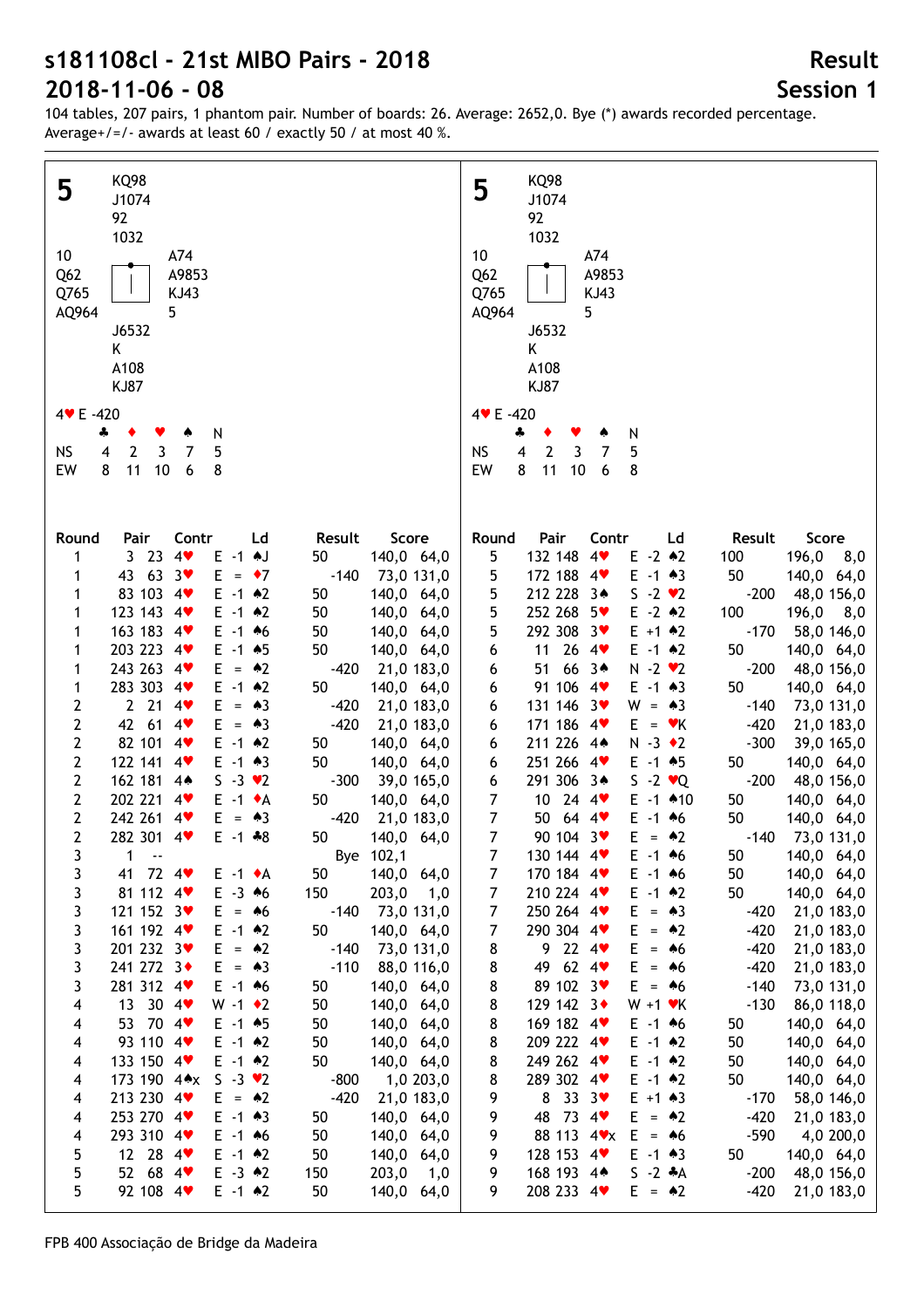# s181108cl - 21st MIBO Pairs - 2018

## 2018-11-06 - 08

**Result**

**Session 1**

104 tables, 207 pairs, 1 phantom pair. Number of boards: 26. Average: 2652,0. Bye (*) awards recorded percentage.
Average+/=/- awards at least 60 / exactly 50 / at most 40 %.

**Board 5**

| | North | |
|---|---|---|
| | ♠ KQ98 | |
| | ♥ J1074 | |
| | ♦ 92 | |
| | ♣ 1032 | |
| **West** | | **East** |
| ♠ 10 | | ♠ A74 |
| ♥ Q62 | | ♥ A9853 |
| ♦ Q765 | | ♦ KJ43 |
| ♣ AQ964 | | ♣ 5 |
| | **South** | |
| | ♠ J6532 | |
| | ♥ K | |
| | ♦ A108 | |
| | ♣ KJ87 | |

4♥ E -420

| | ♣ | ♦ | ♥ | ♠ | N |
|---|---|---|---|---|---|
| NS | 4 | 2 | 3 | 7 | 5 |
| EW | 8 | 11 | 10 | 6 | 8 |

| Round | Pair | Contr | Ld | Result | Score |
|---|---|---|---|---|---|
| 1 | 3 23 | 4♥ E -1 | ♠J | 50 | 140,0 64,0 |
| 1 | 43 63 | 3♥ E = | ♦7 | -140 | 73,0 131,0 |
| 1 | 83 103 | 4♥ E -1 | ♠2 | 50 | 140,0 64,0 |
| 1 | 123 143 | 4♥ E -1 | ♠2 | 50 | 140,0 64,0 |
| 1 | 163 183 | 4♥ E -1 | ♠6 | 50 | 140,0 64,0 |
| 1 | 203 223 | 4♥ E -1 | ♠5 | 50 | 140,0 64,0 |
| 1 | 243 263 | 4♥ E = | ♠2 | -420 | 21,0 183,0 |
| 1 | 283 303 | 4♥ E -1 | ♠2 | 50 | 140,0 64,0 |
| 2 | 2 21 | 4♥ E = | ♠3 | -420 | 21,0 183,0 |
| 2 | 42 61 | 4♥ E = | ♠3 | -420 | 21,0 183,0 |
| 2 | 82 101 | 4♥ E -1 | ♠2 | 50 | 140,0 64,0 |
| 2 | 122 141 | 4♥ E -1 | ♠3 | 50 | 140,0 64,0 |
| 2 | 162 181 | 4♠ S -3 | ♥2 | -300 | 39,0 165,0 |
| 2 | 202 221 | 4♥ E -1 | ♦A | 50 | 140,0 64,0 |
| 2 | 242 261 | 4♥ E = | ♠3 | -420 | 21,0 183,0 |
| 2 | 282 301 | 4♥ E -1 | ♣8 | 50 | 140,0 64,0 |
| 3 | 1 -- | | | Bye | 102,1 |
| 3 | 41 72 | 4♥ E -1 | ♦A | 50 | 140,0 64,0 |
| 3 | 81 112 | 4♥ E -3 | ♠6 | 150 | 203,0 1,0 |
| 3 | 121 152 | 3♥ E = | ♠6 | -140 | 73,0 131,0 |
| 3 | 161 192 | 4♥ E -1 | ♠2 | 50 | 140,0 64,0 |
| 3 | 201 232 | 3♥ E = | ♠2 | -140 | 73,0 131,0 |
| 3 | 241 272 | 3♦ E = | ♠3 | -110 | 88,0 116,0 |
| 3 | 281 312 | 4♥ E -1 | ♠6 | 50 | 140,0 64,0 |
| 4 | 13 30 | 4♥ W -1 | ♦2 | 50 | 140,0 64,0 |
| 4 | 53 70 | 4♥ E -1 | ♠5 | 50 | 140,0 64,0 |
| 4 | 93 110 | 4♥ E -1 | ♠2 | 50 | 140,0 64,0 |
| 4 | 133 150 | 4♥ E -1 | ♠2 | 50 | 140,0 64,0 |
| 4 | 173 190 | 4♠x S -3 | ♥2 | -800 | 1,0 203,0 |
| 4 | 213 230 | 4♥ E = | ♠2 | -420 | 21,0 183,0 |
| 4 | 253 270 | 4♥ E -1 | ♠3 | 50 | 140,0 64,0 |
| 4 | 293 310 | 4♥ E -1 | ♠6 | 50 | 140,0 64,0 |
| 5 | 12 28 | 4♥ E -1 | ♠2 | 50 | 140,0 64,0 |
| 5 | 52 68 | 4♥ E -3 | ♠2 | 150 | 203,0 1,0 |
| 5 | 92 108 | 4♥ E -1 | ♠2 | 50 | 140,0 64,0 |
| 5 | 132 148 | 4♥ E -2 | ♠2 | 100 | 196,0 8,0 |
| 5 | 172 188 | 4♥ E -1 | ♠3 | 50 | 140,0 64,0 |
| 5 | 212 228 | 3♠ S -2 | ♥2 | -200 | 48,0 156,0 |
| 5 | 252 268 | 5♥ E -2 | ♠2 | 100 | 196,0 8,0 |
| 5 | 292 308 | 3♥ E +1 | ♠2 | -170 | 58,0 146,0 |
| 6 | 11 26 | 4♥ E -1 | ♠2 | 50 | 140,0 64,0 |
| 6 | 51 66 | 3♠ N -2 | ♥2 | -200 | 48,0 156,0 |
| 6 | 91 106 | 4♥ E -1 | ♠3 | 50 | 140,0 64,0 |
| 6 | 131 146 | 3♥ W = | ♠3 | -140 | 73,0 131,0 |
| 6 | 171 186 | 4♥ E = | ♥K | -420 | 21,0 183,0 |
| 6 | 211 226 | 4♠ N -3 | ♦2 | -300 | 39,0 165,0 |
| 6 | 251 266 | 4♥ E -1 | ♠5 | 50 | 140,0 64,0 |
| 6 | 291 306 | 3♠ S -2 | ♥Q | -200 | 48,0 156,0 |
| 7 | 10 24 | 4♥ E -1 | ♠10 | 50 | 140,0 64,0 |
| 7 | 50 64 | 4♥ E -1 | ♠6 | 50 | 140,0 64,0 |
| 7 | 90 104 | 3♥ E = | ♠2 | -140 | 73,0 131,0 |
| 7 | 130 144 | 4♥ E -1 | ♠6 | 50 | 140,0 64,0 |
| 7 | 170 184 | 4♥ E -1 | ♠6 | 50 | 140,0 64,0 |
| 7 | 210 224 | 4♥ E -1 | ♠2 | 50 | 140,0 64,0 |
| 7 | 250 264 | 4♥ E = | ♠3 | -420 | 21,0 183,0 |
| 7 | 290 304 | 4♥ E = | ♠2 | -420 | 21,0 183,0 |
| 8 | 9 22 | 4♥ E = | ♠6 | -420 | 21,0 183,0 |
| 8 | 49 62 | 4♥ E = | ♠6 | -420 | 21,0 183,0 |
| 8 | 89 102 | 3♥ E = | ♠6 | -140 | 73,0 131,0 |
| 8 | 129 142 | 3♦ W +1 | ♥K | -130 | 86,0 118,0 |
| 8 | 169 182 | 4♥ E -1 | ♠6 | 50 | 140,0 64,0 |
| 8 | 209 222 | 4♥ E -1 | ♠2 | 50 | 140,0 64,0 |
| 8 | 249 262 | 4♥ E -1 | ♠2 | 50 | 140,0 64,0 |
| 8 | 289 302 | 4♥ E -1 | ♠2 | 50 | 140,0 64,0 |
| 9 | 8 33 | 3♥ E +1 | ♠3 | -170 | 58,0 146,0 |
| 9 | 48 73 | 4♥ E = | ♠2 | -420 | 21,0 183,0 |
| 9 | 88 113 | 4♥x E = | ♠6 | -590 | 4,0 200,0 |
| 9 | 128 153 | 4♥ E -1 | ♠3 | 50 | 140,0 64,0 |
| 9 | 168 193 | 4♠ S -2 | ♣A | -200 | 48,0 156,0 |
| 9 | 208 233 | 4♥ E = | ♠2 | -420 | 21,0 183,0 |

FPB 400 Associação de Bridge da Madeira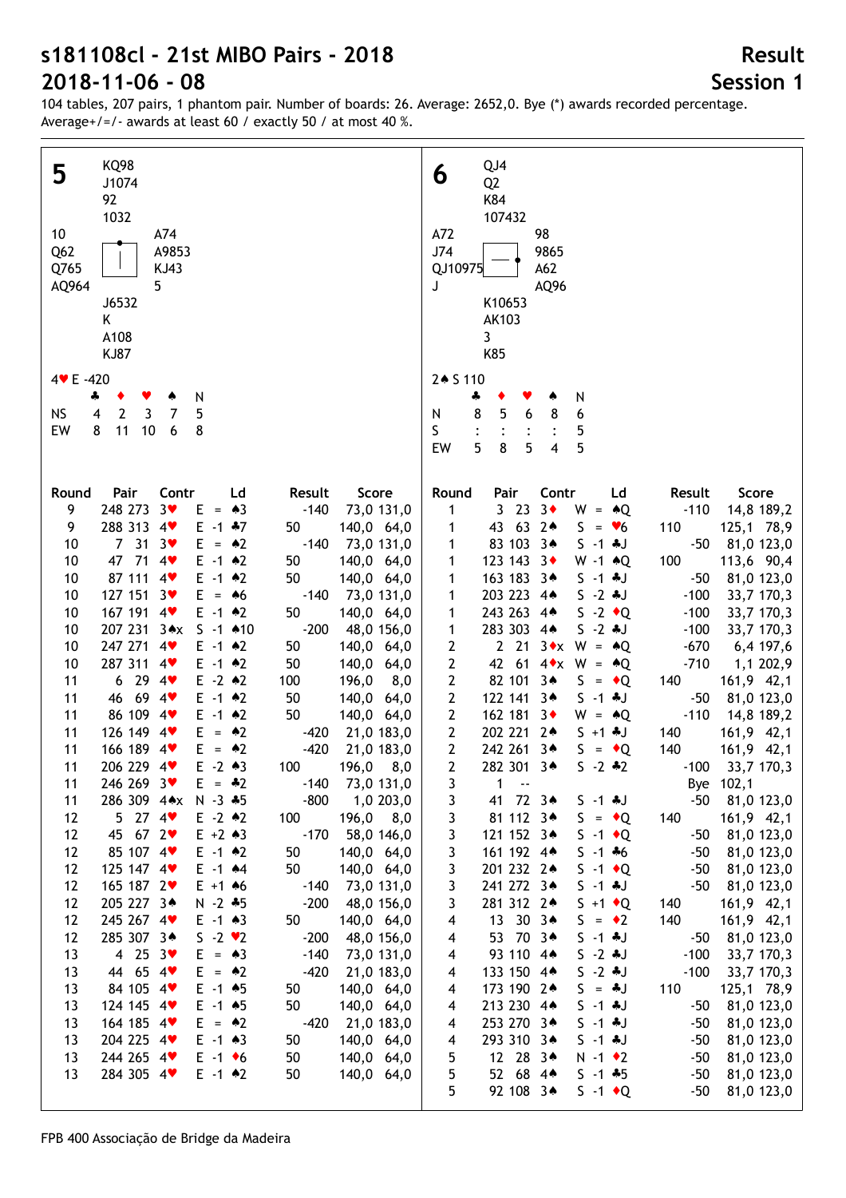# s181108cl - 21st MIBO Pairs - 2018

## 2018-11-06 - 08

**Result**
**Session 1**

104 tables, 207 pairs, 1 phantom pair. Number of boards: 26. Average: 2652,0. Bye (*) awards recorded percentage. Average+/=/- awards at least 60 / exactly 50 / at most 40 %.

### Board 5

North: ♠ KQ98 ♥ J1074 ♦ 92 ♣ 1032

West: ♠ 10 ♥ Q62 ♦ Q765 ♣ AQ964

East: ♠ A74 ♥ A9853 ♦ KJ43 ♣ 5

South: ♠ J6532 ♥ K ♦ A108 ♣ KJ87

4♥ E -420

| | ♣ | ♦ | ♥ | ♠ | N |
|---|---|---|---|---|---|
| NS | 4 | 2 | 3 | 7 | 5 |
| EW | 8 | 11 | 10 | 6 | 8 |

| Round | Pair | Contr | Ld | Result | Score |
|---|---|---|---|---|---|
| 9 | 248 273 | 3♥ E = | ♠3 | -140 | 73,0 131,0 |
| 9 | 288 313 | 4♥ E -1 | ♣7 | 50 | 140,0 64,0 |
| 10 | 7 31 | 3♥ E = | ♠2 | -140 | 73,0 131,0 |
| 10 | 47 71 | 4♥ E -1 | ♠2 | 50 | 140,0 64,0 |
| 10 | 87 111 | 4♥ E -1 | ♠2 | 50 | 140,0 64,0 |
| 10 | 127 151 | 3♥ E = | ♠6 | -140 | 73,0 131,0 |
| 10 | 167 191 | 4♥ E -1 | ♠2 | 50 | 140,0 64,0 |
| 10 | 207 231 | 3♠x S -1 | ♠10 | -200 | 48,0 156,0 |
| 10 | 247 271 | 4♥ E -1 | ♠2 | 50 | 140,0 64,0 |
| 10 | 287 311 | 4♥ E -1 | ♠2 | 50 | 140,0 64,0 |
| 11 | 6 29 | 4♥ E -2 | ♠2 | 100 | 196,0 8,0 |
| 11 | 46 69 | 4♥ E -1 | ♠2 | 50 | 140,0 64,0 |
| 11 | 86 109 | 4♥ E -1 | ♠2 | 50 | 140,0 64,0 |
| 11 | 126 149 | 4♥ E = | ♠2 | -420 | 21,0 183,0 |
| 11 | 166 189 | 4♥ E = | ♠2 | -420 | 21,0 183,0 |
| 11 | 206 229 | 4♥ E -2 | ♠3 | 100 | 196,0 8,0 |
| 11 | 246 269 | 3♥ E = | ♣2 | -140 | 73,0 131,0 |
| 11 | 286 309 | 4♠x N -3 | ♣5 | -800 | 1,0 203,0 |
| 12 | 5 27 | 4♥ E -2 | ♠2 | 100 | 196,0 8,0 |
| 12 | 45 67 | 2♥ E +2 | ♠3 | -170 | 58,0 146,0 |
| 12 | 85 107 | 4♥ E -1 | ♠2 | 50 | 140,0 64,0 |
| 12 | 125 147 | 4♥ E -1 | ♠4 | 50 | 140,0 64,0 |
| 12 | 165 187 | 2♥ E +1 | ♠6 | -140 | 73,0 131,0 |
| 12 | 205 227 | 3♠ N -2 | ♣5 | -200 | 48,0 156,0 |
| 12 | 245 267 | 4♥ E -1 | ♠3 | 50 | 140,0 64,0 |
| 12 | 285 307 | 3♠ S -2 | ♥2 | -200 | 48,0 156,0 |
| 13 | 4 25 | 3♥ E = | ♠3 | -140 | 73,0 131,0 |
| 13 | 44 65 | 4♥ E = | ♠2 | -420 | 21,0 183,0 |
| 13 | 84 105 | 4♥ E -1 | ♠5 | 50 | 140,0 64,0 |
| 13 | 124 145 | 4♥ E -1 | ♠5 | 50 | 140,0 64,0 |
| 13 | 164 185 | 4♥ E = | ♠2 | -420 | 21,0 183,0 |
| 13 | 204 225 | 4♥ E -1 | ♠3 | 50 | 140,0 64,0 |
| 13 | 244 265 | 4♥ E -1 | ♦6 | 50 | 140,0 64,0 |
| 13 | 284 305 | 4♥ E -1 | ♠2 | 50 | 140,0 64,0 |

### Board 6

North: ♠ QJ4 ♥ Q2 ♦ K84 ♣ 107432

West: ♠ A72 ♥ J74 ♦ QJ10975 ♣ J

East: ♠ 98 ♥ 9865 ♦ A62 ♣ AQ96

South: ♠ K10653 ♥ AK103 ♦ 3 ♣ K85

2♠ S 110

| | ♣ | ♦ | ♥ | ♠ | N |
|---|---|---|---|---|---|
| N | 8 | 5 | 6 | 8 | 6 |
| S | : | : | : | : | 5 |
| EW | 5 | 8 | 5 | 4 | 5 |

| Round | Pair | Contr | Ld | Result | Score |
|---|---|---|---|---|---|
| 1 | 3 23 | 3♦ W = | ♠Q | -110 | 14,8 189,2 |
| 1 | 43 63 | 2♠ S = | ♥6 | 110 | 125,1 78,9 |
| 1 | 83 103 | 3♠ S -1 | ♣J | -50 | 81,0 123,0 |
| 1 | 123 143 | 3♦ W -1 | ♠Q | 100 | 113,6 90,4 |
| 1 | 163 183 | 3♠ S -1 | ♣J | -50 | 81,0 123,0 |
| 1 | 203 223 | 4♠ S -2 | ♣J | -100 | 33,7 170,3 |
| 1 | 243 263 | 4♠ S -2 | ♦Q | -100 | 33,7 170,3 |
| 1 | 283 303 | 4♠ S -2 | ♣J | -100 | 33,7 170,3 |
| 2 | 2 21 | 3♦x W = | ♠Q | -670 | 6,4 197,6 |
| 2 | 42 61 | 4♦x W = | ♠Q | -710 | 1,1 202,9 |
| 2 | 82 101 | 3♠ S = | ♦Q | 140 | 161,9 42,1 |
| 2 | 122 141 | 3♠ S -1 | ♣J | -50 | 81,0 123,0 |
| 2 | 162 181 | 3♦ W = | ♠Q | -110 | 14,8 189,2 |
| 2 | 202 221 | 2♠ S +1 | ♣J | 140 | 161,9 42,1 |
| 2 | 242 261 | 3♠ S = | ♦Q | 140 | 161,9 42,1 |
| 2 | 282 301 | 3♠ S -2 | ♣2 | -100 | 33,7 170,3 |
| 3 | 1 -- | | | Bye | 102,1 |
| 3 | 41 72 | 3♠ S -1 | ♣J | -50 | 81,0 123,0 |
| 3 | 81 112 | 3♠ S = | ♦Q | 140 | 161,9 42,1 |
| 3 | 121 152 | 3♠ S -1 | ♦Q | -50 | 81,0 123,0 |
| 3 | 161 192 | 4♠ S -1 | ♣6 | -50 | 81,0 123,0 |
| 3 | 201 232 | 2♠ S -1 | ♦Q | -50 | 81,0 123,0 |
| 3 | 241 272 | 3♠ S -1 | ♣J | -50 | 81,0 123,0 |
| 3 | 281 312 | 2♠ S +1 | ♦Q | 140 | 161,9 42,1 |
| 4 | 13 30 | 3♠ S = | ♦2 | 140 | 161,9 42,1 |
| 4 | 53 70 | 3♠ S -1 | ♣J | -50 | 81,0 123,0 |
| 4 | 93 110 | 4♠ S -2 | ♣J | -100 | 33,7 170,3 |
| 4 | 133 150 | 4♠ S -2 | ♣J | -100 | 33,7 170,3 |
| 4 | 173 190 | 2♠ S = | ♣J | 110 | 125,1 78,9 |
| 4 | 213 230 | 4♠ S -1 | ♣J | -50 | 81,0 123,0 |
| 4 | 253 270 | 3♠ S -1 | ♣J | -50 | 81,0 123,0 |
| 4 | 293 310 | 3♠ S -1 | ♣J | -50 | 81,0 123,0 |
| 5 | 12 28 | 3♠ N -1 | ♦2 | -50 | 81,0 123,0 |
| 5 | 52 68 | 4♠ S -1 | ♣5 | -50 | 81,0 123,0 |
| 5 | 92 108 | 3♠ S -1 | ♦Q | -50 | 81,0 123,0 |

FPB 400 Associação de Bridge da Madeira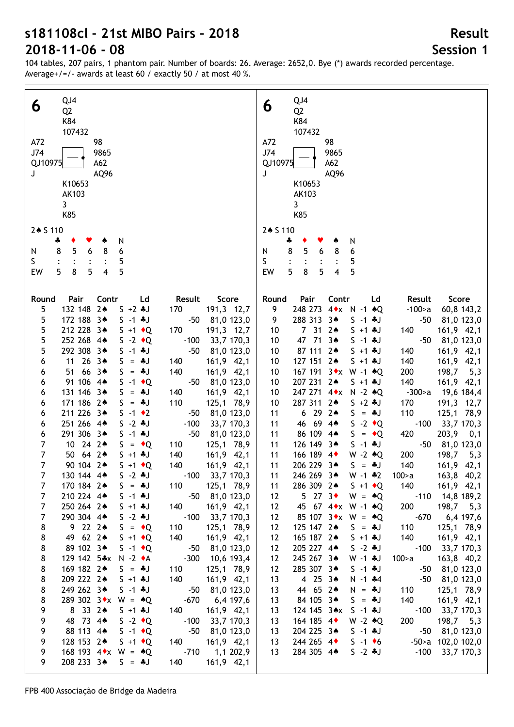# s181108cl - 21st MIBO Pairs - 2018

# 2018-11-06 - 08

**Result**

**Session 1**

104 tables, 207 pairs, 1 phantom pair. Number of boards: 26. Average: 2652,0. Bye (*) awards recorded percentage.
Average+/=/- awards at least 60 / exactly 50 / at most 40 %.

## 6

North: ♠ QJ4 ♥ Q2 ♦ K84 ♣ 107432

West: ♠ A72 ♥ J74 ♦ QJ10975 ♣ J

East: ♠ 98 ♥ 9865 ♦ A62 ♣ AQ96

South: ♠ K10653 ♥ AK103 ♦ 3 ♣ K85

2♠ S 110

| | ♣ | ♦ | ♥ | ♠ | N |
|---|---|---|---|---|---|
| N | 8 | 5 | 6 | 8 | 6 |
| S | : | : | : | : | 5 |
| EW | 5 | 8 | 5 | 4 | 5 |

| Round | Pair | Contr | Ld | Result | Score |
|---|---|---|---|---|---|
| 5 | 132 148 | 2♠ | S +2 ♣J | 170 | 191,3 12,7 |
| 5 | 172 188 | 3♠ | S -1 ♣J | -50 | 81,0 123,0 |
| 5 | 212 228 | 3♠ | S +1 ♦Q | 170 | 191,3 12,7 |
| 5 | 252 268 | 4♠ | S -2 ♦Q | -100 | 33,7 170,3 |
| 5 | 292 308 | 3♠ | S -1 ♣J | -50 | 81,0 123,0 |
| 6 | 11 26 | 3♠ | S = ♣J | 140 | 161,9 42,1 |
| 6 | 51 66 | 3♠ | S = ♣J | 140 | 161,9 42,1 |
| 6 | 91 106 | 4♠ | S -1 ♦Q | -50 | 81,0 123,0 |
| 6 | 131 146 | 3♠ | S = ♣J | 140 | 161,9 42,1 |
| 6 | 171 186 | 2♠ | S = ♣J | 110 | 125,1 78,9 |
| 6 | 211 226 | 3♠ | S -1 ♦2 | -50 | 81,0 123,0 |
| 6 | 251 266 | 4♠ | S -2 ♣J | -100 | 33,7 170,3 |
| 6 | 291 306 | 3♠ | S -1 ♣J | -50 | 81,0 123,0 |
| 7 | 10 24 | 2♠ | S = ♦Q | 110 | 125,1 78,9 |
| 7 | 50 64 | 2♠ | S +1 ♣J | 140 | 161,9 42,1 |
| 7 | 90 104 | 2♠ | S +1 ♦Q | 140 | 161,9 42,1 |
| 7 | 130 144 | 4♠ | S -2 ♣J | -100 | 33,7 170,3 |
| 7 | 170 184 | 2♠ | S = ♣J | 110 | 125,1 78,9 |
| 7 | 210 224 | 4♠ | S -1 ♣J | -50 | 81,0 123,0 |
| 7 | 250 264 | 2♠ | S +1 ♣J | 140 | 161,9 42,1 |
| 7 | 290 304 | 4♠ | S -2 ♣J | -100 | 33,7 170,3 |
| 8 | 9 22 | 2♠ | S = ♦Q | 110 | 125,1 78,9 |
| 8 | 49 62 | 2♠ | S +1 ♦Q | 140 | 161,9 42,1 |
| 8 | 89 102 | 3♠ | S -1 ♦Q | -50 | 81,0 123,0 |
| 8 | 129 142 | 5♣x | N -2 ♦A | -300 | 10,6 193,4 |
| 8 | 169 182 | 2♠ | S = ♣J | 110 | 125,1 78,9 |
| 8 | 209 222 | 2♠ | S +1 ♣J | 140 | 161,9 42,1 |
| 8 | 249 262 | 3♠ | S -1 ♣J | -50 | 81,0 123,0 |
| 8 | 289 302 | 3♦x | W = ♠Q | -670 | 6,4 197,6 |
| 9 | 8 33 | 2♠ | S +1 ♣J | 140 | 161,9 42,1 |
| 9 | 48 73 | 4♠ | S -2 ♦Q | -100 | 33,7 170,3 |
| 9 | 88 113 | 4♠ | S -1 ♦Q | -50 | 81,0 123,0 |
| 9 | 128 153 | 2♠ | S +1 ♦Q | 140 | 161,9 42,1 |
| 9 | 168 193 | 4♦x | W = ♠Q | -710 | 1,1 202,9 |
| 9 | 208 233 | 3♠ | S = ♣J | 140 | 161,9 42,1 |
| 9 | 248 273 | 4♦x | N -1 ♠Q | -100>a | 60,8 143,2 |
| 9 | 288 313 | 3♠ | S -1 ♣J | -50 | 81,0 123,0 |
| 10 | 7 31 | 2♠ | S +1 ♣J | 140 | 161,9 42,1 |
| 10 | 47 71 | 3♠ | S -1 ♣J | -50 | 81,0 123,0 |
| 10 | 87 111 | 2♠ | S +1 ♣J | 140 | 161,9 42,1 |
| 10 | 127 151 | 2♠ | S +1 ♣J | 140 | 161,9 42,1 |
| 10 | 167 191 | 3♦x | W -1 ♠Q | 200 | 198,7 5,3 |
| 10 | 207 231 | 2♠ | S +1 ♣J | 140 | 161,9 42,1 |
| 10 | 247 271 | 4♦x | N -2 ♠Q | -300>a | 19,6 184,4 |
| 10 | 287 311 | 2♠ | S +2 ♣J | 170 | 191,3 12,7 |
| 11 | 6 29 | 2♠ | S = ♣J | 110 | 125,1 78,9 |
| 11 | 46 69 | 4♠ | S -2 ♦Q | -100 | 33,7 170,3 |
| 11 | 86 109 | 4♠ | S = ♦Q | 420 | 203,9 0,1 |
| 11 | 126 149 | 3♠ | S -1 ♣J | -50 | 81,0 123,0 |
| 11 | 166 189 | 4♦ | W -2 ♠Q | 200 | 198,7 5,3 |
| 11 | 206 229 | 3♠ | S = ♣J | 140 | 161,9 42,1 |
| 11 | 246 269 | 3♠ | W -1 ♣2 | 100>a | 163,8 40,2 |
| 11 | 286 309 | 2♠ | S +1 ♦Q | 140 | 161,9 42,1 |
| 12 | 5 27 | 3♦ | W = ♠Q | -110 | 14,8 189,2 |
| 12 | 45 67 | 4♦x | W -1 ♠Q | 200 | 198,7 5,3 |
| 12 | 85 107 | 3♦x | W = ♠Q | -670 | 6,4 197,6 |
| 12 | 125 147 | 2♠ | S = ♣J | 110 | 125,1 78,9 |
| 12 | 165 187 | 2♠ | S +1 ♣J | 140 | 161,9 42,1 |
| 12 | 205 227 | 4♠ | S -2 ♣J | -100 | 33,7 170,3 |
| 12 | 245 267 | 3♠ | W -1 ♣J | 100>a | 163,8 40,2 |
| 12 | 285 307 | 3♠ | S -1 ♣J | -50 | 81,0 123,0 |
| 13 | 4 25 | 3♠ | N -1 ♣4 | -50 | 81,0 123,0 |
| 13 | 44 65 | 2♠ | N = ♣J | 110 | 125,1 78,9 |
| 13 | 84 105 | 3♠ | S = ♣J | 140 | 161,9 42,1 |
| 13 | 124 145 | 3♠x | S -1 ♣J | -100 | 33,7 170,3 |
| 13 | 164 185 | 4♦ | W -2 ♠Q | 200 | 198,7 5,3 |
| 13 | 204 225 | 3♠ | S -1 ♣J | -50 | 81,0 123,0 |
| 13 | 244 265 | 4♦ | S -1 ♦6 | -50>a | 102,0 102,0 |
| 13 | 284 305 | 4♠ | S -2 ♣J | -100 | 33,7 170,3 |

FPB 400 Associação de Bridge da Madeira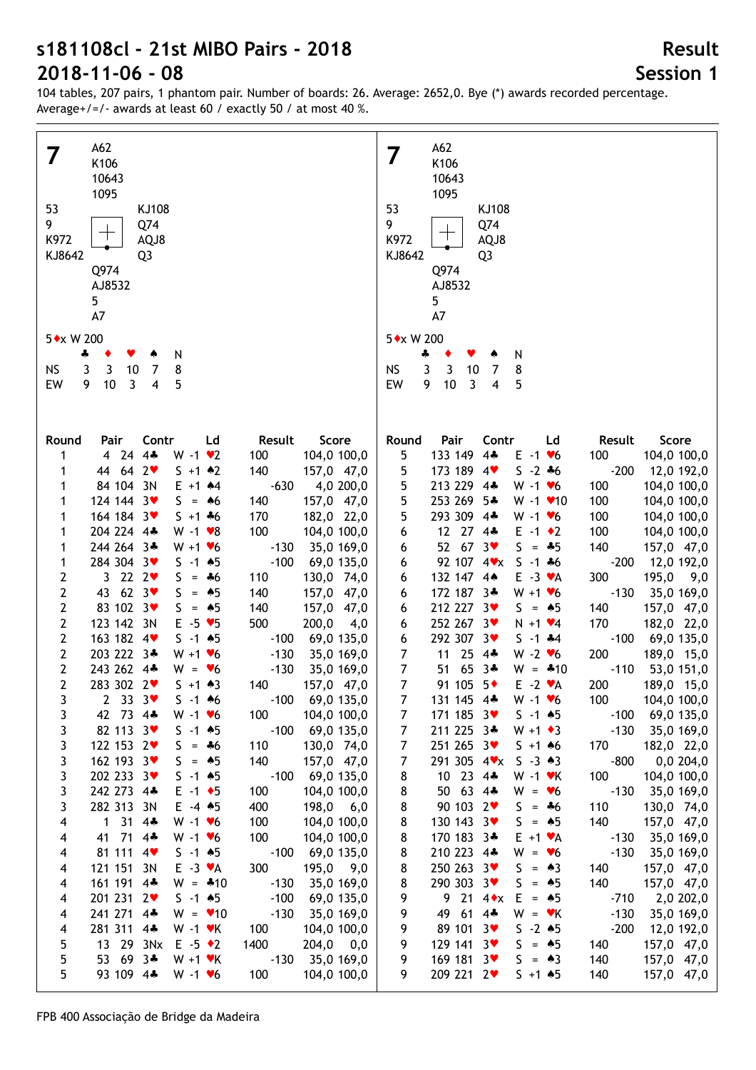# s181108cl - 21st MIBO Pairs - 2018

# 2018-11-06 - 08

**Result**

**Session 1**

104 tables, 207 pairs, 1 phantom pair. Number of boards: 26. Average: 2652,0. Bye (*) awards recorded percentage. Average+/=/- awards at least 60 / exactly 50 / at most 40 %.

## 7

North: ♠ A62 ♥ K106 ♦ 10643 ♣ 1095

West: ♠ 53 ♥ 9 ♦ K972 ♣ KJ8642

East: ♠ KJ108 ♥ Q74 ♦ AQJ8 ♣ Q3

South: ♠ Q974 ♥ AJ8532 ♦ 5 ♣ A7

5♦x W 200

| | ♣ | ♦ | ♥ | ♠ | N |
|---|---|---|---|---|---|
| NS | 3 | 3 | 10 | 7 | 8 |
| EW | 9 | 10 | 3 | 4 | 5 |

| Round | Pair | Contr | Ld | Result | Score |
|---|---|---|---|---|---|
| 1 | 4 24 | 4♣ W -1 | ♥2 | 100 | 104,0 100,0 |
| 1 | 44 64 | 2♥ S +1 | ♠2 | 140 | 157,0 47,0 |
| 1 | 84 104 | 3N E +1 | ♠4 | -630 | 4,0 200,0 |
| 1 | 124 144 | 3♥ S = | ♠6 | 140 | 157,0 47,0 |
| 1 | 164 184 | 3♥ S +1 | ♣6 | 170 | 182,0 22,0 |
| 1 | 204 224 | 4♣ W -1 | ♥8 | 100 | 104,0 100,0 |
| 1 | 244 264 | 3♣ W +1 | ♥6 | -130 | 35,0 169,0 |
| 1 | 284 304 | 3♥ S -1 | ♠5 | -100 | 69,0 135,0 |
| 2 | 3 22 | 2♥ S = | ♣6 | 110 | 130,0 74,0 |
| 2 | 43 62 | 3♥ S = | ♠5 | 140 | 157,0 47,0 |
| 2 | 83 102 | 3♥ S = | ♠5 | 140 | 157,0 47,0 |
| 2 | 123 142 | 3N E -5 | ♥5 | 500 | 200,0 4,0 |
| 2 | 163 182 | 4♥ S -1 | ♠5 | -100 | 69,0 135,0 |
| 2 | 203 222 | 3♣ W +1 | ♥6 | -130 | 35,0 169,0 |
| 2 | 243 262 | 4♣ W = | ♥6 | -130 | 35,0 169,0 |
| 2 | 283 302 | 2♥ S +1 | ♠3 | 140 | 157,0 47,0 |
| 3 | 2 33 | 3♥ S -1 | ♠6 | -100 | 69,0 135,0 |
| 3 | 42 73 | 4♣ W -1 | ♥6 | 100 | 104,0 100,0 |
| 3 | 82 113 | 3♥ S -1 | ♠5 | -100 | 69,0 135,0 |
| 3 | 122 153 | 2♥ S = | ♣6 | 110 | 130,0 74,0 |
| 3 | 162 193 | 3♥ S = | ♠5 | 140 | 157,0 47,0 |
| 3 | 202 233 | 3♥ S -1 | ♠5 | -100 | 69,0 135,0 |
| 3 | 242 273 | 4♣ E -1 | ♦5 | 100 | 104,0 100,0 |
| 3 | 282 313 | 3N E -4 | ♠5 | 400 | 198,0 6,0 |
| 4 | 1 31 | 4♣ W -1 | ♥6 | 100 | 104,0 100,0 |
| 4 | 41 71 | 4♣ W -1 | ♥6 | 100 | 104,0 100,0 |
| 4 | 81 111 | 4♥ S -1 | ♠5 | -100 | 69,0 135,0 |
| 4 | 121 151 | 3N E -3 | ♥A | 300 | 195,0 9,0 |
| 4 | 161 191 | 4♣ W = | ♣10 | -130 | 35,0 169,0 |
| 4 | 201 231 | 2♥ S -1 | ♠5 | -100 | 69,0 135,0 |
| 4 | 241 271 | 4♣ W = | ♥10 | -130 | 35,0 169,0 |
| 4 | 281 311 | 4♣ W -1 | ♥K | 100 | 104,0 100,0 |
| 5 | 13 29 | 3Nx E -5 | ♦2 | 1400 | 204,0 0,0 |
| 5 | 53 69 | 3♣ W +1 | ♥K | -130 | 35,0 169,0 |
| 5 | 93 109 | 4♣ W -1 | ♥6 | 100 | 104,0 100,0 |
| 5 | 133 149 | 4♣ E -1 | ♥6 | 100 | 104,0 100,0 |
| 5 | 173 189 | 4♥ S -2 | ♣6 | -200 | 12,0 192,0 |
| 5 | 213 229 | 4♣ W -1 | ♥6 | 100 | 104,0 100,0 |
| 5 | 253 269 | 5♣ W -1 | ♥10 | 100 | 104,0 100,0 |
| 5 | 293 309 | 4♣ W -1 | ♥6 | 100 | 104,0 100,0 |
| 6 | 12 27 | 4♣ E -1 | ♦2 | 100 | 104,0 100,0 |
| 6 | 52 67 | 3♥ S = | ♣5 | 140 | 157,0 47,0 |
| 6 | 92 107 | 4♥x S -1 | ♣6 | -200 | 12,0 192,0 |
| 6 | 132 147 | 4♠ E -3 | ♥A | 300 | 195,0 9,0 |
| 6 | 172 187 | 3♣ W +1 | ♥6 | -130 | 35,0 169,0 |
| 6 | 212 227 | 3♥ S = | ♠5 | 140 | 157,0 47,0 |
| 6 | 252 267 | 3♥ N +1 | ♥4 | 170 | 182,0 22,0 |
| 6 | 292 307 | 3♥ S -1 | ♣4 | -100 | 69,0 135,0 |
| 7 | 11 25 | 4♣ W -2 | ♥6 | 200 | 189,0 15,0 |
| 7 | 51 65 | 3♣ W = | ♣10 | -110 | 53,0 151,0 |
| 7 | 91 105 | 5♦ E -2 | ♥A | 200 | 189,0 15,0 |
| 7 | 131 145 | 4♣ W -1 | ♥6 | 100 | 104,0 100,0 |
| 7 | 171 185 | 3♥ S -1 | ♠5 | -100 | 69,0 135,0 |
| 7 | 211 225 | 3♣ W +1 | ♦3 | -130 | 35,0 169,0 |
| 7 | 251 265 | 3♥ S +1 | ♠6 | 170 | 182,0 22,0 |
| 7 | 291 305 | 4♥x S -3 | ♠3 | -800 | 0,0 204,0 |
| 8 | 10 23 | 4♣ W -1 | ♥K | 100 | 104,0 100,0 |
| 8 | 50 63 | 4♣ W = | ♥6 | -130 | 35,0 169,0 |
| 8 | 90 103 | 2♥ S = | ♣6 | 110 | 130,0 74,0 |
| 8 | 130 143 | 3♥ S = | ♠5 | 140 | 157,0 47,0 |
| 8 | 170 183 | 3♣ E +1 | ♥A | -130 | 35,0 169,0 |
| 8 | 210 223 | 4♣ W = | ♥6 | -130 | 35,0 169,0 |
| 8 | 250 263 | 3♥ S = | ♠3 | 140 | 157,0 47,0 |
| 8 | 290 303 | 3♥ S = | ♠5 | 140 | 157,0 47,0 |
| 9 | 9 21 | 4♦x E = | ♠5 | -710 | 2,0 202,0 |
| 9 | 49 61 | 4♣ W = | ♥K | -130 | 35,0 169,0 |
| 9 | 89 101 | 3♥ S -2 | ♠5 | -200 | 12,0 192,0 |
| 9 | 129 141 | 3♥ S = | ♠5 | 140 | 157,0 47,0 |
| 9 | 169 181 | 3♥ S = | ♠3 | 140 | 157,0 47,0 |
| 9 | 209 221 | 2♥ S +1 | ♠5 | 140 | 157,0 47,0 |

FPB 400 Associação de Bridge da Madeira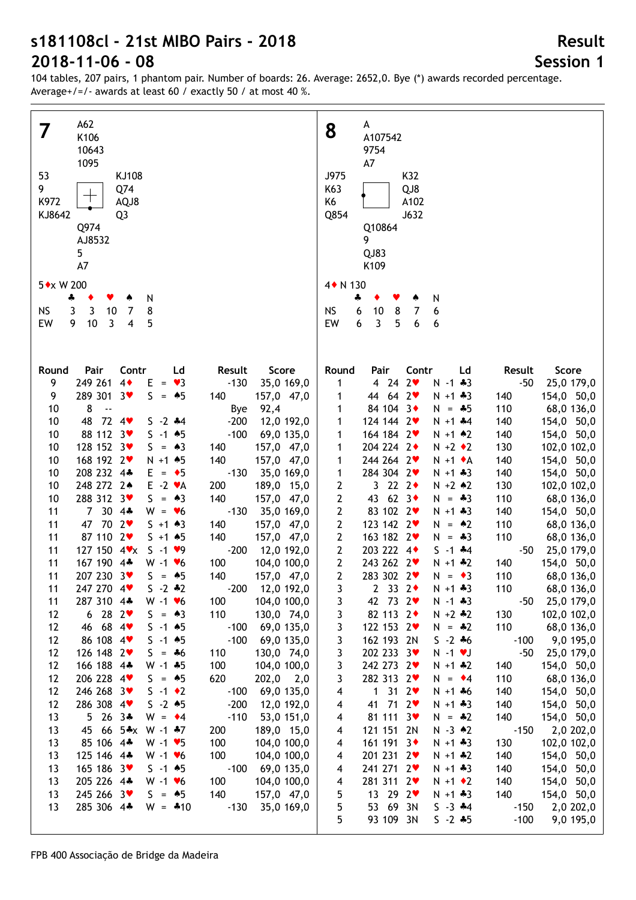# s181108cl - 21st MIBO Pairs - 2018

# 2018-11-06 - 08

## Result
## Session 1

104 tables, 207 pairs, 1 phantom pair. Number of boards: 26. Average: 2652,0. Bye (*) awards recorded percentage. Average+/=/- awards at least 60 / exactly 50 / at most 40 %.

### Board 7

North: ♠ A62 ♥ K106 ♦ 10643 ♣ 1095
West: ♠ 53 ♥ 9 ♦ K972 ♣ KJ8642
East: ♠ KJ108 ♥ Q74 ♦ AQJ8 ♣ Q3
South: ♠ Q974 ♥ AJ8532 ♦ 5 ♣ A7

5♦x W 200

| | ♣ | ♦ | ♥ | ♠ | N |
|---|---|---|---|---|---|
| NS | 3 | 3 | 10 | 7 | 8 |
| EW | 9 | 10 | 3 | 4 | 5 |

| Round | Pair | Contr | Ld | Result | | Score | |
|---|---|---|---|---|---|---|---|
| 9 | 249 261 | 4♦ E = | ♥3 | | -130 | 35,0 | 169,0 |
| 9 | 289 301 | 3♥ S = | ♠5 | 140 | | 157,0 | 47,0 |
| 10 | 8 -- | | | Bye | | 92,4 | |
| 10 | 48 72 | 4♥ S -2 | ♣4 | | -200 | 12,0 | 192,0 |
| 10 | 88 112 | 3♥ S -1 | ♠5 | | -100 | 69,0 | 135,0 |
| 10 | 128 152 | 3♥ S = | ♠3 | 140 | | 157,0 | 47,0 |
| 10 | 168 192 | 2♥ N +1 | ♠5 | 140 | | 157,0 | 47,0 |
| 10 | 208 232 | 4♣ E = | ♦5 | | -130 | 35,0 | 169,0 |
| 10 | 248 272 | 2♠ E -2 | ♥A | 200 | | 189,0 | 15,0 |
| 10 | 288 312 | 3♥ S = | ♠3 | 140 | | 157,0 | 47,0 |
| 11 | 7 30 | 4♣ W = | ♥6 | | -130 | 35,0 | 169,0 |
| 11 | 47 70 | 2♥ S +1 | ♠3 | 140 | | 157,0 | 47,0 |
| 11 | 87 110 | 2♥ S +1 | ♠5 | 140 | | 157,0 | 47,0 |
| 11 | 127 150 | 4♥x S -1 | ♥9 | | -200 | 12,0 | 192,0 |
| 11 | 167 190 | 4♣ W -1 | ♥6 | 100 | | 104,0 | 100,0 |
| 11 | 207 230 | 3♥ S = | ♠5 | 140 | | 157,0 | 47,0 |
| 11 | 247 270 | 4♥ S -2 | ♣2 | | -200 | 12,0 | 192,0 |
| 11 | 287 310 | 4♣ W -1 | ♥6 | 100 | | 104,0 | 100,0 |
| 12 | 6 28 | 2♥ S = | ♠3 | 110 | | 130,0 | 74,0 |
| 12 | 46 68 | 4♥ S -1 | ♠5 | | -100 | 69,0 | 135,0 |
| 12 | 86 108 | 4♥ S -1 | ♠5 | | -100 | 69,0 | 135,0 |
| 12 | 126 148 | 2♥ S = | ♣6 | 110 | | 130,0 | 74,0 |
| 12 | 166 188 | 4♣ W -1 | ♣5 | 100 | | 104,0 | 100,0 |
| 12 | 206 228 | 4♥ S = | ♠5 | 620 | | 202,0 | 2,0 |
| 12 | 246 268 | 3♥ S -1 | ♦2 | | -100 | 69,0 | 135,0 |
| 12 | 286 308 | 4♥ S -2 | ♠5 | | -200 | 12,0 | 192,0 |
| 13 | 5 26 | 3♣ W = | ♦4 | | -110 | 53,0 | 151,0 |
| 13 | 45 66 | 5♣x W -1 | ♣7 | 200 | | 189,0 | 15,0 |
| 13 | 85 106 | 4♣ W -1 | ♥5 | 100 | | 104,0 | 100,0 |
| 13 | 125 146 | 4♣ W -1 | ♥6 | 100 | | 104,0 | 100,0 |
| 13 | 165 186 | 3♥ S -1 | ♠5 | | -100 | 69,0 | 135,0 |
| 13 | 205 226 | 4♣ W -1 | ♥6 | 100 | | 104,0 | 100,0 |
| 13 | 245 266 | 3♥ S = | ♠5 | 140 | | 157,0 | 47,0 |
| 13 | 285 306 | 4♣ W = | ♣10 | | -130 | 35,0 | 169,0 |

### Board 8

North: ♠ A ♥ A107542 ♦ 9754 ♣ A7
West: ♠ J975 ♥ K63 ♦ K6 ♣ Q854
East: ♠ K32 ♥ QJ8 ♦ A102 ♣ J632
South: ♠ Q10864 ♥ 9 ♦ QJ83 ♣ K109

4♦ N 130

| | ♣ | ♦ | ♥ | ♠ | N |
|---|---|---|---|---|---|
| NS | 6 | 10 | 8 | 7 | 6 |
| EW | 6 | 3 | 5 | 6 | 6 |

| Round | Pair | Contr | Ld | Result | | Score | |
|---|---|---|---|---|---|---|---|
| 1 | 4 24 | 2♥ N -1 | ♣3 | | -50 | 25,0 | 179,0 |
| 1 | 44 64 | 2♥ N +1 | ♣3 | 140 | | 154,0 | 50,0 |
| 1 | 84 104 | 3♦ N = | ♣5 | 110 | | 68,0 | 136,0 |
| 1 | 124 144 | 2♥ N +1 | ♣4 | 140 | | 154,0 | 50,0 |
| 1 | 164 184 | 2♥ N +1 | ♠2 | 140 | | 154,0 | 50,0 |
| 1 | 204 224 | 2♦ N +2 | ♦2 | 130 | | 102,0 | 102,0 |
| 1 | 244 264 | 2♥ N +1 | ♦A | 140 | | 154,0 | 50,0 |
| 1 | 284 304 | 2♥ N +1 | ♣3 | 140 | | 154,0 | 50,0 |
| 2 | 3 22 | 2♦ N +2 | ♠2 | 130 | | 102,0 | 102,0 |
| 2 | 43 62 | 3♦ N = | ♣3 | 110 | | 68,0 | 136,0 |
| 2 | 83 102 | 2♥ N +1 | ♣3 | 140 | | 154,0 | 50,0 |
| 2 | 123 142 | 2♥ N = | ♠2 | 110 | | 68,0 | 136,0 |
| 2 | 163 182 | 2♥ N = | ♣3 | 110 | | 68,0 | 136,0 |
| 2 | 203 222 | 4♦ S -1 | ♣4 | | -50 | 25,0 | 179,0 |
| 2 | 243 262 | 2♥ N +1 | ♣2 | 140 | | 154,0 | 50,0 |
| 2 | 283 302 | 2♥ N = | ♦3 | 110 | | 68,0 | 136,0 |
| 3 | 2 33 | 2♦ N +1 | ♣3 | 110 | | 68,0 | 136,0 |
| 3 | 42 73 | 2♥ N -1 | ♣3 | | -50 | 25,0 | 179,0 |
| 3 | 82 113 | 2♦ N +2 | ♣2 | 130 | | 102,0 | 102,0 |
| 3 | 122 153 | 2♥ N = | ♣2 | 110 | | 68,0 | 136,0 |
| 3 | 162 193 | 2N S -2 | ♣6 | | -100 | 9,0 | 195,0 |
| 3 | 202 233 | 3♥ N -1 | ♥J | | -50 | 25,0 | 179,0 |
| 3 | 242 273 | 2♥ N +1 | ♣2 | 140 | | 154,0 | 50,0 |
| 3 | 282 313 | 2♥ N = | ♦4 | 110 | | 68,0 | 136,0 |
| 4 | 1 31 | 2♥ N +1 | ♣6 | 140 | | 154,0 | 50,0 |
| 4 | 41 71 | 2♥ N +1 | ♣3 | 140 | | 154,0 | 50,0 |
| 4 | 81 111 | 3♥ N = | ♣2 | 140 | | 154,0 | 50,0 |
| 4 | 121 151 | 2N N -3 | ♠2 | | -150 | 2,0 | 202,0 |
| 4 | 161 191 | 3♦ N +1 | ♣3 | 130 | | 102,0 | 102,0 |
| 4 | 201 231 | 2♥ N +1 | ♣2 | 140 | | 154,0 | 50,0 |
| 4 | 241 271 | 2♥ N +1 | ♣3 | 140 | | 154,0 | 50,0 |
| 4 | 281 311 | 2♥ N +1 | ♦2 | 140 | | 154,0 | 50,0 |
| 5 | 13 29 | 2♥ N +1 | ♣3 | 140 | | 154,0 | 50,0 |
| 5 | 53 69 | 3N S -3 | ♣4 | | -150 | 2,0 | 202,0 |
| 5 | 93 109 | 3N S -2 | ♣5 | | -100 | 9,0 | 195,0 |

FPB 400 Associação de Bridge da Madeira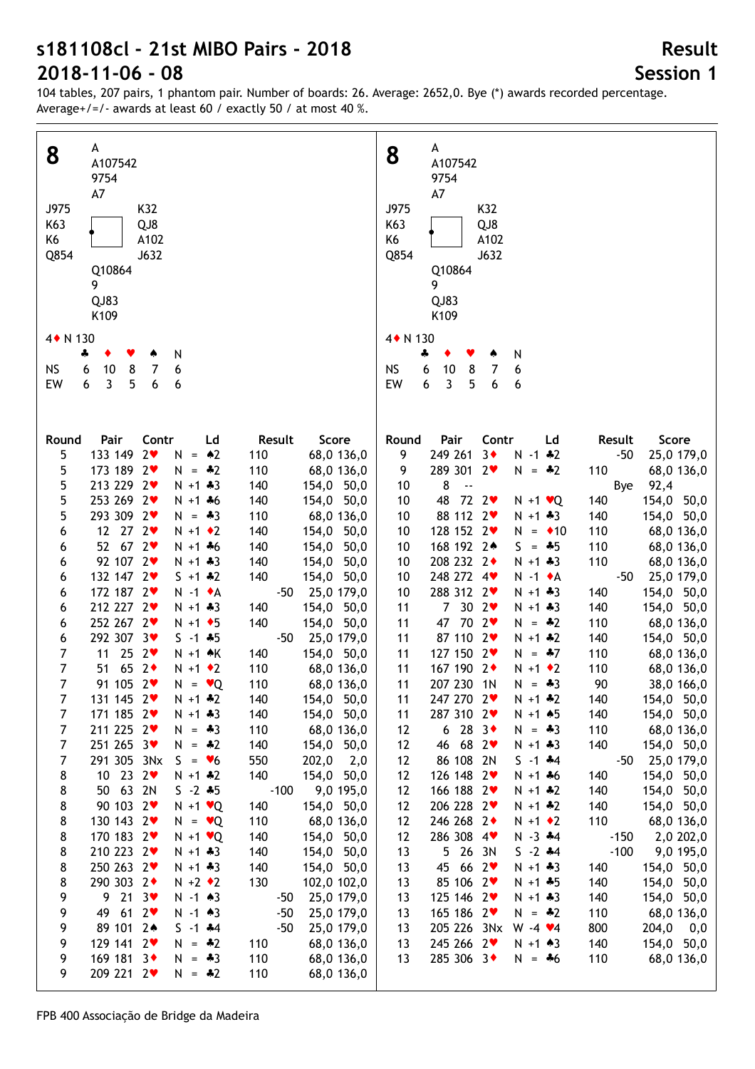# s181108cl - 21st MIBO Pairs - 2018

# 2018-11-06 - 08

## Result

## Session 1

104 tables, 207 pairs, 1 phantom pair. Number of boards: 26. Average: 2652,0. Bye (*) awards recorded percentage. Average+/=/- awards at least 60 / exactly 50 / at most 40 %.

**8**

| | North | |
|---|---|---|
| | ♠ A | |
| | ♥ A107542 | |
| | ♦ 9754 | |
| | ♣ A7 | |
| **West** | | **East** |
| ♠ J975 | | ♠ K32 |
| ♥ K63 | | ♥ QJ8 |
| ♦ K6 | | ♦ A102 |
| ♣ Q854 | | ♣ J632 |
| | **South** | |
| | ♠ Q10864 | |
| | ♥ 9 | |
| | ♦ QJ83 | |
| | ♣ K109 | |

4♦ N 130

| | ♣ | ♦ | ♥ | ♠ | N |
|---|---|---|---|---|---|
| NS | 6 | 10 | 8 | 7 | 6 |
| EW | 6 | 3 | 5 | 6 | 6 |

| Round | Pair | | Contr | | Ld | Result | | Score | |
|---|---|---|---|---|---|---|---|---|---|
| 5 | 133 | 149 | 2♥ | N = | ♠2 | 110 | | 68,0 | 136,0 |
| 5 | 173 | 189 | 2♥ | N = | ♣2 | 110 | | 68,0 | 136,0 |
| 5 | 213 | 229 | 2♥ | N +1 | ♣3 | 140 | | 154,0 | 50,0 |
| 5 | 253 | 269 | 2♥ | N +1 | ♣6 | 140 | | 154,0 | 50,0 |
| 5 | 293 | 309 | 2♥ | N = | ♣3 | 110 | | 68,0 | 136,0 |
| 6 | 12 | 27 | 2♥ | N +1 | ♦2 | 140 | | 154,0 | 50,0 |
| 6 | 52 | 67 | 2♥ | N +1 | ♣6 | 140 | | 154,0 | 50,0 |
| 6 | 92 | 107 | 2♥ | N +1 | ♣3 | 140 | | 154,0 | 50,0 |
| 6 | 132 | 147 | 2♥ | S +1 | ♣2 | 140 | | 154,0 | 50,0 |
| 6 | 172 | 187 | 2♥ | N -1 | ♦A | | -50 | 25,0 | 179,0 |
| 6 | 212 | 227 | 2♥ | N +1 | ♣3 | 140 | | 154,0 | 50,0 |
| 6 | 252 | 267 | 2♥ | N +1 | ♦5 | 140 | | 154,0 | 50,0 |
| 6 | 292 | 307 | 3♥ | S -1 | ♣5 | | -50 | 25,0 | 179,0 |
| 7 | 11 | 25 | 2♥ | N +1 | ♠K | 140 | | 154,0 | 50,0 |
| 7 | 51 | 65 | 2♦ | N +1 | ♦2 | 110 | | 68,0 | 136,0 |
| 7 | 91 | 105 | 2♥ | N = | ♥Q | 110 | | 68,0 | 136,0 |
| 7 | 131 | 145 | 2♥ | N +1 | ♣2 | 140 | | 154,0 | 50,0 |
| 7 | 171 | 185 | 2♥ | N +1 | ♣3 | 140 | | 154,0 | 50,0 |
| 7 | 211 | 225 | 2♥ | N = | ♣3 | 110 | | 68,0 | 136,0 |
| 7 | 251 | 265 | 3♥ | N = | ♣2 | 140 | | 154,0 | 50,0 |
| 7 | 291 | 305 | 3Nx | S = | ♥6 | 550 | | 202,0 | 2,0 |
| 8 | 10 | 23 | 2♥ | N +1 | ♣2 | 140 | | 154,0 | 50,0 |
| 8 | 50 | 63 | 2N | S -2 | ♣5 | | -100 | 9,0 | 195,0 |
| 8 | 90 | 103 | 2♥ | N +1 | ♥Q | 140 | | 154,0 | 50,0 |
| 8 | 130 | 143 | 2♥ | N = | ♥Q | 110 | | 68,0 | 136,0 |
| 8 | 170 | 183 | 2♥ | N +1 | ♥Q | 140 | | 154,0 | 50,0 |
| 8 | 210 | 223 | 2♥ | N +1 | ♣3 | 140 | | 154,0 | 50,0 |
| 8 | 250 | 263 | 2♥ | N +1 | ♣3 | 140 | | 154,0 | 50,0 |
| 8 | 290 | 303 | 2♦ | N +2 | ♦2 | 130 | | 102,0 | 102,0 |
| 9 | 9 | 21 | 3♥ | N -1 | ♠3 | | -50 | 25,0 | 179,0 |
| 9 | 49 | 61 | 2♥ | N -1 | ♠3 | | -50 | 25,0 | 179,0 |
| 9 | 89 | 101 | 2♠ | S -1 | ♣4 | | -50 | 25,0 | 179,0 |
| 9 | 129 | 141 | 2♥ | N = | ♣2 | 110 | | 68,0 | 136,0 |
| 9 | 169 | 181 | 3♦ | N = | ♣3 | 110 | | 68,0 | 136,0 |
| 9 | 209 | 221 | 2♥ | N = | ♣2 | 110 | | 68,0 | 136,0 |
| 9 | 249 | 261 | 3♦ | N -1 | ♣2 | | -50 | 25,0 | 179,0 |
| 9 | 289 | 301 | 2♥ | N = | ♣2 | 110 | | 68,0 | 136,0 |
| 10 | 8 | -- | | | | | Bye | 92,4 | |
| 10 | 48 | 72 | 2♥ | N +1 | ♥Q | 140 | | 154,0 | 50,0 |
| 10 | 88 | 112 | 2♥ | N +1 | ♣3 | 140 | | 154,0 | 50,0 |
| 10 | 128 | 152 | 2♥ | N = | ♦10 | 110 | | 68,0 | 136,0 |
| 10 | 168 | 192 | 2♠ | S = | ♣5 | 110 | | 68,0 | 136,0 |
| 10 | 208 | 232 | 2♦ | N +1 | ♣3 | 110 | | 68,0 | 136,0 |
| 10 | 248 | 272 | 4♥ | N -1 | ♦A | | -50 | 25,0 | 179,0 |
| 10 | 288 | 312 | 2♥ | N +1 | ♣3 | 140 | | 154,0 | 50,0 |
| 11 | 7 | 30 | 2♥ | N +1 | ♣3 | 140 | | 154,0 | 50,0 |
| 11 | 47 | 70 | 2♥ | N = | ♣2 | 110 | | 68,0 | 136,0 |
| 11 | 87 | 110 | 2♥ | N +1 | ♣2 | 140 | | 154,0 | 50,0 |
| 11 | 127 | 150 | 2♥ | N = | ♣7 | 110 | | 68,0 | 136,0 |
| 11 | 167 | 190 | 2♦ | N +1 | ♦2 | 110 | | 68,0 | 136,0 |
| 11 | 207 | 230 | 1N | N = | ♣3 | 90 | | 38,0 | 166,0 |
| 11 | 247 | 270 | 2♥ | N +1 | ♣2 | 140 | | 154,0 | 50,0 |
| 11 | 287 | 310 | 2♥ | N +1 | ♠5 | 140 | | 154,0 | 50,0 |
| 12 | 6 | 28 | 3♦ | N = | ♣3 | 110 | | 68,0 | 136,0 |
| 12 | 46 | 68 | 2♥ | N +1 | ♣3 | 140 | | 154,0 | 50,0 |
| 12 | 86 | 108 | 2N | S -1 | ♣4 | | -50 | 25,0 | 179,0 |
| 12 | 126 | 148 | 2♥ | N +1 | ♣6 | 140 | | 154,0 | 50,0 |
| 12 | 166 | 188 | 2♥ | N +1 | ♣2 | 140 | | 154,0 | 50,0 |
| 12 | 206 | 228 | 2♥ | N +1 | ♣2 | 140 | | 154,0 | 50,0 |
| 12 | 246 | 268 | 2♦ | N +1 | ♦2 | 110 | | 68,0 | 136,0 |
| 12 | 286 | 308 | 4♥ | N -3 | ♣4 | | -150 | 2,0 | 202,0 |
| 13 | 5 | 26 | 3N | S -2 | ♣4 | | -100 | 9,0 | 195,0 |
| 13 | 45 | 66 | 2♥ | N +1 | ♣3 | 140 | | 154,0 | 50,0 |
| 13 | 85 | 106 | 2♥ | N +1 | ♣5 | 140 | | 154,0 | 50,0 |
| 13 | 125 | 146 | 2♥ | N +1 | ♣3 | 140 | | 154,0 | 50,0 |
| 13 | 165 | 186 | 2♥ | N = | ♣2 | 110 | | 68,0 | 136,0 |
| 13 | 205 | 226 | 3Nx | W -4 | ♥4 | 800 | | 204,0 | 0,0 |
| 13 | 245 | 266 | 2♥ | N +1 | ♣3 | 140 | | 154,0 | 50,0 |
| 13 | 285 | 306 | 3♦ | N = | ♣6 | 110 | | 68,0 | 136,0 |

FPB 400 Associação de Bridge da Madeira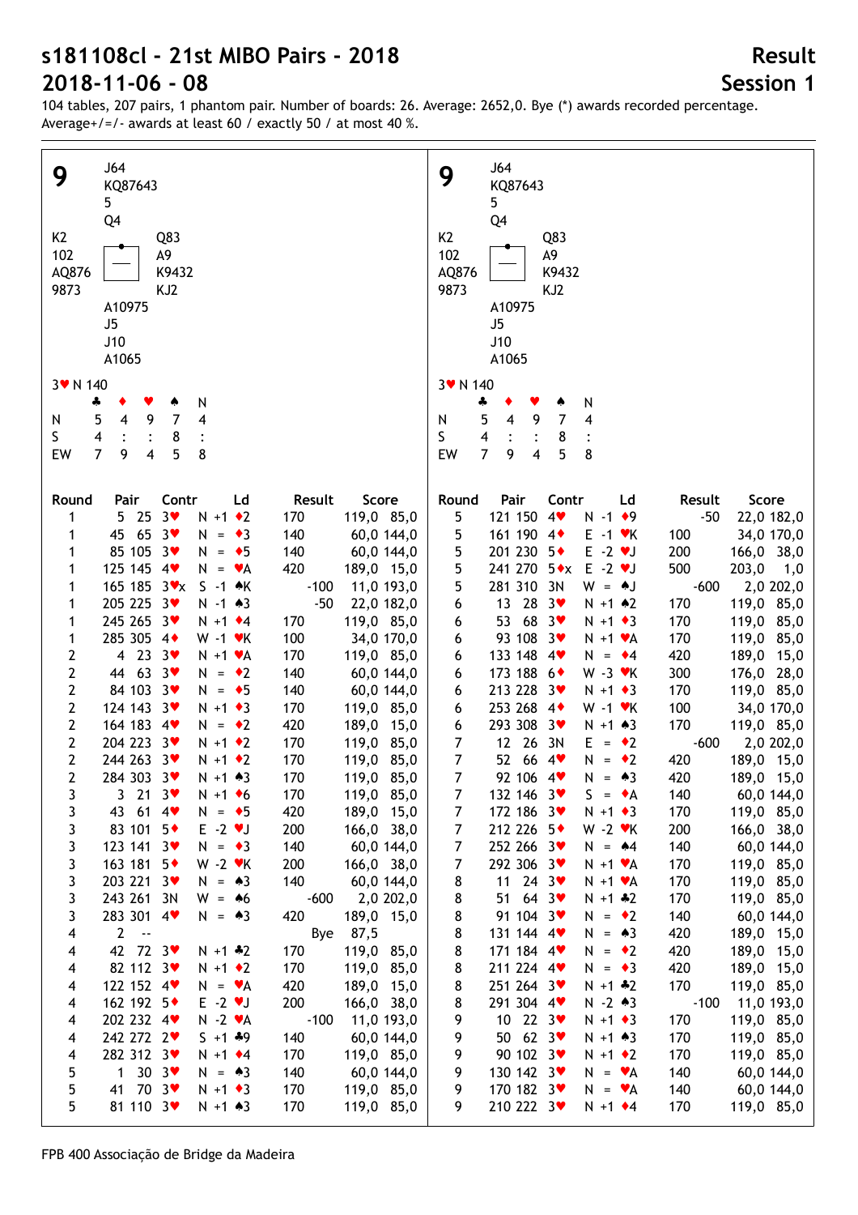# s181108cl - 21st MIBO Pairs - 2018

# 2018-11-06 - 08

**Result**

**Session 1**

104 tables, 207 pairs, 1 phantom pair. Number of boards: 26. Average: 2652,0. Bye (*) awards recorded percentage.
Average+/=/- awards at least 60 / exactly 50 / at most 40 %.

## Board 9

North: ♠ J64 ♥ KQ87643 ♦ 5 ♣ Q4

West: ♠ K2 ♥ 102 ♦ AQ876 ♣ 9873

East: ♠ Q83 ♥ A9 ♦ K9432 ♣ KJ2

South: ♠ A10975 ♥ J5 ♦ J10 ♣ A1065

3♥ N 140

| | ♣ | ♦ | ♥ | ♠ | N |
|---|---|---|---|---|---|
| N | 5 | 4 | 9 | 7 | 4 |
| S | 4 | : | : | 8 | : |
| EW | 7 | 9 | 4 | 5 | 8 |

| Round | Pair | Contr | Ld | Result | Score |
|---|---|---|---|---|---|
| 1 | 5 25 | 3♥ N +1 | ♦2 | 170 | 119,0 85,0 |
| 1 | 45 65 | 3♥ N = | ♦3 | 140 | 60,0 144,0 |
| 1 | 85 105 | 3♥ N = | ♦5 | 140 | 60,0 144,0 |
| 1 | 125 145 | 4♥ N = | ♥A | 420 | 189,0 15,0 |
| 1 | 165 185 | 3♥x S -1 | ♠K | -100 | 11,0 193,0 |
| 1 | 205 225 | 3♥ N -1 | ♠3 | -50 | 22,0 182,0 |
| 1 | 245 265 | 3♥ N +1 | ♦4 | 170 | 119,0 85,0 |
| 1 | 285 305 | 4♦ W -1 | ♥K | 100 | 34,0 170,0 |
| 2 | 4 23 | 3♥ N +1 | ♥A | 170 | 119,0 85,0 |
| 2 | 44 63 | 3♥ N = | ♦2 | 140 | 60,0 144,0 |
| 2 | 84 103 | 3♥ N = | ♦5 | 140 | 60,0 144,0 |
| 2 | 124 143 | 3♥ N +1 | ♦3 | 170 | 119,0 85,0 |
| 2 | 164 183 | 4♥ N = | ♦2 | 420 | 189,0 15,0 |
| 2 | 204 223 | 3♥ N +1 | ♦2 | 170 | 119,0 85,0 |
| 2 | 244 263 | 3♥ N +1 | ♦2 | 170 | 119,0 85,0 |
| 2 | 284 303 | 3♥ N +1 | ♠3 | 170 | 119,0 85,0 |
| 3 | 3 21 | 3♥ N +1 | ♦6 | 170 | 119,0 85,0 |
| 3 | 43 61 | 4♥ N = | ♦5 | 420 | 189,0 15,0 |
| 3 | 83 101 | 5♦ E -2 | ♥J | 200 | 166,0 38,0 |
| 3 | 123 141 | 3♥ N = | ♦3 | 140 | 60,0 144,0 |
| 3 | 163 181 | 5♦ W -2 | ♥K | 200 | 166,0 38,0 |
| 3 | 203 221 | 3♥ N = | ♠3 | 140 | 60,0 144,0 |
| 3 | 243 261 | 3N W = | ♠6 | -600 | 2,0 202,0 |
| 3 | 283 301 | 4♥ N = | ♠3 | 420 | 189,0 15,0 |
| 4 | 2 -- | | | Bye | 87,5 |
| 4 | 42 72 | 3♥ N +1 | ♣2 | 170 | 119,0 85,0 |
| 4 | 82 112 | 3♥ N +1 | ♦2 | 170 | 119,0 85,0 |
| 4 | 122 152 | 4♥ N = | ♥A | 420 | 189,0 15,0 |
| 4 | 162 192 | 5♦ E -2 | ♥J | 200 | 166,0 38,0 |
| 4 | 202 232 | 4♥ N -2 | ♥A | -100 | 11,0 193,0 |
| 4 | 242 272 | 2♥ S +1 | ♣9 | 140 | 60,0 144,0 |
| 4 | 282 312 | 3♥ N +1 | ♦4 | 170 | 119,0 85,0 |
| 5 | 1 30 | 3♥ N = | ♠3 | 140 | 60,0 144,0 |
| 5 | 41 70 | 3♥ N +1 | ♦3 | 170 | 119,0 85,0 |
| 5 | 81 110 | 3♥ N +1 | ♠3 | 170 | 119,0 85,0 |
| 5 | 121 150 | 4♥ N -1 | ♦9 | -50 | 22,0 182,0 |
| 5 | 161 190 | 4♦ E -1 | ♥K | 100 | 34,0 170,0 |
| 5 | 201 230 | 5♦ E -2 | ♥J | 200 | 166,0 38,0 |
| 5 | 241 270 | 5♦x E -2 | ♥J | 500 | 203,0 1,0 |
| 5 | 281 310 | 3N W = | ♠J | -600 | 2,0 202,0 |
| 6 | 13 28 | 3♥ N +1 | ♠2 | 170 | 119,0 85,0 |
| 6 | 53 68 | 3♥ N +1 | ♦3 | 170 | 119,0 85,0 |
| 6 | 93 108 | 3♥ N +1 | ♥A | 170 | 119,0 85,0 |
| 6 | 133 148 | 4♥ N = | ♦4 | 420 | 189,0 15,0 |
| 6 | 173 188 | 6♦ W -3 | ♥K | 300 | 176,0 28,0 |
| 6 | 213 228 | 3♥ N +1 | ♦3 | 170 | 119,0 85,0 |
| 6 | 253 268 | 4♦ W -1 | ♥K | 100 | 34,0 170,0 |
| 6 | 293 308 | 3♥ N +1 | ♠3 | 170 | 119,0 85,0 |
| 7 | 12 26 | 3N E = | ♦2 | -600 | 2,0 202,0 |
| 7 | 52 66 | 4♥ N = | ♦2 | 420 | 189,0 15,0 |
| 7 | 92 106 | 4♥ N = | ♠3 | 420 | 189,0 15,0 |
| 7 | 132 146 | 3♥ S = | ♦A | 140 | 60,0 144,0 |
| 7 | 172 186 | 3♥ N +1 | ♦3 | 170 | 119,0 85,0 |
| 7 | 212 226 | 5♦ W -2 | ♥K | 200 | 166,0 38,0 |
| 7 | 252 266 | 3♥ N = | ♠4 | 140 | 60,0 144,0 |
| 7 | 292 306 | 3♥ N +1 | ♥A | 170 | 119,0 85,0 |
| 8 | 11 24 | 3♥ N +1 | ♥A | 170 | 119,0 85,0 |
| 8 | 51 64 | 3♥ N +1 | ♣2 | 170 | 119,0 85,0 |
| 8 | 91 104 | 3♥ N = | ♦2 | 140 | 60,0 144,0 |
| 8 | 131 144 | 4♥ N = | ♠3 | 420 | 189,0 15,0 |
| 8 | 171 184 | 4♥ N = | ♦2 | 420 | 189,0 15,0 |
| 8 | 211 224 | 4♥ N = | ♦3 | 420 | 189,0 15,0 |
| 8 | 251 264 | 3♥ N +1 | ♣2 | 170 | 119,0 85,0 |
| 8 | 291 304 | 4♥ N -2 | ♠3 | -100 | 11,0 193,0 |
| 9 | 10 22 | 3♥ N +1 | ♦3 | 170 | 119,0 85,0 |
| 9 | 50 62 | 3♥ N +1 | ♠3 | 170 | 119,0 85,0 |
| 9 | 90 102 | 3♥ N +1 | ♦2 | 170 | 119,0 85,0 |
| 9 | 130 142 | 3♥ N = | ♥A | 140 | 60,0 144,0 |
| 9 | 170 182 | 3♥ N = | ♥A | 140 | 60,0 144,0 |
| 9 | 210 222 | 3♥ N +1 | ♦4 | 170 | 119,0 85,0 |

FPB 400 Associação de Bridge da Madeira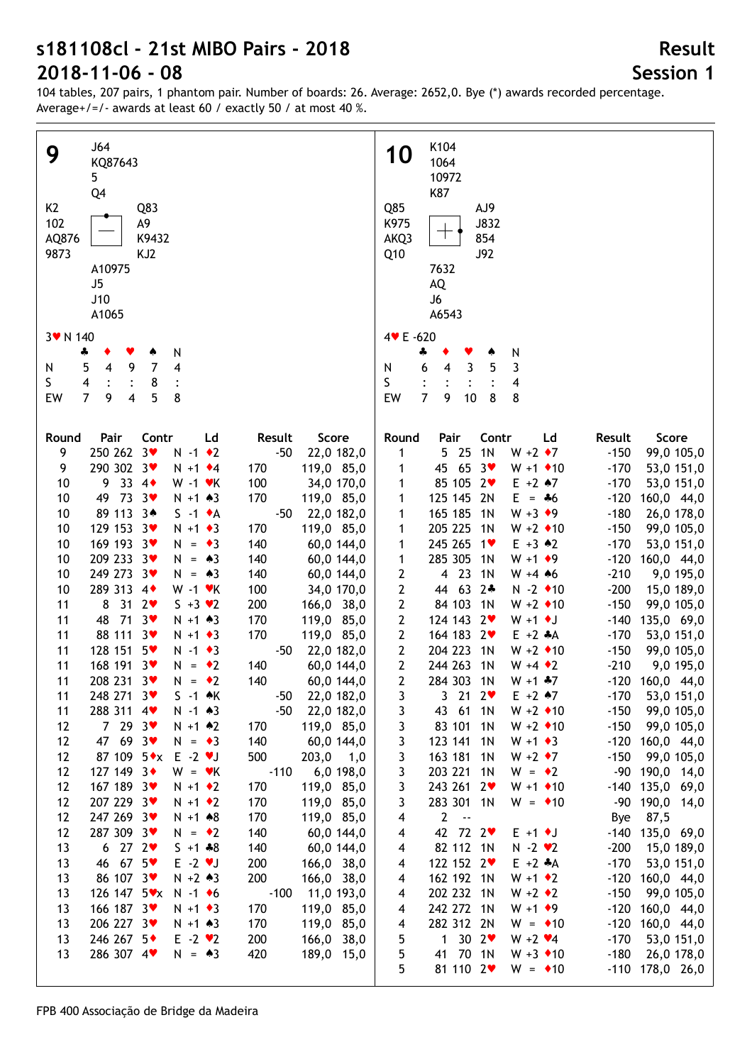# s181108cl - 21st MIBO Pairs - 2018

# 2018-11-06 - 08

**Result**

**Session 1**

104 tables, 207 pairs, 1 phantom pair. Number of boards: 26. Average: 2652,0. Bye (*) awards recorded percentage.
Average+/=/- awards at least 60 / exactly 50 / at most 40 %.

## 9

| | North | |
|---|---|---|
| | J64 | |
| | KQ87643 | |
| | 5 | |
| | Q4 | |
| **West** | | **East** |
| K2 | | Q83 |
| 102 | | A9 |
| AQ876 | | K9432 |
| 9873 | | KJ2 |
| | **South** | |
| | A10975 | |
| | J5 | |
| | J10 | |
| | A1065 | |

3♥ N 140

| | ♣ | ♦ | ♥ | ♠ | N |
|---|---|---|---|---|---|
| N | 5 | 4 | 9 | 7 | 4 |
| S | 4 | : | : | 8 | : |
| EW | 7 | 9 | 4 | 5 | 8 |

| Round | Pair | Contr | Ld | Result | Score |
|---|---|---|---|---|---|
| 9 | 250 262 | 3♥ N -1 | ♦2 | -50 | 22,0 182,0 |
| 9 | 290 302 | 3♥ N +1 | ♦4 | 170 | 119,0 85,0 |
| 10 | 9 33 | 4♦ W -1 | ♥K | 100 | 34,0 170,0 |
| 10 | 49 73 | 3♥ N +1 | ♠3 | 170 | 119,0 85,0 |
| 10 | 89 113 | 3♠ S -1 | ♦A | -50 | 22,0 182,0 |
| 10 | 129 153 | 3♥ N +1 | ♦3 | 170 | 119,0 85,0 |
| 10 | 169 193 | 3♥ N = | ♦3 | 140 | 60,0 144,0 |
| 10 | 209 233 | 3♥ N = | ♠3 | 140 | 60,0 144,0 |
| 10 | 249 273 | 3♥ N = | ♠3 | 140 | 60,0 144,0 |
| 10 | 289 313 | 4♦ W -1 | ♥K | 100 | 34,0 170,0 |
| 11 | 8 31 | 2♥ S +3 | ♥2 | 200 | 166,0 38,0 |
| 11 | 48 71 | 3♥ N +1 | ♠3 | 170 | 119,0 85,0 |
| 11 | 88 111 | 3♥ N +1 | ♦3 | 170 | 119,0 85,0 |
| 11 | 128 151 | 5♥ N -1 | ♦3 | -50 | 22,0 182,0 |
| 11 | 168 191 | 3♥ N = | ♦2 | 140 | 60,0 144,0 |
| 11 | 208 231 | 3♥ N = | ♦2 | 140 | 60,0 144,0 |
| 11 | 248 271 | 3♥ S -1 | ♠K | -50 | 22,0 182,0 |
| 11 | 288 311 | 4♥ N -1 | ♠3 | -50 | 22,0 182,0 |
| 12 | 7 29 | 3♥ N +1 | ♠2 | 170 | 119,0 85,0 |
| 12 | 47 69 | 3♥ N = | ♦3 | 140 | 60,0 144,0 |
| 12 | 87 109 | 5♦x E -2 | ♥J | 500 | 203,0 1,0 |
| 12 | 127 149 | 3♦ W = | ♥K | -110 | 6,0 198,0 |
| 12 | 167 189 | 3♥ N +1 | ♦2 | 170 | 119,0 85,0 |
| 12 | 207 229 | 3♥ N +1 | ♦2 | 170 | 119,0 85,0 |
| 12 | 247 269 | 3♥ N +1 | ♠8 | 170 | 119,0 85,0 |
| 12 | 287 309 | 3♥ N = | ♦2 | 140 | 60,0 144,0 |
| 13 | 6 27 | 2♥ S +1 | ♣8 | 140 | 60,0 144,0 |
| 13 | 46 67 | 5♥ E -2 | ♥J | 200 | 166,0 38,0 |
| 13 | 86 107 | 3♥ N +2 | ♠3 | 200 | 166,0 38,0 |
| 13 | 126 147 | 5♥x N -1 | ♦6 | -100 | 11,0 193,0 |
| 13 | 166 187 | 3♥ N +1 | ♦3 | 170 | 119,0 85,0 |
| 13 | 206 227 | 3♥ N +1 | ♠3 | 170 | 119,0 85,0 |
| 13 | 246 267 | 5♦ E -2 | ♥2 | 200 | 166,0 38,0 |
| 13 | 286 307 | 4♥ N = | ♠3 | 420 | 189,0 15,0 |

## 10

| | North | |
|---|---|---|
| | K104 | |
| | 1064 | |
| | 10972 | |
| | K87 | |
| **West** | | **East** |
| Q85 | | AJ9 |
| K975 | | J832 |
| AKQ3 | | 854 |
| Q10 | | J92 |
| | **South** | |
| | 7632 | |
| | AQ | |
| | J6 | |
| | A6543 | |

4♥ E -620

| | ♣ | ♦ | ♥ | ♠ | N |
|---|---|---|---|---|---|
| N | 6 | 4 | 3 | 5 | 3 |
| S | : | : | : | : | 4 |
| EW | 7 | 9 | 10 | 8 | 8 |

| Round | Pair | Contr | Ld | Result | Score |
|---|---|---|---|---|---|
| 1 | 5 25 | 1N W +2 | ♦7 | -150 | 99,0 105,0 |
| 1 | 45 65 | 3♥ W +1 | ♦10 | -170 | 53,0 151,0 |
| 1 | 85 105 | 2♥ E +2 | ♠7 | -170 | 53,0 151,0 |
| 1 | 125 145 | 2N E = | ♣6 | -120 | 160,0 44,0 |
| 1 | 165 185 | 1N W +3 | ♦9 | -180 | 26,0 178,0 |
| 1 | 205 225 | 1N W +2 | ♦10 | -150 | 99,0 105,0 |
| 1 | 245 265 | 1♥ E +3 | ♠2 | -170 | 53,0 151,0 |
| 1 | 285 305 | 1N W +1 | ♦9 | -120 | 160,0 44,0 |
| 2 | 4 23 | 1N W +4 | ♠6 | -210 | 9,0 195,0 |
| 2 | 44 63 | 2♣ N -2 | ♦10 | -200 | 15,0 189,0 |
| 2 | 84 103 | 1N W +2 | ♦10 | -150 | 99,0 105,0 |
| 2 | 124 143 | 2♥ W +1 | ♦J | -140 | 135,0 69,0 |
| 2 | 164 183 | 2♥ E +2 | ♣A | -170 | 53,0 151,0 |
| 2 | 204 223 | 1N W +2 | ♦10 | -150 | 99,0 105,0 |
| 2 | 244 263 | 1N W +4 | ♦2 | -210 | 9,0 195,0 |
| 2 | 284 303 | 1N W +1 | ♣7 | -120 | 160,0 44,0 |
| 3 | 3 21 | 2♥ E +2 | ♠7 | -170 | 53,0 151,0 |
| 3 | 43 61 | 1N W +2 | ♦10 | -150 | 99,0 105,0 |
| 3 | 83 101 | 1N W +2 | ♦10 | -150 | 99,0 105,0 |
| 3 | 123 141 | 1N W +1 | ♦3 | -120 | 160,0 44,0 |
| 3 | 163 181 | 1N W +2 | ♦7 | -150 | 99,0 105,0 |
| 3 | 203 221 | 1N W = | ♦2 | -90 | 190,0 14,0 |
| 3 | 243 261 | 2♥ W +1 | ♦10 | -140 | 135,0 69,0 |
| 3 | 283 301 | 1N W = | ♦10 | -90 | 190,0 14,0 |
| 4 | 2 -- | | | | Bye 87,5 |
| 4 | 42 72 | 2♥ E +1 | ♦J | -140 | 135,0 69,0 |
| 4 | 82 112 | 1N N -2 | ♥2 | -200 | 15,0 189,0 |
| 4 | 122 152 | 2♥ E +2 | ♣A | -170 | 53,0 151,0 |
| 4 | 162 192 | 1N W +1 | ♦2 | -120 | 160,0 44,0 |
| 4 | 202 232 | 1N W +2 | ♦2 | -150 | 99,0 105,0 |
| 4 | 242 272 | 1N W +1 | ♦9 | -120 | 160,0 44,0 |
| 4 | 282 312 | 2N W = | ♦10 | -120 | 160,0 44,0 |
| 5 | 1 30 | 2♥ W +2 | ♥4 | -170 | 53,0 151,0 |
| 5 | 41 70 | 1N W +3 | ♦10 | -180 | 26,0 178,0 |
| 5 | 81 110 | 2♥ W = | ♦10 | -110 | 178,0 26,0 |

FPB 400 Associação de Bridge da Madeira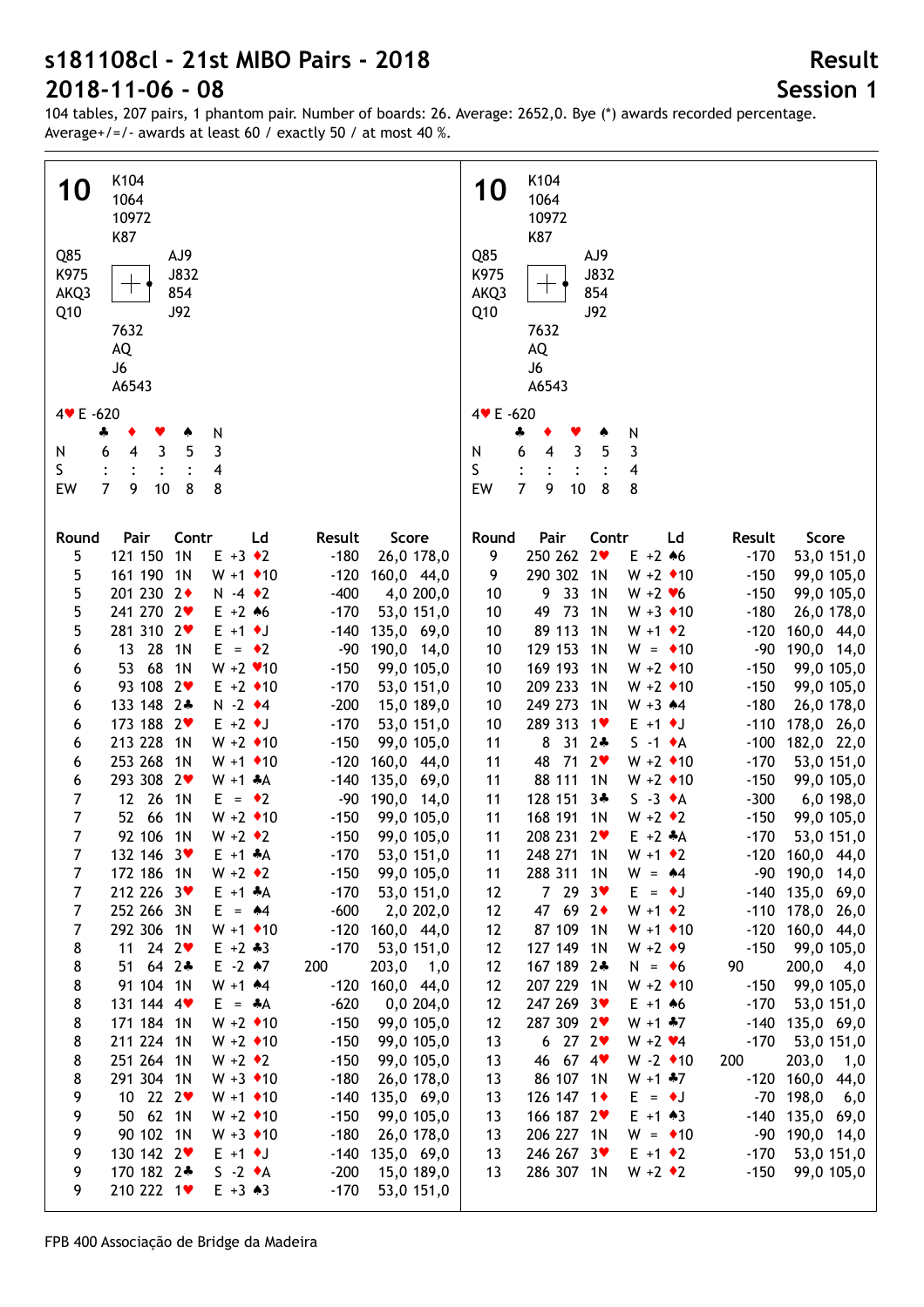# s181108cl - 21st MIBO Pairs - 2018

# 2018-11-06 - 08

## Result

## Session 1

104 tables, 207 pairs, 1 phantom pair. Number of boards: 26. Average: 2652,0. Bye (*) awards recorded percentage.
Average+/=/- awards at least 60 / exactly 50 / at most 40 %.

**10**

North: ♠ K104 ♥ 1064 ♦ 10972 ♣ K87

West: ♠ Q85 ♥ K975 ♦ AKQ3 ♣ Q10

East: ♠ AJ9 ♥ J832 ♦ 854 ♣ J92

South: ♠ 7632 ♥ AQ ♦ J6 ♣ A6543

4♥ E -620

|  | ♣ | ♦ | ♥ | ♠ | N |
|---|---|---|---|---|---|
| N | 6 | 4 | 3 | 5 | 3 |
| S | : | : | : | : | 4 |
| EW | 7 | 9 | 10 | 8 | 8 |

| Round | Pair | Contr | Ld | Result | Score |
|---|---|---|---|---|---|
| 5 | 121 150 | 1N | E +3 ♦2 | -180 | 26,0 178,0 |
| 5 | 161 190 | 1N | W +1 ♦10 | -120 | 160,0 44,0 |
| 5 | 201 230 | 2♦ | N -4 ♦2 | -400 | 4,0 200,0 |
| 5 | 241 270 | 2♥ | E +2 ♠6 | -170 | 53,0 151,0 |
| 5 | 281 310 | 2♥ | E +1 ♦J | -140 | 135,0 69,0 |
| 6 | 13 28 | 1N | E = ♦2 | -90 | 190,0 14,0 |
| 6 | 53 68 | 1N | W +2 ♥10 | -150 | 99,0 105,0 |
| 6 | 93 108 | 2♥ | E +2 ♦10 | -170 | 53,0 151,0 |
| 6 | 133 148 | 2♣ | N -2 ♦4 | -200 | 15,0 189,0 |
| 6 | 173 188 | 2♥ | E +2 ♦J | -170 | 53,0 151,0 |
| 6 | 213 228 | 1N | W +2 ♦10 | -150 | 99,0 105,0 |
| 6 | 253 268 | 1N | W +1 ♦10 | -120 | 160,0 44,0 |
| 6 | 293 308 | 2♥ | W +1 ♣A | -140 | 135,0 69,0 |
| 7 | 12 26 | 1N | E = ♦2 | -90 | 190,0 14,0 |
| 7 | 52 66 | 1N | W +2 ♦10 | -150 | 99,0 105,0 |
| 7 | 92 106 | 1N | W +2 ♦2 | -150 | 99,0 105,0 |
| 7 | 132 146 | 3♥ | E +1 ♣A | -170 | 53,0 151,0 |
| 7 | 172 186 | 1N | W +2 ♦2 | -150 | 99,0 105,0 |
| 7 | 212 226 | 3♥ | E +1 ♣A | -170 | 53,0 151,0 |
| 7 | 252 266 | 3N | E = ♠4 | -600 | 2,0 202,0 |
| 7 | 292 306 | 1N | W +1 ♦10 | -120 | 160,0 44,0 |
| 8 | 11 24 | 2♥ | E +2 ♣3 | -170 | 53,0 151,0 |
| 8 | 51 64 | 2♣ | E -2 ♠7 | 200 | 203,0 1,0 |
| 8 | 91 104 | 1N | W +1 ♠4 | -120 | 160,0 44,0 |
| 8 | 131 144 | 4♥ | E = ♣A | -620 | 0,0 204,0 |
| 8 | 171 184 | 1N | W +2 ♦10 | -150 | 99,0 105,0 |
| 8 | 211 224 | 1N | W +2 ♦10 | -150 | 99,0 105,0 |
| 8 | 251 264 | 1N | W +2 ♦2 | -150 | 99,0 105,0 |
| 8 | 291 304 | 1N | W +3 ♦10 | -180 | 26,0 178,0 |
| 9 | 10 22 | 2♥ | W +1 ♦10 | -140 | 135,0 69,0 |
| 9 | 50 62 | 1N | W +2 ♦10 | -150 | 99,0 105,0 |
| 9 | 90 102 | 1N | W +3 ♦10 | -180 | 26,0 178,0 |
| 9 | 130 142 | 2♥ | E +1 ♦J | -140 | 135,0 69,0 |
| 9 | 170 182 | 2♣ | S -2 ♦A | -200 | 15,0 189,0 |
| 9 | 210 222 | 1♥ | E +3 ♠3 | -170 | 53,0 151,0 |
| 9 | 250 262 | 2♥ | E +2 ♠6 | -170 | 53,0 151,0 |
| 9 | 290 302 | 1N | W +2 ♦10 | -150 | 99,0 105,0 |
| 10 | 9 33 | 1N | W +2 ♥6 | -150 | 99,0 105,0 |
| 10 | 49 73 | 1N | W +3 ♦10 | -180 | 26,0 178,0 |
| 10 | 89 113 | 1N | W +1 ♦2 | -120 | 160,0 44,0 |
| 10 | 129 153 | 1N | W = ♦10 | -90 | 190,0 14,0 |
| 10 | 169 193 | 1N | W +2 ♦10 | -150 | 99,0 105,0 |
| 10 | 209 233 | 1N | W +2 ♦10 | -150 | 99,0 105,0 |
| 10 | 249 273 | 1N | W +3 ♠4 | -180 | 26,0 178,0 |
| 10 | 289 313 | 1♥ | E +1 ♦J | -110 | 178,0 26,0 |
| 11 | 8 31 | 2♣ | S -1 ♦A | -100 | 182,0 22,0 |
| 11 | 48 71 | 2♥ | W +2 ♦10 | -170 | 53,0 151,0 |
| 11 | 88 111 | 1N | W +2 ♦10 | -150 | 99,0 105,0 |
| 11 | 128 151 | 3♣ | S -3 ♦A | -300 | 6,0 198,0 |
| 11 | 168 191 | 1N | W +2 ♦2 | -150 | 99,0 105,0 |
| 11 | 208 231 | 2♥ | E +2 ♣A | -170 | 53,0 151,0 |
| 11 | 248 271 | 1N | W +1 ♦2 | -120 | 160,0 44,0 |
| 11 | 288 311 | 1N | W = ♠4 | -90 | 190,0 14,0 |
| 12 | 7 29 | 3♥ | E = ♦J | -140 | 135,0 69,0 |
| 12 | 47 69 | 2♦ | W +1 ♦2 | -110 | 178,0 26,0 |
| 12 | 87 109 | 1N | W +1 ♦10 | -120 | 160,0 44,0 |
| 12 | 127 149 | 1N | W +2 ♦9 | -150 | 99,0 105,0 |
| 12 | 167 189 | 2♣ | N = ♦6 | 90 | 200,0 4,0 |
| 12 | 207 229 | 1N | W +2 ♦10 | -150 | 99,0 105,0 |
| 12 | 247 269 | 3♥ | E +1 ♠6 | -170 | 53,0 151,0 |
| 12 | 287 309 | 2♥ | W +1 ♣7 | -140 | 135,0 69,0 |
| 13 | 6 27 | 2♥ | W +2 ♥4 | -170 | 53,0 151,0 |
| 13 | 46 67 | 4♥ | W -2 ♦10 | 200 | 203,0 1,0 |
| 13 | 86 107 | 1N | W +1 ♣7 | -120 | 160,0 44,0 |
| 13 | 126 147 | 1♦ | E = ♦J | -70 | 198,0 6,0 |
| 13 | 166 187 | 2♥ | E +1 ♠3 | -140 | 135,0 69,0 |
| 13 | 206 227 | 1N | W = ♦10 | -90 | 190,0 14,0 |
| 13 | 246 267 | 3♥ | E +1 ♦2 | -170 | 53,0 151,0 |
| 13 | 286 307 | 1N | W +2 ♦2 | -150 | 99,0 105,0 |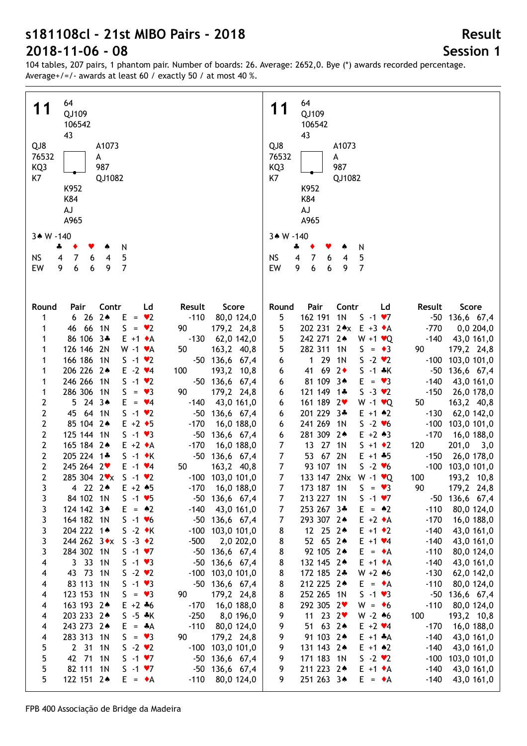# s181108cl - 21st MIBO Pairs - 2018

# 2018-11-06 - 08

**Result**

**Session 1**

104 tables, 207 pairs, 1 phantom pair. Number of boards: 26. Average: 2652,0. Bye (*) awards recorded percentage. Average+/=/- awards at least 60 / exactly 50 / at most 40 %.

## Board 11

| | North | |
|---|---|---|
| | 64 | |
| | QJ109 | |
| | 106542 | |
| | 43 | |
| **West** | | **East** |
| QJ8 | | A1073 |
| 76532 | | A |
| KQ3 | | 987 |
| K7 | | QJ1082 |
| | **South** | |
| | K952 | |
| | K84 | |
| | AJ | |
| | A965 | |

3♠ W -140

| | ♣ | ♦ | ♥ | ♠ | N |
|---|---|---|---|---|---|
| NS | 4 | 7 | 6 | 4 | 5 |
| EW | 9 | 6 | 6 | 9 | 7 |

| Round | Pair | | Contr | | Ld | Result | | Score | |
|---|---|---|---|---|---|---|---|---|---|
| 1 | 6 | 26 | 2♠ | E = | ♥2 | | -110 | 80,0 | 124,0 |
| 1 | 46 | 66 | 1N | S = | ♥2 | 90 | | 179,2 | 24,8 |
| 1 | 86 | 106 | 3♣ | E +1 | ♦A | | -130 | 62,0 | 142,0 |
| 1 | 126 | 146 | 2N | W -1 | ♥A | 50 | | 163,2 | 40,8 |
| 1 | 166 | 186 | 1N | S -1 | ♥2 | | -50 | 136,6 | 67,4 |
| 1 | 206 | 226 | 2♠ | E -2 | ♥4 | 100 | | 193,2 | 10,8 |
| 1 | 246 | 266 | 1N | S -1 | ♥2 | | -50 | 136,6 | 67,4 |
| 1 | 286 | 306 | 1N | S = | ♥3 | 90 | | 179,2 | 24,8 |
| 2 | 5 | 24 | 3♠ | E = | ♥4 | | -140 | 43,0 | 161,0 |
| 2 | 45 | 64 | 1N | S -1 | ♥2 | | -50 | 136,6 | 67,4 |
| 2 | 85 | 104 | 2♠ | E +2 | ♦5 | | -170 | 16,0 | 188,0 |
| 2 | 125 | 144 | 1N | S -1 | ♥3 | | -50 | 136,6 | 67,4 |
| 2 | 165 | 184 | 2♠ | E +2 | ♦A | | -170 | 16,0 | 188,0 |
| 2 | 205 | 224 | 1♣ | S -1 | ♦K | | -50 | 136,6 | 67,4 |
| 2 | 245 | 264 | 2♥ | E -1 | ♥4 | 50 | | 163,2 | 40,8 |
| 2 | 285 | 304 | 2♥x | S -1 | ♥2 | | -100 | 103,0 | 101,0 |
| 3 | 4 | 22 | 2♠ | E +2 | ♠5 | | -170 | 16,0 | 188,0 |
| 3 | 84 | 102 | 1N | S -1 | ♥5 | | -50 | 136,6 | 67,4 |
| 3 | 124 | 142 | 3♠ | E = | ♠2 | | -140 | 43,0 | 161,0 |
| 3 | 164 | 182 | 1N | S -1 | ♥6 | | -50 | 136,6 | 67,4 |
| 3 | 204 | 222 | 1♠ | S -2 | ♦K | | -100 | 103,0 | 101,0 |
| 3 | 244 | 262 | 3♦x | S -3 | ♦2 | | -500 | 2,0 | 202,0 |
| 3 | 284 | 302 | 1N | S -1 | ♥7 | | -50 | 136,6 | 67,4 |
| 4 | 3 | 33 | 1N | S -1 | ♥3 | | -50 | 136,6 | 67,4 |
| 4 | 43 | 73 | 1N | S -2 | ♥2 | | -100 | 103,0 | 101,0 |
| 4 | 83 | 113 | 1N | S -1 | ♥3 | | -50 | 136,6 | 67,4 |
| 4 | 123 | 153 | 1N | S = | ♥3 | 90 | | 179,2 | 24,8 |
| 4 | 163 | 193 | 2♠ | E +2 | ♣6 | | -170 | 16,0 | 188,0 |
| 4 | 203 | 233 | 2♠ | S -5 | ♣K | | -250 | 8,0 | 196,0 |
| 4 | 243 | 273 | 2♠ | E = | ♣A | | -110 | 80,0 | 124,0 |
| 4 | 283 | 313 | 1N | S = | ♥3 | 90 | | 179,2 | 24,8 |
| 5 | 2 | 31 | 1N | S -2 | ♥2 | | -100 | 103,0 | 101,0 |
| 5 | 42 | 71 | 1N | S -1 | ♥7 | | -50 | 136,6 | 67,4 |
| 5 | 82 | 111 | 1N | S -1 | ♥7 | | -50 | 136,6 | 67,4 |
| 5 | 122 | 151 | 2♠ | E = | ♦A | | -110 | 80,0 | 124,0 |
| 5 | 162 | 191 | 1N | S -1 | ♥7 | | -50 | 136,6 | 67,4 |
| 5 | 202 | 231 | 2♠x | E +3 | ♦A | | -770 | 0,0 | 204,0 |
| 5 | 242 | 271 | 2♠ | W +1 | ♥Q | | -140 | 43,0 | 161,0 |
| 5 | 282 | 311 | 1N | S = | ♦3 | 90 | | 179,2 | 24,8 |
| 6 | 1 | 29 | 1N | S -2 | ♥2 | | -100 | 103,0 | 101,0 |
| 6 | 41 | 69 | 2♦ | S -1 | ♣K | | -50 | 136,6 | 67,4 |
| 6 | 81 | 109 | 3♠ | E = | ♥3 | | -140 | 43,0 | 161,0 |
| 6 | 121 | 149 | 1♣ | S -3 | ♥2 | | -150 | 26,0 | 178,0 |
| 6 | 161 | 189 | 2♥ | W -1 | ♥Q | 50 | | 163,2 | 40,8 |
| 6 | 201 | 229 | 3♣ | E +1 | ♠2 | | -130 | 62,0 | 142,0 |
| 6 | 241 | 269 | 1N | S -2 | ♥6 | | -100 | 103,0 | 101,0 |
| 6 | 281 | 309 | 2♠ | E +2 | ♠3 | | -170 | 16,0 | 188,0 |
| 7 | 13 | 27 | 1N | S +1 | ♦2 | 120 | | 201,0 | 3,0 |
| 7 | 53 | 67 | 2N | E +1 | ♣5 | | -150 | 26,0 | 178,0 |
| 7 | 93 | 107 | 1N | S -2 | ♥6 | | -100 | 103,0 | 101,0 |
| 7 | 133 | 147 | 2Nx | W -1 | ♥Q | 100 | | 193,2 | 10,8 |
| 7 | 173 | 187 | 1N | S = | ♥3 | 90 | | 179,2 | 24,8 |
| 7 | 213 | 227 | 1N | S -1 | ♥7 | | -50 | 136,6 | 67,4 |
| 7 | 253 | 267 | 3♣ | E = | ♠2 | | -110 | 80,0 | 124,0 |
| 7 | 293 | 307 | 2♠ | E +2 | ♦A | | -170 | 16,0 | 188,0 |
| 8 | 12 | 25 | 2♠ | E +1 | ♦2 | | -140 | 43,0 | 161,0 |
| 8 | 52 | 65 | 2♠ | E +1 | ♥4 | | -140 | 43,0 | 161,0 |
| 8 | 92 | 105 | 2♠ | E = | ♦A | | -110 | 80,0 | 124,0 |
| 8 | 132 | 145 | 2♠ | E +1 | ♦A | | -140 | 43,0 | 161,0 |
| 8 | 172 | 185 | 2♣ | W +2 | ♠6 | | -130 | 62,0 | 142,0 |
| 8 | 212 | 225 | 2♠ | E = | ♦A | | -110 | 80,0 | 124,0 |
| 8 | 252 | 265 | 1N | S -1 | ♥3 | | -50 | 136,6 | 67,4 |
| 8 | 292 | 305 | 2♥ | W = | ♦6 | | -110 | 80,0 | 124,0 |
| 9 | 11 | 23 | 2♥ | W -2 | ♠6 | 100 | | 193,2 | 10,8 |
| 9 | 51 | 63 | 2♠ | E +2 | ♥4 | | -170 | 16,0 | 188,0 |
| 9 | 91 | 103 | 2♠ | E +1 | ♣A | | -140 | 43,0 | 161,0 |
| 9 | 131 | 143 | 2♠ | E +1 | ♠2 | | -140 | 43,0 | 161,0 |
| 9 | 171 | 183 | 1N | S -2 | ♥2 | | -100 | 103,0 | 101,0 |
| 9 | 211 | 223 | 2♠ | E +1 | ♦A | | -140 | 43,0 | 161,0 |
| 9 | 251 | 263 | 3♠ | E = | ♦A | | -140 | 43,0 | 161,0 |

FPB 400 Associação de Bridge da Madeira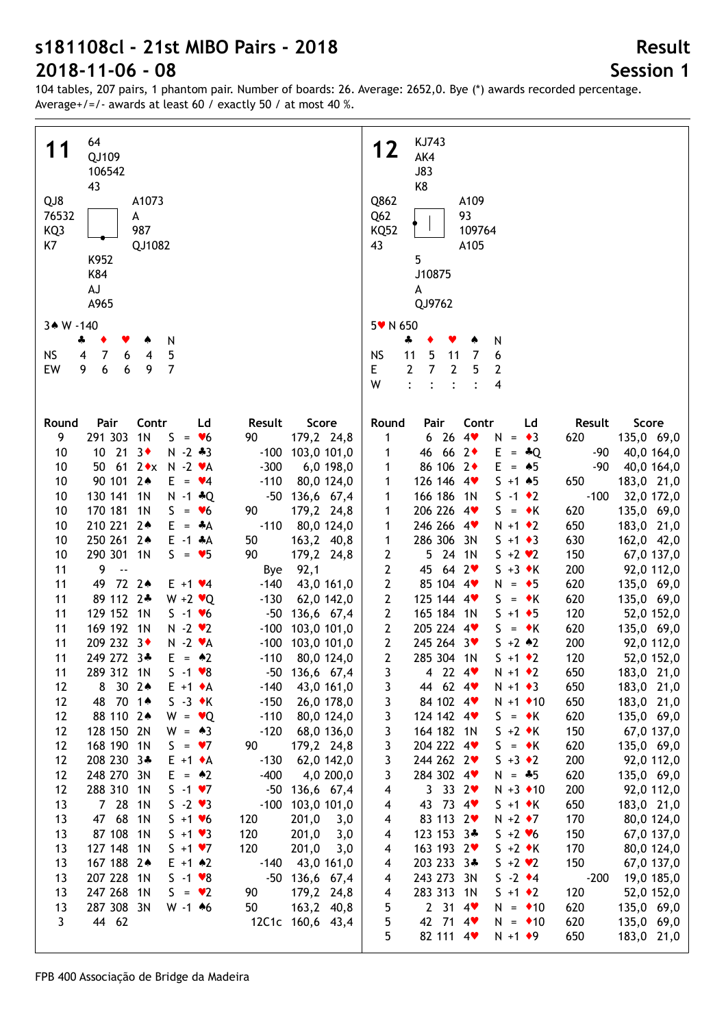# s181108cl - 21st MIBO Pairs - 2018

# 2018-11-06 - 08

## Result

## Session 1

104 tables, 207 pairs, 1 phantom pair. Number of boards: 26. Average: 2652,0. Bye (*) awards recorded percentage. Average+/=/- awards at least 60 / exactly 50 / at most 40 %.

### Board 11

North: ♠ 64 ♥ QJ109 ♦ 106542 ♣ 43

West: ♠ QJ8 ♥ 76532 ♦ KQ3 ♣ K7

East: ♠ A1073 ♥ A ♦ 987 ♣ QJ1082

South: ♠ K952 ♥ K84 ♦ AJ ♣ A965

3♠ W -140

| | ♣ | ♦ | ♥ | ♠ | N |
|---|---|---|---|---|---|
| NS | 4 | 7 | 6 | 4 | 5 |
| EW | 9 | 6 | 6 | 9 | 7 |

| Round | Pair | Contr | Ld | Result | Score |
|---|---|---|---|---|---|
| 9 | 291 303 | 1N S = | ♥6 | 90 | 179,2 24,8 |
| 10 | 10 21 | 3♦ N -2 | ♣3 | -100 | 103,0 101,0 |
| 10 | 50 61 | 2♦x N -2 | ♥A | -300 | 6,0 198,0 |
| 10 | 90 101 | 2♠ E = | ♥4 | -110 | 80,0 124,0 |
| 10 | 130 141 | 1N N -1 | ♣Q | -50 | 136,6 67,4 |
| 10 | 170 181 | 1N S = | ♥6 | 90 | 179,2 24,8 |
| 10 | 210 221 | 2♠ E = | ♣A | -110 | 80,0 124,0 |
| 10 | 250 261 | 2♠ E -1 | ♣A | 50 | 163,2 40,8 |
| 10 | 290 301 | 1N S = | ♥5 | 90 | 179,2 24,8 |
| 11 | 9 -- | | | Bye | 92,1 |
| 11 | 49 72 | 2♠ E +1 | ♥4 | -140 | 43,0 161,0 |
| 11 | 89 112 | 2♣ W +2 | ♥Q | -130 | 62,0 142,0 |
| 11 | 129 152 | 1N S -1 | ♥6 | -50 | 136,6 67,4 |
| 11 | 169 192 | 1N N -2 | ♥2 | -100 | 103,0 101,0 |
| 11 | 209 232 | 3♦ N -2 | ♥A | -100 | 103,0 101,0 |
| 11 | 249 272 | 3♣ E = | ♠2 | -110 | 80,0 124,0 |
| 11 | 289 312 | 1N S -1 | ♥8 | -50 | 136,6 67,4 |
| 12 | 8 30 | 2♠ E +1 | ♦A | -140 | 43,0 161,0 |
| 12 | 48 70 | 1♠ S -3 | ♦K | -150 | 26,0 178,0 |
| 12 | 88 110 | 2♠ W = | ♥Q | -110 | 80,0 124,0 |
| 12 | 128 150 | 2N W = | ♠3 | -120 | 68,0 136,0 |
| 12 | 168 190 | 1N S = | ♥7 | 90 | 179,2 24,8 |
| 12 | 208 230 | 3♣ E +1 | ♦A | -130 | 62,0 142,0 |
| 12 | 248 270 | 3N E = | ♠2 | -400 | 4,0 200,0 |
| 12 | 288 310 | 1N S -1 | ♥7 | -50 | 136,6 67,4 |
| 13 | 7 28 | 1N S -2 | ♥3 | -100 | 103,0 101,0 |
| 13 | 47 68 | 1N S +1 | ♥6 | 120 | 201,0 3,0 |
| 13 | 87 108 | 1N S +1 | ♥3 | 120 | 201,0 3,0 |
| 13 | 127 148 | 1N S +1 | ♥7 | 120 | 201,0 3,0 |
| 13 | 167 188 | 2♠ E +1 | ♠2 | -140 | 43,0 161,0 |
| 13 | 207 228 | 1N S -1 | ♥8 | -50 | 136,6 67,4 |
| 13 | 247 268 | 1N S = | ♥2 | 90 | 179,2 24,8 |
| 13 | 287 308 | 3N W -1 | ♠6 | 50 | 163,2 40,8 |
| 3 | 44 62 | | | 12C1c | 160,6 43,4 |

### Board 12

North: ♠ KJ743 ♥ AK4 ♦ J83 ♣ K8

West: ♠ Q862 ♥ Q62 ♦ KQ52 ♣ 43

East: ♠ A109 ♥ 93 ♦ 109764 ♣ A105

South: ♠ 5 ♥ J10875 ♦ A ♣ QJ9762

5♥ N 650

| | ♣ | ♦ | ♥ | ♠ | N |
|---|---|---|---|---|---|
| NS | 11 | 5 | 11 | 7 | 6 |
| E | 2 | 7 | 2 | 5 | 2 |
| W | : | : | : | : | 4 |

| Round | Pair | Contr | Ld | Result | Score |
|---|---|---|---|---|---|
| 1 | 6 26 | 4♥ N = | ♦3 | 620 | 135,0 69,0 |
| 1 | 46 66 | 2♦ E = | ♣Q | -90 | 40,0 164,0 |
| 1 | 86 106 | 2♦ E = | ♠5 | -90 | 40,0 164,0 |
| 1 | 126 146 | 4♥ S +1 | ♠5 | 650 | 183,0 21,0 |
| 1 | 166 186 | 1N S -1 | ♦2 | -100 | 32,0 172,0 |
| 1 | 206 226 | 4♥ S = | ♦K | 620 | 135,0 69,0 |
| 1 | 246 266 | 4♥ N +1 | ♦2 | 650 | 183,0 21,0 |
| 1 | 286 306 | 3N S +1 | ♦3 | 630 | 162,0 42,0 |
| 2 | 5 24 | 1N S +2 | ♥2 | 150 | 67,0 137,0 |
| 2 | 45 64 | 2♥ S +3 | ♦K | 200 | 92,0 112,0 |
| 2 | 85 104 | 4♥ N = | ♦5 | 620 | 135,0 69,0 |
| 2 | 125 144 | 4♥ S = | ♦K | 620 | 135,0 69,0 |
| 2 | 165 184 | 1N S +1 | ♦5 | 120 | 52,0 152,0 |
| 2 | 205 224 | 4♥ S = | ♦K | 620 | 135,0 69,0 |
| 2 | 245 264 | 3♥ S +2 | ♠2 | 200 | 92,0 112,0 |
| 2 | 285 304 | 1N S +1 | ♦2 | 120 | 52,0 152,0 |
| 3 | 4 22 | 4♥ N +1 | ♦2 | 650 | 183,0 21,0 |
| 3 | 44 62 | 4♥ N +1 | ♦3 | 650 | 183,0 21,0 |
| 3 | 84 102 | 4♥ N +1 | ♦10 | 650 | 183,0 21,0 |
| 3 | 124 142 | 4♥ S = | ♦K | 620 | 135,0 69,0 |
| 3 | 164 182 | 1N S +2 | ♦K | 150 | 67,0 137,0 |
| 3 | 204 222 | 4♥ S = | ♦K | 620 | 135,0 69,0 |
| 3 | 244 262 | 2♥ S +3 | ♦2 | 200 | 92,0 112,0 |
| 3 | 284 302 | 4♥ N = | ♣5 | 620 | 135,0 69,0 |
| 4 | 3 33 | 2♥ N +3 | ♦10 | 200 | 92,0 112,0 |
| 4 | 43 73 | 4♥ S +1 | ♦K | 650 | 183,0 21,0 |
| 4 | 83 113 | 2♥ N +2 | ♦7 | 170 | 80,0 124,0 |
| 4 | 123 153 | 3♣ S +2 | ♥6 | 150 | 67,0 137,0 |
| 4 | 163 193 | 2♥ S +2 | ♦K | 170 | 80,0 124,0 |
| 4 | 203 233 | 3♣ S +2 | ♥2 | 150 | 67,0 137,0 |
| 4 | 243 273 | 3N S -2 | ♦4 | -200 | 19,0 185,0 |
| 4 | 283 313 | 1N S +1 | ♦2 | 120 | 52,0 152,0 |
| 5 | 2 31 | 4♥ N = | ♦10 | 620 | 135,0 69,0 |
| 5 | 42 71 | 4♥ N = | ♦10 | 620 | 135,0 69,0 |
| 5 | 82 111 | 4♥ N +1 | ♦9 | 650 | 183,0 21,0 |

FPB 400 Associação de Bridge da Madeira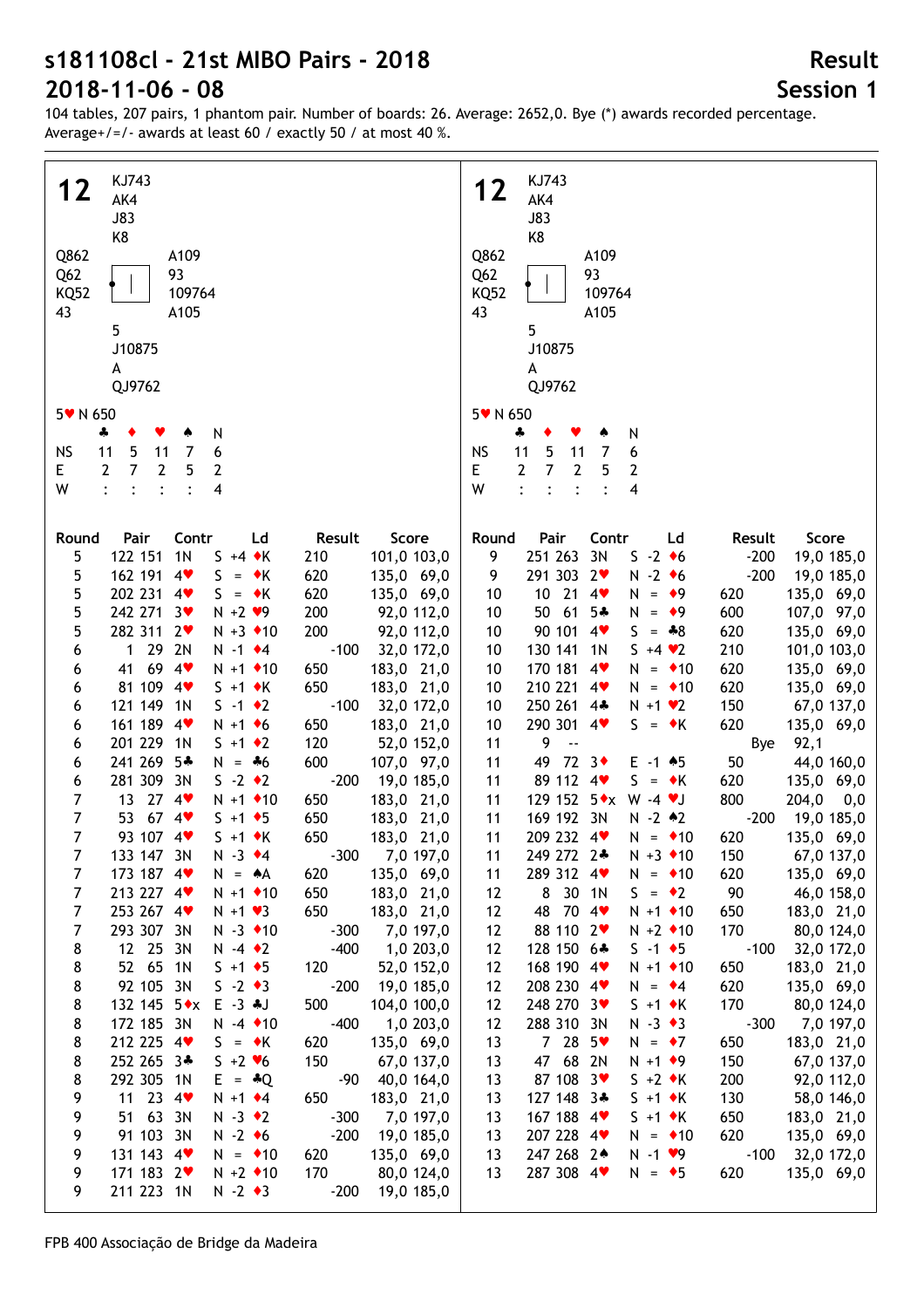# s181108cl - 21st MIBO Pairs - 2018

# 2018-11-06 - 08

## Result

## Session 1

104 tables, 207 pairs, 1 phantom pair. Number of boards: 26. Average: 2652,0. Bye (*) awards recorded percentage. Average+/=/- awards at least 60 / exactly 50 / at most 40 %.

### 12

North: KJ743 / AK4 / J83 / K8

West: Q862 / Q62 / KQ52 / 43

East: A109 / 93 / 109764 / A105

South: 5 / J10875 / A / QJ9762

5♥ N 650

| | ♣ | ♦ | ♥ | ♠ | N |
|---|---|---|---|---|---|
| NS | 11 | 5 | 11 | 7 | 6 |
| E | 2 | 7 | 2 | 5 | 2 |
| W | : | : | : | : | 4 |

| Round | Pair | Contr | Ld | Result | | Score |
|---|---|---|---|---|---|---|
| 5 | 122 151 | 1N | S +4 ♦K | 210 | | 101,0 103,0 |
| 5 | 162 191 | 4♥ | S = ♦K | 620 | | 135,0 69,0 |
| 5 | 202 231 | 4♥ | S = ♦K | 620 | | 135,0 69,0 |
| 5 | 242 271 | 3♥ | N +2 ♥9 | 200 | | 92,0 112,0 |
| 5 | 282 311 | 2♥ | N +3 ♦10 | 200 | | 92,0 112,0 |
| 6 | 1 29 | 2N | N -1 ♦4 | | -100 | 32,0 172,0 |
| 6 | 41 69 | 4♥ | N +1 ♦10 | 650 | | 183,0 21,0 |
| 6 | 81 109 | 4♥ | S +1 ♦K | 650 | | 183,0 21,0 |
| 6 | 121 149 | 1N | S -1 ♦2 | | -100 | 32,0 172,0 |
| 6 | 161 189 | 4♥ | N +1 ♦6 | 650 | | 183,0 21,0 |
| 6 | 201 229 | 1N | S +1 ♦2 | 120 | | 52,0 152,0 |
| 6 | 241 269 | 5♣ | N = ♣6 | 600 | | 107,0 97,0 |
| 6 | 281 309 | 3N | S -2 ♦2 | | -200 | 19,0 185,0 |
| 7 | 13 27 | 4♥ | N +1 ♦10 | 650 | | 183,0 21,0 |
| 7 | 53 67 | 4♥ | S +1 ♦5 | 650 | | 183,0 21,0 |
| 7 | 93 107 | 4♥ | S +1 ♦K | 650 | | 183,0 21,0 |
| 7 | 133 147 | 3N | N -3 ♦4 | | -300 | 7,0 197,0 |
| 7 | 173 187 | 4♥ | N = ♠A | 620 | | 135,0 69,0 |
| 7 | 213 227 | 4♥ | N +1 ♦10 | 650 | | 183,0 21,0 |
| 7 | 253 267 | 4♥ | N +1 ♥3 | 650 | | 183,0 21,0 |
| 7 | 293 307 | 3N | N -3 ♦10 | | -300 | 7,0 197,0 |
| 8 | 12 25 | 3N | N -4 ♦2 | | -400 | 1,0 203,0 |
| 8 | 52 65 | 1N | S +1 ♦5 | 120 | | 52,0 152,0 |
| 8 | 92 105 | 3N | S -2 ♦3 | | -200 | 19,0 185,0 |
| 8 | 132 145 | 5♦x | E -3 ♣J | 500 | | 104,0 100,0 |
| 8 | 172 185 | 3N | N -4 ♦10 | | -400 | 1,0 203,0 |
| 8 | 212 225 | 4♥ | S = ♦K | 620 | | 135,0 69,0 |
| 8 | 252 265 | 3♣ | S +2 ♥6 | 150 | | 67,0 137,0 |
| 8 | 292 305 | 1N | E = ♣Q | | -90 | 40,0 164,0 |
| 9 | 11 23 | 4♥ | N +1 ♦4 | 650 | | 183,0 21,0 |
| 9 | 51 63 | 3N | N -3 ♦2 | | -300 | 7,0 197,0 |
| 9 | 91 103 | 3N | N -2 ♦6 | | -200 | 19,0 185,0 |
| 9 | 131 143 | 4♥ | N = ♦10 | 620 | | 135,0 69,0 |
| 9 | 171 183 | 2♥ | N +2 ♦10 | 170 | | 80,0 124,0 |
| 9 | 211 223 | 1N | N -2 ♦3 | | -200 | 19,0 185,0 |
| 9 | 251 263 | 3N | S -2 ♦6 | | -200 | 19,0 185,0 |
| 9 | 291 303 | 2♥ | N -2 ♦6 | | -200 | 19,0 185,0 |
| 10 | 10 21 | 4♥ | N = ♦9 | 620 | | 135,0 69,0 |
| 10 | 50 61 | 5♣ | N = ♦9 | 600 | | 107,0 97,0 |
| 10 | 90 101 | 4♥ | S = ♣8 | 620 | | 135,0 69,0 |
| 10 | 130 141 | 1N | S +4 ♥2 | 210 | | 101,0 103,0 |
| 10 | 170 181 | 4♥ | N = ♦10 | 620 | | 135,0 69,0 |
| 10 | 210 221 | 4♥ | N = ♦10 | 620 | | 135,0 69,0 |
| 10 | 250 261 | 4♣ | N +1 ♥2 | 150 | | 67,0 137,0 |
| 10 | 290 301 | 4♥ | S = ♦K | 620 | | 135,0 69,0 |
| 11 | 9 -- | | | | Bye | 92,1 |
| 11 | 49 72 | 3♦ | E -1 ♠5 | 50 | | 44,0 160,0 |
| 11 | 89 112 | 4♥ | S = ♦K | 620 | | 135,0 69,0 |
| 11 | 129 152 | 5♦x | W -4 ♥J | 800 | | 204,0 0,0 |
| 11 | 169 192 | 3N | N -2 ♠2 | | -200 | 19,0 185,0 |
| 11 | 209 232 | 4♥ | N = ♦10 | 620 | | 135,0 69,0 |
| 11 | 249 272 | 2♣ | N +3 ♦10 | 150 | | 67,0 137,0 |
| 11 | 289 312 | 4♥ | N = ♦10 | 620 | | 135,0 69,0 |
| 12 | 8 30 | 1N | S = ♦2 | 90 | | 46,0 158,0 |
| 12 | 48 70 | 4♥ | N +1 ♦10 | 650 | | 183,0 21,0 |
| 12 | 88 110 | 2♥ | N +2 ♦10 | 170 | | 80,0 124,0 |
| 12 | 128 150 | 6♣ | S -1 ♦5 | | -100 | 32,0 172,0 |
| 12 | 168 190 | 4♥ | N +1 ♦10 | 650 | | 183,0 21,0 |
| 12 | 208 230 | 4♥ | N = ♦4 | 620 | | 135,0 69,0 |
| 12 | 248 270 | 3♥ | S +1 ♦K | 170 | | 80,0 124,0 |
| 12 | 288 310 | 3N | N -3 ♦3 | | -300 | 7,0 197,0 |
| 13 | 7 28 | 5♥ | N = ♦7 | 650 | | 183,0 21,0 |
| 13 | 47 68 | 2N | N +1 ♦9 | 150 | | 67,0 137,0 |
| 13 | 87 108 | 3♥ | S +2 ♦K | 200 | | 92,0 112,0 |
| 13 | 127 148 | 3♣ | S +1 ♦K | 130 | | 58,0 146,0 |
| 13 | 167 188 | 4♥ | S +1 ♦K | 650 | | 183,0 21,0 |
| 13 | 207 228 | 4♥ | N = ♦10 | 620 | | 135,0 69,0 |
| 13 | 247 268 | 2♠ | N -1 ♥9 | | -100 | 32,0 172,0 |
| 13 | 287 308 | 4♥ | N = ♦5 | 620 | | 135,0 69,0 |

FPB 400 Associação de Bridge da Madeira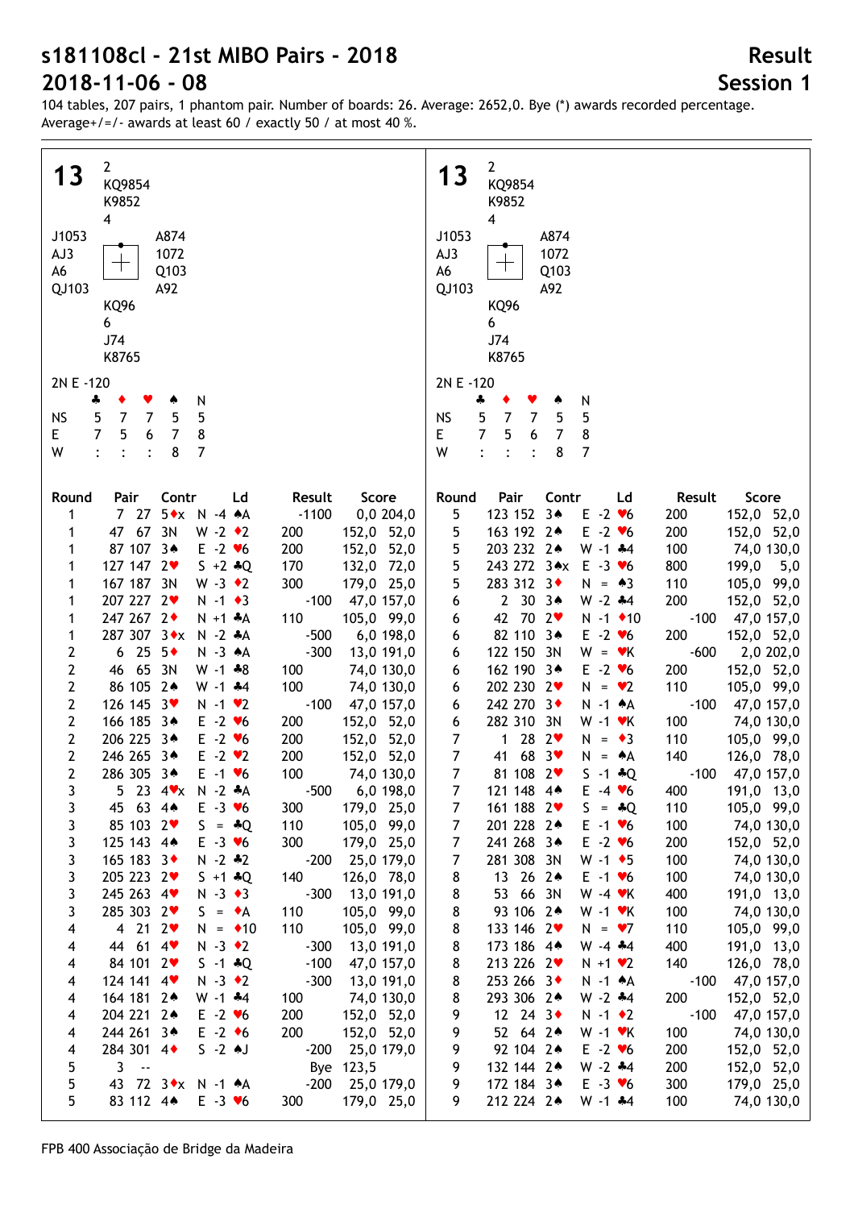# s181108cl - 21st MIBO Pairs - 2018

# 2018-11-06 - 08

## Result

## Session 1

104 tables, 207 pairs, 1 phantom pair. Number of boards: 26. Average: 2652,0. Bye (*) awards recorded percentage. Average+/=/- awards at least 60 / exactly 50 / at most 40 %.

**13**

North: ♠ 2 ♥ KQ9854 ♦ K9852 ♣ 4

West: ♠ J1053 ♥ AJ3 ♦ A6 ♣ QJ103

East: ♠ A874 ♥ 1072 ♦ Q103 ♣ A92

South: ♠ KQ96 ♥ 6 ♦ J74 ♣ K8765

2N E -120

| | ♣ | ♦ | ♥ | ♠ | N |
|---|---|---|---|---|---|
| NS | 5 | 7 | 7 | 5 | 5 |
| E | 7 | 5 | 6 | 7 | 8 |
| W | : | : | : | 8 | 7 |

| Round | Pair | | Contr | | Ld | Result | | Score | |
|---|---|---|---|---|---|---|---|---|---|
| 1 | 7 | 27 | 5♦x | N -4 | ♠A | | -1100 | 0,0 | 204,0 |
| 1 | 47 | 67 | 3N | W -2 | ♦2 | 200 | | 152,0 | 52,0 |
| 1 | 87 | 107 | 3♠ | E -2 | ♥6 | 200 | | 152,0 | 52,0 |
| 1 | 127 | 147 | 2♥ | S +2 | ♣Q | 170 | | 132,0 | 72,0 |
| 1 | 167 | 187 | 3N | W -3 | ♦2 | 300 | | 179,0 | 25,0 |
| 1 | 207 | 227 | 2♥ | N -1 | ♦3 | | -100 | 47,0 | 157,0 |
| 1 | 247 | 267 | 2♦ | N +1 | ♣A | 110 | | 105,0 | 99,0 |
| 1 | 287 | 307 | 3♦x | N -2 | ♣A | | -500 | 6,0 | 198,0 |
| 2 | 6 | 25 | 5♦ | N -3 | ♠A | | -300 | 13,0 | 191,0 |
| 2 | 46 | 65 | 3N | W -1 | ♣8 | 100 | | 74,0 | 130,0 |
| 2 | 86 | 105 | 2♠ | W -1 | ♣4 | 100 | | 74,0 | 130,0 |
| 2 | 126 | 145 | 3♥ | N -1 | ♥2 | | -100 | 47,0 | 157,0 |
| 2 | 166 | 185 | 3♠ | E -2 | ♥6 | 200 | | 152,0 | 52,0 |
| 2 | 206 | 225 | 3♠ | E -2 | ♥6 | 200 | | 152,0 | 52,0 |
| 2 | 246 | 265 | 3♠ | E -2 | ♥2 | 200 | | 152,0 | 52,0 |
| 2 | 286 | 305 | 3♠ | E -1 | ♥6 | 100 | | 74,0 | 130,0 |
| 3 | 5 | 23 | 4♥x | N -2 | ♣A | | -500 | 6,0 | 198,0 |
| 3 | 45 | 63 | 4♠ | E -3 | ♥6 | 300 | | 179,0 | 25,0 |
| 3 | 85 | 103 | 2♥ | S = | ♣Q | 110 | | 105,0 | 99,0 |
| 3 | 125 | 143 | 4♠ | E -3 | ♥6 | 300 | | 179,0 | 25,0 |
| 3 | 165 | 183 | 3♦ | N -2 | ♣2 | | -200 | 25,0 | 179,0 |
| 3 | 205 | 223 | 2♥ | S +1 | ♣Q | 140 | | 126,0 | 78,0 |
| 3 | 245 | 263 | 4♥ | N -3 | ♦3 | | -300 | 13,0 | 191,0 |
| 3 | 285 | 303 | 2♥ | S = | ♦A | 110 | | 105,0 | 99,0 |
| 4 | 4 | 21 | 2♥ | N = | ♦10 | 110 | | 105,0 | 99,0 |
| 4 | 44 | 61 | 4♥ | N -3 | ♦2 | | -300 | 13,0 | 191,0 |
| 4 | 84 | 101 | 2♥ | S -1 | ♣Q | | -100 | 47,0 | 157,0 |
| 4 | 124 | 141 | 4♥ | N -3 | ♦2 | | -300 | 13,0 | 191,0 |
| 4 | 164 | 181 | 2♠ | W -1 | ♣4 | 100 | | 74,0 | 130,0 |
| 4 | 204 | 221 | 2♠ | E -2 | ♥6 | 200 | | 152,0 | 52,0 |
| 4 | 244 | 261 | 3♠ | E -2 | ♦6 | 200 | | 152,0 | 52,0 |
| 4 | 284 | 301 | 4♦ | S -2 | ♠J | | -200 | 25,0 | 179,0 |
| 5 | 3 | -- | | | | | Bye | 123,5 | |
| 5 | 43 | 72 | 3♦x | N -1 | ♠A | | -200 | 25,0 | 179,0 |
| 5 | 83 | 112 | 4♠ | E -3 | ♥6 | 300 | | 179,0 | 25,0 |
| 5 | 123 | 152 | 3♠ | E -2 | ♥6 | 200 | | 152,0 | 52,0 |
| 5 | 163 | 192 | 2♠ | E -2 | ♥6 | 200 | | 152,0 | 52,0 |
| 5 | 203 | 232 | 2♠ | W -1 | ♣4 | 100 | | 74,0 | 130,0 |
| 5 | 243 | 272 | 3♠x | E -3 | ♥6 | 800 | | 199,0 | 5,0 |
| 5 | 283 | 312 | 3♦ | N = | ♠3 | 110 | | 105,0 | 99,0 |
| 6 | 2 | 30 | 3♠ | W -2 | ♣4 | 200 | | 152,0 | 52,0 |
| 6 | 42 | 70 | 2♥ | N -1 | ♦10 | | -100 | 47,0 | 157,0 |
| 6 | 82 | 110 | 3♠ | E -2 | ♥6 | 200 | | 152,0 | 52,0 |
| 6 | 122 | 150 | 3N | W = | ♥K | | -600 | 2,0 | 202,0 |
| 6 | 162 | 190 | 3♠ | E -2 | ♥6 | 200 | | 152,0 | 52,0 |
| 6 | 202 | 230 | 2♥ | N = | ♥2 | 110 | | 105,0 | 99,0 |
| 6 | 242 | 270 | 3♦ | N -1 | ♠A | | -100 | 47,0 | 157,0 |
| 6 | 282 | 310 | 3N | W -1 | ♥K | 100 | | 74,0 | 130,0 |
| 7 | 1 | 28 | 2♥ | N = | ♦3 | 110 | | 105,0 | 99,0 |
| 7 | 41 | 68 | 3♥ | N = | ♠A | 140 | | 126,0 | 78,0 |
| 7 | 81 | 108 | 2♥ | S -1 | ♣Q | | -100 | 47,0 | 157,0 |
| 7 | 121 | 148 | 4♠ | E -4 | ♥6 | 400 | | 191,0 | 13,0 |
| 7 | 161 | 188 | 2♥ | S = | ♣Q | 110 | | 105,0 | 99,0 |
| 7 | 201 | 228 | 2♠ | E -1 | ♥6 | 100 | | 74,0 | 130,0 |
| 7 | 241 | 268 | 3♠ | E -2 | ♥6 | 200 | | 152,0 | 52,0 |
| 7 | 281 | 308 | 3N | W -1 | ♦5 | 100 | | 74,0 | 130,0 |
| 8 | 13 | 26 | 2♠ | E -1 | ♥6 | 100 | | 74,0 | 130,0 |
| 8 | 53 | 66 | 3N | W -4 | ♥K | 400 | | 191,0 | 13,0 |
| 8 | 93 | 106 | 2♠ | W -1 | ♥K | 100 | | 74,0 | 130,0 |
| 8 | 133 | 146 | 2♥ | N = | ♥7 | 110 | | 105,0 | 99,0 |
| 8 | 173 | 186 | 4♠ | W -4 | ♣4 | 400 | | 191,0 | 13,0 |
| 8 | 213 | 226 | 2♥ | N +1 | ♥2 | 140 | | 126,0 | 78,0 |
| 8 | 253 | 266 | 3♦ | N -1 | ♠A | | -100 | 47,0 | 157,0 |
| 8 | 293 | 306 | 2♠ | W -2 | ♣4 | 200 | | 152,0 | 52,0 |
| 9 | 12 | 24 | 3♦ | N -1 | ♦2 | | -100 | 47,0 | 157,0 |
| 9 | 52 | 64 | 2♠ | W -1 | ♥K | 100 | | 74,0 | 130,0 |
| 9 | 92 | 104 | 2♠ | E -2 | ♥6 | 200 | | 152,0 | 52,0 |
| 9 | 132 | 144 | 2♠ | W -2 | ♣4 | 200 | | 152,0 | 52,0 |
| 9 | 172 | 184 | 3♠ | E -3 | ♥6 | 300 | | 179,0 | 25,0 |
| 9 | 212 | 224 | 2♠ | W -1 | ♣4 | 100 | | 74,0 | 130,0 |

FPB 400 Associação de Bridge da Madeira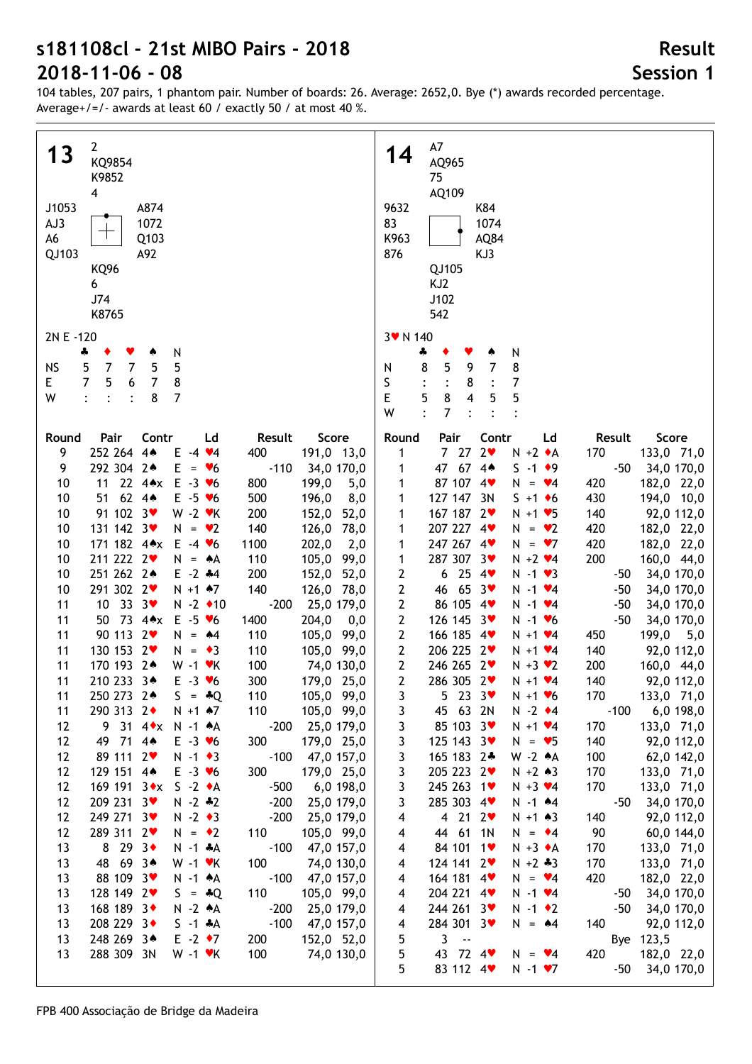# s181108cl - 21st MIBO Pairs - 2018

# 2018-11-06 - 08

## Result

## Session 1

104 tables, 207 pairs, 1 phantom pair. Number of boards: 26. Average: 2652,0. Bye (*) awards recorded percentage. Average+/=/- awards at least 60 / exactly 50 / at most 40 %.

### Board 13

North: ♠ 2 ♥ KQ9854 ♦ K9852 ♣ 4

West: ♠ J1053 ♥ AJ3 ♦ A6 ♣ QJ103

East: ♠ A874 ♥ 1072 ♦ Q103 ♣ A92

South: ♠ KQ96 ♥ 6 ♦ J74 ♣ K8765

2N E -120

| | ♣ | ♦ | ♥ | ♠ | N |
|---|---|---|---|---|---|
| NS | 5 | 7 | 7 | 5 | 5 |
| E | 7 | 5 | 6 | 7 | 8 |
| W | : | : | : | 8 | 7 |

| Round | Pair | | Contr | Ld | Result | | Score | |
|---|---|---|---|---|---|---|---|---|
| 9 | 252 | 264 | 4♠ E -4 | ♥4 | 400 | | 191,0 | 13,0 |
| 9 | 292 | 304 | 2♠ E = | ♥6 | | -110 | 34,0 | 170,0 |
| 10 | 11 | 22 | 4♠x E -3 | ♥6 | 800 | | 199,0 | 5,0 |
| 10 | 51 | 62 | 4♠ E -5 | ♥6 | 500 | | 196,0 | 8,0 |
| 10 | 91 | 102 | 3♥ W -2 | ♥K | 200 | | 152,0 | 52,0 |
| 10 | 131 | 142 | 3♥ N = | ♥2 | 140 | | 126,0 | 78,0 |
| 10 | 171 | 182 | 4♠x E -4 | ♥6 | 1100 | | 202,0 | 2,0 |
| 10 | 211 | 222 | 2♥ N = | ♠A | 110 | | 105,0 | 99,0 |
| 10 | 251 | 262 | 2♠ E -2 | ♣4 | 200 | | 152,0 | 52,0 |
| 10 | 291 | 302 | 2♥ N +1 | ♠7 | 140 | | 126,0 | 78,0 |
| 11 | 10 | 33 | 3♥ N -2 | ♦10 | | -200 | 25,0 | 179,0 |
| 11 | 50 | 73 | 4♠x E -5 | ♥6 | 1400 | | 204,0 | 0,0 |
| 11 | 90 | 113 | 2♥ N = | ♠4 | 110 | | 105,0 | 99,0 |
| 11 | 130 | 153 | 2♥ N = | ♦3 | 110 | | 105,0 | 99,0 |
| 11 | 170 | 193 | 2♠ W -1 | ♥K | 100 | | 74,0 | 130,0 |
| 11 | 210 | 233 | 3♠ E -3 | ♥6 | 300 | | 179,0 | 25,0 |
| 11 | 250 | 273 | 2♠ S = | ♣Q | 110 | | 105,0 | 99,0 |
| 11 | 290 | 313 | 2♦ N +1 | ♠7 | 110 | | 105,0 | 99,0 |
| 12 | 9 | 31 | 4♦x N -1 | ♠A | | -200 | 25,0 | 179,0 |
| 12 | 49 | 71 | 4♠ E -3 | ♥6 | 300 | | 179,0 | 25,0 |
| 12 | 89 | 111 | 2♥ N -1 | ♦3 | | -100 | 47,0 | 157,0 |
| 12 | 129 | 151 | 4♠ E -3 | ♥6 | 300 | | 179,0 | 25,0 |
| 12 | 169 | 191 | 3♦x S -2 | ♦A | | -500 | 6,0 | 198,0 |
| 12 | 209 | 231 | 3♥ N -2 | ♣2 | | -200 | 25,0 | 179,0 |
| 12 | 249 | 271 | 3♥ N -2 | ♦3 | | -200 | 25,0 | 179,0 |
| 12 | 289 | 311 | 2♥ N = | ♦2 | 110 | | 105,0 | 99,0 |
| 13 | 8 | 29 | 3♦ N -1 | ♣A | | -100 | 47,0 | 157,0 |
| 13 | 48 | 69 | 3♠ W -1 | ♥K | 100 | | 74,0 | 130,0 |
| 13 | 88 | 109 | 3♥ N -1 | ♠A | | -100 | 47,0 | 157,0 |
| 13 | 128 | 149 | 2♥ S = | ♣Q | 110 | | 105,0 | 99,0 |
| 13 | 168 | 189 | 3♦ N -2 | ♠A | | -200 | 25,0 | 179,0 |
| 13 | 208 | 229 | 3♦ S -1 | ♣A | | -100 | 47,0 | 157,0 |
| 13 | 248 | 269 | 3♠ E -2 | ♦7 | 200 | | 152,0 | 52,0 |
| 13 | 288 | 309 | 3N W -1 | ♥K | 100 | | 74,0 | 130,0 |

### Board 14

North: ♠ A7 ♥ AQ965 ♦ 75 ♣ AQ109

West: ♠ 9632 ♥ 83 ♦ K963 ♣ 876

East: ♠ K84 ♥ 1074 ♦ AQ84 ♣ KJ3

South: ♠ QJ105 ♥ KJ2 ♦ J102 ♣ 542

3♥ N 140

| | ♣ | ♦ | ♥ | ♠ | N |
|---|---|---|---|---|---|
| N | 8 | 5 | 9 | 7 | 8 |
| S | : | : | 8 | : | 7 |
| E | 5 | 8 | 4 | 5 | 5 |
| W | : | 7 | : | : | : |

| Round | Pair | | Contr | Ld | Result | | Score | |
|---|---|---|---|---|---|---|---|---|
| 1 | 7 | 27 | 2♥ N +2 | ♦A | 170 | | 133,0 | 71,0 |
| 1 | 47 | 67 | 4♠ S -1 | ♦9 | | -50 | 34,0 | 170,0 |
| 1 | 87 | 107 | 4♥ N = | ♥4 | 420 | | 182,0 | 22,0 |
| 1 | 127 | 147 | 3N S +1 | ♦6 | 430 | | 194,0 | 10,0 |
| 1 | 167 | 187 | 2♥ N +1 | ♥5 | 140 | | 92,0 | 112,0 |
| 1 | 207 | 227 | 4♥ N = | ♥2 | 420 | | 182,0 | 22,0 |
| 1 | 247 | 267 | 4♥ N = | ♥7 | 420 | | 182,0 | 22,0 |
| 1 | 287 | 307 | 3♥ N +2 | ♥4 | 200 | | 160,0 | 44,0 |
| 2 | 6 | 25 | 4♥ N -1 | ♥3 | | -50 | 34,0 | 170,0 |
| 2 | 46 | 65 | 3♥ N -1 | ♥4 | | -50 | 34,0 | 170,0 |
| 2 | 86 | 105 | 4♥ N -1 | ♥4 | | -50 | 34,0 | 170,0 |
| 2 | 126 | 145 | 3♥ N -1 | ♥6 | | -50 | 34,0 | 170,0 |
| 2 | 166 | 185 | 4♥ N +1 | ♥4 | 450 | | 199,0 | 5,0 |
| 2 | 206 | 225 | 2♥ N +1 | ♥4 | 140 | | 92,0 | 112,0 |
| 2 | 246 | 265 | 2♥ N +3 | ♥2 | 200 | | 160,0 | 44,0 |
| 2 | 286 | 305 | 2♥ N +1 | ♥4 | 140 | | 92,0 | 112,0 |
| 3 | 5 | 23 | 3♥ N +1 | ♥6 | 170 | | 133,0 | 71,0 |
| 3 | 45 | 63 | 2N N -2 | ♦4 | | -100 | 6,0 | 198,0 |
| 3 | 85 | 103 | 3♥ N +1 | ♥4 | 170 | | 133,0 | 71,0 |
| 3 | 125 | 143 | 3♥ N = | ♥5 | 140 | | 92,0 | 112,0 |
| 3 | 165 | 183 | 2♣ W -2 | ♠A | 100 | | 62,0 | 142,0 |
| 3 | 205 | 223 | 2♥ N +2 | ♠3 | 170 | | 133,0 | 71,0 |
| 3 | 245 | 263 | 1♥ N +3 | ♥4 | 170 | | 133,0 | 71,0 |
| 3 | 285 | 303 | 4♥ N -1 | ♠4 | | -50 | 34,0 | 170,0 |
| 4 | 4 | 21 | 2♥ N +1 | ♠3 | 140 | | 92,0 | 112,0 |
| 4 | 44 | 61 | 1N N = | ♦4 | 90 | | 60,0 | 144,0 |
| 4 | 84 | 101 | 1♥ N +3 | ♦A | 170 | | 133,0 | 71,0 |
| 4 | 124 | 141 | 2♥ N +2 | ♣3 | 170 | | 133,0 | 71,0 |
| 4 | 164 | 181 | 4♥ N = | ♥4 | 420 | | 182,0 | 22,0 |
| 4 | 204 | 221 | 4♥ N -1 | ♥4 | | -50 | 34,0 | 170,0 |
| 4 | 244 | 261 | 3♥ N -1 | ♦2 | | -50 | 34,0 | 170,0 |
| 4 | 284 | 301 | 3♥ N = | ♠4 | 140 | | 92,0 | 112,0 |
| 5 | 3 | -- | | | | Bye | 123,5 | |
| 5 | 43 | 72 | 4♥ N = | ♥4 | 420 | | 182,0 | 22,0 |
| 5 | 83 | 112 | 4♥ N -1 | ♥7 | | -50 | 34,0 | 170,0 |

FPB 400 Associação de Bridge da Madeira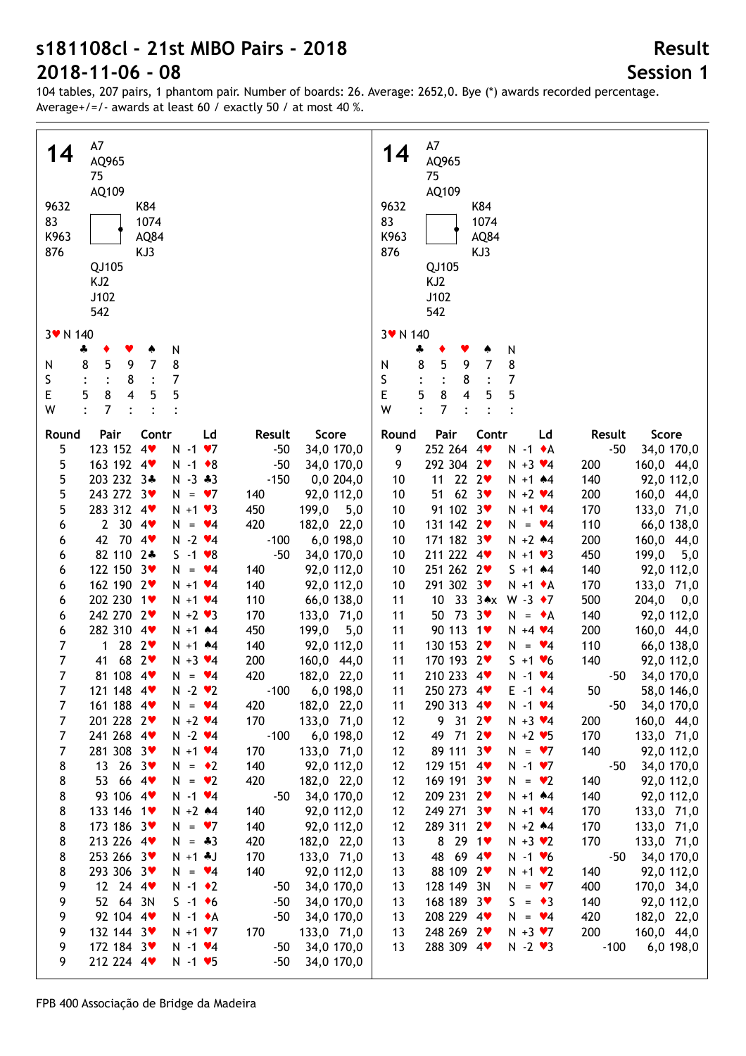# s181108cl - 21st MIBO Pairs - 2018

# 2018-11-06 - 08

## Result

## Session 1

104 tables, 207 pairs, 1 phantom pair. Number of boards: 26. Average: 2652,0. Bye (*) awards recorded percentage. Average+/=/- awards at least 60 / exactly 50 / at most 40 %.

### 14

North: A7 / AQ965 / 75 / AQ109
West: 9632 / 83 / K963 / 876
East: K84 / 1074 / AQ84 / KJ3
South: QJ105 / KJ2 / J102 / 542

3♥ N 140

| | ♣ | ♦ | ♥ | ♠ | N |
|---|---|---|---|---|---|
| N | 8 | 5 | 9 | 7 | 8 |
| S | : | : | 8 | : | 7 |
| E | 5 | 8 | 4 | 5 | 5 |
| W | : | 7 | : | : | : |

| Round | Pair | | Contr | | Ld | Result | | Score | |
|---|---|---|---|---|---|---|---|---|---|
| 5 | 123 | 152 | 4♥ | N -1 | ♥7 | | -50 | 34,0 | 170,0 |
| 5 | 163 | 192 | 4♥ | N -1 | ♦8 | | -50 | 34,0 | 170,0 |
| 5 | 203 | 232 | 3♣ | N -3 | ♣3 | | -150 | 0,0 | 204,0 |
| 5 | 243 | 272 | 3♥ | N = | ♥7 | 140 | | 92,0 | 112,0 |
| 5 | 283 | 312 | 4♥ | N +1 | ♥3 | 450 | | 199,0 | 5,0 |
| 6 | 2 | 30 | 4♥ | N = | ♥4 | 420 | | 182,0 | 22,0 |
| 6 | 42 | 70 | 4♥ | N -2 | ♥4 | | -100 | 6,0 | 198,0 |
| 6 | 82 | 110 | 2♣ | S -1 | ♥8 | | -50 | 34,0 | 170,0 |
| 6 | 122 | 150 | 3♥ | N = | ♥4 | 140 | | 92,0 | 112,0 |
| 6 | 162 | 190 | 2♥ | N +1 | ♥4 | 140 | | 92,0 | 112,0 |
| 6 | 202 | 230 | 1♥ | N +1 | ♥4 | 110 | | 66,0 | 138,0 |
| 6 | 242 | 270 | 2♥ | N +2 | ♥3 | 170 | | 133,0 | 71,0 |
| 6 | 282 | 310 | 4♥ | N +1 | ♠4 | 450 | | 199,0 | 5,0 |
| 7 | 1 | 28 | 2♥ | N +1 | ♠4 | 140 | | 92,0 | 112,0 |
| 7 | 41 | 68 | 2♥ | N +3 | ♥4 | 200 | | 160,0 | 44,0 |
| 7 | 81 | 108 | 4♥ | N = | ♥4 | 420 | | 182,0 | 22,0 |
| 7 | 121 | 148 | 4♥ | N -2 | ♥2 | | -100 | 6,0 | 198,0 |
| 7 | 161 | 188 | 4♥ | N = | ♥4 | 420 | | 182,0 | 22,0 |
| 7 | 201 | 228 | 2♥ | N +2 | ♥4 | 170 | | 133,0 | 71,0 |
| 7 | 241 | 268 | 4♥ | N -2 | ♥4 | | -100 | 6,0 | 198,0 |
| 7 | 281 | 308 | 3♥ | N +1 | ♥4 | 170 | | 133,0 | 71,0 |
| 8 | 13 | 26 | 3♥ | N = | ♦2 | 140 | | 92,0 | 112,0 |
| 8 | 53 | 66 | 4♥ | N = | ♥2 | 420 | | 182,0 | 22,0 |
| 8 | 93 | 106 | 4♥ | N -1 | ♥4 | | -50 | 34,0 | 170,0 |
| 8 | 133 | 146 | 1♥ | N +2 | ♠4 | 140 | | 92,0 | 112,0 |
| 8 | 173 | 186 | 3♥ | N = | ♥7 | 140 | | 92,0 | 112,0 |
| 8 | 213 | 226 | 4♥ | N = | ♣3 | 420 | | 182,0 | 22,0 |
| 8 | 253 | 266 | 3♥ | N +1 | ♣J | 170 | | 133,0 | 71,0 |
| 8 | 293 | 306 | 3♥ | N = | ♥4 | 140 | | 92,0 | 112,0 |
| 9 | 12 | 24 | 4♥ | N -1 | ♦2 | | -50 | 34,0 | 170,0 |
| 9 | 52 | 64 | 3N | S -1 | ♦6 | | -50 | 34,0 | 170,0 |
| 9 | 92 | 104 | 4♥ | N -1 | ♦A | | -50 | 34,0 | 170,0 |
| 9 | 132 | 144 | 3♥ | N +1 | ♥7 | 170 | | 133,0 | 71,0 |
| 9 | 172 | 184 | 3♥ | N -1 | ♥4 | | -50 | 34,0 | 170,0 |
| 9 | 212 | 224 | 4♥ | N -1 | ♥5 | | -50 | 34,0 | 170,0 |
| 9 | 252 | 264 | 4♥ | N -1 | ♦A | | -50 | 34,0 | 170,0 |
| 9 | 292 | 304 | 2♥ | N +3 | ♥4 | 200 | | 160,0 | 44,0 |
| 10 | 11 | 22 | 2♥ | N +1 | ♠4 | 140 | | 92,0 | 112,0 |
| 10 | 51 | 62 | 3♥ | N +2 | ♥4 | 200 | | 160,0 | 44,0 |
| 10 | 91 | 102 | 3♥ | N +1 | ♥4 | 170 | | 133,0 | 71,0 |
| 10 | 131 | 142 | 2♥ | N = | ♥4 | 110 | | 66,0 | 138,0 |
| 10 | 171 | 182 | 3♥ | N +2 | ♠4 | 200 | | 160,0 | 44,0 |
| 10 | 211 | 222 | 4♥ | N +1 | ♥3 | 450 | | 199,0 | 5,0 |
| 10 | 251 | 262 | 2♥ | S +1 | ♠4 | 140 | | 92,0 | 112,0 |
| 10 | 291 | 302 | 3♥ | N +1 | ♦A | 170 | | 133,0 | 71,0 |
| 11 | 10 | 33 | 3♠x | W -3 | ♦7 | 500 | | 204,0 | 0,0 |
| 11 | 50 | 73 | 3♥ | N = | ♦A | 140 | | 92,0 | 112,0 |
| 11 | 90 | 113 | 1♥ | N +4 | ♥4 | 200 | | 160,0 | 44,0 |
| 11 | 130 | 153 | 2♥ | N = | ♥4 | 110 | | 66,0 | 138,0 |
| 11 | 170 | 193 | 2♥ | S +1 | ♥6 | 140 | | 92,0 | 112,0 |
| 11 | 210 | 233 | 4♥ | N -1 | ♥4 | | -50 | 34,0 | 170,0 |
| 11 | 250 | 273 | 4♥ | E -1 | ♦4 | 50 | | 58,0 | 146,0 |
| 11 | 290 | 313 | 4♥ | N -1 | ♥4 | | -50 | 34,0 | 170,0 |
| 12 | 9 | 31 | 2♥ | N +3 | ♥4 | 200 | | 160,0 | 44,0 |
| 12 | 49 | 71 | 2♥ | N +2 | ♥5 | 170 | | 133,0 | 71,0 |
| 12 | 89 | 111 | 3♥ | N = | ♥7 | 140 | | 92,0 | 112,0 |
| 12 | 129 | 151 | 4♥ | N -1 | ♥7 | | -50 | 34,0 | 170,0 |
| 12 | 169 | 191 | 3♥ | N = | ♥2 | 140 | | 92,0 | 112,0 |
| 12 | 209 | 231 | 2♥ | N +1 | ♠4 | 140 | | 92,0 | 112,0 |
| 12 | 249 | 271 | 3♥ | N +1 | ♥4 | 170 | | 133,0 | 71,0 |
| 12 | 289 | 311 | 2♥ | N +2 | ♠4 | 170 | | 133,0 | 71,0 |
| 13 | 8 | 29 | 1♥ | N +3 | ♥2 | 170 | | 133,0 | 71,0 |
| 13 | 48 | 69 | 4♥ | N -1 | ♥6 | | -50 | 34,0 | 170,0 |
| 13 | 88 | 109 | 2♥ | N +1 | ♥2 | 140 | | 92,0 | 112,0 |
| 13 | 128 | 149 | 3N | N = | ♥7 | 400 | | 170,0 | 34,0 |
| 13 | 168 | 189 | 3♥ | S = | ♦3 | 140 | | 92,0 | 112,0 |
| 13 | 208 | 229 | 4♥ | N = | ♥4 | 420 | | 182,0 | 22,0 |
| 13 | 248 | 269 | 2♥ | N +3 | ♥7 | 200 | | 160,0 | 44,0 |
| 13 | 288 | 309 | 4♥ | N -2 | ♥3 | | -100 | 6,0 | 198,0 |

FPB 400 Associação de Bridge da Madeira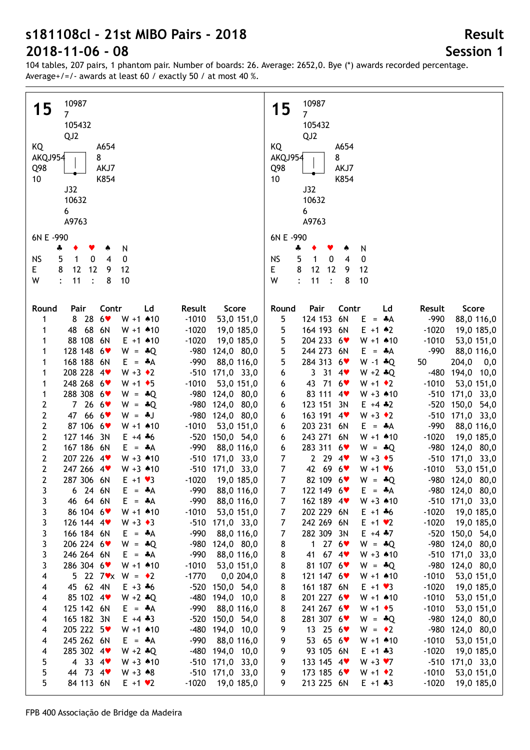# s181108cl - 21st MIBO Pairs - 2018

# 2018-11-06 - 08

## Result

## Session 1

104 tables, 207 pairs, 1 phantom pair. Number of boards: 26. Average: 2652,0. Bye (*) awards recorded percentage. Average+/=/- awards at least 60 / exactly 50 / at most 40 %.

**15**

North: ♠ 10987 ♥ 7 ♦ 105432 ♣ QJ2

West: ♠ KQ ♥ AKQJ954 ♦ Q98 ♣ 10

East: ♠ A654 ♥ 8 ♦ AKJ7 ♣ K854

South: ♠ J32 ♥ 10632 ♦ 6 ♣ A9763

6N E -990

| | ♣ | ♦ | ♥ | ♠ | N |
|---|---|---|---|---|---|
| NS | 5 | 1 | 0 | 4 | 0 |
| E | 8 | 12 | 12 | 9 | 12 |
| W | : | 11 | : | 8 | 10 |

| Round | Pair | Contr | Ld | Result | Score |
|---|---|---|---|---|---|
| 1 | 8 28 | 6♥ | W +1 ♠10 | -1010 | 53,0 151,0 |
| 1 | 48 68 | 6N | W +1 ♠10 | -1020 | 19,0 185,0 |
| 1 | 88 108 | 6N | E +1 ♠10 | -1020 | 19,0 185,0 |
| 1 | 128 148 | 6♥ | W = ♣Q | -980 | 124,0 80,0 |
| 1 | 168 188 | 6N | E = ♣A | -990 | 88,0 116,0 |
| 1 | 208 228 | 4♥ | W +3 ♦2 | -510 | 171,0 33,0 |
| 1 | 248 268 | 6♥ | W +1 ♦5 | -1010 | 53,0 151,0 |
| 1 | 288 308 | 6♥ | W = ♣Q | -980 | 124,0 80,0 |
| 2 | 7 26 | 6♥ | W = ♣Q | -980 | 124,0 80,0 |
| 2 | 47 66 | 6♥ | W = ♣J | -980 | 124,0 80,0 |
| 2 | 87 106 | 6♥ | W +1 ♠10 | -1010 | 53,0 151,0 |
| 2 | 127 146 | 3N | E +4 ♣6 | -520 | 150,0 54,0 |
| 2 | 167 186 | 6N | E = ♣A | -990 | 88,0 116,0 |
| 2 | 207 226 | 4♥ | W +3 ♠10 | -510 | 171,0 33,0 |
| 2 | 247 266 | 4♥ | W +3 ♠10 | -510 | 171,0 33,0 |
| 2 | 287 306 | 6N | E +1 ♥3 | -1020 | 19,0 185,0 |
| 3 | 6 24 | 6N | E = ♣A | -990 | 88,0 116,0 |
| 3 | 46 64 | 6N | E = ♣A | -990 | 88,0 116,0 |
| 3 | 86 104 | 6♥ | W +1 ♠10 | -1010 | 53,0 151,0 |
| 3 | 126 144 | 4♥ | W +3 ♦3 | -510 | 171,0 33,0 |
| 3 | 166 184 | 6N | E = ♣A | -990 | 88,0 116,0 |
| 3 | 206 224 | 6♥ | W = ♣Q | -980 | 124,0 80,0 |
| 3 | 246 264 | 6N | E = ♣A | -990 | 88,0 116,0 |
| 3 | 286 304 | 6♥ | W +1 ♠10 | -1010 | 53,0 151,0 |
| 4 | 5 22 | 7♥x | W = ♦2 | -1770 | 0,0 204,0 |
| 4 | 45 62 | 4N | E +3 ♣6 | -520 | 150,0 54,0 |
| 4 | 85 102 | 4♥ | W +2 ♣Q | -480 | 194,0 10,0 |
| 4 | 125 142 | 6N | E = ♣A | -990 | 88,0 116,0 |
| 4 | 165 182 | 3N | E +4 ♣3 | -520 | 150,0 54,0 |
| 4 | 205 222 | 5♥ | W +1 ♠10 | -480 | 194,0 10,0 |
| 4 | 245 262 | 6N | E = ♣A | -990 | 88,0 116,0 |
| 4 | 285 302 | 4♥ | W +2 ♣Q | -480 | 194,0 10,0 |
| 5 | 4 33 | 4♥ | W +3 ♠10 | -510 | 171,0 33,0 |
| 5 | 44 73 | 4♥ | W +3 ♠8 | -510 | 171,0 33,0 |
| 5 | 84 113 | 6N | E +1 ♥2 | -1020 | 19,0 185,0 |
| 5 | 124 153 | 6N | E = ♣A | -990 | 88,0 116,0 |
| 5 | 164 193 | 6N | E +1 ♠2 | -1020 | 19,0 185,0 |
| 5 | 204 233 | 6♥ | W +1 ♠10 | -1010 | 53,0 151,0 |
| 5 | 244 273 | 6N | E = ♣A | -990 | 88,0 116,0 |
| 5 | 284 313 | 6♥ | W -1 ♣Q | 50 | 204,0 0,0 |
| 6 | 3 31 | 4♥ | W +2 ♣Q | -480 | 194,0 10,0 |
| 6 | 43 71 | 6♥ | W +1 ♦2 | -1010 | 53,0 151,0 |
| 6 | 83 111 | 4♥ | W +3 ♠10 | -510 | 171,0 33,0 |
| 6 | 123 151 | 3N | E +4 ♣2 | -520 | 150,0 54,0 |
| 6 | 163 191 | 4♥ | W +3 ♦2 | -510 | 171,0 33,0 |
| 6 | 203 231 | 6N | E = ♣A | -990 | 88,0 116,0 |
| 6 | 243 271 | 6N | W +1 ♠10 | -1020 | 19,0 185,0 |
| 6 | 283 311 | 6♥ | W = ♣Q | -980 | 124,0 80,0 |
| 7 | 2 29 | 4♥ | W +3 ♦5 | -510 | 171,0 33,0 |
| 7 | 42 69 | 6♥ | W +1 ♥6 | -1010 | 53,0 151,0 |
| 7 | 82 109 | 6♥ | W = ♣Q | -980 | 124,0 80,0 |
| 7 | 122 149 | 6♥ | E = ♣A | -980 | 124,0 80,0 |
| 7 | 162 189 | 4♥ | W +3 ♠10 | -510 | 171,0 33,0 |
| 7 | 202 229 | 6N | E +1 ♣6 | -1020 | 19,0 185,0 |
| 7 | 242 269 | 6N | E +1 ♥2 | -1020 | 19,0 185,0 |
| 7 | 282 309 | 3N | E +4 ♣7 | -520 | 150,0 54,0 |
| 8 | 1 27 | 6♥ | W = ♣Q | -980 | 124,0 80,0 |
| 8 | 41 67 | 4♥ | W +3 ♠10 | -510 | 171,0 33,0 |
| 8 | 81 107 | 6♥ | W = ♣Q | -980 | 124,0 80,0 |
| 8 | 121 147 | 6♥ | W +1 ♠10 | -1010 | 53,0 151,0 |
| 8 | 161 187 | 6N | E +1 ♥3 | -1020 | 19,0 185,0 |
| 8 | 201 227 | 6♥ | W +1 ♠10 | -1010 | 53,0 151,0 |
| 8 | 241 267 | 6♥ | W +1 ♦5 | -1010 | 53,0 151,0 |
| 8 | 281 307 | 6♥ | W = ♣Q | -980 | 124,0 80,0 |
| 9 | 13 25 | 6♥ | W = ♦2 | -980 | 124,0 80,0 |
| 9 | 53 65 | 6♥ | W +1 ♠10 | -1010 | 53,0 151,0 |
| 9 | 93 105 | 6N | E +1 ♣3 | -1020 | 19,0 185,0 |
| 9 | 133 145 | 4♥ | W +3 ♥7 | -510 | 171,0 33,0 |
| 9 | 173 185 | 6♥ | W +1 ♦2 | -1010 | 53,0 151,0 |
| 9 | 213 225 | 6N | E +1 ♣3 | -1020 | 19,0 185,0 |

FPB 400 Associação de Bridge da Madeira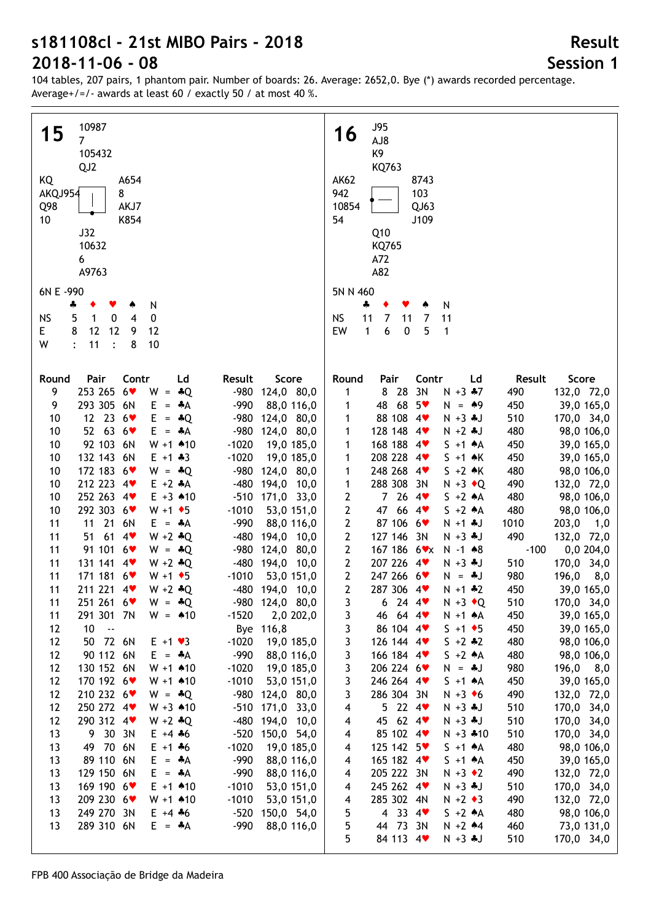# s181108cl - 21st MIBO Pairs - 2018

# 2018-11-06 - 08

## Result

## Session 1

104 tables, 207 pairs, 1 phantom pair. Number of boards: 26. Average: 2652,0. Bye (*) awards recorded percentage. Average+/=/- awards at least 60 / exactly 50 / at most 40 %.

### Board 15

North: ♠ 10987 ♥ 7 ♦ 105432 ♣ QJ2
West: ♠ KQ ♥ AKQJ954 ♦ Q98 ♣ 10
East: ♠ A654 ♥ 8 ♦ AKJ7 ♣ K854
South: ♠ J32 ♥ 10632 ♦ 6 ♣ A9763

6N E -990

| | ♣ | ♦ | ♥ | ♠ | N |
|---|---|---|---|---|---|
| NS | 5 | 1 | 0 | 4 | 0 |
| E | 8 | 12 | 12 | 9 | 12 |
| W | : | 11 | : | 8 | 10 |

| Round | Pair | Contr | Ld | Result | Score |
|---|---|---|---|---|---|
| 9 | 253 265 | 6♥ | W = ♣Q | -980 | 124,0 80,0 |
| 9 | 293 305 | 6N | E = ♣A | -990 | 88,0 116,0 |
| 10 | 12 23 | 6♥ | E = ♣Q | -980 | 124,0 80,0 |
| 10 | 52 63 | 6♥ | E = ♣A | -980 | 124,0 80,0 |
| 10 | 92 103 | 6N | W +1 ♠10 | -1020 | 19,0 185,0 |
| 10 | 132 143 | 6N | E +1 ♣3 | -1020 | 19,0 185,0 |
| 10 | 172 183 | 6♥ | W = ♣Q | -980 | 124,0 80,0 |
| 10 | 212 223 | 4♥ | E +2 ♣A | -480 | 194,0 10,0 |
| 10 | 252 263 | 4♥ | E +3 ♠10 | -510 | 171,0 33,0 |
| 10 | 292 303 | 6♥ | W +1 ♦5 | -1010 | 53,0 151,0 |
| 11 | 11 21 | 6N | E = ♣A | -990 | 88,0 116,0 |
| 11 | 51 61 | 4♥ | W +2 ♣Q | -480 | 194,0 10,0 |
| 11 | 91 101 | 6♥ | W = ♣Q | -980 | 124,0 80,0 |
| 11 | 131 141 | 4♥ | W +2 ♣Q | -480 | 194,0 10,0 |
| 11 | 171 181 | 6♥ | W +1 ♦5 | -1010 | 53,0 151,0 |
| 11 | 211 221 | 4♥ | W +2 ♣Q | -480 | 194,0 10,0 |
| 11 | 251 261 | 6♥ | W = ♣Q | -980 | 124,0 80,0 |
| 11 | 291 301 | 7N | W = ♠10 | -1520 | 2,0 202,0 |
| 12 | 10 -- | | | Bye | 116,8 |
| 12 | 50 72 | 6N | E +1 ♥3 | -1020 | 19,0 185,0 |
| 12 | 90 112 | 6N | E = ♣A | -990 | 88,0 116,0 |
| 12 | 130 152 | 6N | W +1 ♠10 | -1020 | 19,0 185,0 |
| 12 | 170 192 | 6♥ | W +1 ♠10 | -1010 | 53,0 151,0 |
| 12 | 210 232 | 6♥ | W = ♣Q | -980 | 124,0 80,0 |
| 12 | 250 272 | 4♥ | W +3 ♠10 | -510 | 171,0 33,0 |
| 12 | 290 312 | 4♥ | W +2 ♣Q | -480 | 194,0 10,0 |
| 13 | 9 30 | 3N | E +4 ♣6 | -520 | 150,0 54,0 |
| 13 | 49 70 | 6N | E +1 ♣6 | -1020 | 19,0 185,0 |
| 13 | 89 110 | 6N | E = ♣A | -990 | 88,0 116,0 |
| 13 | 129 150 | 6N | E = ♣A | -990 | 88,0 116,0 |
| 13 | 169 190 | 6♥ | E +1 ♠10 | -1010 | 53,0 151,0 |
| 13 | 209 230 | 6♥ | W +1 ♠10 | -1010 | 53,0 151,0 |
| 13 | 249 270 | 3N | E +4 ♣6 | -520 | 150,0 54,0 |
| 13 | 289 310 | 6N | E = ♣A | -990 | 88,0 116,0 |

### Board 16

North: ♠ J95 ♥ AJ8 ♦ K9 ♣ KQ763
West: ♠ AK62 ♥ 942 ♦ 10854 ♣ 54
East: ♠ 8743 ♥ 103 ♦ QJ63 ♣ J109
South: ♠ Q10 ♥ KQ765 ♦ A72 ♣ A82

5N N 460

| | ♣ | ♦ | ♥ | ♠ | N |
|---|---|---|---|---|---|
| NS | 11 | 7 | 11 | 7 | 11 |
| EW | 1 | 6 | 0 | 5 | 1 |

| Round | Pair | Contr | Ld | Result | Score |
|---|---|---|---|---|---|
| 1 | 8 28 | 3N | N +3 ♣7 | 490 | 132,0 72,0 |
| 1 | 48 68 | 5♥ | N = ♠9 | 450 | 39,0 165,0 |
| 1 | 88 108 | 4♥ | N +3 ♣J | 510 | 170,0 34,0 |
| 1 | 128 148 | 4♥ | N +2 ♣J | 480 | 98,0 106,0 |
| 1 | 168 188 | 4♥ | S +1 ♠A | 450 | 39,0 165,0 |
| 1 | 208 228 | 4♥ | S +1 ♠K | 450 | 39,0 165,0 |
| 1 | 248 268 | 4♥ | S +2 ♠K | 480 | 98,0 106,0 |
| 1 | 288 308 | 3N | N +3 ♦Q | 490 | 132,0 72,0 |
| 2 | 7 26 | 4♥ | S +2 ♠A | 480 | 98,0 106,0 |
| 2 | 47 66 | 4♥ | S +2 ♠A | 480 | 98,0 106,0 |
| 2 | 87 106 | 6♥ | N +1 ♣J | 1010 | 203,0 1,0 |
| 2 | 127 146 | 3N | N +3 ♣J | 490 | 132,0 72,0 |
| 2 | 167 186 | 6♥x | N -1 ♠8 | -100 | 0,0 204,0 |
| 2 | 207 226 | 4♥ | N +3 ♣J | 510 | 170,0 34,0 |
| 2 | 247 266 | 6♥ | N = ♣J | 980 | 196,0 8,0 |
| 2 | 287 306 | 4♥ | N +1 ♣2 | 450 | 39,0 165,0 |
| 3 | 6 24 | 4♥ | N +3 ♦Q | 510 | 170,0 34,0 |
| 3 | 46 64 | 4♥ | N +1 ♠A | 450 | 39,0 165,0 |
| 3 | 86 104 | 4♥ | S +1 ♦5 | 450 | 39,0 165,0 |
| 3 | 126 144 | 4♥ | S +2 ♣2 | 480 | 98,0 106,0 |
| 3 | 166 184 | 4♥ | S +2 ♠A | 480 | 98,0 106,0 |
| 3 | 206 224 | 6♥ | N = ♣J | 980 | 196,0 8,0 |
| 3 | 246 264 | 4♥ | S +1 ♠A | 450 | 39,0 165,0 |
| 3 | 286 304 | 3N | N +3 ♦6 | 490 | 132,0 72,0 |
| 4 | 5 22 | 4♥ | N +3 ♣J | 510 | 170,0 34,0 |
| 4 | 45 62 | 4♥ | N +3 ♣J | 510 | 170,0 34,0 |
| 4 | 85 102 | 4♥ | N +3 ♣10 | 510 | 170,0 34,0 |
| 4 | 125 142 | 5♥ | S +1 ♠A | 480 | 98,0 106,0 |
| 4 | 165 182 | 4♥ | S +1 ♠A | 450 | 39,0 165,0 |
| 4 | 205 222 | 3N | N +3 ♦2 | 490 | 132,0 72,0 |
| 4 | 245 262 | 4♥ | N +3 ♣J | 510 | 170,0 34,0 |
| 4 | 285 302 | 4N | N +2 ♦3 | 490 | 132,0 72,0 |
| 5 | 4 33 | 4♥ | S +2 ♠A | 480 | 98,0 106,0 |
| 5 | 44 73 | 3N | N +2 ♠4 | 460 | 73,0 131,0 |
| 5 | 84 113 | 4♥ | N +3 ♣J | 510 | 170,0 34,0 |

FPB 400 Associação de Bridge da Madeira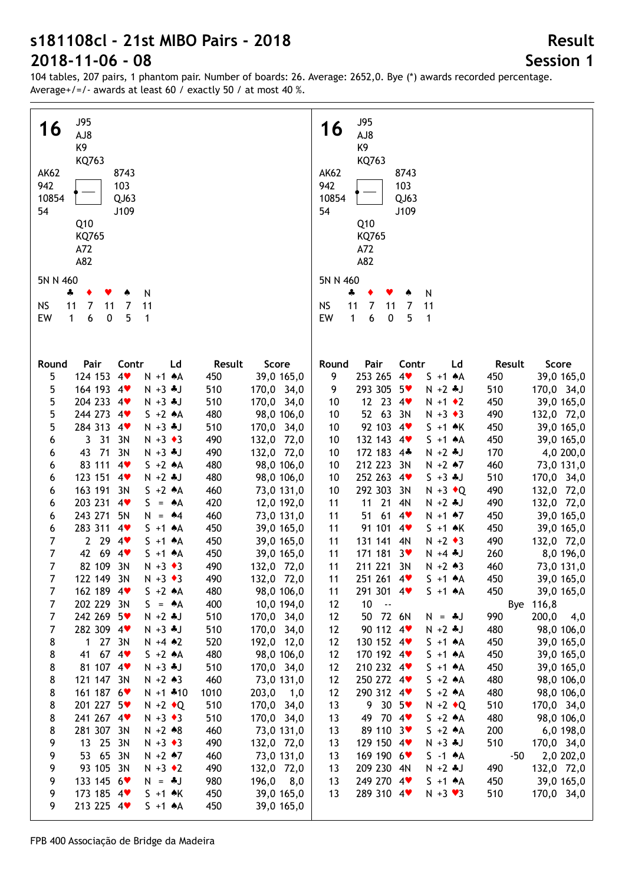# s181108cl - 21st MIBO Pairs - 2018

# 2018-11-06 - 08

## Result

## Session 1

104 tables, 207 pairs, 1 phantom pair. Number of boards: 26. Average: 2652,0. Bye (*) awards recorded percentage. Average+/=/- awards at least 60 / exactly 50 / at most 40 %.

### 16

North: J95 / AJ8 / K9 / KQ763

West: AK62 / 942 / 10854 / 54

East: 8743 / 103 / QJ63 / J109

South: Q10 / KQ765 / A72 / A82

5N N 460

| | ♣ | ♦ | ♥ | ♠ | N |
|---|---|---|---|---|---|
| NS | 11 | 7 | 11 | 7 | 11 |
| EW | 1 | 6 | 0 | 5 | 1 |

| Round | Pair | | Contr | Ld | Result | Score | |
|---|---|---|---|---|---|---|---|
| 5 | 124 | 153 | 4♥ | N +1 ♠A | 450 | 39,0 | 165,0 |
| 5 | 164 | 193 | 4♥ | N +3 ♣J | 510 | 170,0 | 34,0 |
| 5 | 204 | 233 | 4♥ | N +3 ♣J | 510 | 170,0 | 34,0 |
| 5 | 244 | 273 | 4♥ | S +2 ♠A | 480 | 98,0 | 106,0 |
| 5 | 284 | 313 | 4♥ | N +3 ♣J | 510 | 170,0 | 34,0 |
| 6 | 3 | 31 | 3N | N +3 ♦3 | 490 | 132,0 | 72,0 |
| 6 | 43 | 71 | 3N | N +3 ♣J | 490 | 132,0 | 72,0 |
| 6 | 83 | 111 | 4♥ | S +2 ♠A | 480 | 98,0 | 106,0 |
| 6 | 123 | 151 | 4♥ | N +2 ♣J | 480 | 98,0 | 106,0 |
| 6 | 163 | 191 | 3N | S +2 ♠A | 460 | 73,0 | 131,0 |
| 6 | 203 | 231 | 4♥ | S = ♠A | 420 | 12,0 | 192,0 |
| 6 | 243 | 271 | 5N | N = ♠4 | 460 | 73,0 | 131,0 |
| 6 | 283 | 311 | 4♥ | S +1 ♠A | 450 | 39,0 | 165,0 |
| 7 | 2 | 29 | 4♥ | S +1 ♠A | 450 | 39,0 | 165,0 |
| 7 | 42 | 69 | 4♥ | S +1 ♠A | 450 | 39,0 | 165,0 |
| 7 | 82 | 109 | 3N | N +3 ♦3 | 490 | 132,0 | 72,0 |
| 7 | 122 | 149 | 3N | N +3 ♦3 | 490 | 132,0 | 72,0 |
| 7 | 162 | 189 | 4♥ | S +2 ♠A | 480 | 98,0 | 106,0 |
| 7 | 202 | 229 | 3N | S = ♠A | 400 | 10,0 | 194,0 |
| 7 | 242 | 269 | 5♥ | N +2 ♣J | 510 | 170,0 | 34,0 |
| 7 | 282 | 309 | 4♥ | N +3 ♣J | 510 | 170,0 | 34,0 |
| 8 | 1 | 27 | 3N | N +4 ♠2 | 520 | 192,0 | 12,0 |
| 8 | 41 | 67 | 4♥ | S +2 ♠A | 480 | 98,0 | 106,0 |
| 8 | 81 | 107 | 4♥ | N +3 ♣J | 510 | 170,0 | 34,0 |
| 8 | 121 | 147 | 3N | N +2 ♠3 | 460 | 73,0 | 131,0 |
| 8 | 161 | 187 | 6♥ | N +1 ♣10 | 1010 | 203,0 | 1,0 |
| 8 | 201 | 227 | 5♥ | N +2 ♦Q | 510 | 170,0 | 34,0 |
| 8 | 241 | 267 | 4♥ | N +3 ♦3 | 510 | 170,0 | 34,0 |
| 8 | 281 | 307 | 3N | N +2 ♠8 | 460 | 73,0 | 131,0 |
| 9 | 13 | 25 | 3N | N +3 ♦3 | 490 | 132,0 | 72,0 |
| 9 | 53 | 65 | 3N | N +2 ♠7 | 460 | 73,0 | 131,0 |
| 9 | 93 | 105 | 3N | N +3 ♦2 | 490 | 132,0 | 72,0 |
| 9 | 133 | 145 | 6♥ | N = ♣J | 980 | 196,0 | 8,0 |
| 9 | 173 | 185 | 4♥ | S +1 ♠K | 450 | 39,0 | 165,0 |
| 9 | 213 | 225 | 4♥ | S +1 ♠A | 450 | 39,0 | 165,0 |
| 9 | 253 | 265 | 4♥ | S +1 ♠A | 450 | 39,0 | 165,0 |
| 9 | 293 | 305 | 5♥ | N +2 ♣J | 510 | 170,0 | 34,0 |
| 10 | 12 | 23 | 4♥ | N +1 ♦2 | 450 | 39,0 | 165,0 |
| 10 | 52 | 63 | 3N | N +3 ♦3 | 490 | 132,0 | 72,0 |
| 10 | 92 | 103 | 4♥ | S +1 ♠K | 450 | 39,0 | 165,0 |
| 10 | 132 | 143 | 4♥ | S +1 ♠A | 450 | 39,0 | 165,0 |
| 10 | 172 | 183 | 4♣ | N +2 ♣J | 170 | 4,0 | 200,0 |
| 10 | 212 | 223 | 3N | N +2 ♠7 | 460 | 73,0 | 131,0 |
| 10 | 252 | 263 | 4♥ | S +3 ♣J | 510 | 170,0 | 34,0 |
| 10 | 292 | 303 | 3N | N +3 ♦Q | 490 | 132,0 | 72,0 |
| 11 | 11 | 21 | 4N | N +2 ♣J | 490 | 132,0 | 72,0 |
| 11 | 51 | 61 | 4♥ | N +1 ♠7 | 450 | 39,0 | 165,0 |
| 11 | 91 | 101 | 4♥ | S +1 ♠K | 450 | 39,0 | 165,0 |
| 11 | 131 | 141 | 4N | N +2 ♦3 | 490 | 132,0 | 72,0 |
| 11 | 171 | 181 | 3♥ | N +4 ♣J | 260 | 8,0 | 196,0 |
| 11 | 211 | 221 | 3N | N +2 ♠3 | 460 | 73,0 | 131,0 |
| 11 | 251 | 261 | 4♥ | S +1 ♠A | 450 | 39,0 | 165,0 |
| 11 | 291 | 301 | 4♥ | S +1 ♠A | 450 | 39,0 | 165,0 |
| 12 | 10 | -- | | | | Bye | 116,8 |
| 12 | 50 | 72 | 6N | N = ♣J | 990 | 200,0 | 4,0 |
| 12 | 90 | 112 | 4♥ | N +2 ♣J | 480 | 98,0 | 106,0 |
| 12 | 130 | 152 | 4♥ | S +1 ♠A | 450 | 39,0 | 165,0 |
| 12 | 170 | 192 | 4♥ | S +1 ♠A | 450 | 39,0 | 165,0 |
| 12 | 210 | 232 | 4♥ | S +1 ♠A | 450 | 39,0 | 165,0 |
| 12 | 250 | 272 | 4♥ | S +2 ♠A | 480 | 98,0 | 106,0 |
| 12 | 290 | 312 | 4♥ | S +2 ♠A | 480 | 98,0 | 106,0 |
| 13 | 9 | 30 | 5♥ | N +2 ♦Q | 510 | 170,0 | 34,0 |
| 13 | 49 | 70 | 4♥ | S +2 ♠A | 480 | 98,0 | 106,0 |
| 13 | 89 | 110 | 3♥ | S +2 ♠A | 200 | 6,0 | 198,0 |
| 13 | 129 | 150 | 4♥ | N +3 ♣J | 510 | 170,0 | 34,0 |
| 13 | 169 | 190 | 6♥ | S -1 ♠A | -50 | 2,0 | 202,0 |
| 13 | 209 | 230 | 4N | N +2 ♣J | 490 | 132,0 | 72,0 |
| 13 | 249 | 270 | 4♥ | S +1 ♠A | 450 | 39,0 | 165,0 |
| 13 | 289 | 310 | 4♥ | N +3 ♥3 | 510 | 170,0 | 34,0 |

FPB 400 Associação de Bridge da Madeira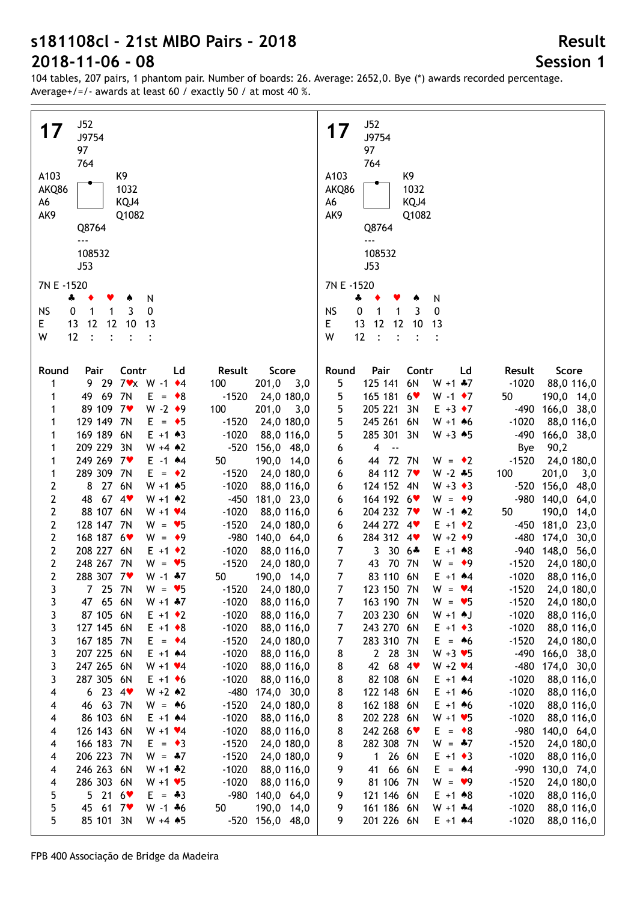# s181108cl - 21st MIBO Pairs - 2018

# 2018-11-06 - 08

## Result

## Session 1

104 tables, 207 pairs, 1 phantom pair. Number of boards: 26. Average: 2652,0. Bye (*) awards recorded percentage. Average+/=/- awards at least 60 / exactly 50 / at most 40 %.

### 17

North: ♠ J52 ♥ J9754 ♦ 97 ♣ 764

West: ♠ A103 ♥ AKQ86 ♦ A6 ♣ AK9

East: ♠ K9 ♥ 1032 ♦ KQJ4 ♣ Q1082

South: ♠ Q8764 ♥ --- ♦ 108532 ♣ J53

7N E -1520

| | ♣ | ♦ | ♥ | ♠ | N |
|---|---|---|---|---|---|
| NS | 0 | 1 | 1 | 3 | 0 |
| E | 13 | 12 | 12 | 10 | 13 |
| W | 12 | : | : | : | : |

| Round | Pair | | Contr | Ld | | Result | | Score | |
|---|---|---|---|---|---|---|---|---|---|
| 1 | 9 | 29 | 7♥x | W -1 | ♦4 | 100 | | 201,0 | 3,0 |
| 1 | 49 | 69 | 7N | E = | ♦8 | | -1520 | 24,0 | 180,0 |
| 1 | 89 | 109 | 7♥ | W -2 | ♦9 | 100 | | 201,0 | 3,0 |
| 1 | 129 | 149 | 7N | E = | ♦5 | | -1520 | 24,0 | 180,0 |
| 1 | 169 | 189 | 6N | E +1 | ♠3 | | -1020 | 88,0 | 116,0 |
| 1 | 209 | 229 | 3N | W +4 | ♠2 | | -520 | 156,0 | 48,0 |
| 1 | 249 | 269 | 7♥ | E -1 | ♠4 | 50 | | 190,0 | 14,0 |
| 1 | 289 | 309 | 7N | E = | ♦2 | | -1520 | 24,0 | 180,0 |
| 2 | 8 | 27 | 6N | W +1 | ♠5 | | -1020 | 88,0 | 116,0 |
| 2 | 48 | 67 | 4♥ | W +1 | ♠2 | | -450 | 181,0 | 23,0 |
| 2 | 88 | 107 | 6N | W +1 | ♥4 | | -1020 | 88,0 | 116,0 |
| 2 | 128 | 147 | 7N | W = | ♥5 | | -1520 | 24,0 | 180,0 |
| 2 | 168 | 187 | 6♥ | W = | ♦9 | | -980 | 140,0 | 64,0 |
| 2 | 208 | 227 | 6N | E +1 | ♦2 | | -1020 | 88,0 | 116,0 |
| 2 | 248 | 267 | 7N | W = | ♥5 | | -1520 | 24,0 | 180,0 |
| 2 | 288 | 307 | 7♥ | W -1 | ♣7 | 50 | | 190,0 | 14,0 |
| 3 | 7 | 25 | 7N | W = | ♥5 | | -1520 | 24,0 | 180,0 |
| 3 | 47 | 65 | 6N | W +1 | ♣7 | | -1020 | 88,0 | 116,0 |
| 3 | 87 | 105 | 6N | E +1 | ♦2 | | -1020 | 88,0 | 116,0 |
| 3 | 127 | 145 | 6N | E +1 | ♦8 | | -1020 | 88,0 | 116,0 |
| 3 | 167 | 185 | 7N | E = | ♦4 | | -1520 | 24,0 | 180,0 |
| 3 | 207 | 225 | 6N | E +1 | ♠4 | | -1020 | 88,0 | 116,0 |
| 3 | 247 | 265 | 6N | W +1 | ♥4 | | -1020 | 88,0 | 116,0 |
| 3 | 287 | 305 | 6N | E +1 | ♦6 | | -1020 | 88,0 | 116,0 |
| 4 | 6 | 23 | 4♥ | W +2 | ♠2 | | -480 | 174,0 | 30,0 |
| 4 | 46 | 63 | 7N | W = | ♠6 | | -1520 | 24,0 | 180,0 |
| 4 | 86 | 103 | 6N | E +1 | ♠4 | | -1020 | 88,0 | 116,0 |
| 4 | 126 | 143 | 6N | W +1 | ♥4 | | -1020 | 88,0 | 116,0 |
| 4 | 166 | 183 | 7N | E = | ♦3 | | -1520 | 24,0 | 180,0 |
| 4 | 206 | 223 | 7N | W = | ♣7 | | -1520 | 24,0 | 180,0 |
| 4 | 246 | 263 | 6N | W +1 | ♣2 | | -1020 | 88,0 | 116,0 |
| 4 | 286 | 303 | 6N | W +1 | ♥5 | | -1020 | 88,0 | 116,0 |
| 5 | 5 | 21 | 6♥ | E = | ♣3 | | -980 | 140,0 | 64,0 |
| 5 | 45 | 61 | 7♥ | W -1 | ♣6 | 50 | | 190,0 | 14,0 |
| 5 | 85 | 101 | 3N | W +4 | ♠5 | | -520 | 156,0 | 48,0 |
| 5 | 125 | 141 | 6N | W +1 | ♣7 | | -1020 | 88,0 | 116,0 |
| 5 | 165 | 181 | 6♥ | W -1 | ♦7 | 50 | | 190,0 | 14,0 |
| 5 | 205 | 221 | 3N | E +3 | ♦7 | | -490 | 166,0 | 38,0 |
| 5 | 245 | 261 | 6N | W +1 | ♠6 | | -1020 | 88,0 | 116,0 |
| 5 | 285 | 301 | 3N | W +3 | ♠5 | | -490 | 166,0 | 38,0 |
| 6 | 4 | -- | | | | | Bye | 90,2 | |
| 6 | 44 | 72 | 7N | W = | ♦2 | | -1520 | 24,0 | 180,0 |
| 6 | 84 | 112 | 7♥ | W -2 | ♣5 | 100 | | 201,0 | 3,0 |
| 6 | 124 | 152 | 4N | W +3 | ♦3 | | -520 | 156,0 | 48,0 |
| 6 | 164 | 192 | 6♥ | W = | ♦9 | | -980 | 140,0 | 64,0 |
| 6 | 204 | 232 | 7♥ | W -1 | ♠2 | 50 | | 190,0 | 14,0 |
| 6 | 244 | 272 | 4♥ | E +1 | ♦2 | | -450 | 181,0 | 23,0 |
| 6 | 284 | 312 | 4♥ | W +2 | ♦9 | | -480 | 174,0 | 30,0 |
| 7 | 3 | 30 | 6♣ | E +1 | ♠8 | | -940 | 148,0 | 56,0 |
| 7 | 43 | 70 | 7N | W = | ♦9 | | -1520 | 24,0 | 180,0 |
| 7 | 83 | 110 | 6N | E +1 | ♠4 | | -1020 | 88,0 | 116,0 |
| 7 | 123 | 150 | 7N | W = | ♥4 | | -1520 | 24,0 | 180,0 |
| 7 | 163 | 190 | 7N | W = | ♥5 | | -1520 | 24,0 | 180,0 |
| 7 | 203 | 230 | 6N | W +1 | ♠J | | -1020 | 88,0 | 116,0 |
| 7 | 243 | 270 | 6N | E +1 | ♦3 | | -1020 | 88,0 | 116,0 |
| 7 | 283 | 310 | 7N | E = | ♠6 | | -1520 | 24,0 | 180,0 |
| 8 | 2 | 28 | 3N | W +3 | ♥5 | | -490 | 166,0 | 38,0 |
| 8 | 42 | 68 | 4♥ | W +2 | ♥4 | | -480 | 174,0 | 30,0 |
| 8 | 82 | 108 | 6N | E +1 | ♠4 | | -1020 | 88,0 | 116,0 |
| 8 | 122 | 148 | 6N | E +1 | ♠6 | | -1020 | 88,0 | 116,0 |
| 8 | 162 | 188 | 6N | E +1 | ♠6 | | -1020 | 88,0 | 116,0 |
| 8 | 202 | 228 | 6N | W +1 | ♥5 | | -1020 | 88,0 | 116,0 |
| 8 | 242 | 268 | 6♥ | E = | ♦8 | | -980 | 140,0 | 64,0 |
| 8 | 282 | 308 | 7N | W = | ♣7 | | -1520 | 24,0 | 180,0 |
| 9 | 1 | 26 | 6N | E +1 | ♦3 | | -1020 | 88,0 | 116,0 |
| 9 | 41 | 66 | 6N | E = | ♠4 | | -990 | 130,0 | 74,0 |
| 9 | 81 | 106 | 7N | W = | ♥9 | | -1520 | 24,0 | 180,0 |
| 9 | 121 | 146 | 6N | E +1 | ♠8 | | -1020 | 88,0 | 116,0 |
| 9 | 161 | 186 | 6N | W +1 | ♣4 | | -1020 | 88,0 | 116,0 |
| 9 | 201 | 226 | 6N | E +1 | ♠4 | | -1020 | 88,0 | 116,0 |

FPB 400 Associação de Bridge da Madeira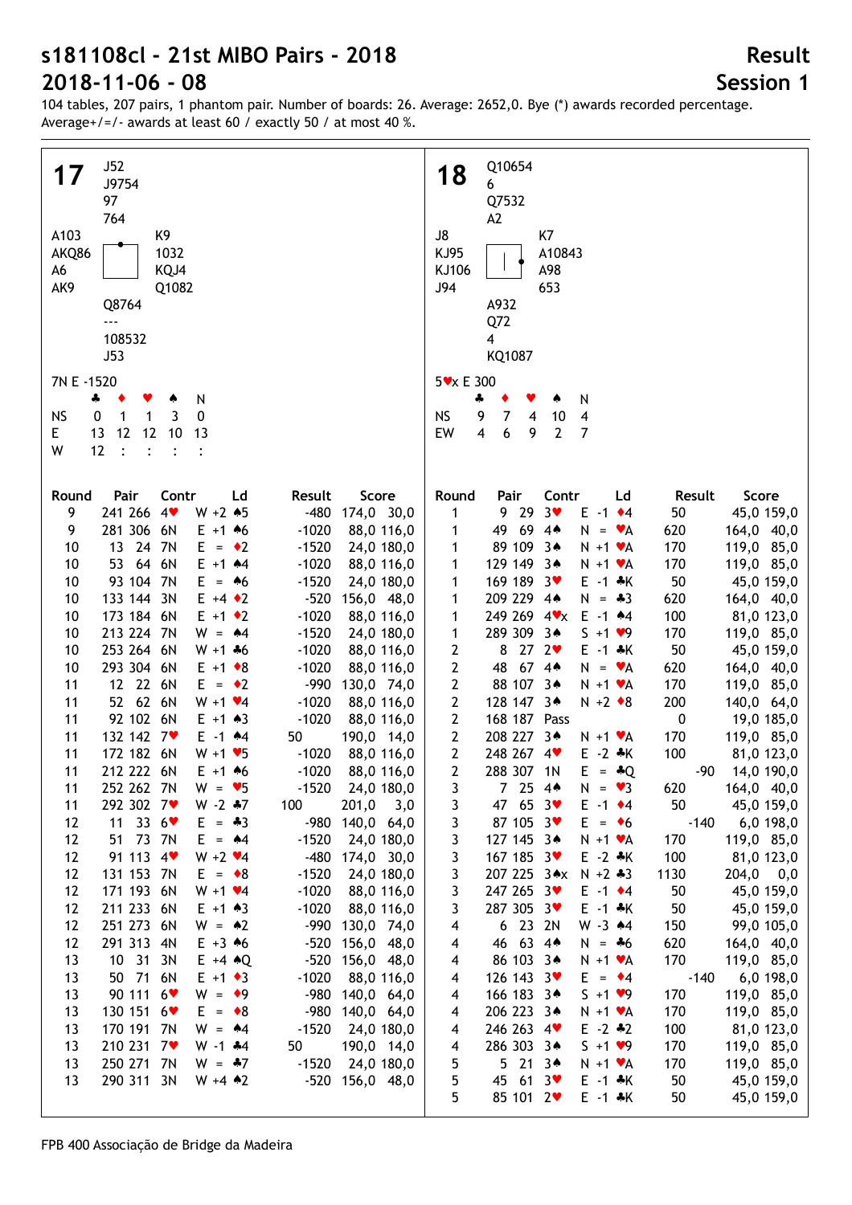# s181108cl - 21st MIBO Pairs - 2018

## 2018-11-06 - 08

**Result**

**Session 1**

104 tables, 207 pairs, 1 phantom pair. Number of boards: 26. Average: 2652,0. Bye (*) awards recorded percentage. Average+/=/- awards at least 60 / exactly 50 / at most 40 %.

### Board 17

North: ♠ J52 ♥ J9754 ♦ 97 ♣ 764

West: ♠ A103 ♥ AKQ86 ♦ A6 ♣ AK9

East: ♠ K9 ♥ 1032 ♦ KQJ4 ♣ Q1082

South: ♠ Q8764 ♥ --- ♦ 108532 ♣ J53

7N E -1520

| | ♣ | ♦ | ♥ | ♠ | N |
|---|---|---|---|---|---|
| NS | 0 | 1 | 1 | 3 | 0 |
| E | 13 | 12 | 12 | 10 | 13 |
| W | 12 | : | : | : | : |

| Round | Pair | Contr | Ld | Result | Score |
|---|---|---|---|---|---|
| 9 | 241 266 | 4♥ W +2 | ♠5 | -480 | 174,0 30,0 |
| 9 | 281 306 | 6N E +1 | ♠6 | -1020 | 88,0 116,0 |
| 10 | 13 24 | 7N E = | ♦2 | -1520 | 24,0 180,0 |
| 10 | 53 64 | 6N E +1 | ♠4 | -1020 | 88,0 116,0 |
| 10 | 93 104 | 7N E = | ♠6 | -1520 | 24,0 180,0 |
| 10 | 133 144 | 3N E +4 | ♦2 | -520 | 156,0 48,0 |
| 10 | 173 184 | 6N E +1 | ♦2 | -1020 | 88,0 116,0 |
| 10 | 213 224 | 7N W = | ♠4 | -1520 | 24,0 180,0 |
| 10 | 253 264 | 6N W +1 | ♣6 | -1020 | 88,0 116,0 |
| 10 | 293 304 | 6N E +1 | ♦8 | -1020 | 88,0 116,0 |
| 11 | 12 22 | 6N E = | ♦2 | -990 | 130,0 74,0 |
| 11 | 52 62 | 6N W +1 | ♥4 | -1020 | 88,0 116,0 |
| 11 | 92 102 | 6N E +1 | ♠3 | -1020 | 88,0 116,0 |
| 11 | 132 142 | 7♥ E -1 | ♠4 | 50 | 190,0 14,0 |
| 11 | 172 182 | 6N W +1 | ♥5 | -1020 | 88,0 116,0 |
| 11 | 212 222 | 6N E +1 | ♠6 | -1020 | 88,0 116,0 |
| 11 | 252 262 | 7N W = | ♥5 | -1520 | 24,0 180,0 |
| 11 | 292 302 | 7♥ W -2 | ♣7 | 100 | 201,0 3,0 |
| 12 | 11 33 | 6♥ E = | ♣3 | -980 | 140,0 64,0 |
| 12 | 51 73 | 7N E = | ♠4 | -1520 | 24,0 180,0 |
| 12 | 91 113 | 4♥ W +2 | ♥4 | -480 | 174,0 30,0 |
| 12 | 131 153 | 7N E = | ♦8 | -1520 | 24,0 180,0 |
| 12 | 171 193 | 6N W +1 | ♥4 | -1020 | 88,0 116,0 |
| 12 | 211 233 | 6N E +1 | ♠3 | -1020 | 88,0 116,0 |
| 12 | 251 273 | 6N W = | ♠2 | -990 | 130,0 74,0 |
| 12 | 291 313 | 4N E +3 | ♠6 | -520 | 156,0 48,0 |
| 13 | 10 31 | 3N E +4 | ♠Q | -520 | 156,0 48,0 |
| 13 | 50 71 | 6N E +1 | ♦3 | -1020 | 88,0 116,0 |
| 13 | 90 111 | 6♥ W = | ♦9 | -980 | 140,0 64,0 |
| 13 | 130 151 | 6♥ E = | ♦8 | -980 | 140,0 64,0 |
| 13 | 170 191 | 7N W = | ♠4 | -1520 | 24,0 180,0 |
| 13 | 210 231 | 7♥ W -1 | ♣4 | 50 | 190,0 14,0 |
| 13 | 250 271 | 7N W = | ♣7 | -1520 | 24,0 180,0 |
| 13 | 290 311 | 3N W +4 | ♠2 | -520 | 156,0 48,0 |

### Board 18

North: ♠ Q10654 ♥ 6 ♦ Q7532 ♣ A2

West: ♠ J8 ♥ KJ95 ♦ KJ106 ♣ J94

East: ♠ K7 ♥ A10843 ♦ A98 ♣ 653

South: ♠ A932 ♥ Q72 ♦ 4 ♣ KQ1087

5♥x E 300

| | ♣ | ♦ | ♥ | ♠ | N |
|---|---|---|---|---|---|
| NS | 9 | 7 | 4 | 10 | 4 |
| EW | 4 | 6 | 9 | 2 | 7 |

| Round | Pair | Contr | Ld | Result | Score |
|---|---|---|---|---|---|
| 1 | 9 29 | 3♥ E -1 | ♦4 | 50 | 45,0 159,0 |
| 1 | 49 69 | 4♠ N = | ♥A | 620 | 164,0 40,0 |
| 1 | 89 109 | 3♠ N +1 | ♥A | 170 | 119,0 85,0 |
| 1 | 129 149 | 3♠ N +1 | ♥A | 170 | 119,0 85,0 |
| 1 | 169 189 | 3♥ E -1 | ♣K | 50 | 45,0 159,0 |
| 1 | 209 229 | 4♠ N = | ♣3 | 620 | 164,0 40,0 |
| 1 | 249 269 | 4♥x E -1 | ♠4 | 100 | 81,0 123,0 |
| 1 | 289 309 | 3♠ S +1 | ♥9 | 170 | 119,0 85,0 |
| 2 | 8 27 | 2♥ E -1 | ♣K | 50 | 45,0 159,0 |
| 2 | 48 67 | 4♠ N = | ♥A | 620 | 164,0 40,0 |
| 2 | 88 107 | 3♠ N +1 | ♥A | 170 | 119,0 85,0 |
| 2 | 128 147 | 3♠ N +2 | ♦8 | 200 | 140,0 64,0 |
| 2 | 168 187 | Pass | | 0 | 19,0 185,0 |
| 2 | 208 227 | 3♠ N +1 | ♥A | 170 | 119,0 85,0 |
| 2 | 248 267 | 4♥ E -2 | ♣K | 100 | 81,0 123,0 |
| 2 | 288 307 | 1N E = | ♣Q | -90 | 14,0 190,0 |
| 3 | 7 25 | 4♠ N = | ♥3 | 620 | 164,0 40,0 |
| 3 | 47 65 | 3♥ E -1 | ♦4 | 50 | 45,0 159,0 |
| 3 | 87 105 | 3♥ E = | ♦6 | -140 | 6,0 198,0 |
| 3 | 127 145 | 3♠ N +1 | ♥A | 170 | 119,0 85,0 |
| 3 | 167 185 | 3♥ E -2 | ♣K | 100 | 81,0 123,0 |
| 3 | 207 225 | 3♠x N +2 | ♣3 | 1130 | 204,0 0,0 |
| 3 | 247 265 | 3♥ E -1 | ♦4 | 50 | 45,0 159,0 |
| 3 | 287 305 | 3♥ E -1 | ♣K | 50 | 45,0 159,0 |
| 4 | 6 23 | 2N W -3 | ♠4 | 150 | 99,0 105,0 |
| 4 | 46 63 | 4♠ N = | ♣6 | 620 | 164,0 40,0 |
| 4 | 86 103 | 3♠ N +1 | ♥A | 170 | 119,0 85,0 |
| 4 | 126 143 | 3♥ E = | ♦4 | -140 | 6,0 198,0 |
| 4 | 166 183 | 3♠ S +1 | ♥9 | 170 | 119,0 85,0 |
| 4 | 206 223 | 3♠ N +1 | ♥A | 170 | 119,0 85,0 |
| 4 | 246 263 | 4♥ E -2 | ♣2 | 100 | 81,0 123,0 |
| 4 | 286 303 | 3♠ S +1 | ♥9 | 170 | 119,0 85,0 |
| 5 | 5 21 | 3♠ N +1 | ♥A | 170 | 119,0 85,0 |
| 5 | 45 61 | 3♥ E -1 | ♣K | 50 | 45,0 159,0 |
| 5 | 85 101 | 2♥ E -1 | ♣K | 50 | 45,0 159,0 |

FPB 400 Associação de Bridge da Madeira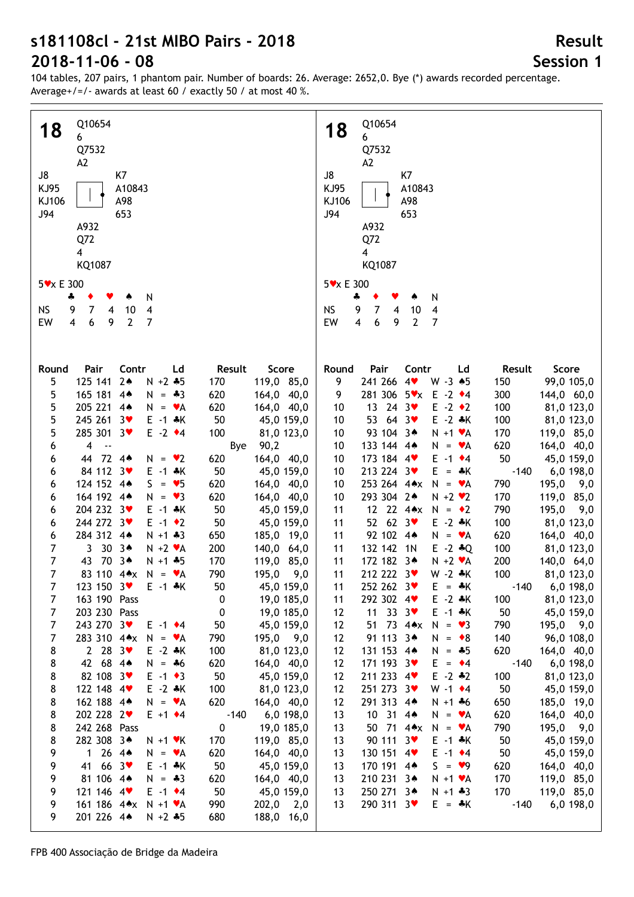# s181108cl - 21st MIBO Pairs - 2018

# 2018-11-06 - 08

## Result

## Session 1

104 tables, 207 pairs, 1 phantom pair. Number of boards: 26. Average: 2652,0. Bye (*) awards recorded percentage. Average+/=/- awards at least 60 / exactly 50 / at most 40 %.

### Board 18

```
            Q10654
            6
            Q7532
            A2
J8                      K7
KJ95                    A10843
KJ106                   A98
J94                     653
            A932
            Q72
            4
            KQ1087
```

5♥x E 300

|  | ♣ | ♦ | ♥ | ♠ | N |
|---|---|---|---|---|---|
| NS | 9 | 7 | 4 | 10 | 4 |
| EW | 4 | 6 | 9 | 2 | 7 |

| Round | Pair | Contr | Ld | Result |  | Score |  |
|---|---|---|---|---|---|---|---|
| 5 | 125 141 | 2♠ N +2 | ♣5 | 170 |  | 119,0 | 85,0 |
| 5 | 165 181 | 4♠ N = | ♣3 | 620 |  | 164,0 | 40,0 |
| 5 | 205 221 | 4♠ N = | ♥A | 620 |  | 164,0 | 40,0 |
| 5 | 245 261 | 3♥ E -1 | ♣K | 50 |  | 45,0 | 159,0 |
| 5 | 285 301 | 3♥ E -2 | ♦4 | 100 |  | 81,0 | 123,0 |
| 6 | 4 -- |  |  |  | Bye | 90,2 |  |
| 6 | 44 72 | 4♠ N = | ♥2 | 620 |  | 164,0 | 40,0 |
| 6 | 84 112 | 3♥ E -1 | ♣K | 50 |  | 45,0 | 159,0 |
| 6 | 124 152 | 4♠ S = | ♥5 | 620 |  | 164,0 | 40,0 |
| 6 | 164 192 | 4♠ N = | ♥3 | 620 |  | 164,0 | 40,0 |
| 6 | 204 232 | 3♥ E -1 | ♣K | 50 |  | 45,0 | 159,0 |
| 6 | 244 272 | 3♥ E -1 | ♦2 | 50 |  | 45,0 | 159,0 |
| 6 | 284 312 | 4♠ N +1 | ♣3 | 650 |  | 185,0 | 19,0 |
| 7 | 3 30 | 3♠ N +2 | ♥A | 200 |  | 140,0 | 64,0 |
| 7 | 43 70 | 3♠ N +1 | ♣5 | 170 |  | 119,0 | 85,0 |
| 7 | 83 110 | 4♠x N = | ♥A | 790 |  | 195,0 | 9,0 |
| 7 | 123 150 | 3♥ E -1 | ♣K | 50 |  | 45,0 | 159,0 |
| 7 | 163 190 | Pass |  | 0 |  | 19,0 | 185,0 |
| 7 | 203 230 | Pass |  | 0 |  | 19,0 | 185,0 |
| 7 | 243 270 | 3♥ E -1 | ♦4 | 50 |  | 45,0 | 159,0 |
| 7 | 283 310 | 4♠x N = | ♥A | 790 |  | 195,0 | 9,0 |
| 8 | 2 28 | 3♥ E -2 | ♣K | 100 |  | 81,0 | 123,0 |
| 8 | 42 68 | 4♠ N = | ♣6 | 620 |  | 164,0 | 40,0 |
| 8 | 82 108 | 3♥ E -1 | ♦3 | 50 |  | 45,0 | 159,0 |
| 8 | 122 148 | 4♥ E -2 | ♣K | 100 |  | 81,0 | 123,0 |
| 8 | 162 188 | 4♠ N = | ♥A | 620 |  | 164,0 | 40,0 |
| 8 | 202 228 | 2♥ E +1 | ♦4 |  | -140 | 6,0 | 198,0 |
| 8 | 242 268 | Pass |  | 0 |  | 19,0 | 185,0 |
| 8 | 282 308 | 3♠ N +1 | ♥K | 170 |  | 119,0 | 85,0 |
| 9 | 1 26 | 4♠ N = | ♥A | 620 |  | 164,0 | 40,0 |
| 9 | 41 66 | 3♥ E -1 | ♣K | 50 |  | 45,0 | 159,0 |
| 9 | 81 106 | 4♠ N = | ♣3 | 620 |  | 164,0 | 40,0 |
| 9 | 121 146 | 4♥ E -1 | ♦4 | 50 |  | 45,0 | 159,0 |
| 9 | 161 186 | 4♠x N +1 | ♥A | 990 |  | 202,0 | 2,0 |
| 9 | 201 226 | 4♠ N +2 | ♣5 | 680 |  | 188,0 | 16,0 |
| 9 | 241 266 | 4♥ W -3 | ♠5 | 150 |  | 99,0 | 105,0 |
| 9 | 281 306 | 5♥x E -2 | ♦4 | 300 |  | 144,0 | 60,0 |
| 10 | 13 24 | 3♥ E -2 | ♦2 | 100 |  | 81,0 | 123,0 |
| 10 | 53 64 | 3♥ E -2 | ♣K | 100 |  | 81,0 | 123,0 |
| 10 | 93 104 | 3♠ N +1 | ♥A | 170 |  | 119,0 | 85,0 |
| 10 | 133 144 | 4♠ N = | ♥A | 620 |  | 164,0 | 40,0 |
| 10 | 173 184 | 4♥ E -1 | ♦4 | 50 |  | 45,0 | 159,0 |
| 10 | 213 224 | 3♥ E = | ♣K |  | -140 | 6,0 | 198,0 |
| 10 | 253 264 | 4♠x N = | ♥A | 790 |  | 195,0 | 9,0 |
| 10 | 293 304 | 2♠ N +2 | ♥2 | 170 |  | 119,0 | 85,0 |
| 11 | 12 22 | 4♠x N = | ♦2 | 790 |  | 195,0 | 9,0 |
| 11 | 52 62 | 3♥ E -2 | ♣K | 100 |  | 81,0 | 123,0 |
| 11 | 92 102 | 4♠ N = | ♥A | 620 |  | 164,0 | 40,0 |
| 11 | 132 142 | 1N E -2 | ♣Q | 100 |  | 81,0 | 123,0 |
| 11 | 172 182 | 3♠ N +2 | ♥A | 200 |  | 140,0 | 64,0 |
| 11 | 212 222 | 3♥ W -2 | ♣K | 100 |  | 81,0 | 123,0 |
| 11 | 252 262 | 3♥ E = | ♣K |  | -140 | 6,0 | 198,0 |
| 11 | 292 302 | 4♥ E -2 | ♣K | 100 |  | 81,0 | 123,0 |
| 12 | 11 33 | 3♥ E -1 | ♣K | 50 |  | 45,0 | 159,0 |
| 12 | 51 73 | 4♠x N = | ♥3 | 790 |  | 195,0 | 9,0 |
| 12 | 91 113 | 3♠ N = | ♦8 | 140 |  | 96,0 | 108,0 |
| 12 | 131 153 | 4♠ N = | ♣5 | 620 |  | 164,0 | 40,0 |
| 12 | 171 193 | 3♥ E = | ♦4 |  | -140 | 6,0 | 198,0 |
| 12 | 211 233 | 4♥ E -2 | ♣2 | 100 |  | 81,0 | 123,0 |
| 12 | 251 273 | 3♥ W -1 | ♦4 | 50 |  | 45,0 | 159,0 |
| 12 | 291 313 | 4♠ N +1 | ♣6 | 650 |  | 185,0 | 19,0 |
| 13 | 10 31 | 4♠ N = | ♥A | 620 |  | 164,0 | 40,0 |
| 13 | 50 71 | 4♠x N = | ♥A | 790 |  | 195,0 | 9,0 |
| 13 | 90 111 | 3♥ E -1 | ♣K | 50 |  | 45,0 | 159,0 |
| 13 | 130 151 | 4♥ E -1 | ♦4 | 50 |  | 45,0 | 159,0 |
| 13 | 170 191 | 4♠ S = | ♥9 | 620 |  | 164,0 | 40,0 |
| 13 | 210 231 | 3♠ N +1 | ♥A | 170 |  | 119,0 | 85,0 |
| 13 | 250 271 | 3♠ N +1 | ♣3 | 170 |  | 119,0 | 85,0 |
| 13 | 290 311 | 3♥ E = | ♣K |  | -140 | 6,0 | 198,0 |

FPB 400 Associação de Bridge da Madeira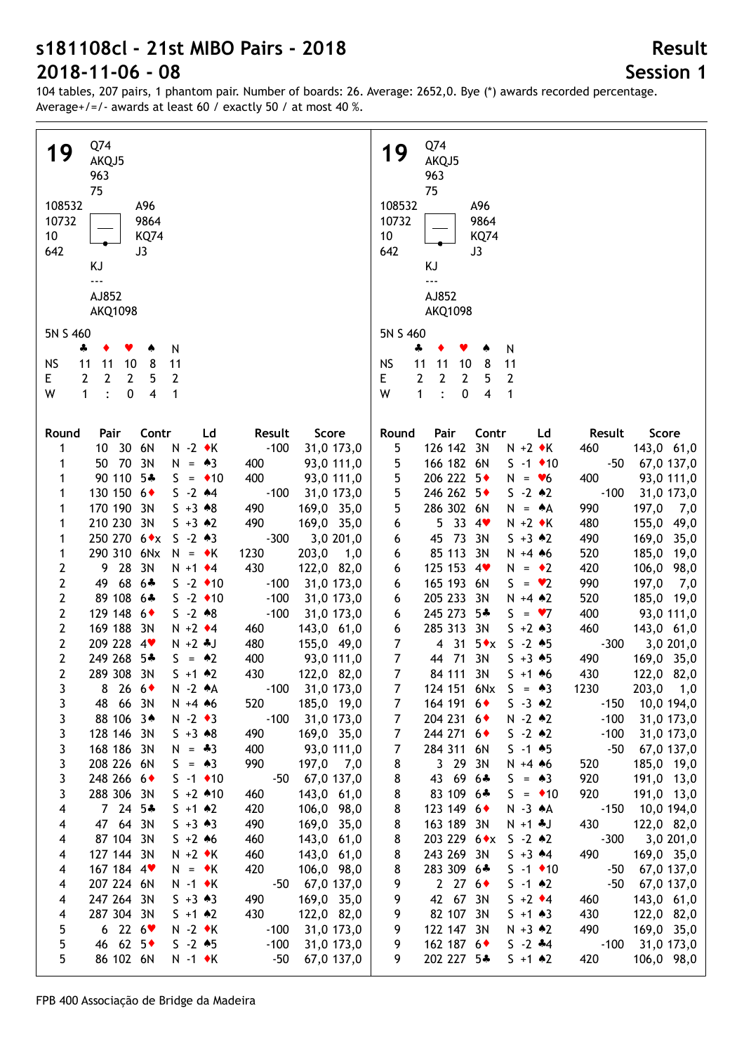# s181108cl - 21st MIBO Pairs - 2018

# 2018-11-06 - 08

## Result

## Session 1

104 tables, 207 pairs, 1 phantom pair. Number of boards: 26. Average: 2652,0. Bye (*) awards recorded percentage. Average+/=/- awards at least 60 / exactly 50 / at most 40 %.

## 19

```
            Q74
            AKQJ5
            963
            75
108532                A96
10732                 9864
10                    KQ74
642                   J3
            KJ
            ---
            AJ852
            AKQ1098
```

5N S 460

|    | ♣ | ♦ | ♥ | ♠ | N |
|---|---|---|---|---|---|
| NS | 11 | 11 | 10 | 8 | 11 |
| E | 2 | 2 | 2 | 5 | 2 |
| W | 1 | : | 0 | 4 | 1 |

| Round | Pair | Contr | Ld | Result | Score |
|---|---|---|---|---|---|
| 1 | 10 30 | 6N | N -2 ♦K | -100 | 31,0 173,0 |
| 1 | 50 70 | 3N | N = ♠3 | 400 | 93,0 111,0 |
| 1 | 90 110 | 5♣ | S = ♦10 | 400 | 93,0 111,0 |
| 1 | 130 150 | 6♦ | S -2 ♠4 | -100 | 31,0 173,0 |
| 1 | 170 190 | 3N | S +3 ♠8 | 490 | 169,0 35,0 |
| 1 | 210 230 | 3N | S +3 ♠2 | 490 | 169,0 35,0 |
| 1 | 250 270 | 6♦x | S -2 ♠3 | -300 | 3,0 201,0 |
| 1 | 290 310 | 6Nx | N = ♦K | 1230 | 203,0 1,0 |
| 2 | 9 28 | 3N | N +1 ♦4 | 430 | 122,0 82,0 |
| 2 | 49 68 | 6♣ | S -2 ♦10 | -100 | 31,0 173,0 |
| 2 | 89 108 | 6♣ | S -2 ♦10 | -100 | 31,0 173,0 |
| 2 | 129 148 | 6♦ | S -2 ♠8 | -100 | 31,0 173,0 |
| 2 | 169 188 | 3N | N +2 ♦4 | 460 | 143,0 61,0 |
| 2 | 209 228 | 4♥ | N +2 ♣J | 480 | 155,0 49,0 |
| 2 | 249 268 | 5♣ | S = ♠2 | 400 | 93,0 111,0 |
| 2 | 289 308 | 3N | S +1 ♠2 | 430 | 122,0 82,0 |
| 3 | 8 26 | 6♦ | N -2 ♠A | -100 | 31,0 173,0 |
| 3 | 48 66 | 3N | N +4 ♠6 | 520 | 185,0 19,0 |
| 3 | 88 106 | 3♠ | N -2 ♦3 | -100 | 31,0 173,0 |
| 3 | 128 146 | 3N | S +3 ♠8 | 490 | 169,0 35,0 |
| 3 | 168 186 | 3N | N = ♣3 | 400 | 93,0 111,0 |
| 3 | 208 226 | 6N | S = ♠3 | 990 | 197,0 7,0 |
| 3 | 248 266 | 6♦ | S -1 ♦10 | -50 | 67,0 137,0 |
| 3 | 288 306 | 3N | S +2 ♠10 | 460 | 143,0 61,0 |
| 4 | 7 24 | 5♣ | S +1 ♠2 | 420 | 106,0 98,0 |
| 4 | 47 64 | 3N | S +3 ♠3 | 490 | 169,0 35,0 |
| 4 | 87 104 | 3N | S +2 ♠6 | 460 | 143,0 61,0 |
| 4 | 127 144 | 3N | N +2 ♦K | 460 | 143,0 61,0 |
| 4 | 167 184 | 4♥ | N = ♦K | 420 | 106,0 98,0 |
| 4 | 207 224 | 6N | N -1 ♦K | -50 | 67,0 137,0 |
| 4 | 247 264 | 3N | S +3 ♠3 | 490 | 169,0 35,0 |
| 4 | 287 304 | 3N | S +1 ♠2 | 430 | 122,0 82,0 |
| 5 | 6 22 | 6♥ | N -2 ♦K | -100 | 31,0 173,0 |
| 5 | 46 62 | 5♦ | S -2 ♠5 | -100 | 31,0 173,0 |
| 5 | 86 102 | 6N | N -1 ♦K | -50 | 67,0 137,0 |
| 5 | 126 142 | 3N | N +2 ♦K | 460 | 143,0 61,0 |
| 5 | 166 182 | 6N | S -1 ♦10 | -50 | 67,0 137,0 |
| 5 | 206 222 | 5♦ | N = ♥6 | 400 | 93,0 111,0 |
| 5 | 246 262 | 5♦ | S -2 ♠2 | -100 | 31,0 173,0 |
| 5 | 286 302 | 6N | N = ♠A | 990 | 197,0 7,0 |
| 6 | 5 33 | 4♥ | N +2 ♦K | 480 | 155,0 49,0 |
| 6 | 45 73 | 3N | S +3 ♠2 | 490 | 169,0 35,0 |
| 6 | 85 113 | 3N | N +4 ♠6 | 520 | 185,0 19,0 |
| 6 | 125 153 | 4♥ | N = ♦2 | 420 | 106,0 98,0 |
| 6 | 165 193 | 6N | S = ♥2 | 990 | 197,0 7,0 |
| 6 | 205 233 | 3N | N +4 ♠2 | 520 | 185,0 19,0 |
| 6 | 245 273 | 5♣ | S = ♥7 | 400 | 93,0 111,0 |
| 6 | 285 313 | 3N | S +2 ♠3 | 460 | 143,0 61,0 |
| 7 | 4 31 | 5♦x | S -2 ♠5 | -300 | 3,0 201,0 |
| 7 | 44 71 | 3N | S +3 ♠5 | 490 | 169,0 35,0 |
| 7 | 84 111 | 3N | S +1 ♠6 | 430 | 122,0 82,0 |
| 7 | 124 151 | 6Nx | S = ♠3 | 1230 | 203,0 1,0 |
| 7 | 164 191 | 6♦ | S -3 ♠2 | -150 | 10,0 194,0 |
| 7 | 204 231 | 6♦ | N -2 ♠2 | -100 | 31,0 173,0 |
| 7 | 244 271 | 6♦ | S -2 ♠2 | -100 | 31,0 173,0 |
| 7 | 284 311 | 6N | S -1 ♠5 | -50 | 67,0 137,0 |
| 8 | 3 29 | 3N | N +4 ♠6 | 520 | 185,0 19,0 |
| 8 | 43 69 | 6♣ | S = ♠3 | 920 | 191,0 13,0 |
| 8 | 83 109 | 6♣ | S = ♦10 | 920 | 191,0 13,0 |
| 8 | 123 149 | 6♦ | N -3 ♠A | -150 | 10,0 194,0 |
| 8 | 163 189 | 3N | N +1 ♣J | 430 | 122,0 82,0 |
| 8 | 203 229 | 6♦x | S -2 ♠2 | -300 | 3,0 201,0 |
| 8 | 243 269 | 3N | S +3 ♠4 | 490 | 169,0 35,0 |
| 8 | 283 309 | 6♣ | S -1 ♦10 | -50 | 67,0 137,0 |
| 9 | 2 27 | 6♦ | S -1 ♠2 | -50 | 67,0 137,0 |
| 9 | 42 67 | 3N | S +2 ♦4 | 460 | 143,0 61,0 |
| 9 | 82 107 | 3N | S +1 ♠3 | 430 | 122,0 82,0 |
| 9 | 122 147 | 3N | N +3 ♠2 | 490 | 169,0 35,0 |
| 9 | 162 187 | 6♦ | S -2 ♣4 | -100 | 31,0 173,0 |
| 9 | 202 227 | 5♣ | S +1 ♠2 | 420 | 106,0 98,0 |

FPB 400 Associação de Bridge da Madeira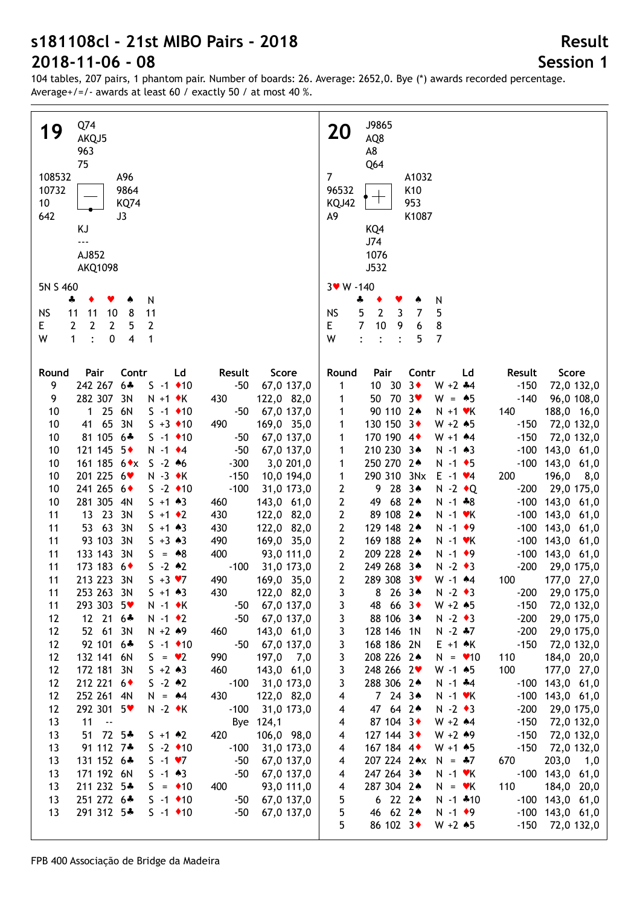# s181108cl - 21st MIBO Pairs - 2018

# 2018-11-06 - 08

## Result

## Session 1

104 tables, 207 pairs, 1 phantom pair. Number of boards: 26. Average: 2652,0. Bye (*) awards recorded percentage. Average+/=/- awards at least 60 / exactly 50 / at most 40 %.

### Board 19

North: ♠ Q74 ♥ AKQJ5 ♦ 963 ♣ 75
West: ♠ 108532 ♥ 10732 ♦ 10 ♣ 642
East: ♠ A96 ♥ 9864 ♦ KQ74 ♣ J3
South: ♠ KJ ♥ --- ♦ AJ852 ♣ AKQ1098

5N S 460

| | ♣ | ♦ | ♥ | ♠ | N |
|---|---|---|---|---|---|
| NS | 11 | 11 | 10 | 8 | 11 |
| E | 2 | 2 | 2 | 5 | 2 |
| W | 1 | : | 0 | 4 | 1 |

| Round | Pair | Contr | Ld | Result | Score |
|---|---|---|---|---|---|
| 9 | 242 267 | 6♣ S -1 | ♦10 | -50 | 67,0 137,0 |
| 9 | 282 307 | 3N N +1 | ♦K | 430 | 122,0 82,0 |
| 10 | 1 25 | 6N S -1 | ♦10 | -50 | 67,0 137,0 |
| 10 | 41 65 | 3N S +3 | ♦10 | 490 | 169,0 35,0 |
| 10 | 81 105 | 6♣ S -1 | ♦10 | -50 | 67,0 137,0 |
| 10 | 121 145 | 5♦ N -1 | ♦4 | -50 | 67,0 137,0 |
| 10 | 161 185 | 6♦x S -2 | ♠6 | -300 | 3,0 201,0 |
| 10 | 201 225 | 6♥ N -3 | ♦K | -150 | 10,0 194,0 |
| 10 | 241 265 | 6♦ S -2 | ♦10 | -100 | 31,0 173,0 |
| 10 | 281 305 | 4N S +1 | ♠3 | 460 | 143,0 61,0 |
| 11 | 13 23 | 3N S +1 | ♦2 | 430 | 122,0 82,0 |
| 11 | 53 63 | 3N S +1 | ♠3 | 430 | 122,0 82,0 |
| 11 | 93 103 | 3N S +3 | ♠3 | 490 | 169,0 35,0 |
| 11 | 133 143 | 3N S = | ♠8 | 400 | 93,0 111,0 |
| 11 | 173 183 | 6♦ S -2 | ♠2 | -100 | 31,0 173,0 |
| 11 | 213 223 | 3N S +3 | ♥7 | 490 | 169,0 35,0 |
| 11 | 253 263 | 3N S +1 | ♠3 | 430 | 122,0 82,0 |
| 11 | 293 303 | 5♥ N -1 | ♦K | -50 | 67,0 137,0 |
| 12 | 12 21 | 6♣ N -1 | ♦2 | -50 | 67,0 137,0 |
| 12 | 52 61 | 3N N +2 | ♠9 | 460 | 143,0 61,0 |
| 12 | 92 101 | 6♣ S -1 | ♦10 | -50 | 67,0 137,0 |
| 12 | 132 141 | 6N S = | ♥2 | 990 | 197,0 7,0 |
| 12 | 172 181 | 3N S +2 | ♠3 | 460 | 143,0 61,0 |
| 12 | 212 221 | 6♦ S -2 | ♠2 | -100 | 31,0 173,0 |
| 12 | 252 261 | 4N N = | ♠4 | 430 | 122,0 82,0 |
| 12 | 292 301 | 5♥ N -2 | ♦K | -100 | 31,0 173,0 |
| 13 | 11 -- | | | Bye | 124,1 |
| 13 | 51 72 | 5♣ S +1 | ♠2 | 420 | 106,0 98,0 |
| 13 | 91 112 | 7♣ S -2 | ♦10 | -100 | 31,0 173,0 |
| 13 | 131 152 | 6♣ S -1 | ♥7 | -50 | 67,0 137,0 |
| 13 | 171 192 | 6N S -1 | ♠3 | -50 | 67,0 137,0 |
| 13 | 211 232 | 5♣ S = | ♦10 | 400 | 93,0 111,0 |
| 13 | 251 272 | 6♣ S -1 | ♦10 | -50 | 67,0 137,0 |
| 13 | 291 312 | 5♣ S -1 | ♦10 | -50 | 67,0 137,0 |

### Board 20

North: ♠ J9865 ♥ AQ8 ♦ A8 ♣ Q64
West: ♠ 7 ♥ 96532 ♦ KQJ42 ♣ A9
East: ♠ A1032 ♥ K10 ♦ 953 ♣ K1087
South: ♠ KQ4 ♥ J74 ♦ 1076 ♣ J532

3♥ W -140

| | ♣ | ♦ | ♥ | ♠ | N |
|---|---|---|---|---|---|
| NS | 5 | 2 | 3 | 7 | 5 |
| E | 7 | 10 | 9 | 6 | 8 |
| W | : | : | : | 5 | 7 |

| Round | Pair | Contr | Ld | Result | Score |
|---|---|---|---|---|---|
| 1 | 10 30 | 3♦ W +2 | ♣4 | -150 | 72,0 132,0 |
| 1 | 50 70 | 3♥ W = | ♠5 | -140 | 96,0 108,0 |
| 1 | 90 110 | 2♠ N +1 | ♥K | 140 | 188,0 16,0 |
| 1 | 130 150 | 3♦ W +2 | ♠5 | -150 | 72,0 132,0 |
| 1 | 170 190 | 4♦ W +1 | ♠4 | -150 | 72,0 132,0 |
| 1 | 210 230 | 3♠ N -1 | ♠3 | -100 | 143,0 61,0 |
| 1 | 250 270 | 2♠ N -1 | ♦5 | -100 | 143,0 61,0 |
| 1 | 290 310 | 3Nx E -1 | ♥4 | 200 | 196,0 8,0 |
| 2 | 9 28 | 3♠ N -2 | ♦Q | -200 | 29,0 175,0 |
| 2 | 49 68 | 2♠ N -1 | ♣8 | -100 | 143,0 61,0 |
| 2 | 89 108 | 2♠ N -1 | ♥K | -100 | 143,0 61,0 |
| 2 | 129 148 | 2♠ N -1 | ♦9 | -100 | 143,0 61,0 |
| 2 | 169 188 | 2♠ N -1 | ♥K | -100 | 143,0 61,0 |
| 2 | 209 228 | 2♠ N -1 | ♦9 | -100 | 143,0 61,0 |
| 2 | 249 268 | 3♠ N -2 | ♦3 | -200 | 29,0 175,0 |
| 2 | 289 308 | 3♥ W -1 | ♠4 | 100 | 177,0 27,0 |
| 3 | 8 26 | 3♠ N -2 | ♦3 | -200 | 29,0 175,0 |
| 3 | 48 66 | 3♦ W +2 | ♠5 | -150 | 72,0 132,0 |
| 3 | 88 106 | 3♠ N -2 | ♦3 | -200 | 29,0 175,0 |
| 3 | 128 146 | 1N N -2 | ♣7 | -200 | 29,0 175,0 |
| 3 | 168 186 | 2N E +1 | ♠K | -150 | 72,0 132,0 |
| 3 | 208 226 | 2♠ N = | ♥10 | 110 | 184,0 20,0 |
| 3 | 248 266 | 2♥ W -1 | ♠5 | 100 | 177,0 27,0 |
| 3 | 288 306 | 2♠ N -1 | ♣4 | -100 | 143,0 61,0 |
| 4 | 7 24 | 3♠ N -1 | ♥K | -100 | 143,0 61,0 |
| 4 | 47 64 | 2♠ N -2 | ♦3 | -200 | 29,0 175,0 |
| 4 | 87 104 | 3♦ W +2 | ♠4 | -150 | 72,0 132,0 |
| 4 | 127 144 | 3♦ W +2 | ♠9 | -150 | 72,0 132,0 |
| 4 | 167 184 | 4♦ W +1 | ♠5 | -150 | 72,0 132,0 |
| 4 | 207 224 | 2♠x N = | ♣7 | 670 | 203,0 1,0 |
| 4 | 247 264 | 3♠ N -1 | ♥K | -100 | 143,0 61,0 |
| 4 | 287 304 | 2♠ N = | ♥K | 110 | 184,0 20,0 |
| 5 | 6 22 | 2♠ N -1 | ♣10 | -100 | 143,0 61,0 |
| 5 | 46 62 | 2♠ N -1 | ♦9 | -100 | 143,0 61,0 |
| 5 | 86 102 | 3♦ W +2 | ♠5 | -150 | 72,0 132,0 |

FPB 400 Associação de Bridge da Madeira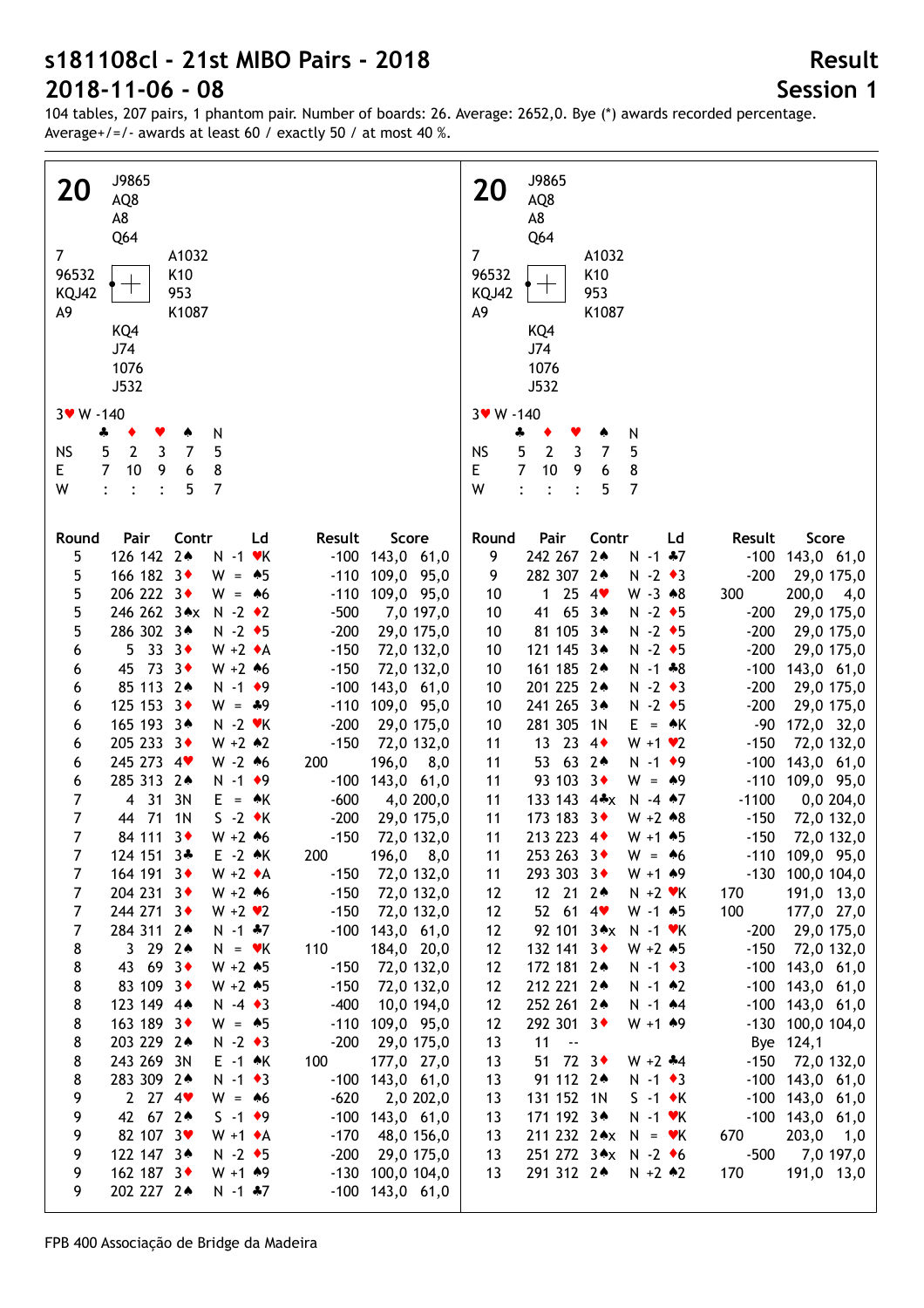# s181108cl - 21st MIBO Pairs - 2018
# 2018-11-06 - 08

## Result
## Session 1

104 tables, 207 pairs, 1 phantom pair. Number of boards: 26. Average: 2652,0. Bye (*) awards recorded percentage. Average+/=/- awards at least 60 / exactly 50 / at most 40 %.

**20**

North: J9865 / AQ8 / A8 / Q64

West: 7 / 96532 / KQJ42 / A9

East: A1032 / K10 / 953 / K1087

South: KQ4 / J74 / 1076 / J532

3♥ W -140

| | ♣ | ♦ | ♥ | ♠ | N |
|---|---|---|---|---|---|
| NS | 5 | 2 | 3 | 7 | 5 |
| E | 7 | 10 | 9 | 6 | 8 |
| W | : | : | : | 5 | 7 |

| Round | Pair | Contr | Ld | Result | | Score | |
|---|---|---|---|---|---|---|---|
| 5 | 126 142 | 2♠ | N -1 ♥K | | -100 | 143,0 | 61,0 |
| 5 | 166 182 | 3♦ | W = ♠5 | | -110 | 109,0 | 95,0 |
| 5 | 206 222 | 3♦ | W = ♠6 | | -110 | 109,0 | 95,0 |
| 5 | 246 262 | 3♠x | N -2 ♦2 | | -500 | 7,0 | 197,0 |
| 5 | 286 302 | 3♠ | N -2 ♦5 | | -200 | 29,0 | 175,0 |
| 6 | 5 33 | 3♦ | W +2 ♦A | | -150 | 72,0 | 132,0 |
| 6 | 45 73 | 3♦ | W +2 ♠6 | | -150 | 72,0 | 132,0 |
| 6 | 85 113 | 2♠ | N -1 ♦9 | | -100 | 143,0 | 61,0 |
| 6 | 125 153 | 3♦ | W = ♣9 | | -110 | 109,0 | 95,0 |
| 6 | 165 193 | 3♠ | N -2 ♥K | | -200 | 29,0 | 175,0 |
| 6 | 205 233 | 3♦ | W +2 ♠2 | | -150 | 72,0 | 132,0 |
| 6 | 245 273 | 4♥ | W -2 ♠6 | 200 | | 196,0 | 8,0 |
| 6 | 285 313 | 2♠ | N -1 ♦9 | | -100 | 143,0 | 61,0 |
| 7 | 4 31 | 3N | E = ♠K | | -600 | 4,0 | 200,0 |
| 7 | 44 71 | 1N | S -2 ♦K | | -200 | 29,0 | 175,0 |
| 7 | 84 111 | 3♦ | W +2 ♠6 | | -150 | 72,0 | 132,0 |
| 7 | 124 151 | 3♣ | E -2 ♠K | 200 | | 196,0 | 8,0 |
| 7 | 164 191 | 3♦ | W +2 ♦A | | -150 | 72,0 | 132,0 |
| 7 | 204 231 | 3♦ | W +2 ♠6 | | -150 | 72,0 | 132,0 |
| 7 | 244 271 | 3♦ | W +2 ♥2 | | -150 | 72,0 | 132,0 |
| 7 | 284 311 | 2♠ | N -1 ♣7 | | -100 | 143,0 | 61,0 |
| 8 | 3 29 | 2♠ | N = ♥K | 110 | | 184,0 | 20,0 |
| 8 | 43 69 | 3♦ | W +2 ♠5 | | -150 | 72,0 | 132,0 |
| 8 | 83 109 | 3♦ | W +2 ♠5 | | -150 | 72,0 | 132,0 |
| 8 | 123 149 | 4♠ | N -4 ♦3 | | -400 | 10,0 | 194,0 |
| 8 | 163 189 | 3♦ | W = ♠5 | | -110 | 109,0 | 95,0 |
| 8 | 203 229 | 2♠ | N -2 ♦3 | | -200 | 29,0 | 175,0 |
| 8 | 243 269 | 3N | E -1 ♠K | 100 | | 177,0 | 27,0 |
| 8 | 283 309 | 2♠ | N -1 ♦3 | | -100 | 143,0 | 61,0 |
| 9 | 2 27 | 4♥ | W = ♠6 | | -620 | 2,0 | 202,0 |
| 9 | 42 67 | 2♠ | S -1 ♦9 | | -100 | 143,0 | 61,0 |
| 9 | 82 107 | 3♥ | W +1 ♦A | | -170 | 48,0 | 156,0 |
| 9 | 122 147 | 3♠ | N -2 ♦5 | | -200 | 29,0 | 175,0 |
| 9 | 162 187 | 3♦ | W +1 ♠9 | | -130 | 100,0 | 104,0 |
| 9 | 202 227 | 2♠ | N -1 ♣7 | | -100 | 143,0 | 61,0 |
| 9 | 242 267 | 2♠ | N -1 ♣7 | | -100 | 143,0 | 61,0 |
| 9 | 282 307 | 2♠ | N -2 ♦3 | | -200 | 29,0 | 175,0 |
| 10 | 1 25 | 4♥ | W -3 ♠8 | 300 | | 200,0 | 4,0 |
| 10 | 41 65 | 3♠ | N -2 ♦5 | | -200 | 29,0 | 175,0 |
| 10 | 81 105 | 3♠ | N -2 ♦5 | | -200 | 29,0 | 175,0 |
| 10 | 121 145 | 3♠ | N -2 ♦5 | | -200 | 29,0 | 175,0 |
| 10 | 161 185 | 2♠ | N -1 ♣8 | | -100 | 143,0 | 61,0 |
| 10 | 201 225 | 2♠ | N -2 ♦3 | | -200 | 29,0 | 175,0 |
| 10 | 241 265 | 3♠ | N -2 ♦5 | | -200 | 29,0 | 175,0 |
| 10 | 281 305 | 1N | E = ♠K | | -90 | 172,0 | 32,0 |
| 11 | 13 23 | 4♦ | W +1 ♥2 | | -150 | 72,0 | 132,0 |
| 11 | 53 63 | 2♠ | N -1 ♦9 | | -100 | 143,0 | 61,0 |
| 11 | 93 103 | 3♦ | W = ♠9 | | -110 | 109,0 | 95,0 |
| 11 | 133 143 | 4♣x | N -4 ♠7 | | -1100 | 0,0 | 204,0 |
| 11 | 173 183 | 3♦ | W +2 ♠8 | | -150 | 72,0 | 132,0 |
| 11 | 213 223 | 4♦ | W +1 ♠5 | | -150 | 72,0 | 132,0 |
| 11 | 253 263 | 3♦ | W = ♠6 | | -110 | 109,0 | 95,0 |
| 11 | 293 303 | 3♦ | W +1 ♠9 | | -130 | 100,0 | 104,0 |
| 12 | 12 21 | 2♠ | N +2 ♥K | 170 | | 191,0 | 13,0 |
| 12 | 52 61 | 4♥ | W -1 ♠5 | 100 | | 177,0 | 27,0 |
| 12 | 92 101 | 3♠x | N -1 ♥K | | -200 | 29,0 | 175,0 |
| 12 | 132 141 | 3♦ | W +2 ♠5 | | -150 | 72,0 | 132,0 |
| 12 | 172 181 | 2♠ | N -1 ♦3 | | -100 | 143,0 | 61,0 |
| 12 | 212 221 | 2♠ | N -1 ♠2 | | -100 | 143,0 | 61,0 |
| 12 | 252 261 | 2♠ | N -1 ♠4 | | -100 | 143,0 | 61,0 |
| 12 | 292 301 | 3♦ | W +1 ♠9 | | -130 | 100,0 | 104,0 |
| 13 | 11 -- | | | | | Bye | 124,1 |
| 13 | 51 72 | 3♦ | W +2 ♣4 | | -150 | 72,0 | 132,0 |
| 13 | 91 112 | 2♠ | N -1 ♦3 | | -100 | 143,0 | 61,0 |
| 13 | 131 152 | 1N | S -1 ♦K | | -100 | 143,0 | 61,0 |
| 13 | 171 192 | 3♠ | N -1 ♥K | | -100 | 143,0 | 61,0 |
| 13 | 211 232 | 2♠x | N = ♥K | 670 | | 203,0 | 1,0 |
| 13 | 251 272 | 3♠x | N -2 ♦6 | | -500 | 7,0 | 197,0 |
| 13 | 291 312 | 2♠ | N +2 ♠2 | 170 | | 191,0 | 13,0 |

FPB 400 Associação de Bridge da Madeira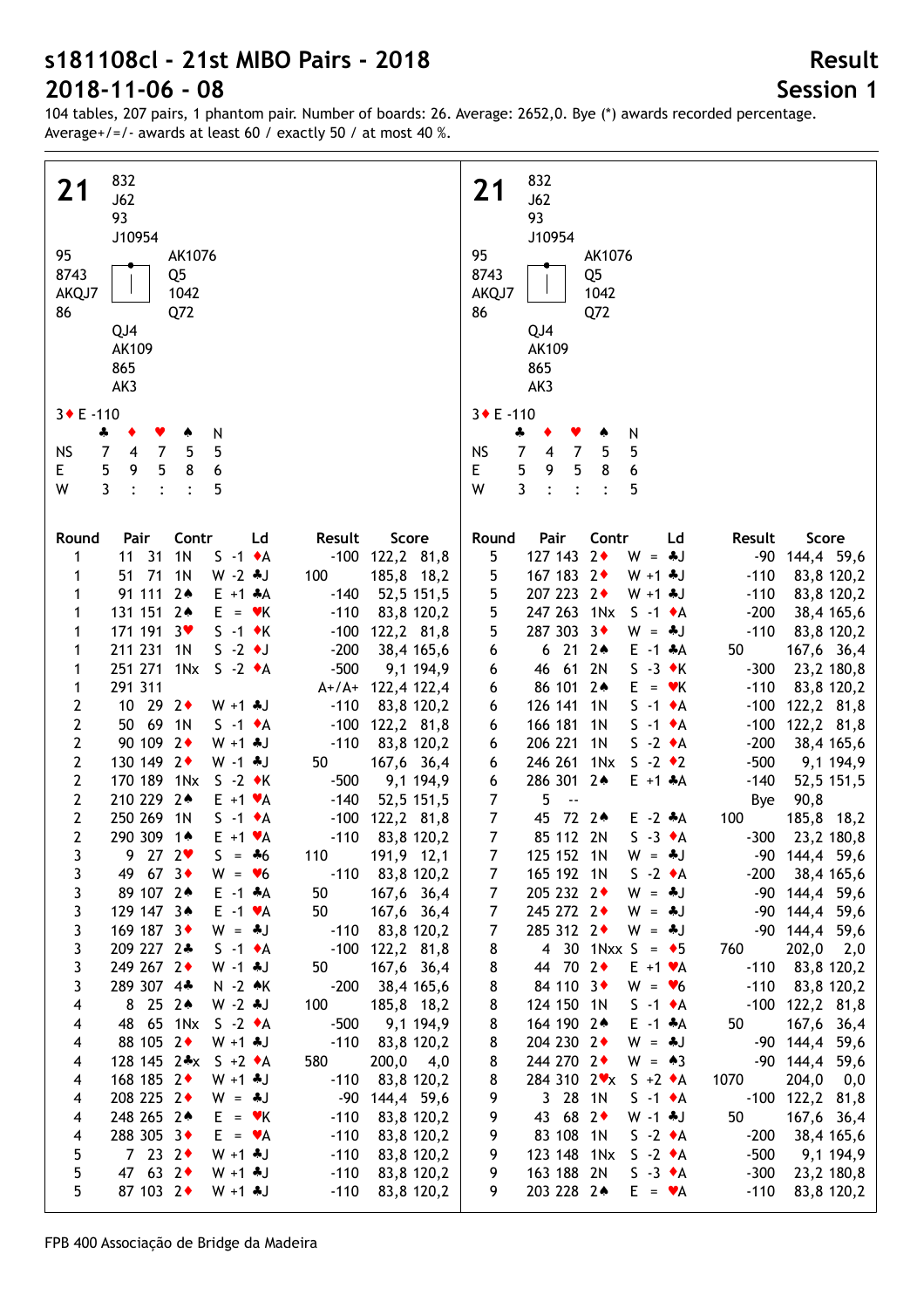# s181108cl - 21st MIBO Pairs - 2018

# 2018-11-06 - 08

## Result

## Session 1

104 tables, 207 pairs, 1 phantom pair. Number of boards: 26. Average: 2652,0. Bye (*) awards recorded percentage.
Average+/=/- awards at least 60 / exactly 50 / at most 40 %.

## 21

North: 832 / J62 / 93 / J10954

West: 95 / 8743 / AKQJ7 / 86

East: AK1076 / Q5 / 1042 / Q72

South: QJ4 / AK109 / 865 / AK3

3♦ E -110

| | ♣ | ♦ | ♥ | ♠ | N |
|---|---|---|---|---|---|
| NS | 7 | 4 | 7 | 5 | 5 |
| E | 5 | 9 | 5 | 8 | 6 |
| W | 3 | : | : | : | 5 |

| Round | Pair | Contr | Ld | Result | Score |
|---|---|---|---|---|---|
| 1 | 11 31 | 1N S -1 | ♦A | -100 | 122,2 81,8 |
| 1 | 51 71 | 1N W -2 | ♣J | 100 | 185,8 18,2 |
| 1 | 91 111 | 2♠ E +1 | ♣A | -140 | 52,5 151,5 |
| 1 | 131 151 | 2♠ E = | ♥K | -110 | 83,8 120,2 |
| 1 | 171 191 | 3♥ S -1 | ♦K | -100 | 122,2 81,8 |
| 1 | 211 231 | 1N S -2 | ♦J | -200 | 38,4 165,6 |
| 1 | 251 271 | 1Nx S -2 | ♦A | -500 | 9,1 194,9 |
| 1 | 291 311 | | | A+/A+ | 122,4 122,4 |
| 2 | 10 29 | 2♦ W +1 | ♣J | -110 | 83,8 120,2 |
| 2 | 50 69 | 1N S -1 | ♦A | -100 | 122,2 81,8 |
| 2 | 90 109 | 2♦ W +1 | ♣J | -110 | 83,8 120,2 |
| 2 | 130 149 | 2♦ W -1 | ♣J | 50 | 167,6 36,4 |
| 2 | 170 189 | 1Nx S -2 | ♦K | -500 | 9,1 194,9 |
| 2 | 210 229 | 2♠ E +1 | ♥A | -140 | 52,5 151,5 |
| 2 | 250 269 | 1N S -1 | ♦A | -100 | 122,2 81,8 |
| 2 | 290 309 | 1♠ E +1 | ♥A | -110 | 83,8 120,2 |
| 3 | 9 27 | 2♥ S = | ♣6 | 110 | 191,9 12,1 |
| 3 | 49 67 | 3♦ W = | ♥6 | -110 | 83,8 120,2 |
| 3 | 89 107 | 2♠ E -1 | ♣A | 50 | 167,6 36,4 |
| 3 | 129 147 | 3♠ E -1 | ♥A | 50 | 167,6 36,4 |
| 3 | 169 187 | 3♦ W = | ♣J | -110 | 83,8 120,2 |
| 3 | 209 227 | 2♣ S -1 | ♦A | -100 | 122,2 81,8 |
| 3 | 249 267 | 2♦ W -1 | ♣J | 50 | 167,6 36,4 |
| 3 | 289 307 | 4♣ N -2 | ♠K | -200 | 38,4 165,6 |
| 4 | 8 25 | 2♠ W -2 | ♣J | 100 | 185,8 18,2 |
| 4 | 48 65 | 1Nx S -2 | ♦A | -500 | 9,1 194,9 |
| 4 | 88 105 | 2♦ W +1 | ♣J | -110 | 83,8 120,2 |
| 4 | 128 145 | 2♣x S +2 | ♦A | 580 | 200,0 4,0 |
| 4 | 168 185 | 2♦ W +1 | ♣J | -110 | 83,8 120,2 |
| 4 | 208 225 | 2♦ W = | ♣J | -90 | 144,4 59,6 |
| 4 | 248 265 | 2♠ E = | ♥K | -110 | 83,8 120,2 |
| 4 | 288 305 | 3♦ E = | ♥A | -110 | 83,8 120,2 |
| 5 | 7 23 | 2♦ W +1 | ♣J | -110 | 83,8 120,2 |
| 5 | 47 63 | 2♦ W +1 | ♣J | -110 | 83,8 120,2 |
| 5 | 87 103 | 2♦ W +1 | ♣J | -110 | 83,8 120,2 |
| 5 | 127 143 | 2♦ W = | ♣J | -90 | 144,4 59,6 |
| 5 | 167 183 | 2♦ W +1 | ♣J | -110 | 83,8 120,2 |
| 5 | 207 223 | 2♦ W +1 | ♣J | -110 | 83,8 120,2 |
| 5 | 247 263 | 1Nx S -1 | ♦A | -200 | 38,4 165,6 |
| 5 | 287 303 | 3♦ W = | ♣J | -110 | 83,8 120,2 |
| 6 | 6 21 | 2♠ E -1 | ♣A | 50 | 167,6 36,4 |
| 6 | 46 61 | 2N S -3 | ♦K | -300 | 23,2 180,8 |
| 6 | 86 101 | 2♠ E = | ♥K | -110 | 83,8 120,2 |
| 6 | 126 141 | 1N S -1 | ♦A | -100 | 122,2 81,8 |
| 6 | 166 181 | 1N S -1 | ♦A | -100 | 122,2 81,8 |
| 6 | 206 221 | 1N S -2 | ♦A | -200 | 38,4 165,6 |
| 6 | 246 261 | 1Nx S -2 | ♦2 | -500 | 9,1 194,9 |
| 6 | 286 301 | 2♠ E +1 | ♣A | -140 | 52,5 151,5 |
| 7 | 5 -- | | | Bye | 90,8 |
| 7 | 45 72 | 2♠ E -2 | ♣A | 100 | 185,8 18,2 |
| 7 | 85 112 | 2N S -3 | ♦A | -300 | 23,2 180,8 |
| 7 | 125 152 | 1N W = | ♣J | -90 | 144,4 59,6 |
| 7 | 165 192 | 1N S -2 | ♦A | -200 | 38,4 165,6 |
| 7 | 205 232 | 2♦ W = | ♣J | -90 | 144,4 59,6 |
| 7 | 245 272 | 2♦ W = | ♣J | -90 | 144,4 59,6 |
| 7 | 285 312 | 2♦ W = | ♣J | -90 | 144,4 59,6 |
| 8 | 4 30 | 1Nxx S = | ♦5 | 760 | 202,0 2,0 |
| 8 | 44 70 | 2♦ E +1 | ♥A | -110 | 83,8 120,2 |
| 8 | 84 110 | 3♦ W = | ♥6 | -110 | 83,8 120,2 |
| 8 | 124 150 | 1N S -1 | ♦A | -100 | 122,2 81,8 |
| 8 | 164 190 | 2♠ E -1 | ♣A | 50 | 167,6 36,4 |
| 8 | 204 230 | 2♦ W = | ♣J | -90 | 144,4 59,6 |
| 8 | 244 270 | 2♦ W = | ♠3 | -90 | 144,4 59,6 |
| 8 | 284 310 | 2♥x S +2 | ♦A | 1070 | 204,0 0,0 |
| 9 | 3 28 | 1N S -1 | ♦A | -100 | 122,2 81,8 |
| 9 | 43 68 | 2♦ W -1 | ♣J | 50 | 167,6 36,4 |
| 9 | 83 108 | 1N S -2 | ♦A | -200 | 38,4 165,6 |
| 9 | 123 148 | 1Nx S -2 | ♦A | -500 | 9,1 194,9 |
| 9 | 163 188 | 2N S -3 | ♦A | -300 | 23,2 180,8 |
| 9 | 203 228 | 2♠ E = | ♥A | -110 | 83,8 120,2 |

FPB 400 Associação de Bridge da Madeira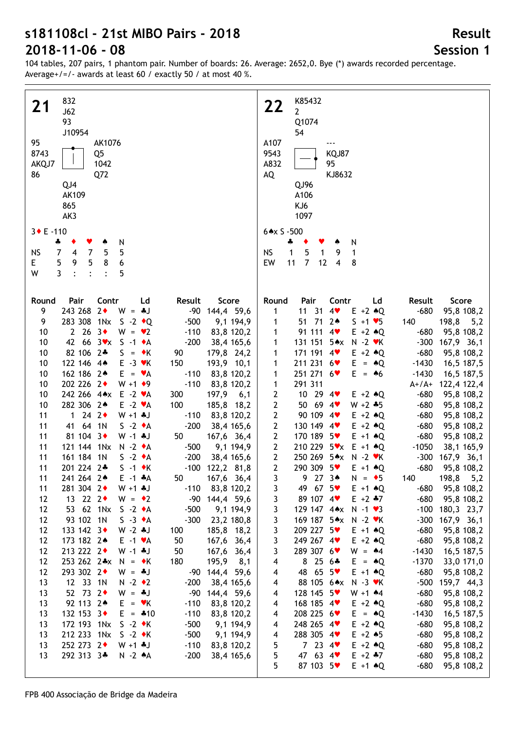# s181108cl - 21st MIBO Pairs - 2018

# 2018-11-06 - 08

## Result

## Session 1

104 tables, 207 pairs, 1 phantom pair. Number of boards: 26. Average: 2652,0. Bye (*) awards recorded percentage. Average+/=/- awards at least 60 / exactly 50 / at most 40 %.

### Board 21

North: ♠ 832 ♥ J62 ♦ 93 ♣ J10954

West: ♠ 95 ♥ 8743 ♦ AKQJ7 ♣ 86

East: ♠ AK1076 ♥ Q5 ♦ 1042 ♣ Q72

South: ♠ QJ4 ♥ AK109 ♦ 865 ♣ AK3

3♦ E -110

| | ♣ | ♦ | ♥ | ♠ | N |
|---|---|---|---|---|---|
| NS | 7 | 4 | 7 | 5 | 5 |
| E | 5 | 9 | 5 | 8 | 6 |
| W | 3 | : | : | : | 5 |

| Round | Pair | | Contr | | Ld | Result | | Score | |
|---|---|---|---|---|---|---|---|---|---|
| 9 | 243 | 268 | 2♦ | W = | ♣J | | -90 | 144,4 | 59,6 |
| 9 | 283 | 308 | 1Nx | S -2 | ♦Q | | -500 | 9,1 | 194,9 |
| 10 | 2 | 26 | 3♦ | W = | ♥2 | | -110 | 83,8 | 120,2 |
| 10 | 42 | 66 | 3♥x | S -1 | ♦A | | -200 | 38,4 | 165,6 |
| 10 | 82 | 106 | 2♣ | S = | ♦K | 90 | | 179,8 | 24,2 |
| 10 | 122 | 146 | 4♠ | E -3 | ♥K | 150 | | 193,9 | 10,1 |
| 10 | 162 | 186 | 2♠ | E = | ♥A | | -110 | 83,8 | 120,2 |
| 10 | 202 | 226 | 2♦ | W +1 | ♦9 | | -110 | 83,8 | 120,2 |
| 10 | 242 | 266 | 4♠x | E -2 | ♥A | 300 | | 197,9 | 6,1 |
| 10 | 282 | 306 | 2♠ | E -2 | ♥A | 100 | | 185,8 | 18,2 |
| 11 | 1 | 24 | 2♦ | W +1 | ♣J | | -110 | 83,8 | 120,2 |
| 11 | 41 | 64 | 1N | S -2 | ♦A | | -200 | 38,4 | 165,6 |
| 11 | 81 | 104 | 3♦ | W -1 | ♣J | 50 | | 167,6 | 36,4 |
| 11 | 121 | 144 | 1Nx | N -2 | ♦A | | -500 | 9,1 | 194,9 |
| 11 | 161 | 184 | 1N | S -2 | ♦A | | -200 | 38,4 | 165,6 |
| 11 | 201 | 224 | 2♣ | S -1 | ♦K | | -100 | 122,2 | 81,8 |
| 11 | 241 | 264 | 2♠ | E -1 | ♣A | 50 | | 167,6 | 36,4 |
| 11 | 281 | 304 | 2♦ | W +1 | ♣J | | -110 | 83,8 | 120,2 |
| 12 | 13 | 22 | 2♦ | W = | ♦2 | | -90 | 144,4 | 59,6 |
| 12 | 53 | 62 | 1Nx | S -2 | ♦A | | -500 | 9,1 | 194,9 |
| 12 | 93 | 102 | 1N | S -3 | ♦A | | -300 | 23,2 | 180,8 |
| 12 | 133 | 142 | 3♦ | W -2 | ♣J | 100 | | 185,8 | 18,2 |
| 12 | 173 | 182 | 2♠ | E -1 | ♥A | 50 | | 167,6 | 36,4 |
| 12 | 213 | 222 | 2♦ | W -1 | ♣J | 50 | | 167,6 | 36,4 |
| 12 | 253 | 262 | 2♣x | N = | ♦K | 180 | | 195,9 | 8,1 |
| 12 | 293 | 302 | 2♦ | W = | ♣J | | -90 | 144,4 | 59,6 |
| 13 | 12 | 33 | 1N | N -2 | ♦2 | | -200 | 38,4 | 165,6 |
| 13 | 52 | 73 | 2♦ | W = | ♣J | | -90 | 144,4 | 59,6 |
| 13 | 92 | 113 | 2♠ | E = | ♥K | | -110 | 83,8 | 120,2 |
| 13 | 132 | 153 | 3♦ | E = | ♣10 | | -110 | 83,8 | 120,2 |
| 13 | 172 | 193 | 1Nx | S -2 | ♦K | | -500 | 9,1 | 194,9 |
| 13 | 212 | 233 | 1Nx | S -2 | ♦K | | -500 | 9,1 | 194,9 |
| 13 | 252 | 273 | 2♦ | W +1 | ♣J | | -110 | 83,8 | 120,2 |
| 13 | 292 | 313 | 3♣ | N -2 | ♠A | | -200 | 38,4 | 165,6 |

### Board 22

North: ♠ K85432 ♥ 2 ♦ Q1074 ♣ 54

West: ♠ A107 ♥ 9543 ♦ A832 ♣ AQ

East: ♠ --- ♥ KQJ87 ♦ 95 ♣ KJ8632

South: ♠ QJ96 ♥ A106 ♦ KJ6 ♣ 1097

6♠x S -500

| | ♣ | ♦ | ♥ | ♠ | N |
|---|---|---|---|---|---|
| NS | 1 | 5 | 1 | 9 | 1 |
| EW | 11 | 7 | 12 | 4 | 8 |

| Round | Pair | | Contr | | Ld | Result | | Score | |
|---|---|---|---|---|---|---|---|---|---|
| 1 | 11 | 31 | 4♥ | E +2 | ♠Q | | -680 | 95,8 | 108,2 |
| 1 | 51 | 71 | 2♠ | S +1 | ♥5 | 140 | | 198,8 | 5,2 |
| 1 | 91 | 111 | 4♥ | E +2 | ♠Q | | -680 | 95,8 | 108,2 |
| 1 | 131 | 151 | 5♠x | N -2 | ♥K | | -300 | 167,9 | 36,1 |
| 1 | 171 | 191 | 4♥ | E +2 | ♠Q | | -680 | 95,8 | 108,2 |
| 1 | 211 | 231 | 6♥ | E = | ♠Q | | -1430 | 16,5 | 187,5 |
| 1 | 251 | 271 | 6♥ | E = | ♠6 | | -1430 | 16,5 | 187,5 |
| 1 | 291 | 311 | | | | | A+/A+ | 122,4 | 122,4 |
| 2 | 10 | 29 | 4♥ | E +2 | ♠Q | | -680 | 95,8 | 108,2 |
| 2 | 50 | 69 | 4♥ | W +2 | ♣5 | | -680 | 95,8 | 108,2 |
| 2 | 90 | 109 | 4♥ | E +2 | ♠Q | | -680 | 95,8 | 108,2 |
| 2 | 130 | 149 | 4♥ | E +2 | ♠Q | | -680 | 95,8 | 108,2 |
| 2 | 170 | 189 | 5♥ | E +1 | ♠Q | | -680 | 95,8 | 108,2 |
| 2 | 210 | 229 | 5♥x | E +1 | ♠Q | | -1050 | 38,1 | 165,9 |
| 2 | 250 | 269 | 5♠x | N -2 | ♥K | | -300 | 167,9 | 36,1 |
| 2 | 290 | 309 | 5♥ | E +1 | ♠Q | | -680 | 95,8 | 108,2 |
| 3 | 9 | 27 | 3♠ | N = | ♦5 | 140 | | 198,8 | 5,2 |
| 3 | 49 | 67 | 5♥ | E +1 | ♠Q | | -680 | 95,8 | 108,2 |
| 3 | 89 | 107 | 4♥ | E +2 | ♣7 | | -680 | 95,8 | 108,2 |
| 3 | 129 | 147 | 4♠x | N -1 | ♥3 | | -100 | 180,3 | 23,7 |
| 3 | 169 | 187 | 5♠x | N -2 | ♥K | | -300 | 167,9 | 36,1 |
| 3 | 209 | 227 | 5♥ | E +1 | ♠Q | | -680 | 95,8 | 108,2 |
| 3 | 249 | 267 | 4♥ | E +2 | ♠Q | | -680 | 95,8 | 108,2 |
| 3 | 289 | 307 | 6♥ | W = | ♠4 | | -1430 | 16,5 | 187,5 |
| 4 | 8 | 25 | 6♣ | E = | ♦A | | -1370 | 33,0 | 171,0 |
| 4 | 48 | 65 | 5♥ | E +1 | ♠Q | | -680 | 95,8 | 108,2 |
| 4 | 88 | 105 | 6♠x | N -3 | ♥K | | -500 | 159,7 | 44,3 |
| 4 | 128 | 145 | 5♥ | W +1 | ♠4 | | -680 | 95,8 | 108,2 |
| 4 | 168 | 185 | 4♥ | E +2 | ♠Q | | -680 | 95,8 | 108,2 |
| 4 | 208 | 225 | 6♥ | E = | ♠Q | | -1430 | 16,5 | 187,5 |
| 4 | 248 | 265 | 4♥ | E +2 | ♠Q | | -680 | 95,8 | 108,2 |
| 4 | 288 | 305 | 4♥ | E +2 | ♠5 | | -680 | 95,8 | 108,2 |
| 5 | 7 | 23 | 4♥ | E +2 | ♠Q | | -680 | 95,8 | 108,2 |
| 5 | 47 | 63 | 4♥ | E +2 | ♣7 | | -680 | 95,8 | 108,2 |
| 5 | 87 | 103 | 5♥ | E +1 | ♠Q | | -680 | 95,8 | 108,2 |

FPB 400 Associação de Bridge da Madeira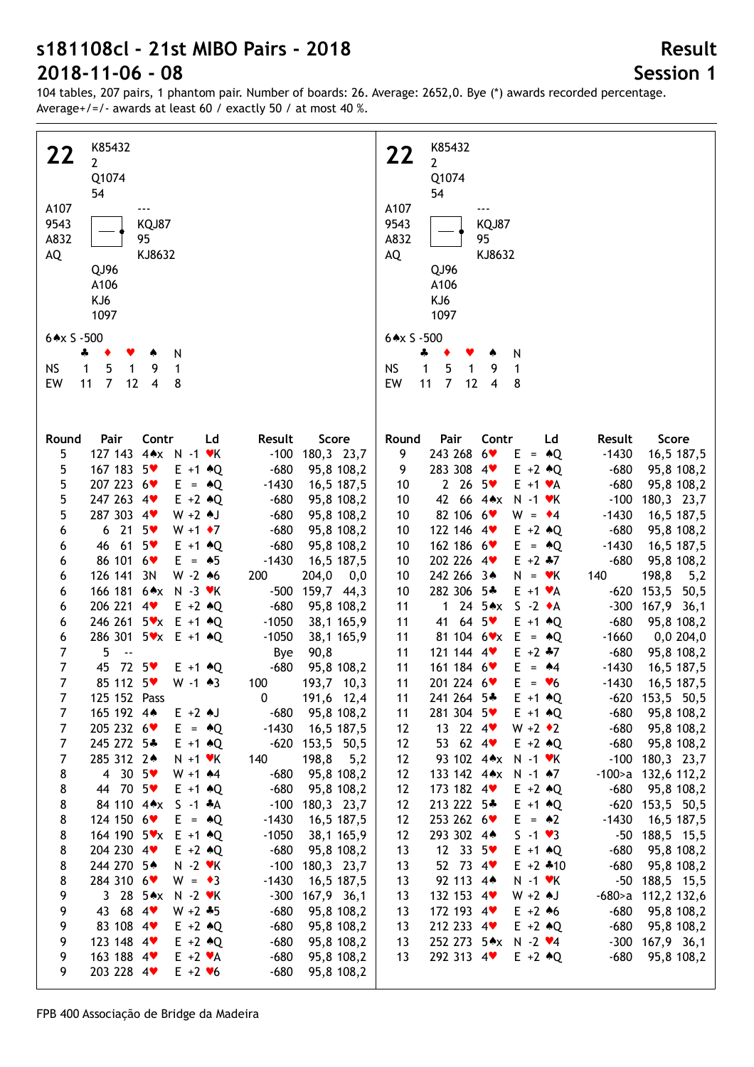# s181108cl - 21st MIBO Pairs - 2018

## 2018-11-06 - 08

**Result**
**Session 1**

104 tables, 207 pairs, 1 phantom pair. Number of boards: 26. Average: 2652,0. Bye (*) awards recorded percentage.
Average+/=/- awards at least 60 / exactly 50 / at most 40 %.

### 22

| | North | |
|---|---|---|
| | K85432 | |
| | 2 | |
| | Q1074 | |
| | 54 | |
| **West** | | **East** |
| A107 | | --- |
| 9543 | | KQJ87 |
| A832 | | 95 |
| AQ | | KJ8632 |
| | **South** | |
| | QJ96 | |
| | A106 | |
| | KJ6 | |
| | 1097 | |

6♠x S -500

| | ♣ | ♦ | ♥ | ♠ | N |
|---|---|---|---|---|---|
| NS | 1 | 5 | 1 | 9 | 1 |
| EW | 11 | 7 | 12 | 4 | 8 |

| Round | Pair | Contr | Ld | Result | Score |
|---|---|---|---|---|---|
| 5 | 127 143 | 4♠x N -1 | ♥K | -100 | 180,3 23,7 |
| 5 | 167 183 | 5♥ E +1 | ♠Q | -680 | 95,8 108,2 |
| 5 | 207 223 | 6♥ E = | ♠Q | -1430 | 16,5 187,5 |
| 5 | 247 263 | 4♥ E +2 | ♠Q | -680 | 95,8 108,2 |
| 5 | 287 303 | 4♥ W +2 | ♠J | -680 | 95,8 108,2 |
| 6 | 6 21 | 5♥ W +1 | ♦7 | -680 | 95,8 108,2 |
| 6 | 46 61 | 5♥ E +1 | ♠Q | -680 | 95,8 108,2 |
| 6 | 86 101 | 6♥ E = | ♠5 | -1430 | 16,5 187,5 |
| 6 | 126 141 | 3N W -2 | ♠6 | 200 | 204,0 0,0 |
| 6 | 166 181 | 6♠x N -3 | ♥K | -500 | 159,7 44,3 |
| 6 | 206 221 | 4♥ E +2 | ♠Q | -680 | 95,8 108,2 |
| 6 | 246 261 | 5♥x E +1 | ♠Q | -1050 | 38,1 165,9 |
| 6 | 286 301 | 5♥x E +1 | ♠Q | -1050 | 38,1 165,9 |
| 7 | 5 -- | | | Bye | 90,8 |
| 7 | 45 72 | 5♥ E +1 | ♠Q | -680 | 95,8 108,2 |
| 7 | 85 112 | 5♥ W -1 | ♠3 | 100 | 193,7 10,3 |
| 7 | 125 152 | Pass | | 0 | 191,6 12,4 |
| 7 | 165 192 | 4♠ E +2 | ♠J | -680 | 95,8 108,2 |
| 7 | 205 232 | 6♥ E = | ♠Q | -1430 | 16,5 187,5 |
| 7 | 245 272 | 5♣ E +1 | ♠Q | -620 | 153,5 50,5 |
| 7 | 285 312 | 2♠ N +1 | ♥K | 140 | 198,8 5,2 |
| 8 | 4 30 | 5♥ W +1 | ♠4 | -680 | 95,8 108,2 |
| 8 | 44 70 | 5♥ E +1 | ♠Q | -680 | 95,8 108,2 |
| 8 | 84 110 | 4♠x S -1 | ♣A | -100 | 180,3 23,7 |
| 8 | 124 150 | 6♥ E = | ♠Q | -1430 | 16,5 187,5 |
| 8 | 164 190 | 5♥x E +1 | ♠Q | -1050 | 38,1 165,9 |
| 8 | 204 230 | 4♥ E +2 | ♠Q | -680 | 95,8 108,2 |
| 8 | 244 270 | 5♠ N -2 | ♥K | -100 | 180,3 23,7 |
| 8 | 284 310 | 6♥ W = | ♦3 | -1430 | 16,5 187,5 |
| 9 | 3 28 | 5♠x N -2 | ♥K | -300 | 167,9 36,1 |
| 9 | 43 68 | 4♥ W +2 | ♣5 | -680 | 95,8 108,2 |
| 9 | 83 108 | 4♥ E +2 | ♠Q | -680 | 95,8 108,2 |
| 9 | 123 148 | 4♥ E +2 | ♠Q | -680 | 95,8 108,2 |
| 9 | 163 188 | 4♥ E +2 | ♥A | -680 | 95,8 108,2 |
| 9 | 203 228 | 4♥ E +2 | ♥6 | -680 | 95,8 108,2 |
| 9 | 243 268 | 6♥ E = | ♠Q | -1430 | 16,5 187,5 |
| 9 | 283 308 | 4♥ E +2 | ♠Q | -680 | 95,8 108,2 |
| 10 | 2 26 | 5♥ E +1 | ♥A | -680 | 95,8 108,2 |
| 10 | 42 66 | 4♠x N -1 | ♥K | -100 | 180,3 23,7 |
| 10 | 82 106 | 6♥ W = | ♦4 | -1430 | 16,5 187,5 |
| 10 | 122 146 | 4♥ E +2 | ♠Q | -680 | 95,8 108,2 |
| 10 | 162 186 | 6♥ E = | ♠Q | -1430 | 16,5 187,5 |
| 10 | 202 226 | 4♥ E +2 | ♣7 | -680 | 95,8 108,2 |
| 10 | 242 266 | 3♠ N = | ♥K | 140 | 198,8 5,2 |
| 10 | 282 306 | 5♣ E +1 | ♥A | -620 | 153,5 50,5 |
| 11 | 1 24 | 5♠x S -2 | ♦A | -300 | 167,9 36,1 |
| 11 | 41 64 | 5♥ E +1 | ♠Q | -680 | 95,8 108,2 |
| 11 | 81 104 | 6♥x E = | ♠Q | -1660 | 0,0 204,0 |
| 11 | 121 144 | 4♥ E +2 | ♣7 | -680 | 95,8 108,2 |
| 11 | 161 184 | 6♥ E = | ♠4 | -1430 | 16,5 187,5 |
| 11 | 201 224 | 6♥ E = | ♥6 | -1430 | 16,5 187,5 |
| 11 | 241 264 | 5♣ E +1 | ♠Q | -620 | 153,5 50,5 |
| 11 | 281 304 | 5♥ E +1 | ♠Q | -680 | 95,8 108,2 |
| 12 | 13 22 | 4♥ W +2 | ♦2 | -680 | 95,8 108,2 |
| 12 | 53 62 | 4♥ E +2 | ♠Q | -680 | 95,8 108,2 |
| 12 | 93 102 | 4♠x N -1 | ♥K | -100 | 180,3 23,7 |
| 12 | 133 142 | 4♠x N -1 | ♠7 | -100>a | 132,6 112,2 |
| 12 | 173 182 | 4♥ E +2 | ♠Q | -680 | 95,8 108,2 |
| 12 | 213 222 | 5♣ E +1 | ♠Q | -620 | 153,5 50,5 |
| 12 | 253 262 | 6♥ E = | ♠2 | -1430 | 16,5 187,5 |
| 12 | 293 302 | 4♠ S -1 | ♥3 | -50 | 188,5 15,5 |
| 13 | 12 33 | 5♥ E +1 | ♠Q | -680 | 95,8 108,2 |
| 13 | 52 73 | 4♥ E +2 | ♣10 | -680 | 95,8 108,2 |
| 13 | 92 113 | 4♠ N -1 | ♥K | -50 | 188,5 15,5 |
| 13 | 132 153 | 4♥ W +2 | ♠J | -680>a | 112,2 132,6 |
| 13 | 172 193 | 4♥ E +2 | ♠6 | -680 | 95,8 108,2 |
| 13 | 212 233 | 4♥ E +2 | ♠Q | -680 | 95,8 108,2 |
| 13 | 252 273 | 5♠x N -2 | ♥4 | -300 | 167,9 36,1 |
| 13 | 292 313 | 4♥ E +2 | ♠Q | -680 | 95,8 108,2 |

FPB 400 Associação de Bridge da Madeira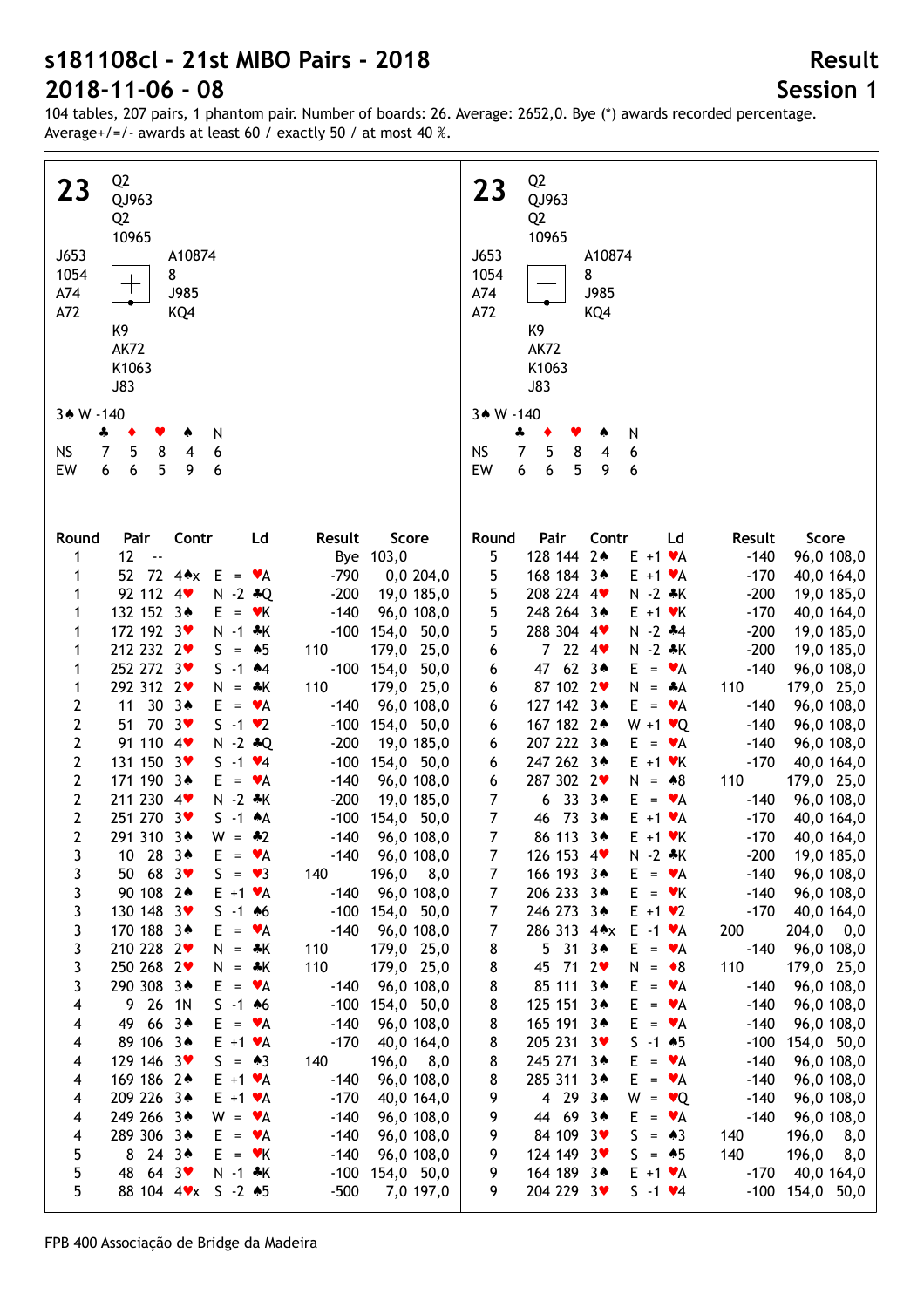# s181108cl - 21st MIBO Pairs - 2018

# 2018-11-06 - 08

## Result

## Session 1

104 tables, 207 pairs, 1 phantom pair. Number of boards: 26. Average: 2652,0. Bye (*) awards recorded percentage. Average+/=/- awards at least 60 / exactly 50 / at most 40 %.

**23**

North: Q2 / QJ963 / Q2 / 10965

West: J653 / 1054 / A74 / A72

East: A10874 / 8 / J985 / KQ4

South: K9 / AK72 / K1063 / J83

3♠ W -140

| | ♣ | ♦ | ♥ | ♠ | N |
|---|---|---|---|---|---|
| NS | 7 | 5 | 8 | 4 | 6 |
| EW | 6 | 6 | 5 | 9 | 6 |

| Round | Pair | Contr | Ld | Result | | Score | |
|---|---|---|---|---|---|---|---|
| 1 | 12 -- | | | Bye | | 103,0 | |
| 1 | 52 72 | 4♠x E = | ♥A | | -790 | 0,0 | 204,0 |
| 1 | 92 112 | 4♥ N -2 | ♣Q | | -200 | 19,0 | 185,0 |
| 1 | 132 152 | 3♠ E = | ♥K | | -140 | 96,0 | 108,0 |
| 1 | 172 192 | 3♥ N -1 | ♣K | | -100 | 154,0 | 50,0 |
| 1 | 212 232 | 2♥ S = | ♠5 | 110 | | 179,0 | 25,0 |
| 1 | 252 272 | 3♥ S -1 | ♠4 | | -100 | 154,0 | 50,0 |
| 1 | 292 312 | 2♥ N = | ♣K | 110 | | 179,0 | 25,0 |
| 2 | 11 30 | 3♠ E = | ♥A | | -140 | 96,0 | 108,0 |
| 2 | 51 70 | 3♥ S -1 | ♥2 | | -100 | 154,0 | 50,0 |
| 2 | 91 110 | 4♥ N -2 | ♣Q | | -200 | 19,0 | 185,0 |
| 2 | 131 150 | 3♥ S -1 | ♥4 | | -100 | 154,0 | 50,0 |
| 2 | 171 190 | 3♠ E = | ♥A | | -140 | 96,0 | 108,0 |
| 2 | 211 230 | 4♥ N -2 | ♣K | | -200 | 19,0 | 185,0 |
| 2 | 251 270 | 3♥ S -1 | ♠A | | -100 | 154,0 | 50,0 |
| 2 | 291 310 | 3♠ W = | ♣2 | | -140 | 96,0 | 108,0 |
| 3 | 10 28 | 3♠ E = | ♥A | | -140 | 96,0 | 108,0 |
| 3 | 50 68 | 3♥ S = | ♥3 | 140 | | 196,0 | 8,0 |
| 3 | 90 108 | 2♠ E +1 | ♥A | | -140 | 96,0 | 108,0 |
| 3 | 130 148 | 3♥ S -1 | ♠6 | | -100 | 154,0 | 50,0 |
| 3 | 170 188 | 3♠ E = | ♥A | | -140 | 96,0 | 108,0 |
| 3 | 210 228 | 2♥ N = | ♣K | 110 | | 179,0 | 25,0 |
| 3 | 250 268 | 2♥ N = | ♣K | 110 | | 179,0 | 25,0 |
| 3 | 290 308 | 3♠ E = | ♥A | | -140 | 96,0 | 108,0 |
| 4 | 9 26 | 1N S -1 | ♠6 | | -100 | 154,0 | 50,0 |
| 4 | 49 66 | 3♠ E = | ♥A | | -140 | 96,0 | 108,0 |
| 4 | 89 106 | 3♠ E +1 | ♥A | | -170 | 40,0 | 164,0 |
| 4 | 129 146 | 3♥ S = | ♠3 | 140 | | 196,0 | 8,0 |
| 4 | 169 186 | 2♠ E +1 | ♥A | | -140 | 96,0 | 108,0 |
| 4 | 209 226 | 3♠ E +1 | ♥A | | -170 | 40,0 | 164,0 |
| 4 | 249 266 | 3♠ W = | ♥A | | -140 | 96,0 | 108,0 |
| 4 | 289 306 | 3♠ E = | ♥A | | -140 | 96,0 | 108,0 |
| 5 | 8 24 | 3♠ E = | ♥K | | -140 | 96,0 | 108,0 |
| 5 | 48 64 | 3♥ N -1 | ♣K | | -100 | 154,0 | 50,0 |
| 5 | 88 104 | 4♥x S -2 | ♠5 | | -500 | 7,0 | 197,0 |
| 5 | 128 144 | 2♠ E +1 | ♥A | | -140 | 96,0 | 108,0 |
| 5 | 168 184 | 3♠ E +1 | ♥A | | -170 | 40,0 | 164,0 |
| 5 | 208 224 | 4♥ N -2 | ♣K | | -200 | 19,0 | 185,0 |
| 5 | 248 264 | 3♠ E +1 | ♥K | | -170 | 40,0 | 164,0 |
| 5 | 288 304 | 4♥ N -2 | ♣4 | | -200 | 19,0 | 185,0 |
| 6 | 7 22 | 4♥ N -2 | ♣K | | -200 | 19,0 | 185,0 |
| 6 | 47 62 | 3♠ E = | ♥A | | -140 | 96,0 | 108,0 |
| 6 | 87 102 | 2♥ N = | ♣A | 110 | | 179,0 | 25,0 |
| 6 | 127 142 | 3♠ E = | ♥A | | -140 | 96,0 | 108,0 |
| 6 | 167 182 | 2♠ W +1 | ♥Q | | -140 | 96,0 | 108,0 |
| 6 | 207 222 | 3♠ E = | ♥A | | -140 | 96,0 | 108,0 |
| 6 | 247 262 | 3♠ E +1 | ♥K | | -170 | 40,0 | 164,0 |
| 6 | 287 302 | 2♥ N = | ♠8 | 110 | | 179,0 | 25,0 |
| 7 | 6 33 | 3♠ E = | ♥A | | -140 | 96,0 | 108,0 |
| 7 | 46 73 | 3♠ E +1 | ♥A | | -170 | 40,0 | 164,0 |
| 7 | 86 113 | 3♠ E +1 | ♥K | | -170 | 40,0 | 164,0 |
| 7 | 126 153 | 4♥ N -2 | ♣K | | -200 | 19,0 | 185,0 |
| 7 | 166 193 | 3♠ E = | ♥A | | -140 | 96,0 | 108,0 |
| 7 | 206 233 | 3♠ E = | ♥K | | -140 | 96,0 | 108,0 |
| 7 | 246 273 | 3♠ E +1 | ♥2 | | -170 | 40,0 | 164,0 |
| 7 | 286 313 | 4♠x E -1 | ♥A | 200 | | 204,0 | 0,0 |
| 8 | 5 31 | 3♠ E = | ♥A | | -140 | 96,0 | 108,0 |
| 8 | 45 71 | 2♥ N = | ♦8 | 110 | | 179,0 | 25,0 |
| 8 | 85 111 | 3♠ E = | ♥A | | -140 | 96,0 | 108,0 |
| 8 | 125 151 | 3♠ E = | ♥A | | -140 | 96,0 | 108,0 |
| 8 | 165 191 | 3♠ E = | ♥A | | -140 | 96,0 | 108,0 |
| 8 | 205 231 | 3♥ S -1 | ♠5 | | -100 | 154,0 | 50,0 |
| 8 | 245 271 | 3♠ E = | ♥A | | -140 | 96,0 | 108,0 |
| 8 | 285 311 | 3♠ E = | ♥A | | -140 | 96,0 | 108,0 |
| 9 | 4 29 | 3♠ W = | ♥Q | | -140 | 96,0 | 108,0 |
| 9 | 44 69 | 3♠ E = | ♥A | | -140 | 96,0 | 108,0 |
| 9 | 84 109 | 3♥ S = | ♠3 | 140 | | 196,0 | 8,0 |
| 9 | 124 149 | 3♥ S = | ♠5 | 140 | | 196,0 | 8,0 |
| 9 | 164 189 | 3♠ E +1 | ♥A | | -170 | 40,0 | 164,0 |
| 9 | 204 229 | 3♥ S -1 | ♥4 | | -100 | 154,0 | 50,0 |

FPB 400 Associação de Bridge da Madeira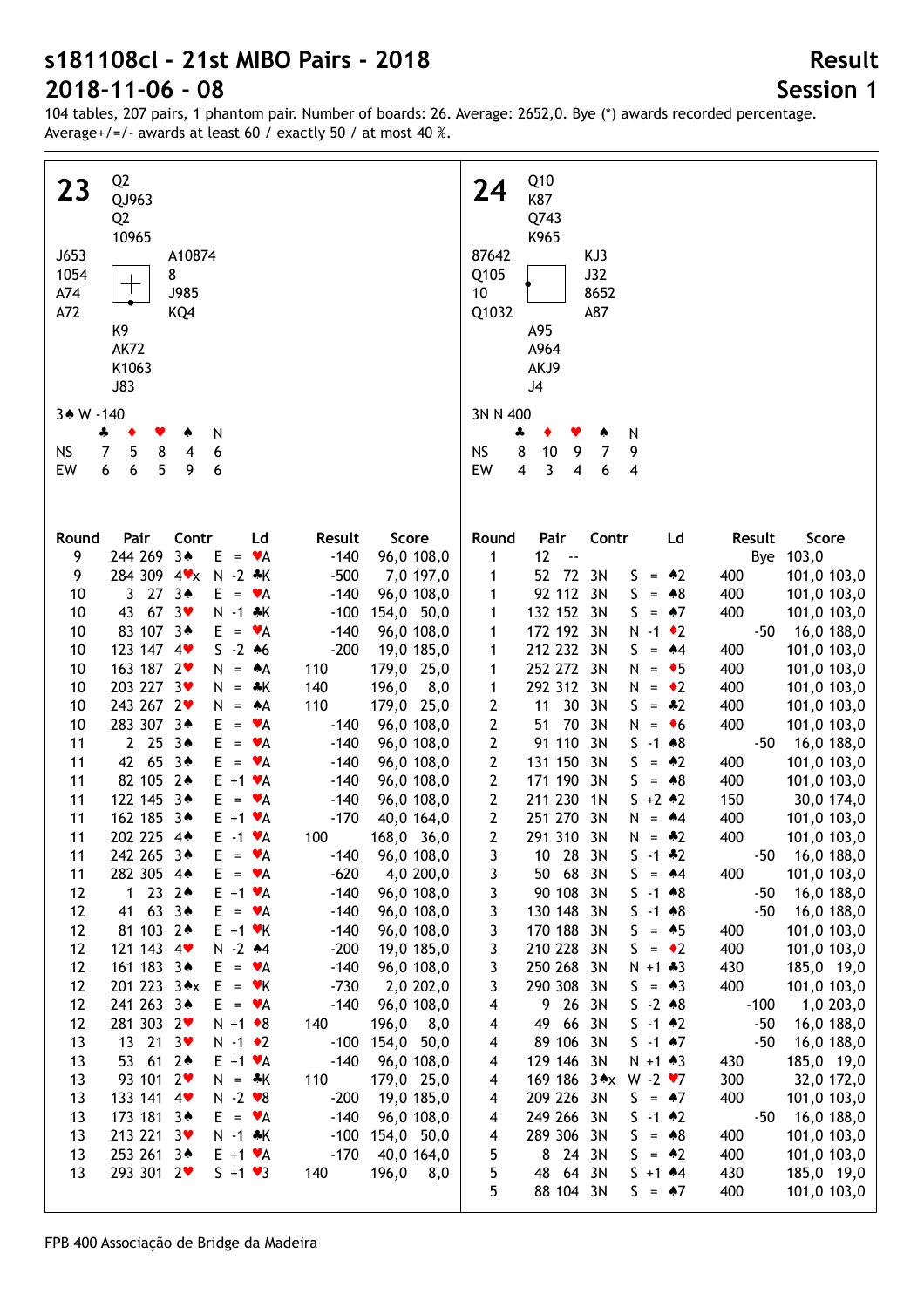# s181108cl - 21st MIBO Pairs - 2018

# 2018-11-06 - 08

## Result
## Session 1

104 tables, 207 pairs, 1 phantom pair. Number of boards: 26. Average: 2652,0. Bye (*) awards recorded percentage. Average+/=/- awards at least 60 / exactly 50 / at most 40 %.

### Board 23

North: ♠ Q2 ♥ QJ963 ♦ Q2 ♣ 10965
West: ♠ J653 ♥ 1054 ♦ A74 ♣ A72
East: ♠ A10874 ♥ 8 ♦ J985 ♣ KQ4
South: ♠ K9 ♥ AK72 ♦ K1063 ♣ J83

3♠ W -140

| | ♣ | ♦ | ♥ | ♠ | N |
|---|---|---|---|---|---|
| NS | 7 | 5 | 8 | 4 | 6 |
| EW | 6 | 6 | 5 | 9 | 6 |

| Round | Pair | | Contr | Ld | Result | | Score | |
|---|---|---|---|---|---|---|---|---|
| 9 | 244 | 269 | 3♠ E = | ♥A | | -140 | 96,0 | 108,0 |
| 9 | 284 | 309 | 4♥x N -2 | ♣K | | -500 | 7,0 | 197,0 |
| 10 | 3 | 27 | 3♠ E = | ♥A | | -140 | 96,0 | 108,0 |
| 10 | 43 | 67 | 3♥ N -1 | ♣K | | -100 | 154,0 | 50,0 |
| 10 | 83 | 107 | 3♠ E = | ♥A | | -140 | 96,0 | 108,0 |
| 10 | 123 | 147 | 4♥ S -2 | ♠6 | | -200 | 19,0 | 185,0 |
| 10 | 163 | 187 | 2♥ N = | ♠A | 110 | | 179,0 | 25,0 |
| 10 | 203 | 227 | 3♥ N = | ♣K | 140 | | 196,0 | 8,0 |
| 10 | 243 | 267 | 2♥ N = | ♠A | 110 | | 179,0 | 25,0 |
| 10 | 283 | 307 | 3♠ E = | ♥A | | -140 | 96,0 | 108,0 |
| 11 | 2 | 25 | 3♠ E = | ♥A | | -140 | 96,0 | 108,0 |
| 11 | 42 | 65 | 3♠ E = | ♥A | | -140 | 96,0 | 108,0 |
| 11 | 82 | 105 | 2♠ E +1 | ♥A | | -140 | 96,0 | 108,0 |
| 11 | 122 | 145 | 3♠ E = | ♥A | | -140 | 96,0 | 108,0 |
| 11 | 162 | 185 | 3♠ E +1 | ♥A | | -170 | 40,0 | 164,0 |
| 11 | 202 | 225 | 4♠ E -1 | ♥A | 100 | | 168,0 | 36,0 |
| 11 | 242 | 265 | 3♠ E = | ♥A | | -140 | 96,0 | 108,0 |
| 11 | 282 | 305 | 4♠ E = | ♥A | | -620 | 4,0 | 200,0 |
| 12 | 1 | 23 | 2♠ E +1 | ♥A | | -140 | 96,0 | 108,0 |
| 12 | 41 | 63 | 3♠ E = | ♥A | | -140 | 96,0 | 108,0 |
| 12 | 81 | 103 | 2♠ E +1 | ♥K | | -140 | 96,0 | 108,0 |
| 12 | 121 | 143 | 4♥ N -2 | ♠4 | | -200 | 19,0 | 185,0 |
| 12 | 161 | 183 | 3♠ E = | ♥A | | -140 | 96,0 | 108,0 |
| 12 | 201 | 223 | 3♠x E = | ♥K | | -730 | 2,0 | 202,0 |
| 12 | 241 | 263 | 3♠ E = | ♥A | | -140 | 96,0 | 108,0 |
| 12 | 281 | 303 | 2♥ N +1 | ♦8 | 140 | | 196,0 | 8,0 |
| 13 | 13 | 21 | 3♥ N -1 | ♦2 | | -100 | 154,0 | 50,0 |
| 13 | 53 | 61 | 2♠ E +1 | ♥A | | -140 | 96,0 | 108,0 |
| 13 | 93 | 101 | 2♥ N = | ♣K | 110 | | 179,0 | 25,0 |
| 13 | 133 | 141 | 4♥ N -2 | ♥8 | | -200 | 19,0 | 185,0 |
| 13 | 173 | 181 | 3♠ E = | ♥A | | -140 | 96,0 | 108,0 |
| 13 | 213 | 221 | 3♥ N -1 | ♣K | | -100 | 154,0 | 50,0 |
| 13 | 253 | 261 | 3♠ E +1 | ♥A | | -170 | 40,0 | 164,0 |
| 13 | 293 | 301 | 2♥ S +1 | ♥3 | 140 | | 196,0 | 8,0 |

### Board 24

North: ♠ Q10 ♥ K87 ♦ Q743 ♣ K965
West: ♠ 87642 ♥ Q105 ♦ 10 ♣ Q1032
East: ♠ KJ3 ♥ J32 ♦ 8652 ♣ A87
South: ♠ A95 ♥ A964 ♦ AKJ9 ♣ J4

3N N 400

| | ♣ | ♦ | ♥ | ♠ | N |
|---|---|---|---|---|---|
| NS | 8 | 10 | 9 | 7 | 9 |
| EW | 4 | 3 | 4 | 6 | 4 |

| Round | Pair | | Contr | Ld | Result | | Score | |
|---|---|---|---|---|---|---|---|---|
| 1 | 12 | -- | | | | Bye | 103,0 | |
| 1 | 52 | 72 | 3N S = | ♠2 | 400 | | 101,0 | 103,0 |
| 1 | 92 | 112 | 3N S = | ♠8 | 400 | | 101,0 | 103,0 |
| 1 | 132 | 152 | 3N S = | ♠7 | 400 | | 101,0 | 103,0 |
| 1 | 172 | 192 | 3N N -1 | ♦2 | | -50 | 16,0 | 188,0 |
| 1 | 212 | 232 | 3N S = | ♠4 | 400 | | 101,0 | 103,0 |
| 1 | 252 | 272 | 3N N = | ♦5 | 400 | | 101,0 | 103,0 |
| 1 | 292 | 312 | 3N N = | ♦2 | 400 | | 101,0 | 103,0 |
| 2 | 11 | 30 | 3N S = | ♣2 | 400 | | 101,0 | 103,0 |
| 2 | 51 | 70 | 3N N = | ♦6 | 400 | | 101,0 | 103,0 |
| 2 | 91 | 110 | 3N S -1 | ♠8 | | -50 | 16,0 | 188,0 |
| 2 | 131 | 150 | 3N S = | ♠2 | 400 | | 101,0 | 103,0 |
| 2 | 171 | 190 | 3N S = | ♠8 | 400 | | 101,0 | 103,0 |
| 2 | 211 | 230 | 1N S +2 | ♠2 | 150 | | 30,0 | 174,0 |
| 2 | 251 | 270 | 3N N = | ♠4 | 400 | | 101,0 | 103,0 |
| 2 | 291 | 310 | 3N N = | ♣2 | 400 | | 101,0 | 103,0 |
| 3 | 10 | 28 | 3N S -1 | ♣2 | | -50 | 16,0 | 188,0 |
| 3 | 50 | 68 | 3N S = | ♠4 | 400 | | 101,0 | 103,0 |
| 3 | 90 | 108 | 3N S -1 | ♠8 | | -50 | 16,0 | 188,0 |
| 3 | 130 | 148 | 3N S -1 | ♠8 | | -50 | 16,0 | 188,0 |
| 3 | 170 | 188 | 3N S = | ♠5 | 400 | | 101,0 | 103,0 |
| 3 | 210 | 228 | 3N S = | ♦2 | 400 | | 101,0 | 103,0 |
| 3 | 250 | 268 | 3N N +1 | ♣3 | 430 | | 185,0 | 19,0 |
| 3 | 290 | 308 | 3N S = | ♠3 | 400 | | 101,0 | 103,0 |
| 4 | 9 | 26 | 3N S -2 | ♠8 | | -100 | 1,0 | 203,0 |
| 4 | 49 | 66 | 3N S -1 | ♠2 | | -50 | 16,0 | 188,0 |
| 4 | 89 | 106 | 3N S -1 | ♠7 | | -50 | 16,0 | 188,0 |
| 4 | 129 | 146 | 3N N +1 | ♠3 | 430 | | 185,0 | 19,0 |
| 4 | 169 | 186 | 3♠x W -2 | ♥7 | 300 | | 32,0 | 172,0 |
| 4 | 209 | 226 | 3N S = | ♠7 | 400 | | 101,0 | 103,0 |
| 4 | 249 | 266 | 3N S -1 | ♠2 | | -50 | 16,0 | 188,0 |
| 4 | 289 | 306 | 3N S = | ♠8 | 400 | | 101,0 | 103,0 |
| 5 | 8 | 24 | 3N S = | ♠2 | 400 | | 101,0 | 103,0 |
| 5 | 48 | 64 | 3N S +1 | ♠4 | 430 | | 185,0 | 19,0 |
| 5 | 88 | 104 | 3N S = | ♠7 | 400 | | 101,0 | 103,0 |

FPB 400 Associação de Bridge da Madeira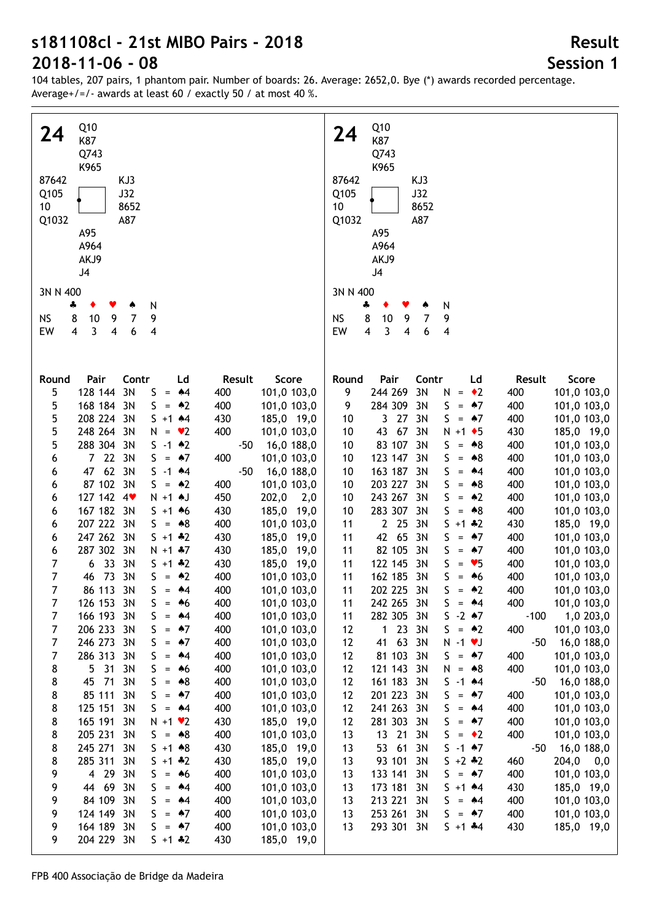# s181108cl - 21st MIBO Pairs - 2018

# 2018-11-06 - 08

## Result

## Session 1

104 tables, 207 pairs, 1 phantom pair. Number of boards: 26. Average: 2652,0. Bye (*) awards recorded percentage. Average+/=/- awards at least 60 / exactly 50 / at most 40 %.

### 24

|  | North |  |
|---|---|---|
|  | Q10 |  |
|  | K87 |  |
|  | Q743 |  |
|  | K965 |  |
| **West** |  | **East** |
| 87642 |  | KJ3 |
| Q105 |  | J32 |
| 10 |  | 8652 |
| Q1032 |  | A87 |
|  | **South** |  |
|  | A95 |  |
|  | A964 |  |
|  | AKJ9 |  |
|  | J4 |  |

3N N 400

|  | ♣ | ♦ | ♥ | ♠ | N |
|---|---|---|---|---|---|
| NS | 8 | 10 | 9 | 7 | 9 |
| EW | 4 | 3 | 4 | 6 | 4 |

| Round | Pair | Contr | Ld | Result | Score |
|---|---|---|---|---|---|
| 5 | 128 144 | 3N | S = ♠4 | 400 | 101,0 103,0 |
| 5 | 168 184 | 3N | S = ♠2 | 400 | 101,0 103,0 |
| 5 | 208 224 | 3N | S +1 ♠4 | 430 | 185,0 19,0 |
| 5 | 248 264 | 3N | N = ♥2 | 400 | 101,0 103,0 |
| 5 | 288 304 | 3N | S -1 ♠2 | -50 | 16,0 188,0 |
| 6 | 7 22 | 3N | S = ♠7 | 400 | 101,0 103,0 |
| 6 | 47 62 | 3N | S -1 ♠4 | -50 | 16,0 188,0 |
| 6 | 87 102 | 3N | S = ♠2 | 400 | 101,0 103,0 |
| 6 | 127 142 | 4♥ | N +1 ♠J | 450 | 202,0 2,0 |
| 6 | 167 182 | 3N | S +1 ♠6 | 430 | 185,0 19,0 |
| 6 | 207 222 | 3N | S = ♠8 | 400 | 101,0 103,0 |
| 6 | 247 262 | 3N | S +1 ♣2 | 430 | 185,0 19,0 |
| 6 | 287 302 | 3N | N +1 ♣7 | 430 | 185,0 19,0 |
| 7 | 6 33 | 3N | S +1 ♣2 | 430 | 185,0 19,0 |
| 7 | 46 73 | 3N | S = ♠2 | 400 | 101,0 103,0 |
| 7 | 86 113 | 3N | S = ♠4 | 400 | 101,0 103,0 |
| 7 | 126 153 | 3N | S = ♠6 | 400 | 101,0 103,0 |
| 7 | 166 193 | 3N | S = ♠4 | 400 | 101,0 103,0 |
| 7 | 206 233 | 3N | S = ♠7 | 400 | 101,0 103,0 |
| 7 | 246 273 | 3N | S = ♠7 | 400 | 101,0 103,0 |
| 7 | 286 313 | 3N | S = ♠4 | 400 | 101,0 103,0 |
| 8 | 5 31 | 3N | S = ♠6 | 400 | 101,0 103,0 |
| 8 | 45 71 | 3N | S = ♠8 | 400 | 101,0 103,0 |
| 8 | 85 111 | 3N | S = ♠7 | 400 | 101,0 103,0 |
| 8 | 125 151 | 3N | S = ♠4 | 400 | 101,0 103,0 |
| 8 | 165 191 | 3N | N +1 ♥2 | 430 | 185,0 19,0 |
| 8 | 205 231 | 3N | S = ♠8 | 400 | 101,0 103,0 |
| 8 | 245 271 | 3N | S +1 ♠8 | 430 | 185,0 19,0 |
| 8 | 285 311 | 3N | S +1 ♣2 | 430 | 185,0 19,0 |
| 9 | 4 29 | 3N | S = ♠6 | 400 | 101,0 103,0 |
| 9 | 44 69 | 3N | S = ♠4 | 400 | 101,0 103,0 |
| 9 | 84 109 | 3N | S = ♠4 | 400 | 101,0 103,0 |
| 9 | 124 149 | 3N | S = ♠7 | 400 | 101,0 103,0 |
| 9 | 164 189 | 3N | S = ♠7 | 400 | 101,0 103,0 |
| 9 | 204 229 | 3N | S +1 ♣2 | 430 | 185,0 19,0 |
| 9 | 244 269 | 3N | N = ♦2 | 400 | 101,0 103,0 |
| 9 | 284 309 | 3N | S = ♠7 | 400 | 101,0 103,0 |
| 10 | 3 27 | 3N | S = ♠7 | 400 | 101,0 103,0 |
| 10 | 43 67 | 3N | N +1 ♦5 | 430 | 185,0 19,0 |
| 10 | 83 107 | 3N | S = ♠8 | 400 | 101,0 103,0 |
| 10 | 123 147 | 3N | S = ♠8 | 400 | 101,0 103,0 |
| 10 | 163 187 | 3N | S = ♠4 | 400 | 101,0 103,0 |
| 10 | 203 227 | 3N | S = ♠8 | 400 | 101,0 103,0 |
| 10 | 243 267 | 3N | S = ♠2 | 400 | 101,0 103,0 |
| 10 | 283 307 | 3N | S = ♠8 | 400 | 101,0 103,0 |
| 11 | 2 25 | 3N | S +1 ♣2 | 430 | 185,0 19,0 |
| 11 | 42 65 | 3N | S = ♠7 | 400 | 101,0 103,0 |
| 11 | 82 105 | 3N | S = ♠7 | 400 | 101,0 103,0 |
| 11 | 122 145 | 3N | S = ♥5 | 400 | 101,0 103,0 |
| 11 | 162 185 | 3N | S = ♠6 | 400 | 101,0 103,0 |
| 11 | 202 225 | 3N | S = ♠2 | 400 | 101,0 103,0 |
| 11 | 242 265 | 3N | S = ♠4 | 400 | 101,0 103,0 |
| 11 | 282 305 | 3N | S -2 ♠7 | -100 | 1,0 203,0 |
| 12 | 1 23 | 3N | S = ♠2 | 400 | 101,0 103,0 |
| 12 | 41 63 | 3N | N -1 ♥J | -50 | 16,0 188,0 |
| 12 | 81 103 | 3N | S = ♠7 | 400 | 101,0 103,0 |
| 12 | 121 143 | 3N | N = ♠8 | 400 | 101,0 103,0 |
| 12 | 161 183 | 3N | S -1 ♠4 | -50 | 16,0 188,0 |
| 12 | 201 223 | 3N | S = ♠7 | 400 | 101,0 103,0 |
| 12 | 241 263 | 3N | S = ♠4 | 400 | 101,0 103,0 |
| 12 | 281 303 | 3N | S = ♠7 | 400 | 101,0 103,0 |
| 13 | 13 21 | 3N | S = ♦2 | 400 | 101,0 103,0 |
| 13 | 53 61 | 3N | S -1 ♠7 | -50 | 16,0 188,0 |
| 13 | 93 101 | 3N | S +2 ♣2 | 460 | 204,0 0,0 |
| 13 | 133 141 | 3N | S = ♠7 | 400 | 101,0 103,0 |
| 13 | 173 181 | 3N | S +1 ♠4 | 430 | 185,0 19,0 |
| 13 | 213 221 | 3N | S = ♠4 | 400 | 101,0 103,0 |
| 13 | 253 261 | 3N | S = ♠7 | 400 | 101,0 103,0 |
| 13 | 293 301 | 3N | S +1 ♣4 | 430 | 185,0 19,0 |

FPB 400 Associação de Bridge da Madeira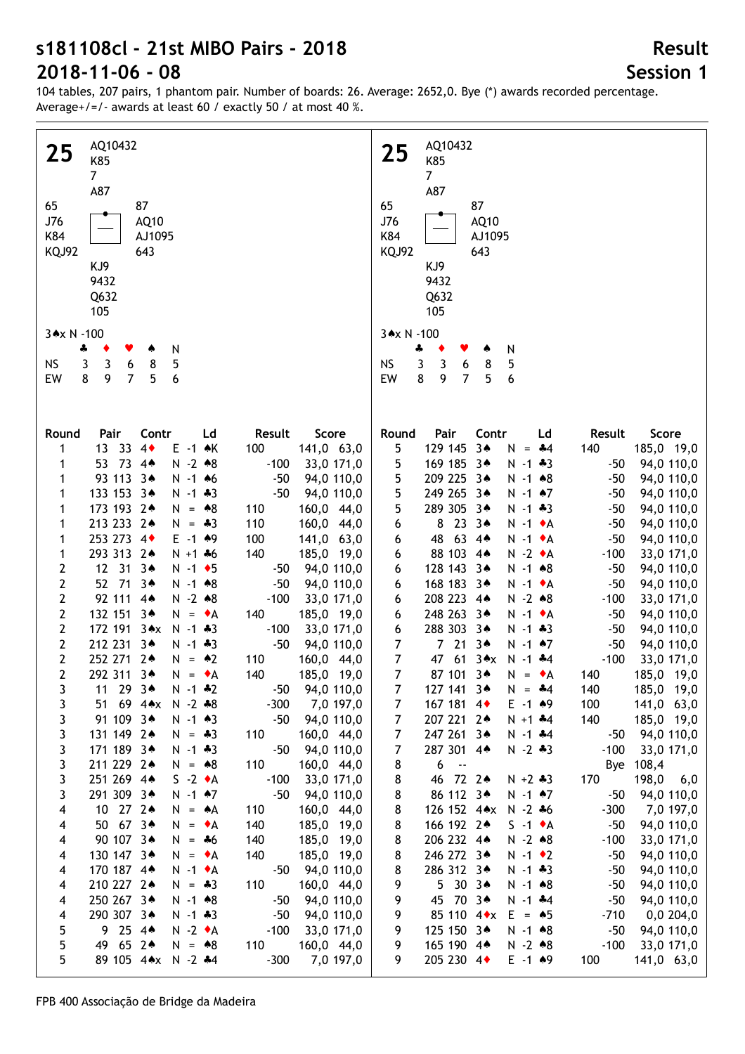# s181108cl - 21st MIBO Pairs - 2018

# 2018-11-06 - 08

## Result

## Session 1

104 tables, 207 pairs, 1 phantom pair. Number of boards: 26. Average: 2652,0. Bye (*) awards recorded percentage. Average+/=/- awards at least 60 / exactly 50 / at most 40 %.

### 25

North: ♠ AQ10432 ♥ K85 ♦ 7 ♣ A87

West: ♠ 65 ♥ J76 ♦ K84 ♣ KQJ92

East: ♠ 87 ♥ AQ10 ♦ AJ1095 ♣ 643

South: ♠ KJ9 ♥ 9432 ♦ Q632 ♣ 105

3♠x N -100

| | ♣ | ♦ | ♥ | ♠ | N |
|---|---|---|---|---|---|
| NS | 3 | 3 | 6 | 8 | 5 |
| EW | 8 | 9 | 7 | 5 | 6 |

| Round | Pair | Contr | Ld | Result | Score |
|---|---|---|---|---|---|
| 1 | 13 33 | 4♦ | E -1 ♠K | 100 | 141,0 63,0 |
| 1 | 53 73 | 4♠ | N -2 ♠8 | -100 | 33,0 171,0 |
| 1 | 93 113 | 3♠ | N -1 ♠6 | -50 | 94,0 110,0 |
| 1 | 133 153 | 3♠ | N -1 ♣3 | -50 | 94,0 110,0 |
| 1 | 173 193 | 2♠ | N = ♠8 | 110 | 160,0 44,0 |
| 1 | 213 233 | 2♠ | N = ♣3 | 110 | 160,0 44,0 |
| 1 | 253 273 | 4♦ | E -1 ♠9 | 100 | 141,0 63,0 |
| 1 | 293 313 | 2♠ | N +1 ♣6 | 140 | 185,0 19,0 |
| 2 | 12 31 | 3♠ | N -1 ♦5 | -50 | 94,0 110,0 |
| 2 | 52 71 | 3♠ | N -1 ♠8 | -50 | 94,0 110,0 |
| 2 | 92 111 | 4♠ | N -2 ♠8 | -100 | 33,0 171,0 |
| 2 | 132 151 | 3♠ | N = ♦A | 140 | 185,0 19,0 |
| 2 | 172 191 | 3♠x | N -1 ♣3 | -100 | 33,0 171,0 |
| 2 | 212 231 | 3♠ | N -1 ♣3 | -50 | 94,0 110,0 |
| 2 | 252 271 | 2♠ | N = ♠2 | 110 | 160,0 44,0 |
| 2 | 292 311 | 3♠ | N = ♦A | 140 | 185,0 19,0 |
| 3 | 11 29 | 3♠ | N -1 ♣2 | -50 | 94,0 110,0 |
| 3 | 51 69 | 4♠x | N -2 ♣8 | -300 | 7,0 197,0 |
| 3 | 91 109 | 3♠ | N -1 ♠3 | -50 | 94,0 110,0 |
| 3 | 131 149 | 2♠ | N = ♣3 | 110 | 160,0 44,0 |
| 3 | 171 189 | 3♠ | N -1 ♣3 | -50 | 94,0 110,0 |
| 3 | 211 229 | 2♠ | N = ♠8 | 110 | 160,0 44,0 |
| 3 | 251 269 | 4♠ | S -2 ♦A | -100 | 33,0 171,0 |
| 3 | 291 309 | 3♠ | N -1 ♠7 | -50 | 94,0 110,0 |
| 4 | 10 27 | 2♠ | N = ♠A | 110 | 160,0 44,0 |
| 4 | 50 67 | 3♠ | N = ♦A | 140 | 185,0 19,0 |
| 4 | 90 107 | 3♠ | N = ♣6 | 140 | 185,0 19,0 |
| 4 | 130 147 | 3♠ | N = ♦A | 140 | 185,0 19,0 |
| 4 | 170 187 | 4♠ | N -1 ♦A | -50 | 94,0 110,0 |
| 4 | 210 227 | 2♠ | N = ♣3 | 110 | 160,0 44,0 |
| 4 | 250 267 | 3♠ | N -1 ♠8 | -50 | 94,0 110,0 |
| 4 | 290 307 | 3♠ | N -1 ♣3 | -50 | 94,0 110,0 |
| 5 | 9 25 | 4♠ | N -2 ♦A | -100 | 33,0 171,0 |
| 5 | 49 65 | 2♠ | N = ♠8 | 110 | 160,0 44,0 |
| 5 | 89 105 | 4♠x | N -2 ♣4 | -300 | 7,0 197,0 |
| 5 | 129 145 | 3♠ | N = ♣4 | 140 | 185,0 19,0 |
| 5 | 169 185 | 3♠ | N -1 ♣3 | -50 | 94,0 110,0 |
| 5 | 209 225 | 3♠ | N -1 ♠8 | -50 | 94,0 110,0 |
| 5 | 249 265 | 3♠ | N -1 ♠7 | -50 | 94,0 110,0 |
| 5 | 289 305 | 3♠ | N -1 ♣3 | -50 | 94,0 110,0 |
| 6 | 8 23 | 3♠ | N -1 ♦A | -50 | 94,0 110,0 |
| 6 | 48 63 | 4♠ | N -1 ♦A | -50 | 94,0 110,0 |
| 6 | 88 103 | 4♠ | N -2 ♦A | -100 | 33,0 171,0 |
| 6 | 128 143 | 3♠ | N -1 ♠8 | -50 | 94,0 110,0 |
| 6 | 168 183 | 3♠ | N -1 ♦A | -50 | 94,0 110,0 |
| 6 | 208 223 | 4♠ | N -2 ♠8 | -100 | 33,0 171,0 |
| 6 | 248 263 | 3♠ | N -1 ♦A | -50 | 94,0 110,0 |
| 6 | 288 303 | 3♠ | N -1 ♣3 | -50 | 94,0 110,0 |
| 7 | 7 21 | 3♠ | N -1 ♠7 | -50 | 94,0 110,0 |
| 7 | 47 61 | 3♠x | N -1 ♣4 | -100 | 33,0 171,0 |
| 7 | 87 101 | 3♠ | N = ♦A | 140 | 185,0 19,0 |
| 7 | 127 141 | 3♠ | N = ♣4 | 140 | 185,0 19,0 |
| 7 | 167 181 | 4♦ | E -1 ♠9 | 100 | 141,0 63,0 |
| 7 | 207 221 | 2♠ | N +1 ♣4 | 140 | 185,0 19,0 |
| 7 | 247 261 | 3♠ | N -1 ♣4 | -50 | 94,0 110,0 |
| 7 | 287 301 | 4♠ | N -2 ♣3 | -100 | 33,0 171,0 |
| 8 | 6 -- | | | | Bye 108,4 |
| 8 | 46 72 | 2♠ | N +2 ♣3 | 170 | 198,0 6,0 |
| 8 | 86 112 | 3♠ | N -1 ♠7 | -50 | 94,0 110,0 |
| 8 | 126 152 | 4♠x | N -2 ♣6 | -300 | 7,0 197,0 |
| 8 | 166 192 | 2♠ | S -1 ♦A | -50 | 94,0 110,0 |
| 8 | 206 232 | 4♠ | N -2 ♠8 | -100 | 33,0 171,0 |
| 8 | 246 272 | 3♠ | N -1 ♦2 | -50 | 94,0 110,0 |
| 8 | 286 312 | 3♠ | N -1 ♣3 | -50 | 94,0 110,0 |
| 9 | 5 30 | 3♠ | N -1 ♠8 | -50 | 94,0 110,0 |
| 9 | 45 70 | 3♠ | N -1 ♣4 | -50 | 94,0 110,0 |
| 9 | 85 110 | 4♦x | E = ♠5 | -710 | 0,0 204,0 |
| 9 | 125 150 | 3♠ | N -1 ♠8 | -50 | 94,0 110,0 |
| 9 | 165 190 | 4♠ | N -2 ♠8 | -100 | 33,0 171,0 |
| 9 | 205 230 | 4♦ | E -1 ♠9 | 100 | 141,0 63,0 |

FPB 400 Associação de Bridge da Madeira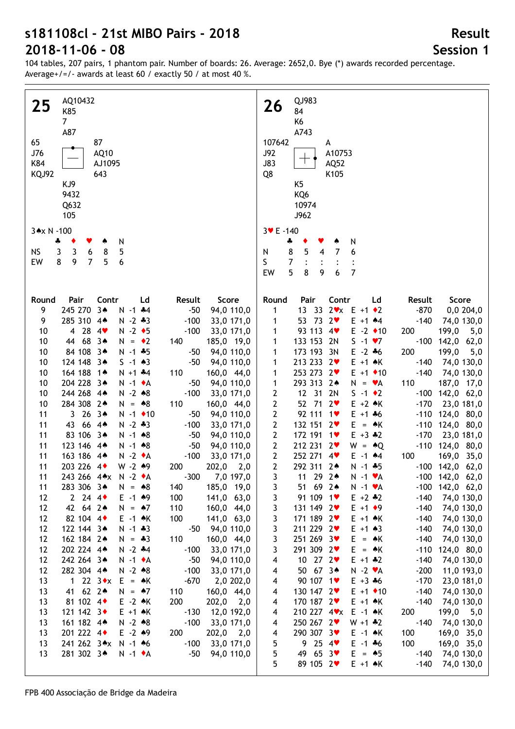# s181108cl - 21st MIBO Pairs - 2018

# 2018-11-06 - 08

## Result

## Session 1

104 tables, 207 pairs, 1 phantom pair. Number of boards: 26. Average: 2652,0. Bye (*) awards recorded percentage.
Average+/=/- awards at least 60 / exactly 50 / at most 40 %.

### Board 25

North: ♠ AQ10432 ♥ K85 ♦ 7 ♣ A87
West: ♠ 65 ♥ J76 ♦ K84 ♣ KQJ92
East: ♠ 87 ♥ AQ10 ♦ AJ1095 ♣ 643
South: ♠ KJ9 ♥ 9432 ♦ Q632 ♣ 105

3♠x N -100

| | ♣ | ♦ | ♥ | ♠ | N |
|---|---|---|---|---|---|
| NS | 3 | 3 | 6 | 8 | 5 |
| EW | 8 | 9 | 7 | 5 | 6 |

| Round | Pair | | Contr | | Ld | Result | | Score | |
|---|---|---|---|---|---|---|---|---|---|
| 9 | 245 | 270 | 3♠ | N -1 | ♣4 | | -50 | 94,0 | 110,0 |
| 9 | 285 | 310 | 4♠ | N -2 | ♣3 | | -100 | 33,0 | 171,0 |
| 10 | 4 | 28 | 4♥ | N -2 | ♦5 | | -100 | 33,0 | 171,0 |
| 10 | 44 | 68 | 3♠ | N = | ♦2 | 140 | | 185,0 | 19,0 |
| 10 | 84 | 108 | 3♠ | N -1 | ♣5 | | -50 | 94,0 | 110,0 |
| 10 | 124 | 148 | 3♠ | S -1 | ♠3 | | -50 | 94,0 | 110,0 |
| 10 | 164 | 188 | 1♠ | N +1 | ♣4 | 110 | | 160,0 | 44,0 |
| 10 | 204 | 228 | 3♠ | N -1 | ♦A | | -50 | 94,0 | 110,0 |
| 10 | 244 | 268 | 4♠ | N -2 | ♠8 | | -100 | 33,0 | 171,0 |
| 10 | 284 | 308 | 2♠ | N = | ♠8 | 110 | | 160,0 | 44,0 |
| 11 | 3 | 26 | 3♠ | N -1 | ♦10 | | -50 | 94,0 | 110,0 |
| 11 | 43 | 66 | 4♠ | N -2 | ♣3 | | -100 | 33,0 | 171,0 |
| 11 | 83 | 106 | 3♠ | N -1 | ♠8 | | -50 | 94,0 | 110,0 |
| 11 | 123 | 146 | 4♠ | N -1 | ♠8 | | -50 | 94,0 | 110,0 |
| 11 | 163 | 186 | 4♠ | N -2 | ♦A | | -100 | 33,0 | 171,0 |
| 11 | 203 | 226 | 4♦ | W -2 | ♠9 | 200 | | 202,0 | 2,0 |
| 11 | 243 | 266 | 4♠x | N -2 | ♦A | | -300 | 7,0 | 197,0 |
| 11 | 283 | 306 | 3♠ | N = | ♠8 | 140 | | 185,0 | 19,0 |
| 12 | 2 | 24 | 4♦ | E -1 | ♠9 | 100 | | 141,0 | 63,0 |
| 12 | 42 | 64 | 2♠ | N = | ♠7 | 110 | | 160,0 | 44,0 |
| 12 | 82 | 104 | 4♦ | E -1 | ♠K | 100 | | 141,0 | 63,0 |
| 12 | 122 | 144 | 3♠ | N -1 | ♣3 | | -50 | 94,0 | 110,0 |
| 12 | 162 | 184 | 2♠ | N = | ♣3 | 110 | | 160,0 | 44,0 |
| 12 | 202 | 224 | 4♠ | N -2 | ♣4 | | -100 | 33,0 | 171,0 |
| 12 | 242 | 264 | 3♠ | N -1 | ♦A | | -50 | 94,0 | 110,0 |
| 12 | 282 | 304 | 4♠ | N -2 | ♠8 | | -100 | 33,0 | 171,0 |
| 13 | 1 | 22 | 3♦x | E = | ♠K | | -670 | 2,0 | 202,0 |
| 13 | 41 | 62 | 2♠ | N = | ♠7 | 110 | | 160,0 | 44,0 |
| 13 | 81 | 102 | 4♦ | E -2 | ♠K | 200 | | 202,0 | 2,0 |
| 13 | 121 | 142 | 3♦ | E +1 | ♠K | | -130 | 12,0 | 192,0 |
| 13 | 161 | 182 | 4♠ | N -2 | ♠8 | | -100 | 33,0 | 171,0 |
| 13 | 201 | 222 | 4♦ | E -2 | ♠9 | 200 | | 202,0 | 2,0 |
| 13 | 241 | 262 | 3♠x | N -1 | ♠6 | | -100 | 33,0 | 171,0 |
| 13 | 281 | 302 | 3♠ | N -1 | ♦A | | -50 | 94,0 | 110,0 |

### Board 26

North: ♠ QJ983 ♥ 84 ♦ K6 ♣ A743
West: ♠ 107642 ♥ J92 ♦ J83 ♣ Q8
East: ♠ A ♥ A10753 ♦ AQ52 ♣ K105
South: ♠ K5 ♥ KQ6 ♦ 10974 ♣ J962

3♥ E -140

| | ♣ | ♦ | ♥ | ♠ | N |
|---|---|---|---|---|---|
| N | 8 | 5 | 4 | 7 | 6 |
| S | 7 | : | : | : | : |
| EW | 5 | 8 | 9 | 6 | 7 |

| Round | Pair | | Contr | | Ld | Result | | Score | |
|---|---|---|---|---|---|---|---|---|---|
| 1 | 13 | 33 | 2♥x | E +1 | ♦2 | | -870 | 0,0 | 204,0 |
| 1 | 53 | 73 | 2♥ | E +1 | ♠4 | | -140 | 74,0 | 130,0 |
| 1 | 93 | 113 | 4♥ | E -2 | ♦10 | 200 | | 199,0 | 5,0 |
| 1 | 133 | 153 | 2N | S -1 | ♥7 | | -100 | 142,0 | 62,0 |
| 1 | 173 | 193 | 3N | E -2 | ♣6 | 200 | | 199,0 | 5,0 |
| 1 | 213 | 233 | 2♥ | E +1 | ♠K | | -140 | 74,0 | 130,0 |
| 1 | 253 | 273 | 2♥ | E +1 | ♦10 | | -140 | 74,0 | 130,0 |
| 1 | 293 | 313 | 2♠ | N = | ♥A | 110 | | 187,0 | 17,0 |
| 2 | 12 | 31 | 2N | S -1 | ♦2 | | -100 | 142,0 | 62,0 |
| 2 | 52 | 71 | 2♥ | E +2 | ♠K | | -170 | 23,0 | 181,0 |
| 2 | 92 | 111 | 1♥ | E +1 | ♣6 | | -110 | 124,0 | 80,0 |
| 2 | 132 | 151 | 2♥ | E = | ♠K | | -110 | 124,0 | 80,0 |
| 2 | 172 | 191 | 1♥ | E +3 | ♣2 | | -170 | 23,0 | 181,0 |
| 2 | 212 | 231 | 2♥ | W = | ♠Q | | -110 | 124,0 | 80,0 |
| 2 | 252 | 271 | 4♥ | E -1 | ♠4 | 100 | | 169,0 | 35,0 |
| 2 | 292 | 311 | 2♠ | N -1 | ♣5 | | -100 | 142,0 | 62,0 |
| 3 | 11 | 29 | 2♠ | N -1 | ♥A | | -100 | 142,0 | 62,0 |
| 3 | 51 | 69 | 2♠ | N -1 | ♥A | | -100 | 142,0 | 62,0 |
| 3 | 91 | 109 | 1♥ | E +2 | ♣2 | | -140 | 74,0 | 130,0 |
| 3 | 131 | 149 | 2♥ | E +1 | ♦9 | | -140 | 74,0 | 130,0 |
| 3 | 171 | 189 | 2♥ | E +1 | ♠K | | -140 | 74,0 | 130,0 |
| 3 | 211 | 229 | 2♥ | E +1 | ♠3 | | -140 | 74,0 | 130,0 |
| 3 | 251 | 269 | 3♥ | E = | ♠K | | -140 | 74,0 | 130,0 |
| 3 | 291 | 309 | 2♥ | E = | ♠K | | -110 | 124,0 | 80,0 |
| 4 | 10 | 27 | 2♥ | E +1 | ♣2 | | -140 | 74,0 | 130,0 |
| 4 | 50 | 67 | 3♠ | N -2 | ♥A | | -200 | 11,0 | 193,0 |
| 4 | 90 | 107 | 1♥ | E +3 | ♣6 | | -170 | 23,0 | 181,0 |
| 4 | 130 | 147 | 2♥ | E +1 | ♦10 | | -140 | 74,0 | 130,0 |
| 4 | 170 | 187 | 2♥ | E +1 | ♠K | | -140 | 74,0 | 130,0 |
| 4 | 210 | 227 | 4♥x | E -1 | ♠K | 200 | | 199,0 | 5,0 |
| 4 | 250 | 267 | 2♥ | W +1 | ♣2 | | -140 | 74,0 | 130,0 |
| 4 | 290 | 307 | 3♥ | E -1 | ♠K | 100 | | 169,0 | 35,0 |
| 5 | 9 | 25 | 4♥ | E -1 | ♣6 | 100 | | 169,0 | 35,0 |
| 5 | 49 | 65 | 3♥ | E = | ♠5 | | -140 | 74,0 | 130,0 |
| 5 | 89 | 105 | 2♥ | E +1 | ♠K | | -140 | 74,0 | 130,0 |

FPB 400 Associação de Bridge da Madeira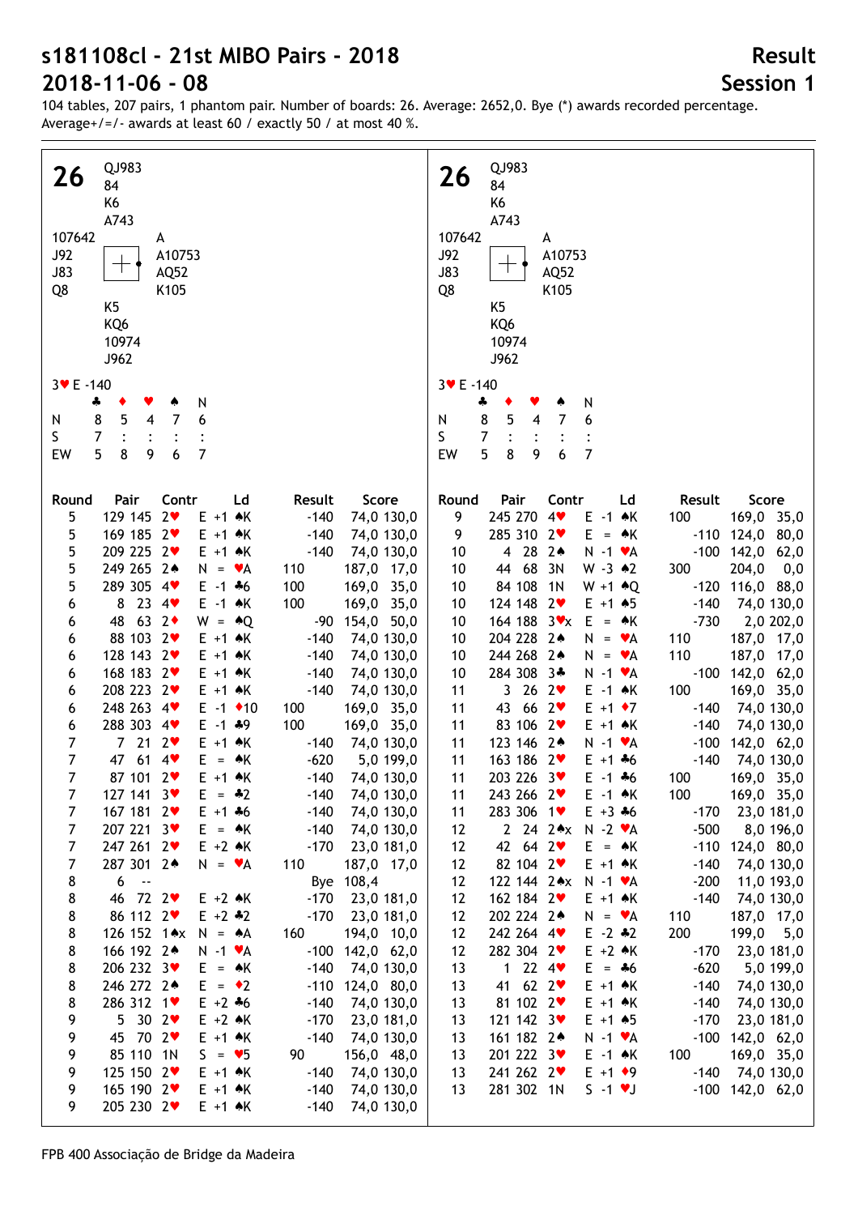# s181108cl - 21st MIBO Pairs - 2018

# 2018-11-06 - 08

## Result

## Session 1

104 tables, 207 pairs, 1 phantom pair. Number of boards: 26. Average: 2652,0. Bye (*) awards recorded percentage.
Average+/=/- awards at least 60 / exactly 50 / at most 40 %.

**26**

North: QJ983 / 84 / K6 / A743

West: 107642 / J92 / J83 / Q8

East: A / A10753 / AQ52 / K105

South: K5 / KQ6 / 10974 / J962

3♥ E -140

| | ♣ | ♦ | ♥ | ♠ | N |
|---|---|---|---|---|---|
| N | 8 | 5 | 4 | 7 | 6 |
| S | 7 | : | : | : | : |
| EW | 5 | 8 | 9 | 6 | 7 |

| Round | Pair | Contr | Ld | Result | Score |
|---|---|---|---|---|---|
| 5 | 129 145 | 2♥ E +1 | ♠K | -140 | 74,0 130,0 |
| 5 | 169 185 | 2♥ E +1 | ♠K | -140 | 74,0 130,0 |
| 5 | 209 225 | 2♥ E +1 | ♠K | -140 | 74,0 130,0 |
| 5 | 249 265 | 2♠ N = | ♥A | 110 | 187,0 17,0 |
| 5 | 289 305 | 4♥ E -1 | ♣6 | 100 | 169,0 35,0 |
| 6 | 8 23 | 4♥ E -1 | ♠K | 100 | 169,0 35,0 |
| 6 | 48 63 | 2♦ W = | ♠Q | -90 | 154,0 50,0 |
| 6 | 88 103 | 2♥ E +1 | ♠K | -140 | 74,0 130,0 |
| 6 | 128 143 | 2♥ E +1 | ♠K | -140 | 74,0 130,0 |
| 6 | 168 183 | 2♥ E +1 | ♠K | -140 | 74,0 130,0 |
| 6 | 208 223 | 2♥ E +1 | ♠K | -140 | 74,0 130,0 |
| 6 | 248 263 | 4♥ E -1 | ♦10 | 100 | 169,0 35,0 |
| 6 | 288 303 | 4♥ E -1 | ♣9 | 100 | 169,0 35,0 |
| 7 | 7 21 | 2♥ E +1 | ♠K | -140 | 74,0 130,0 |
| 7 | 47 61 | 4♥ E = | ♠K | -620 | 5,0 199,0 |
| 7 | 87 101 | 2♥ E +1 | ♠K | -140 | 74,0 130,0 |
| 7 | 127 141 | 3♥ E = | ♣2 | -140 | 74,0 130,0 |
| 7 | 167 181 | 2♥ E +1 | ♣6 | -140 | 74,0 130,0 |
| 7 | 207 221 | 3♥ E = | ♠K | -140 | 74,0 130,0 |
| 7 | 247 261 | 2♥ E +2 | ♠K | -170 | 23,0 181,0 |
| 7 | 287 301 | 2♠ N = | ♥A | 110 | 187,0 17,0 |
| 8 | 6 -- | | | Bye | 108,4 |
| 8 | 46 72 | 2♥ E +2 | ♠K | -170 | 23,0 181,0 |
| 8 | 86 112 | 2♥ E +2 | ♣2 | -170 | 23,0 181,0 |
| 8 | 126 152 | 1♠x N = | ♠A | 160 | 194,0 10,0 |
| 8 | 166 192 | 2♠ N -1 | ♥A | -100 | 142,0 62,0 |
| 8 | 206 232 | 3♥ E = | ♠K | -140 | 74,0 130,0 |
| 8 | 246 272 | 2♠ E = | ♦2 | -110 | 124,0 80,0 |
| 8 | 286 312 | 1♥ E +2 | ♣6 | -140 | 74,0 130,0 |
| 9 | 5 30 | 2♥ E +2 | ♠K | -170 | 23,0 181,0 |
| 9 | 45 70 | 2♥ E +1 | ♠K | -140 | 74,0 130,0 |
| 9 | 85 110 | 1N S = | ♥5 | 90 | 156,0 48,0 |
| 9 | 125 150 | 2♥ E +1 | ♠K | -140 | 74,0 130,0 |
| 9 | 165 190 | 2♥ E +1 | ♠K | -140 | 74,0 130,0 |
| 9 | 205 230 | 2♥ E +1 | ♠K | -140 | 74,0 130,0 |
| 9 | 245 270 | 4♥ E -1 | ♠K | 100 | 169,0 35,0 |
| 9 | 285 310 | 2♥ E = | ♠K | -110 | 124,0 80,0 |
| 10 | 4 28 | 2♠ N -1 | ♥A | -100 | 142,0 62,0 |
| 10 | 44 68 | 3N W -3 | ♠2 | 300 | 204,0 0,0 |
| 10 | 84 108 | 1N W +1 | ♠Q | -120 | 116,0 88,0 |
| 10 | 124 148 | 2♥ E +1 | ♠5 | -140 | 74,0 130,0 |
| 10 | 164 188 | 3♥x E = | ♠K | -730 | 2,0 202,0 |
| 10 | 204 228 | 2♠ N = | ♥A | 110 | 187,0 17,0 |
| 10 | 244 268 | 2♠ N = | ♥A | 110 | 187,0 17,0 |
| 10 | 284 308 | 3♣ N -1 | ♥A | -100 | 142,0 62,0 |
| 11 | 3 26 | 2♥ E -1 | ♠K | 100 | 169,0 35,0 |
| 11 | 43 66 | 2♥ E +1 | ♦7 | -140 | 74,0 130,0 |
| 11 | 83 106 | 2♥ E +1 | ♠K | -140 | 74,0 130,0 |
| 11 | 123 146 | 2♠ N -1 | ♥A | -100 | 142,0 62,0 |
| 11 | 163 186 | 2♥ E +1 | ♣6 | -140 | 74,0 130,0 |
| 11 | 203 226 | 3♥ E -1 | ♣6 | 100 | 169,0 35,0 |
| 11 | 243 266 | 2♥ E -1 | ♠K | 100 | 169,0 35,0 |
| 11 | 283 306 | 1♥ E +3 | ♣6 | -170 | 23,0 181,0 |
| 12 | 2 24 | 2♠x N -2 | ♥A | -500 | 8,0 196,0 |
| 12 | 42 64 | 2♥ E = | ♠K | -110 | 124,0 80,0 |
| 12 | 82 104 | 2♥ E +1 | ♠K | -140 | 74,0 130,0 |
| 12 | 122 144 | 2♠x N -1 | ♥A | -200 | 11,0 193,0 |
| 12 | 162 184 | 2♥ E +1 | ♠K | -140 | 74,0 130,0 |
| 12 | 202 224 | 2♠ N = | ♥A | 110 | 187,0 17,0 |
| 12 | 242 264 | 4♥ E -2 | ♣2 | 200 | 199,0 5,0 |
| 12 | 282 304 | 2♥ E +2 | ♠K | -170 | 23,0 181,0 |
| 13 | 1 22 | 4♥ E = | ♣6 | -620 | 5,0 199,0 |
| 13 | 41 62 | 2♥ E +1 | ♠K | -140 | 74,0 130,0 |
| 13 | 81 102 | 2♥ E +1 | ♠K | -140 | 74,0 130,0 |
| 13 | 121 142 | 3♥ E +1 | ♠5 | -170 | 23,0 181,0 |
| 13 | 161 182 | 2♠ N -1 | ♥A | -100 | 142,0 62,0 |
| 13 | 201 222 | 3♥ E -1 | ♠K | 100 | 169,0 35,0 |
| 13 | 241 262 | 2♥ E +1 | ♦9 | -140 | 74,0 130,0 |
| 13 | 281 302 | 1N S -1 | ♥J | -100 | 142,0 62,0 |

FPB 400 Associação de Bridge da Madeira